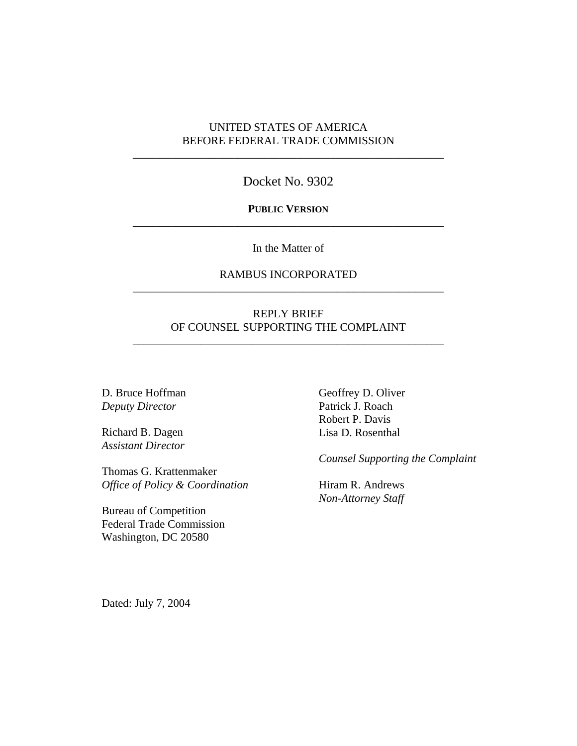UNITED STATES OF AMERICA
BEFORE FEDERAL TRADE COMMISSION

---

Docket No. 9302

**PUBLIC VERSION**

---

In the Matter of

RAMBUS INCORPORATED

---

REPLY BRIEF
OF COUNSEL SUPPORTING THE COMPLAINT

---

D. Bruce Hoffman
*Deputy Director*

Richard B. Dagen
*Assistant Director*

Thomas G. Krattenmaker
*Office of Policy & Coordination*

Bureau of Competition
Federal Trade Commission
Washington, DC 20580

Geoffrey D. Oliver
Patrick J. Roach
Robert P. Davis
Lisa D. Rosenthal

*Counsel Supporting the Complaint*

Hiram R. Andrews
*Non-Attorney Staff*

Dated: July 7, 2004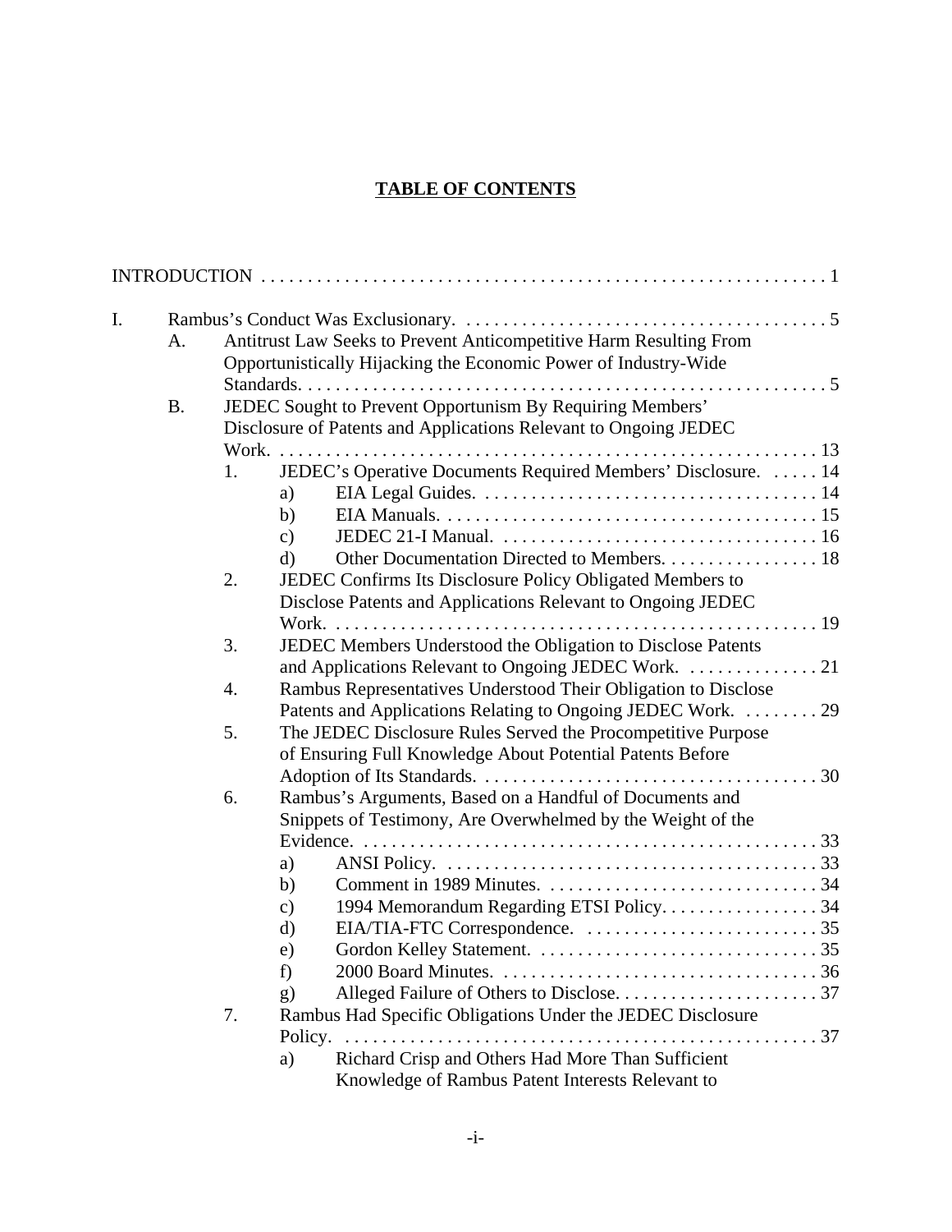# TABLE OF CONTENTS

INTRODUCTION . . . . . . . . . . . . . . . . . . . . . . . . . . . . . . . . . . . . . . . . . . . . . . . . . . . . . . . . . . . . 1

I. Rambus's Conduct Was Exclusionary. . . . . . . . . . . . . . . . . . . . . . . . . . . . . . . . . . . . . . . . 5

- A. Antitrust Law Seeks to Prevent Anticompetitive Harm Resulting From Opportunistically Hijacking the Economic Power of Industry-Wide Standards. . . . . . . . . . . . . . . . . . . . . . . . . . . . . . . . . . . . . . . . . . . . . . . . . . . . . . . . 5
- B. JEDEC Sought to Prevent Opportunism By Requiring Members' Disclosure of Patents and Applications Relevant to Ongoing JEDEC Work. . . . . . . . . . . . . . . . . . . . . . . . . . . . . . . . . . . . . . . . . . . . . . . . . . . . . . . . . 13
  - 1. JEDEC's Operative Documents Required Members' Disclosure. . . . . . 14
    - a) EIA Legal Guides. . . . . . . . . . . . . . . . . . . . . . . . . . . . . . . . . . . . 14
    - b) EIA Manuals. . . . . . . . . . . . . . . . . . . . . . . . . . . . . . . . . . . . . . . . 15
    - c) JEDEC 21-I Manual. . . . . . . . . . . . . . . . . . . . . . . . . . . . . . . . . . 16
    - d) Other Documentation Directed to Members. . . . . . . . . . . . . . . . . 18
  - 2. JEDEC Confirms Its Disclosure Policy Obligated Members to Disclose Patents and Applications Relevant to Ongoing JEDEC Work. . . . . . . . . . . . . . . . . . . . . . . . . . . . . . . . . . . . . . . . . . . . . . . . . . . . . 19
  - 3. JEDEC Members Understood the Obligation to Disclose Patents and Applications Relevant to Ongoing JEDEC Work. . . . . . . . . . . . . . 21
  - 4. Rambus Representatives Understood Their Obligation to Disclose Patents and Applications Relating to Ongoing JEDEC Work. . . . . . . . 29
  - 5. The JEDEC Disclosure Rules Served the Procompetitive Purpose of Ensuring Full Knowledge About Potential Patents Before Adoption of Its Standards. . . . . . . . . . . . . . . . . . . . . . . . . . . . . . . . . . . . 30
  - 6. Rambus's Arguments, Based on a Handful of Documents and Snippets of Testimony, Are Overwhelmed by the Weight of the Evidence. . . . . . . . . . . . . . . . . . . . . . . . . . . . . . . . . . . . . . . . . . . . . . . . . 33
    - a) ANSI Policy. . . . . . . . . . . . . . . . . . . . . . . . . . . . . . . . . . . . . . . . . 33
    - b) Comment in 1989 Minutes. . . . . . . . . . . . . . . . . . . . . . . . . . . . . 34
    - c) 1994 Memorandum Regarding ETSI Policy. . . . . . . . . . . . . . . . . 34
    - d) EIA/TIA-FTC Correspondence. . . . . . . . . . . . . . . . . . . . . . . . . . 35
    - e) Gordon Kelley Statement. . . . . . . . . . . . . . . . . . . . . . . . . . . . . . . 35
    - f) 2000 Board Minutes. . . . . . . . . . . . . . . . . . . . . . . . . . . . . . . . . . . 36
    - g) Alleged Failure of Others to Disclose. . . . . . . . . . . . . . . . . . . . . . 37
  - 7. Rambus Had Specific Obligations Under the JEDEC Disclosure Policy. . . . . . . . . . . . . . . . . . . . . . . . . . . . . . . . . . . . . . . . . . . . . . . . . . . . 37
    - a) Richard Crisp and Others Had More Than Sufficient Knowledge of Rambus Patent Interests Relevant to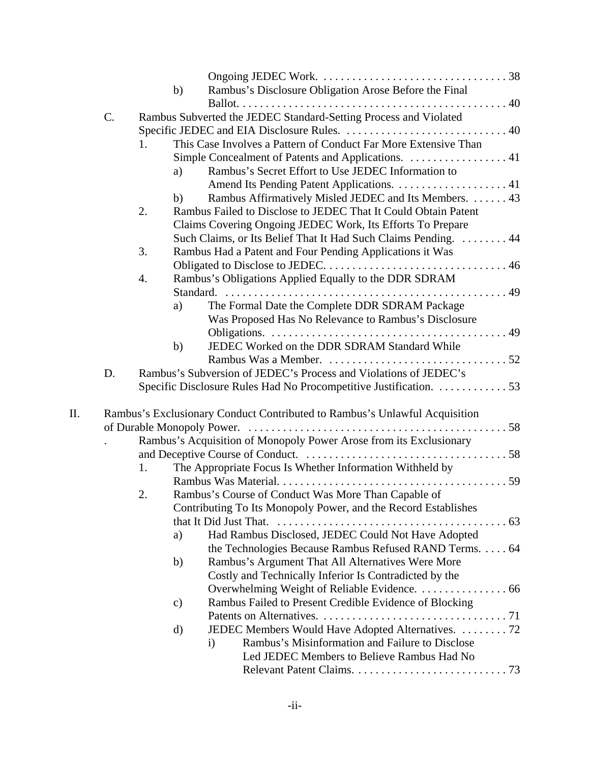Ongoing JEDEC Work. . . . . . . . . . . . . . . . . . . . . . . . . . . . . . . . 38

b) Rambus's Disclosure Obligation Arose Before the Final Ballot. . . . . . . . . . . . . . . . . . . . . . . . . . . . . . . . . . . . . . . . . . . . . . . 40

C. Rambus Subverted the JEDEC Standard-Setting Process and Violated Specific JEDEC and EIA Disclosure Rules. . . . . . . . . . . . . . . . . . . . . . . . . . . . 40

1. This Case Involves a Pattern of Conduct Far More Extensive Than Simple Concealment of Patents and Applications. . . . . . . . . . . . . . . . . . 41

a) Rambus's Secret Effort to Use JEDEC Information to Amend Its Pending Patent Applications. . . . . . . . . . . . . . . . . . . . 41

b) Rambus Affirmatively Misled JEDEC and Its Members. . . . . . . 43

2. Rambus Failed to Disclose to JEDEC That It Could Obtain Patent Claims Covering Ongoing JEDEC Work, Its Efforts To Prepare Such Claims, or Its Belief That It Had Such Claims Pending. . . . . . . . . 44

3. Rambus Had a Patent and Four Pending Applications it Was Obligated to Disclose to JEDEC. . . . . . . . . . . . . . . . . . . . . . . . . . . . . . . . 46

4. Rambus's Obligations Applied Equally to the DDR SDRAM Standard. . . . . . . . . . . . . . . . . . . . . . . . . . . . . . . . . . . . . . . . . . . . . . . . . 49

a) The Formal Date the Complete DDR SDRAM Package Was Proposed Has No Relevance to Rambus's Disclosure Obligations. . . . . . . . . . . . . . . . . . . . . . . . . . . . . . . . . . . . . . . . . 49

b) JEDEC Worked on the DDR SDRAM Standard While Rambus Was a Member. . . . . . . . . . . . . . . . . . . . . . . . . . . . . . . 52

D. Rambus's Subversion of JEDEC's Process and Violations of JEDEC's Specific Disclosure Rules Had No Procompetitive Justification. . . . . . . . . . . . 53

II. Rambus's Exclusionary Conduct Contributed to Rambus's Unlawful Acquisition of Durable Monopoly Power. . . . . . . . . . . . . . . . . . . . . . . . . . . . . . . . . . . . . . . . . . . . . . . 58

. Rambus's Acquisition of Monopoly Power Arose from its Exclusionary and Deceptive Course of Conduct. . . . . . . . . . . . . . . . . . . . . . . . . . . . . . . . . . . 58

1. The Appropriate Focus Is Whether Information Withheld by Rambus Was Material. . . . . . . . . . . . . . . . . . . . . . . . . . . . . . . . . . . . . . . . 59

2. Rambus's Course of Conduct Was More Than Capable of Contributing To Its Monopoly Power, and the Record Establishes that It Did Just That. . . . . . . . . . . . . . . . . . . . . . . . . . . . . . . . . . . . . . . . 63

a) Had Rambus Disclosed, JEDEC Could Not Have Adopted the Technologies Because Rambus Refused RAND Terms. . . . . 64

b) Rambus's Argument That All Alternatives Were More Costly and Technically Inferior Is Contradicted by the Overwhelming Weight of Reliable Evidence. . . . . . . . . . . . . . . . 66

c) Rambus Failed to Present Credible Evidence of Blocking Patents on Alternatives. . . . . . . . . . . . . . . . . . . . . . . . . . . . . . . . . 71

d) JEDEC Members Would Have Adopted Alternatives. . . . . . . . . 72

i) Rambus's Misinformation and Failure to Disclose Led JEDEC Members to Believe Rambus Had No Relevant Patent Claims. . . . . . . . . . . . . . . . . . . . . . . . . . 73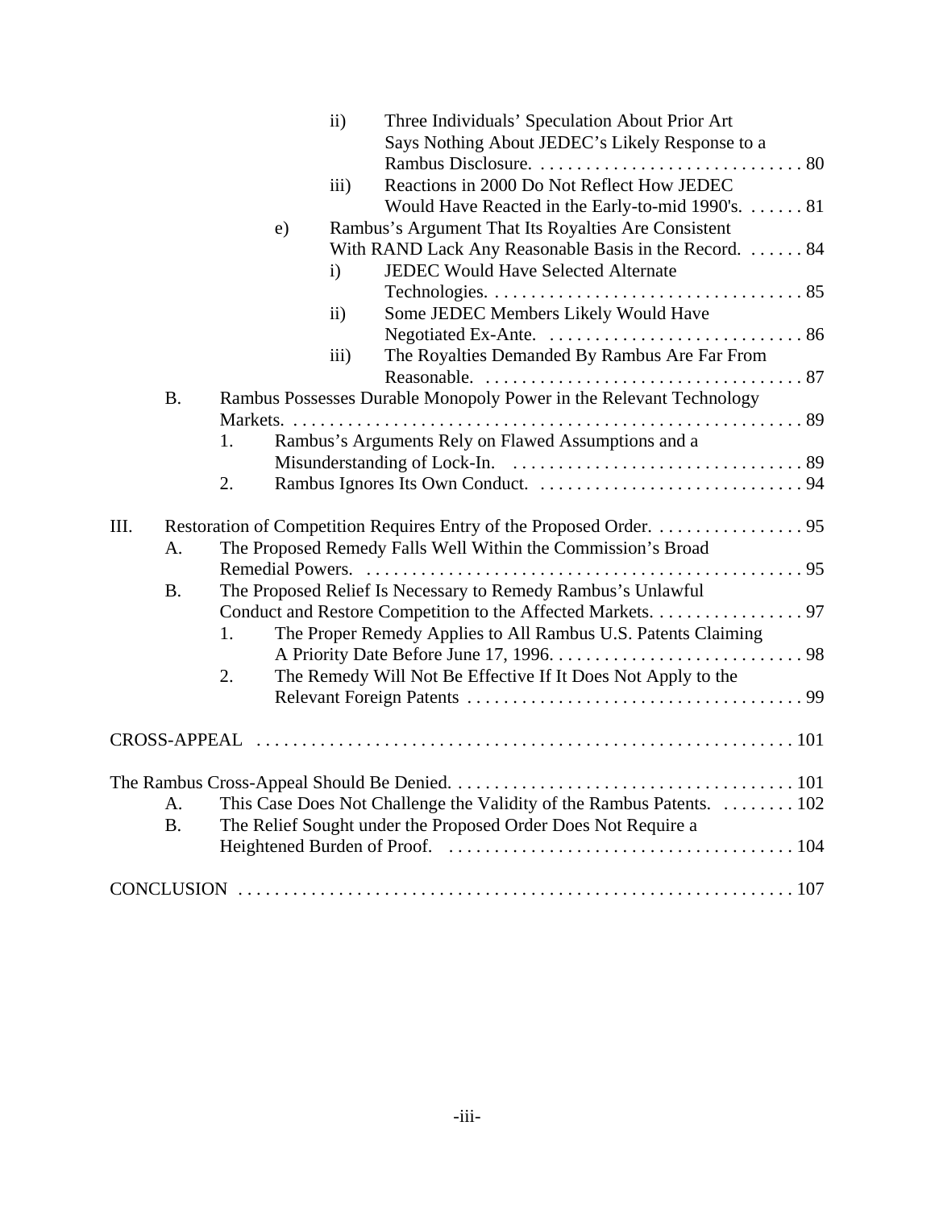- ii) Three Individuals' Speculation About Prior Art Says Nothing About JEDEC's Likely Response to a Rambus Disclosure. . . . . . . . . . . . . . . . . . . . . . . . . . . . . . 80
- iii) Reactions in 2000 Do Not Reflect How JEDEC Would Have Reacted in the Early-to-mid 1990's. . . . . . . 81

e) Rambus's Argument That Its Royalties Are Consistent With RAND Lack Any Reasonable Basis in the Record. . . . . . . 84

- i) JEDEC Would Have Selected Alternate Technologies. . . . . . . . . . . . . . . . . . . . . . . . . . . . . . . . . . . . 85
- ii) Some JEDEC Members Likely Would Have Negotiated Ex-Ante. . . . . . . . . . . . . . . . . . . . . . . . . . . . . 86
- iii) The Royalties Demanded By Rambus Are Far From Reasonable. . . . . . . . . . . . . . . . . . . . . . . . . . . . . . . . . . . 87

B. Rambus Possesses Durable Monopoly Power in the Relevant Technology Markets. . . . . . . . . . . . . . . . . . . . . . . . . . . . . . . . . . . . . . . . . . . . . . . . . . . . . . . 89

1. Rambus's Arguments Rely on Flawed Assumptions and a Misunderstanding of Lock-In. . . . . . . . . . . . . . . . . . . . . . . . . . . . . . . . . 89
2. Rambus Ignores Its Own Conduct. . . . . . . . . . . . . . . . . . . . . . . . . . . . . . 94

III. Restoration of Competition Requires Entry of the Proposed Order. . . . . . . . . . . . . . . . . 95

A. The Proposed Remedy Falls Well Within the Commission's Broad Remedial Powers. . . . . . . . . . . . . . . . . . . . . . . . . . . . . . . . . . . . . . . . . . . . . . . . . . 95

B. The Proposed Relief Is Necessary to Remedy Rambus's Unlawful Conduct and Restore Competition to the Affected Markets. . . . . . . . . . . . . . . . . 97

1. The Proper Remedy Applies to All Rambus U.S. Patents Claiming A Priority Date Before June 17, 1996. . . . . . . . . . . . . . . . . . . . . . . . . . . . 98
2. The Remedy Will Not Be Effective If It Does Not Apply to the Relevant Foreign Patents . . . . . . . . . . . . . . . . . . . . . . . . . . . . . . . . . . . . . 99

CROSS-APPEAL . . . . . . . . . . . . . . . . . . . . . . . . . . . . . . . . . . . . . . . . . . . . . . . . . . . . . . . . . . . . 101

The Rambus Cross-Appeal Should Be Denied. . . . . . . . . . . . . . . . . . . . . . . . . . . . . . . . . . . . . 101

A. This Case Does Not Challenge the Validity of the Rambus Patents. . . . . . . . . 102

B. The Relief Sought under the Proposed Order Does Not Require a Heightened Burden of Proof. . . . . . . . . . . . . . . . . . . . . . . . . . . . . . . . . . . . . . . 104

CONCLUSION . . . . . . . . . . . . . . . . . . . . . . . . . . . . . . . . . . . . . . . . . . . . . . . . . . . . . . . . . . . . 107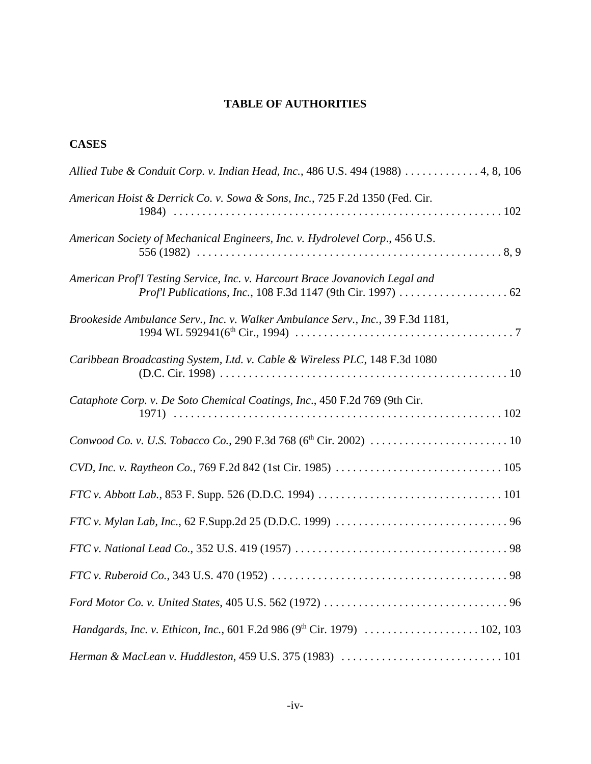# TABLE OF AUTHORITIES

## CASES

*Allied Tube & Conduit Corp. v. Indian Head, Inc.*, 486 U.S. 494 (1988) . . . . . . . . . . . . . 4, 8, 106

*American Hoist & Derrick Co. v. Sowa & Sons, Inc.*, 725 F.2d 1350 (Fed. Cir. 1984) . . . . . . . . . . . . . . . . . . . . . . . . . . . . . . . . . . . . . . . . . . . . . . . . . . . . . . . . . 102

*American Society of Mechanical Engineers, Inc. v. Hydrolevel Corp.*, 456 U.S. 556 (1982) . . . . . . . . . . . . . . . . . . . . . . . . . . . . . . . . . . . . . . . . . . . . . . . . . . . . . 8, 9

*American Prof'l Testing Service, Inc. v. Harcourt Brace Jovanovich Legal and Prof'l Publications, Inc.*, 108 F.3d 1147 (9th Cir. 1997) . . . . . . . . . . . . . . . . . . . 62

*Brookeside Ambulance Serv., Inc. v. Walker Ambulance Serv., Inc.*, 39 F.3d 1181, 1994 WL 592941(6th Cir., 1994) . . . . . . . . . . . . . . . . . . . . . . . . . . . . . . . . . . . . . . 7

*Caribbean Broadcasting System, Ltd. v. Cable & Wireless PLC*, 148 F.3d 1080 (D.C. Cir. 1998) . . . . . . . . . . . . . . . . . . . . . . . . . . . . . . . . . . . . . . . . . . . . . . . . . . 10

*Cataphote Corp. v. De Soto Chemical Coatings, Inc*., 450 F.2d 769 (9th Cir. 1971) . . . . . . . . . . . . . . . . . . . . . . . . . . . . . . . . . . . . . . . . . . . . . . . . . . . . . . . . . 102

*Conwood Co. v. U.S. Tobacco Co.*, 290 F.3d 768 (6th Cir. 2002) . . . . . . . . . . . . . . . . . . . . . . . . . 10

*CVD, Inc. v. Raytheon Co.*, 769 F.2d 842 (1st Cir. 1985) . . . . . . . . . . . . . . . . . . . . . . . . . . . . . 105

*FTC v. Abbott Lab.*, 853 F. Supp. 526 (D.D.C. 1994) . . . . . . . . . . . . . . . . . . . . . . . . . . . . . . . . 101

*FTC v. Mylan Lab, Inc*., 62 F.Supp.2d 25 (D.D.C. 1999) . . . . . . . . . . . . . . . . . . . . . . . . . . . . . . 96

*FTC v. National Lead Co.*, 352 U.S. 419 (1957) . . . . . . . . . . . . . . . . . . . . . . . . . . . . . . . . . . . . . 98

*FTC v. Ruberoid Co.*, 343 U.S. 470 (1952) . . . . . . . . . . . . . . . . . . . . . . . . . . . . . . . . . . . . . . . . . 98

*Ford Motor Co. v. United States*, 405 U.S. 562 (1972) . . . . . . . . . . . . . . . . . . . . . . . . . . . . . . . . 96

*Handgards, Inc. v. Ethicon, Inc.*, 601 F.2d 986 (9th Cir. 1979) . . . . . . . . . . . . . . . . . . . . 102, 103

*Herman & MacLean v. Huddleston*, 459 U.S. 375 (1983) . . . . . . . . . . . . . . . . . . . . . . . . . . . . 101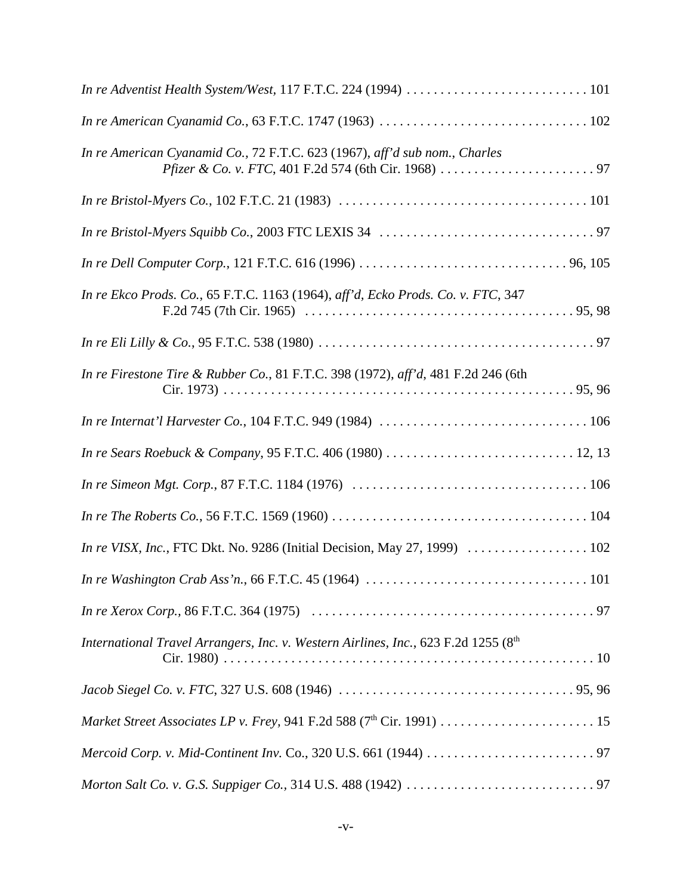*In re Adventist Health System/West*, 117 F.T.C. 224 (1994) . . . . . . . . . . . . . . . . . . . . . . . . . . . 101

*In re American Cyanamid Co.*, 63 F.T.C. 1747 (1963) . . . . . . . . . . . . . . . . . . . . . . . . . . . . . . . 102

*In re American Cyanamid Co.,* 72 F.T.C. 623 (1967), *aff'd sub nom.*, *Charles Pfizer & Co. v. FTC*, 401 F.2d 574 (6th Cir. 1968) . . . . . . . . . . . . . . . . . . . . . . . 97

*In re Bristol-Myers Co.*, 102 F.T.C. 21 (1983) . . . . . . . . . . . . . . . . . . . . . . . . . . . . . . . . . . . . . 101

*In re Bristol-Myers Squibb Co.*, 2003 FTC LEXIS 34 . . . . . . . . . . . . . . . . . . . . . . . . . . . . . . . . 97

*In re Dell Computer Corp.*, 121 F.T.C. 616 (1996) . . . . . . . . . . . . . . . . . . . . . . . . . . . . . . . 96, 105

*In re Ekco Prods. Co.*, 65 F.T.C. 1163 (1964), *aff'd*, *Ecko Prods. Co. v. FTC*, 347 F.2d 745 (7th Cir. 1965) . . . . . . . . . . . . . . . . . . . . . . . . . . . . . . . . . . . . . . . 95, 98

*In re Eli Lilly & Co.*, 95 F.T.C. 538 (1980) . . . . . . . . . . . . . . . . . . . . . . . . . . . . . . . . . . . . . . . . . 97

*In re Firestone Tire & Rubber Co.*, 81 F.T.C. 398 (1972), *aff'd*, 481 F.2d 246 (6th Cir. 1973) . . . . . . . . . . . . . . . . . . . . . . . . . . . . . . . . . . . . . . . . . . . . . . . . . . . . 95, 96

*In re Internat'l Harvester Co.*, 104 F.T.C. 949 (1984) . . . . . . . . . . . . . . . . . . . . . . . . . . . . . . . 106

*In re Sears Roebuck & Company*, 95 F.T.C. 406 (1980) . . . . . . . . . . . . . . . . . . . . . . . . . . . . 12, 13

*In re Simeon Mgt. Corp.*, 87 F.T.C. 1184 (1976) . . . . . . . . . . . . . . . . . . . . . . . . . . . . . . . . . . . 106

*In re The Roberts Co.*, 56 F.T.C. 1569 (1960) . . . . . . . . . . . . . . . . . . . . . . . . . . . . . . . . . . . . . . 104

*In re VISX, Inc.*, FTC Dkt. No. 9286 (Initial Decision, May 27, 1999) . . . . . . . . . . . . . . . . . . 102

*In re Washington Crab Ass'n.*, 66 F.T.C. 45 (1964) . . . . . . . . . . . . . . . . . . . . . . . . . . . . . . . . . 101

*In re Xerox Corp.*, 86 F.T.C. 364 (1975) . . . . . . . . . . . . . . . . . . . . . . . . . . . . . . . . . . . . . . . . . . 97

*International Travel Arrangers, Inc. v. Western Airlines, Inc.*, 623 F.2d 1255 (8th Cir. 1980) . . . . . . . . . . . . . . . . . . . . . . . . . . . . . . . . . . . . . . . . . . . . . . . . . . . . . . 10

*Jacob Siegel Co. v. FTC*, 327 U.S. 608 (1946) . . . . . . . . . . . . . . . . . . . . . . . . . . . . . . . . . . . 95, 96

*Market Street Associates LP v. Frey*, 941 F.2d 588 (7th Cir. 1991) . . . . . . . . . . . . . . . . . . . . . . . 15

*Mercoid Corp. v. Mid-Continent Inv.* Co., 320 U.S. 661 (1944) . . . . . . . . . . . . . . . . . . . . . . . . . 97

*Morton Salt Co. v. G.S. Suppiger Co.*, 314 U.S. 488 (1942) . . . . . . . . . . . . . . . . . . . . . . . . . . . . 97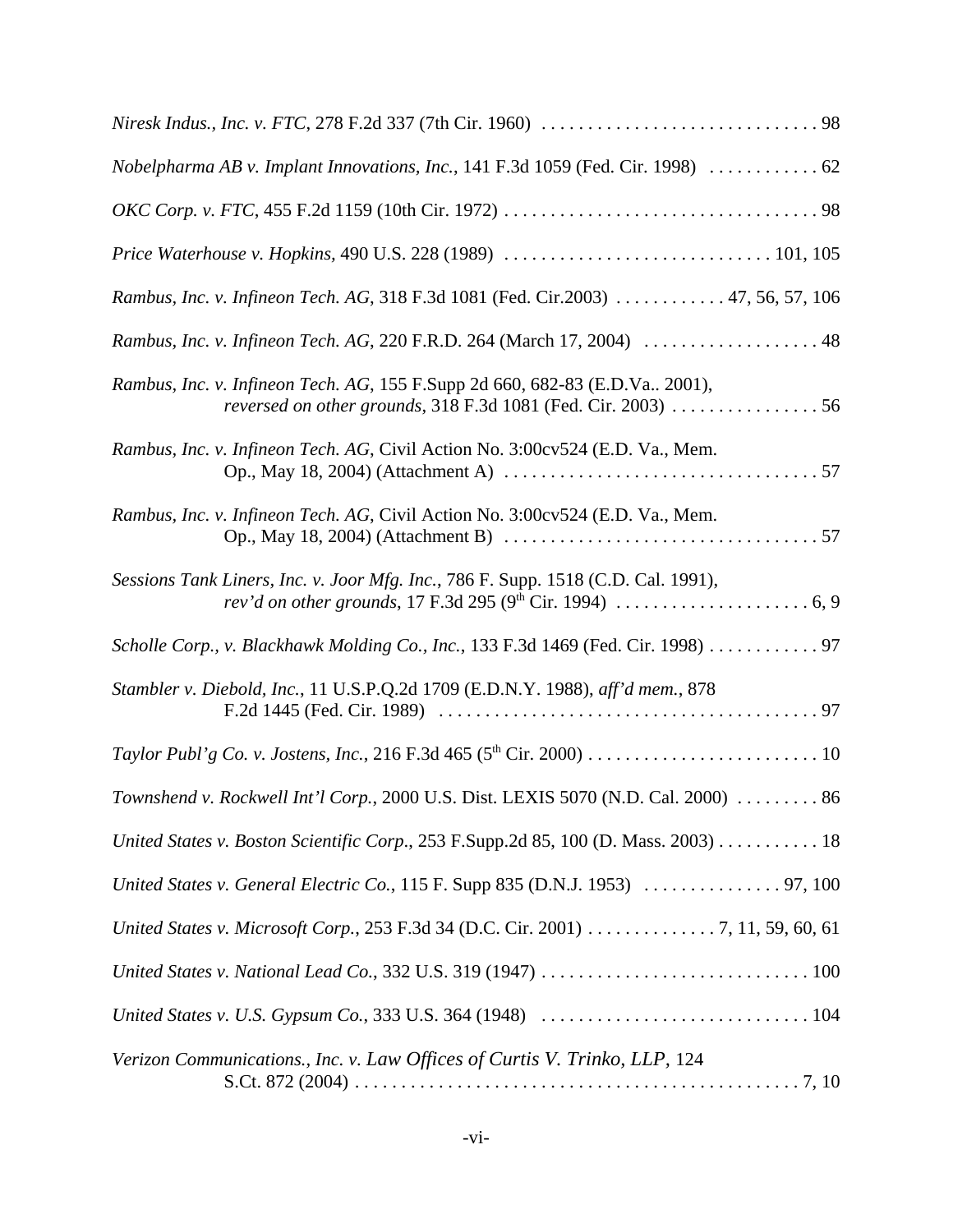*Niresk Indus., Inc. v. FTC*, 278 F.2d 337 (7th Cir. 1960) . . . . . . . . . . . . . . . . . . . . . . . . . . . . . . 98

*Nobelpharma AB v. Implant Innovations, Inc.*, 141 F.3d 1059 (Fed. Cir. 1998) . . . . . . . . . . . . 62

*OKC Corp. v. FTC*, 455 F.2d 1159 (10th Cir. 1972) . . . . . . . . . . . . . . . . . . . . . . . . . . . . . . . . . . 98

*Price Waterhouse v. Hopkins*, 490 U.S. 228 (1989) . . . . . . . . . . . . . . . . . . . . . . . . . . . . . 101, 105

*Rambus, Inc. v. Infineon Tech. AG*, 318 F.3d 1081 (Fed. Cir.2003) . . . . . . . . . . . . 47, 56, 57, 106

*Rambus, Inc. v. Infineon Tech. AG*, 220 F.R.D. 264 (March 17, 2004) . . . . . . . . . . . . . . . . . . . 48

*Rambus, Inc. v. Infineon Tech. AG*, 155 F.Supp 2d 660, 682-83 (E.D.Va.. 2001), *reversed on other grounds*, 318 F.3d 1081 (Fed. Cir. 2003) . . . . . . . . . . . . . . . . 56

*Rambus, Inc. v. Infineon Tech. AG*, Civil Action No. 3:00cv524 (E.D. Va., Mem. Op., May 18, 2004) (Attachment A) . . . . . . . . . . . . . . . . . . . . . . . . . . . . . . . . . . 57

*Rambus, Inc. v. Infineon Tech. AG*, Civil Action No. 3:00cv524 (E.D. Va., Mem. Op., May 18, 2004) (Attachment B) . . . . . . . . . . . . . . . . . . . . . . . . . . . . . . . . . . 57

*Sessions Tank Liners, Inc. v. Joor Mfg. Inc.*, 786 F. Supp. 1518 (C.D. Cal. 1991), *rev'd on other grounds*, 17 F.3d 295 (9th Cir. 1994) . . . . . . . . . . . . . . . . . . . . . 6, 9

*Scholle Corp., v. Blackhawk Molding Co., Inc.*, 133 F.3d 1469 (Fed. Cir. 1998) . . . . . . . . . . . . 97

*Stambler v. Diebold, Inc.*, 11 U.S.P.Q.2d 1709 (E.D.N.Y. 1988), *aff'd mem.*, 878 F.2d 1445 (Fed. Cir. 1989) . . . . . . . . . . . . . . . . . . . . . . . . . . . . . . . . . . . . . . . . . 97

*Taylor Publ'g Co. v. Jostens, Inc.*, 216 F.3d 465 (5th Cir. 2000) . . . . . . . . . . . . . . . . . . . . . . . . . . 10

*Townshend v. Rockwell Int'l Corp.*, 2000 U.S. Dist. LEXIS 5070 (N.D. Cal. 2000) . . . . . . . . . 86

*United States v. Boston Scientific Corp.*, 253 F.Supp.2d 85, 100 (D. Mass. 2003) . . . . . . . . . . . 18

*United States v. General Electric Co.*, 115 F. Supp 835 (D.N.J. 1953) . . . . . . . . . . . . . . . 97, 100

*United States v. Microsoft Corp.*, 253 F.3d 34 (D.C. Cir. 2001) . . . . . . . . . . . . . . 7, 11, 59, 60, 61

*United States v. National Lead Co.*, 332 U.S. 319 (1947) . . . . . . . . . . . . . . . . . . . . . . . . . . . . . 100

*United States v. U.S. Gypsum Co.*, 333 U.S. 364 (1948) . . . . . . . . . . . . . . . . . . . . . . . . . . . . . 104

*Verizon Communications., Inc. v. Law Offices of Curtis V. Trinko, LLP*, 124 S.Ct. 872 (2004) . . . . . . . . . . . . . . . . . . . . . . . . . . . . . . . . . . . . . . . . . . . . . . . . 7, 10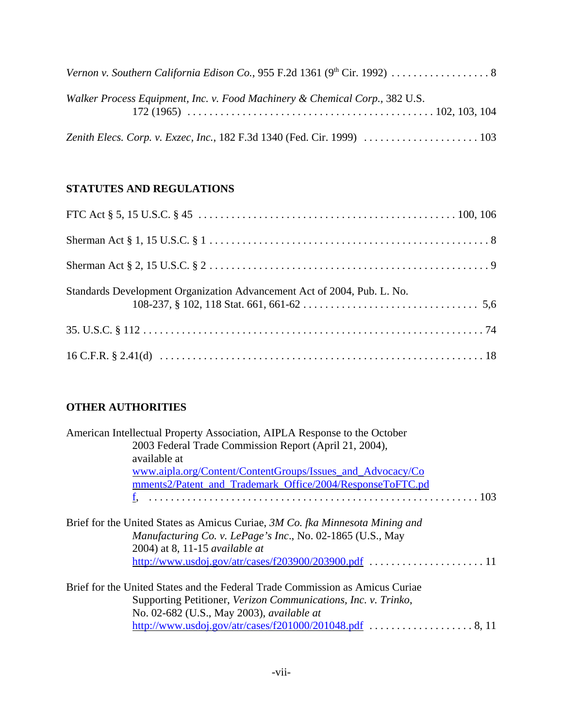*Vernon v. Southern California Edison Co.*, 955 F.2d 1361 (9th Cir. 1992) . . . . . . . . . . . . . . . . . . 8

*Walker Process Equipment, Inc. v. Food Machinery & Chemical Corp.*, 382 U.S. 172 (1965) . . . . . . . . . . . . . . . . . . . . . . . . . . . . . . . . . . . . . . . . . . 102, 103, 104

*Zenith Elecs. Corp. v. Exzec, Inc.*, 182 F.3d 1340 (Fed. Cir. 1999) . . . . . . . . . . . . . . . . . . . . . 103

**STATUTES AND REGULATIONS**

FTC Act § 5, 15 U.S.C. § 45 . . . . . . . . . . . . . . . . . . . . . . . . . . . . . . . . . . . . . . . . . . . . . 100, 106

Sherman Act § 1, 15 U.S.C. § 1 . . . . . . . . . . . . . . . . . . . . . . . . . . . . . . . . . . . . . . . . . . . . . . . . . . 8

Sherman Act § 2, 15 U.S.C. § 2 . . . . . . . . . . . . . . . . . . . . . . . . . . . . . . . . . . . . . . . . . . . . . . . . . . 9

Standards Development Organization Advancement Act of 2004, Pub. L. No. 108-237, § 102, 118 Stat. 661, 661-62 . . . . . . . . . . . . . . . . . . . . . . . . . . . . . . . 5,6

35. U.S.C. § 112 . . . . . . . . . . . . . . . . . . . . . . . . . . . . . . . . . . . . . . . . . . . . . . . . . . . . . . . . . . . . . 74

16 C.F.R. § 2.41(d) . . . . . . . . . . . . . . . . . . . . . . . . . . . . . . . . . . . . . . . . . . . . . . . . . . . . . . . . . . 18

**OTHER AUTHORITIES**

American Intellectual Property Association, AIPLA Response to the October 2003 Federal Trade Commission Report (April 21, 2004), available at www.aipla.org/Content/ContentGroups/Issues_and_Advocacy/Comments2/Patent_and_Trademark_Office/2004/ResponseToFTC.pdf, . . . . . . . . . . . . . . . . . . . . . . . . . . . . . . . . . . . . . . . . . . . . . . . . . . . . . . . . 103

Brief for the United States as Amicus Curiae, *3M Co. fka Minnesota Mining and Manufacturing Co. v. LePage's Inc*., No. 02-1865 (U.S., May 2004) at 8, 11-15 *available at* http://www.usdoj.gov/atr/cases/f203900/203900.pdf . . . . . . . . . . . . . . . . . . . . . 11

Brief for the United States and the Federal Trade Commission as Amicus Curiae Supporting Petitioner, *Verizon Communications, Inc. v. Trinko*, No. 02-682 (U.S., May 2003), *available at* http://www.usdoj.gov/atr/cases/f201000/201048.pdf . . . . . . . . . . . . . . . . . . . 8, 11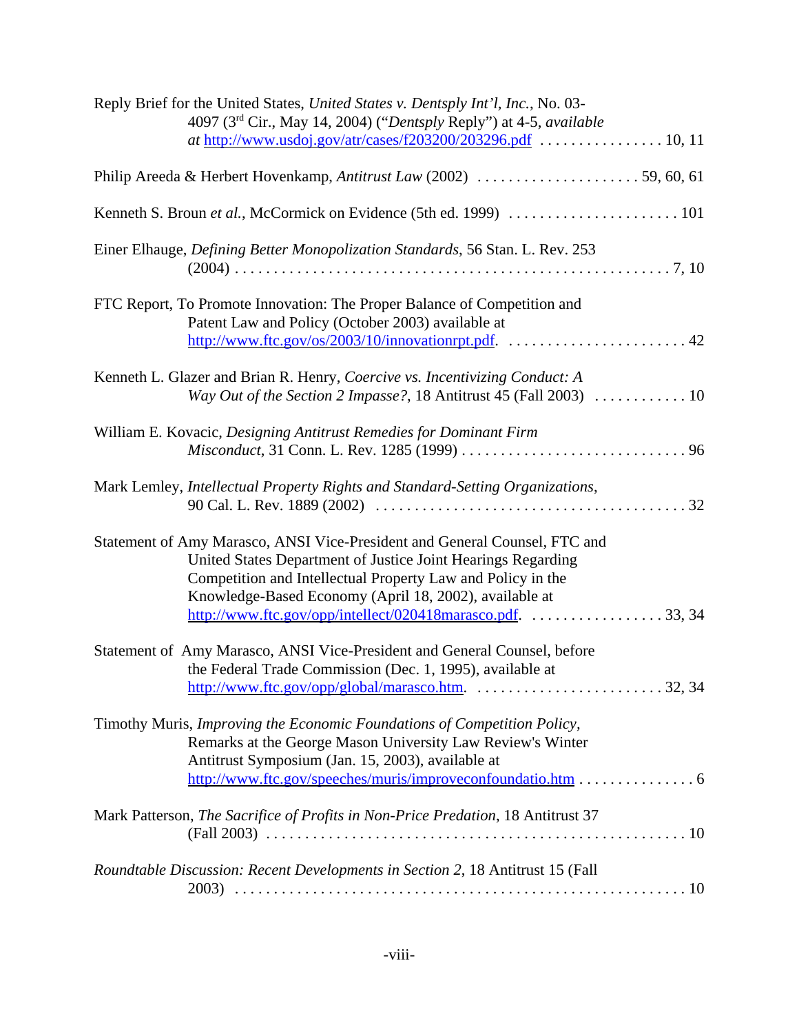Reply Brief for the United States, *United States v. Dentsply Int'l, Inc.*, No. 03-4097 (3rd Cir., May 14, 2004) ("*Dentsply* Reply") at 4-5, *available at* http://www.usdoj.gov/atr/cases/f203200/203296.pdf . . . . . . . . . . . . . . . . 10, 11

Philip Areeda & Herbert Hovenkamp, *Antitrust Law* (2002) . . . . . . . . . . . . . . . . . . . . . 59, 60, 61

Kenneth S. Broun *et al.*, McCormick on Evidence (5th ed. 1999) . . . . . . . . . . . . . . . . . . . . . . 101

Einer Elhauge, *Defining Better Monopolization Standards*, 56 Stan. L. Rev. 253 (2004) . . . . . . . . . . . . . . . . . . . . . . . . . . . . . . . . . . . . . . . . . . . . . . . . . . . . 7, 10

FTC Report, To Promote Innovation: The Proper Balance of Competition and Patent Law and Policy (October 2003) available at http://www.ftc.gov/os/2003/10/innovationrpt.pdf. . . . . . . . . . . . . . . . . . . . . . . . . 42

Kenneth L. Glazer and Brian R. Henry, *Coercive vs. Incentivizing Conduct: A Way Out of the Section 2 Impasse?*, 18 Antitrust 45 (Fall 2003) . . . . . . . . . . . . 10

William E. Kovacic, *Designing Antitrust Remedies for Dominant Firm Misconduct*, 31 Conn. L. Rev. 1285 (1999) . . . . . . . . . . . . . . . . . . . . . . . . . . . . . 96

Mark Lemley, *Intellectual Property Rights and Standard-Setting Organizations*, 90 Cal. L. Rev. 1889 (2002) . . . . . . . . . . . . . . . . . . . . . . . . . . . . . . . . . . . . . . . 32

Statement of Amy Marasco, ANSI Vice-President and General Counsel, FTC and United States Department of Justice Joint Hearings Regarding Competition and Intellectual Property Law and Policy in the Knowledge-Based Economy (April 18, 2002), available at http://www.ftc.gov/opp/intellect/020418marasco.pdf. . . . . . . . . . . . . . . . . . 33, 34

Statement of Amy Marasco, ANSI Vice-President and General Counsel, before the Federal Trade Commission (Dec. 1, 1995), available at http://www.ftc.gov/opp/global/marasco.htm. . . . . . . . . . . . . . . . . . . . . . . . . 32, 34

Timothy Muris, *Improving the Economic Foundations of Competition Policy*, Remarks at the George Mason University Law Review's Winter Antitrust Symposium (Jan. 15, 2003), available at http://www.ftc.gov/speeches/muris/improveconfoundatio.htm . . . . . . . . . . . . . . . 6

Mark Patterson, *The Sacrifice of Profits in Non-Price Predation*, 18 Antitrust 37 (Fall 2003) . . . . . . . . . . . . . . . . . . . . . . . . . . . . . . . . . . . . . . . . . . . . . . . . . . . . . 10

*Roundtable Discussion: Recent Developments in Section 2*, 18 Antitrust 15 (Fall 2003) . . . . . . . . . . . . . . . . . . . . . . . . . . . . . . . . . . . . . . . . . . . . . . . . . . . . . . . . 10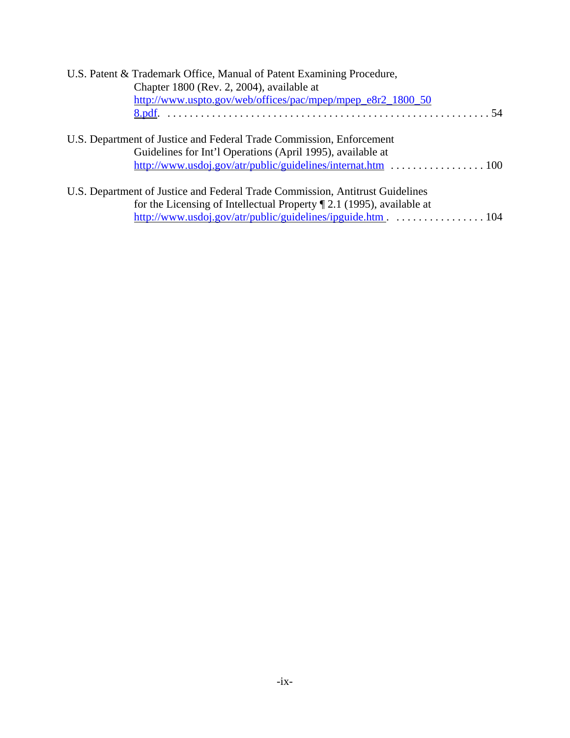U.S. Patent & Trademark Office, Manual of Patent Examining Procedure, Chapter 1800 (Rev. 2, 2004), available at http://www.uspto.gov/web/offices/pac/mpep/mpep_e8r2_1800_508.pdf. . . . . . . . . . . . . . . . . . . . . . . . . . . . . . . . . . . . . . . . . . . . . . . . . . . . . . 54

U.S. Department of Justice and Federal Trade Commission, Enforcement Guidelines for Int'l Operations (April 1995), available at http://www.usdoj.gov/atr/public/guidelines/internat.htm . . . . . . . . . . . . . . . . . 100

U.S. Department of Justice and Federal Trade Commission, Antitrust Guidelines for the Licensing of Intellectual Property ¶ 2.1 (1995), available at http://www.usdoj.gov/atr/public/guidelines/ipguide.htm . . . . . . . . . . . . . . . . . 104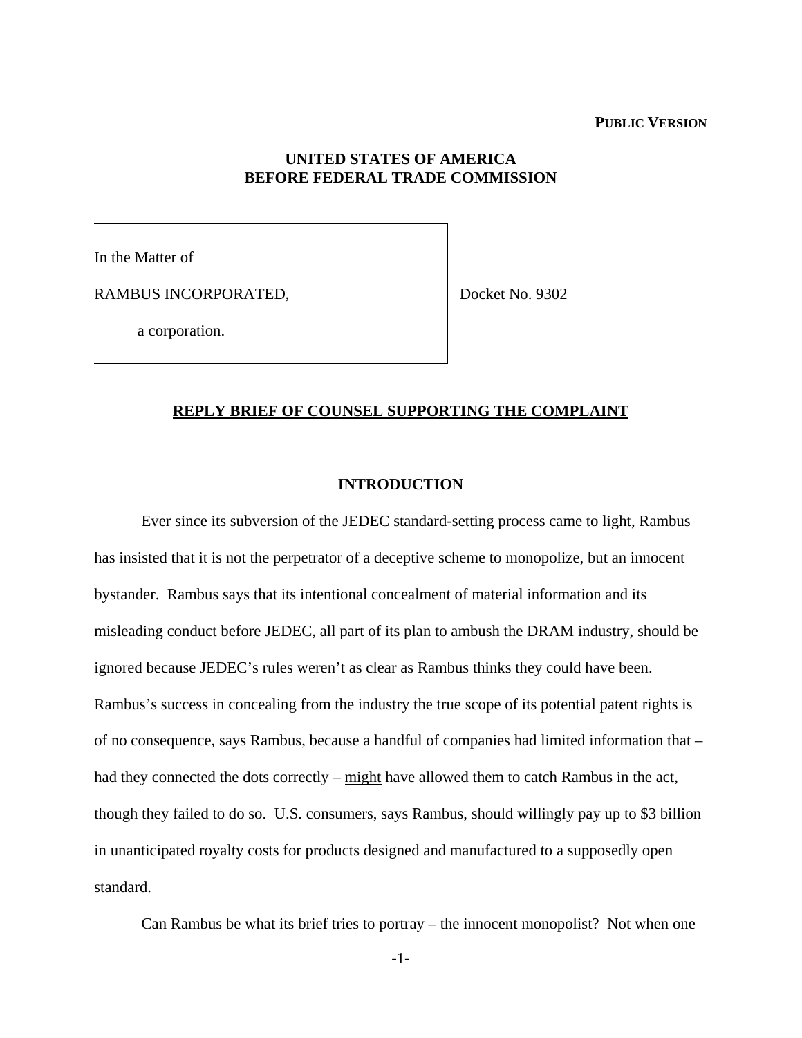**PUBLIC VERSION**

**UNITED STATES OF AMERICA**
**BEFORE FEDERAL TRADE COMMISSION**

| | |
|---|---|
| In the Matter of<br><br>RAMBUS INCORPORATED,<br><br>a corporation. | Docket No. 9302 |

## REPLY BRIEF OF COUNSEL SUPPORTING THE COMPLAINT

### INTRODUCTION

Ever since its subversion of the JEDEC standard-setting process came to light, Rambus has insisted that it is not the perpetrator of a deceptive scheme to monopolize, but an innocent bystander. Rambus says that its intentional concealment of material information and its misleading conduct before JEDEC, all part of its plan to ambush the DRAM industry, should be ignored because JEDEC's rules weren't as clear as Rambus thinks they could have been. Rambus's success in concealing from the industry the true scope of its potential patent rights is of no consequence, says Rambus, because a handful of companies had limited information that – had they connected the dots correctly – might have allowed them to catch Rambus in the act, though they failed to do so. U.S. consumers, says Rambus, should willingly pay up to $3 billion in unanticipated royalty costs for products designed and manufactured to a supposedly open standard.

Can Rambus be what its brief tries to portray – the innocent monopolist? Not when one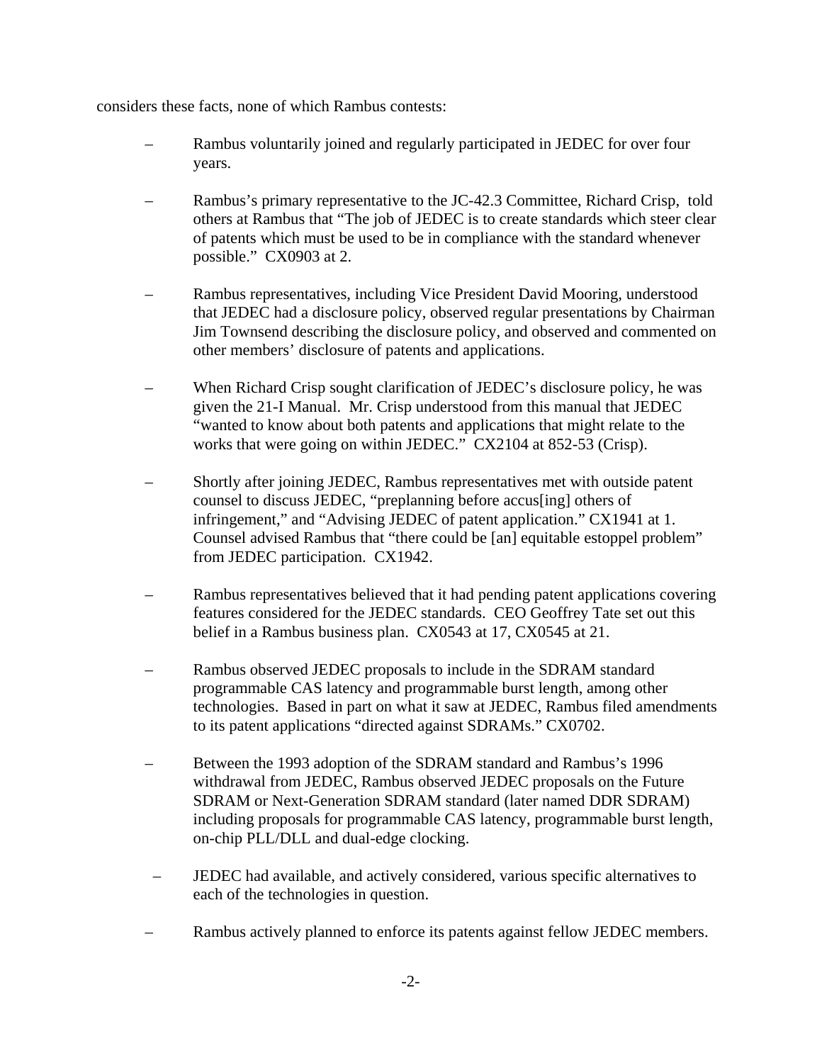considers these facts, none of which Rambus contests:

- Rambus voluntarily joined and regularly participated in JEDEC for over four years.
- Rambus's primary representative to the JC-42.3 Committee, Richard Crisp, told others at Rambus that "The job of JEDEC is to create standards which steer clear of patents which must be used to be in compliance with the standard whenever possible." CX0903 at 2.
- Rambus representatives, including Vice President David Mooring, understood that JEDEC had a disclosure policy, observed regular presentations by Chairman Jim Townsend describing the disclosure policy, and observed and commented on other members' disclosure of patents and applications.
- When Richard Crisp sought clarification of JEDEC's disclosure policy, he was given the 21-I Manual. Mr. Crisp understood from this manual that JEDEC "wanted to know about both patents and applications that might relate to the works that were going on within JEDEC." CX2104 at 852-53 (Crisp).
- Shortly after joining JEDEC, Rambus representatives met with outside patent counsel to discuss JEDEC, "preplanning before accus[ing] others of infringement," and "Advising JEDEC of patent application." CX1941 at 1. Counsel advised Rambus that "there could be [an] equitable estoppel problem" from JEDEC participation. CX1942.
- Rambus representatives believed that it had pending patent applications covering features considered for the JEDEC standards. CEO Geoffrey Tate set out this belief in a Rambus business plan. CX0543 at 17, CX0545 at 21.
- Rambus observed JEDEC proposals to include in the SDRAM standard programmable CAS latency and programmable burst length, among other technologies. Based in part on what it saw at JEDEC, Rambus filed amendments to its patent applications "directed against SDRAMs." CX0702.
- Between the 1993 adoption of the SDRAM standard and Rambus's 1996 withdrawal from JEDEC, Rambus observed JEDEC proposals on the Future SDRAM or Next-Generation SDRAM standard (later named DDR SDRAM) including proposals for programmable CAS latency, programmable burst length, on-chip PLL/DLL and dual-edge clocking.
- JEDEC had available, and actively considered, various specific alternatives to each of the technologies in question.
- Rambus actively planned to enforce its patents against fellow JEDEC members.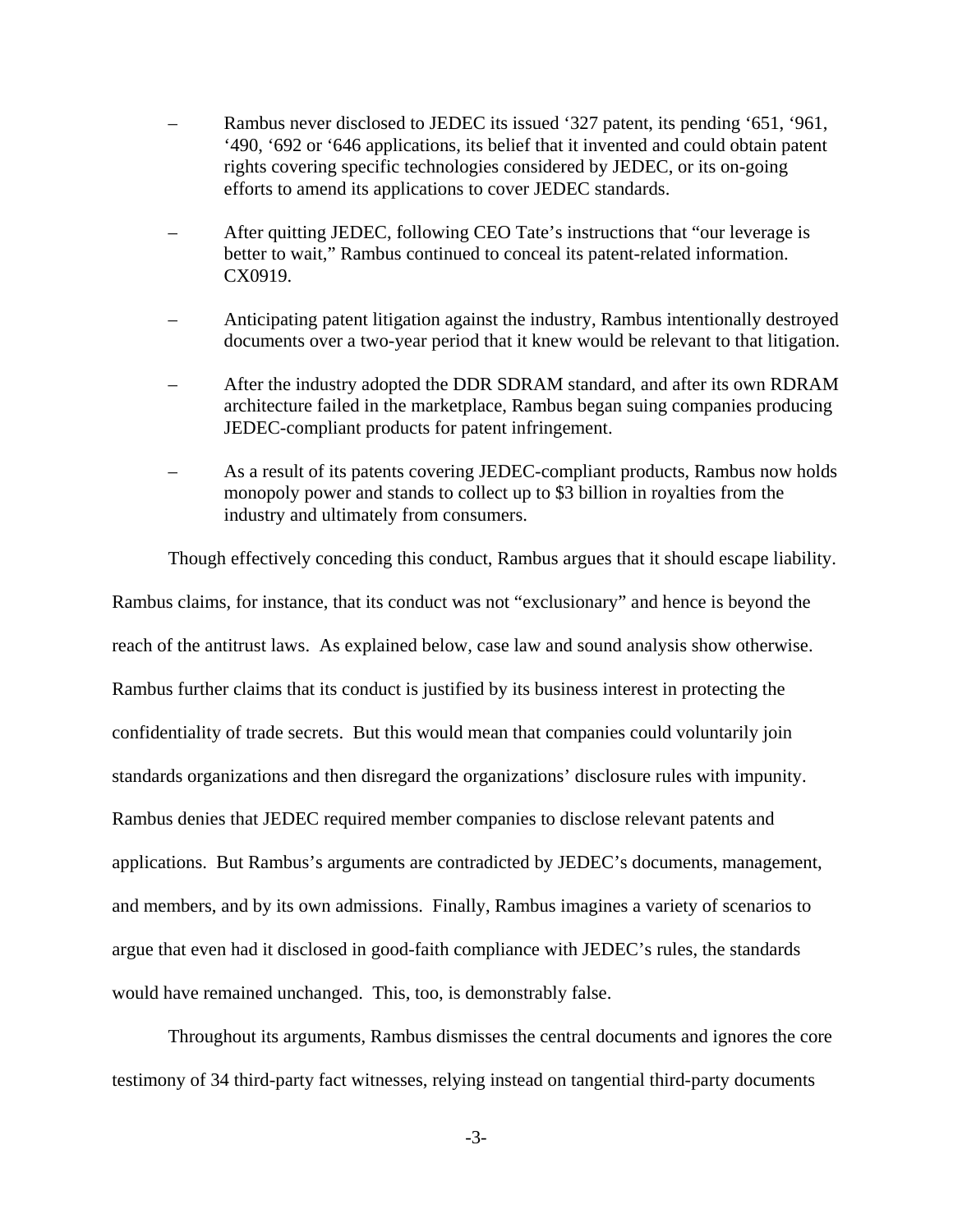– Rambus never disclosed to JEDEC its issued '327 patent, its pending '651, '961, '490, '692 or '646 applications, its belief that it invented and could obtain patent rights covering specific technologies considered by JEDEC, or its on-going efforts to amend its applications to cover JEDEC standards.

– After quitting JEDEC, following CEO Tate's instructions that "our leverage is better to wait," Rambus continued to conceal its patent-related information. CX0919.

– Anticipating patent litigation against the industry, Rambus intentionally destroyed documents over a two-year period that it knew would be relevant to that litigation.

– After the industry adopted the DDR SDRAM standard, and after its own RDRAM architecture failed in the marketplace, Rambus began suing companies producing JEDEC-compliant products for patent infringement.

– As a result of its patents covering JEDEC-compliant products, Rambus now holds monopoly power and stands to collect up to $3 billion in royalties from the industry and ultimately from consumers.

Though effectively conceding this conduct, Rambus argues that it should escape liability. Rambus claims, for instance, that its conduct was not "exclusionary" and hence is beyond the reach of the antitrust laws. As explained below, case law and sound analysis show otherwise. Rambus further claims that its conduct is justified by its business interest in protecting the confidentiality of trade secrets. But this would mean that companies could voluntarily join standards organizations and then disregard the organizations' disclosure rules with impunity. Rambus denies that JEDEC required member companies to disclose relevant patents and applications. But Rambus's arguments are contradicted by JEDEC's documents, management, and members, and by its own admissions. Finally, Rambus imagines a variety of scenarios to argue that even had it disclosed in good-faith compliance with JEDEC's rules, the standards would have remained unchanged. This, too, is demonstrably false.

Throughout its arguments, Rambus dismisses the central documents and ignores the core testimony of 34 third-party fact witnesses, relying instead on tangential third-party documents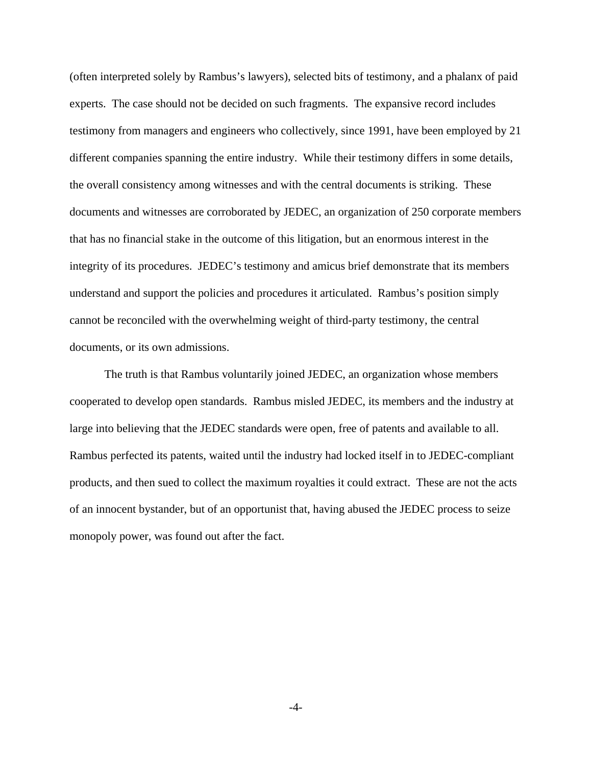(often interpreted solely by Rambus's lawyers), selected bits of testimony, and a phalanx of paid experts. The case should not be decided on such fragments. The expansive record includes testimony from managers and engineers who collectively, since 1991, have been employed by 21 different companies spanning the entire industry. While their testimony differs in some details, the overall consistency among witnesses and with the central documents is striking. These documents and witnesses are corroborated by JEDEC, an organization of 250 corporate members that has no financial stake in the outcome of this litigation, but an enormous interest in the integrity of its procedures. JEDEC's testimony and amicus brief demonstrate that its members understand and support the policies and procedures it articulated. Rambus's position simply cannot be reconciled with the overwhelming weight of third-party testimony, the central documents, or its own admissions.

The truth is that Rambus voluntarily joined JEDEC, an organization whose members cooperated to develop open standards. Rambus misled JEDEC, its members and the industry at large into believing that the JEDEC standards were open, free of patents and available to all. Rambus perfected its patents, waited until the industry had locked itself in to JEDEC-compliant products, and then sued to collect the maximum royalties it could extract. These are not the acts of an innocent bystander, but of an opportunist that, having abused the JEDEC process to seize monopoly power, was found out after the fact.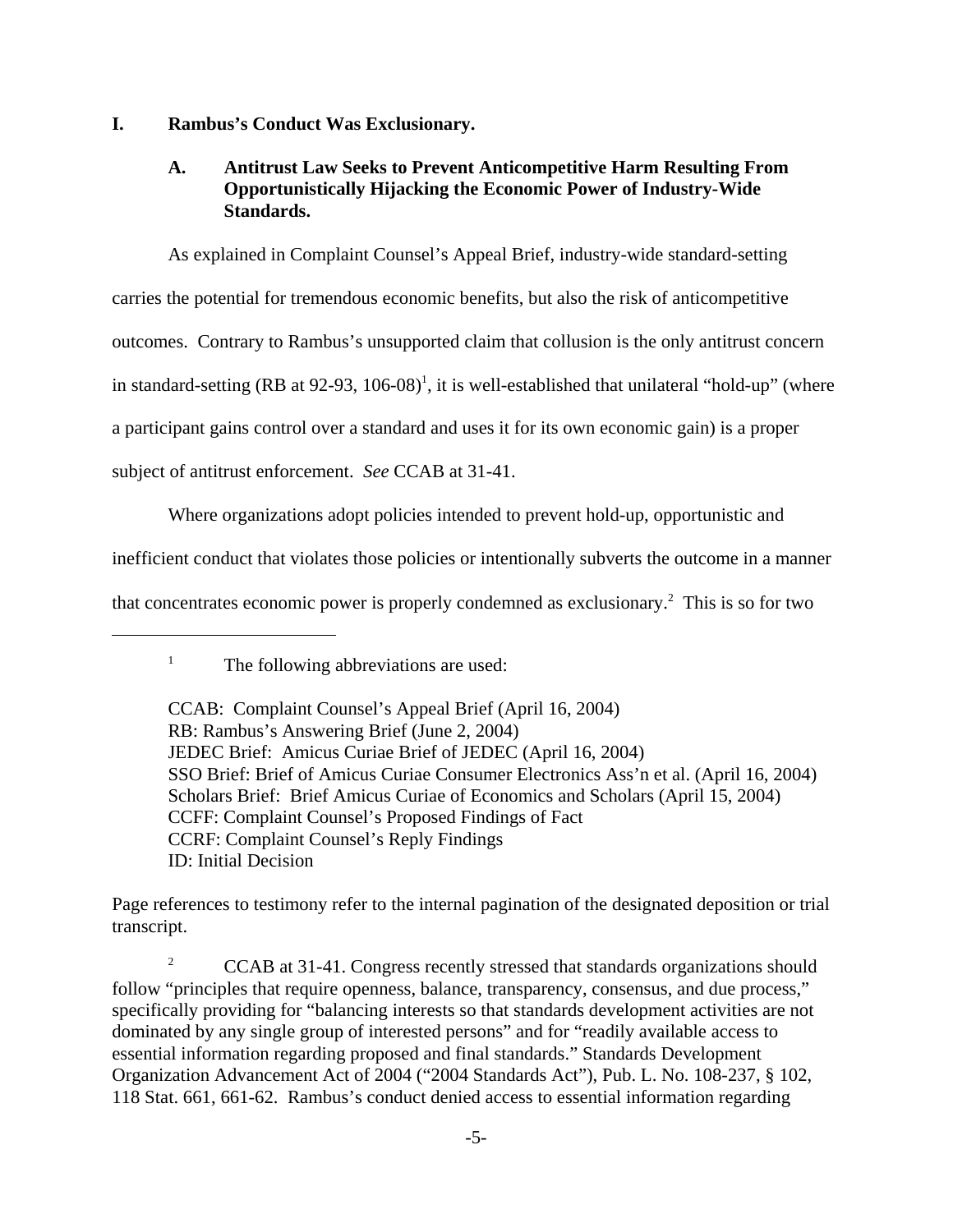## I. Rambus's Conduct Was Exclusionary.

### A. Antitrust Law Seeks to Prevent Anticompetitive Harm Resulting From Opportunistically Hijacking the Economic Power of Industry-Wide Standards.

As explained in Complaint Counsel's Appeal Brief, industry-wide standard-setting carries the potential for tremendous economic benefits, but also the risk of anticompetitive outcomes. Contrary to Rambus's unsupported claim that collusion is the only antitrust concern in standard-setting (RB at 92-93, 106-08)[1], it is well-established that unilateral "hold-up" (where a participant gains control over a standard and uses it for its own economic gain) is a proper subject of antitrust enforcement. *See* CCAB at 31-41.

Where organizations adopt policies intended to prevent hold-up, opportunistic and inefficient conduct that violates those policies or intentionally subverts the outcome in a manner that concentrates economic power is properly condemned as exclusionary.[2] This is so for two

---

[1] The following abbreviations are used:

CCAB: Complaint Counsel's Appeal Brief (April 16, 2004)
RB: Rambus's Answering Brief (June 2, 2004)
JEDEC Brief: Amicus Curiae Brief of JEDEC (April 16, 2004)
SSO Brief: Brief of Amicus Curiae Consumer Electronics Ass'n et al. (April 16, 2004)
Scholars Brief: Brief Amicus Curiae of Economics and Scholars (April 15, 2004)
CCFF: Complaint Counsel's Proposed Findings of Fact
CCRF: Complaint Counsel's Reply Findings
ID: Initial Decision

Page references to testimony refer to the internal pagination of the designated deposition or trial transcript.

[2] CCAB at 31-41. Congress recently stressed that standards organizations should follow "principles that require openness, balance, transparency, consensus, and due process," specifically providing for "balancing interests so that standards development activities are not dominated by any single group of interested persons" and for "readily available access to essential information regarding proposed and final standards." Standards Development Organization Advancement Act of 2004 ("2004 Standards Act"), Pub. L. No. 108-237, § 102, 118 Stat. 661, 661-62. Rambus's conduct denied access to essential information regarding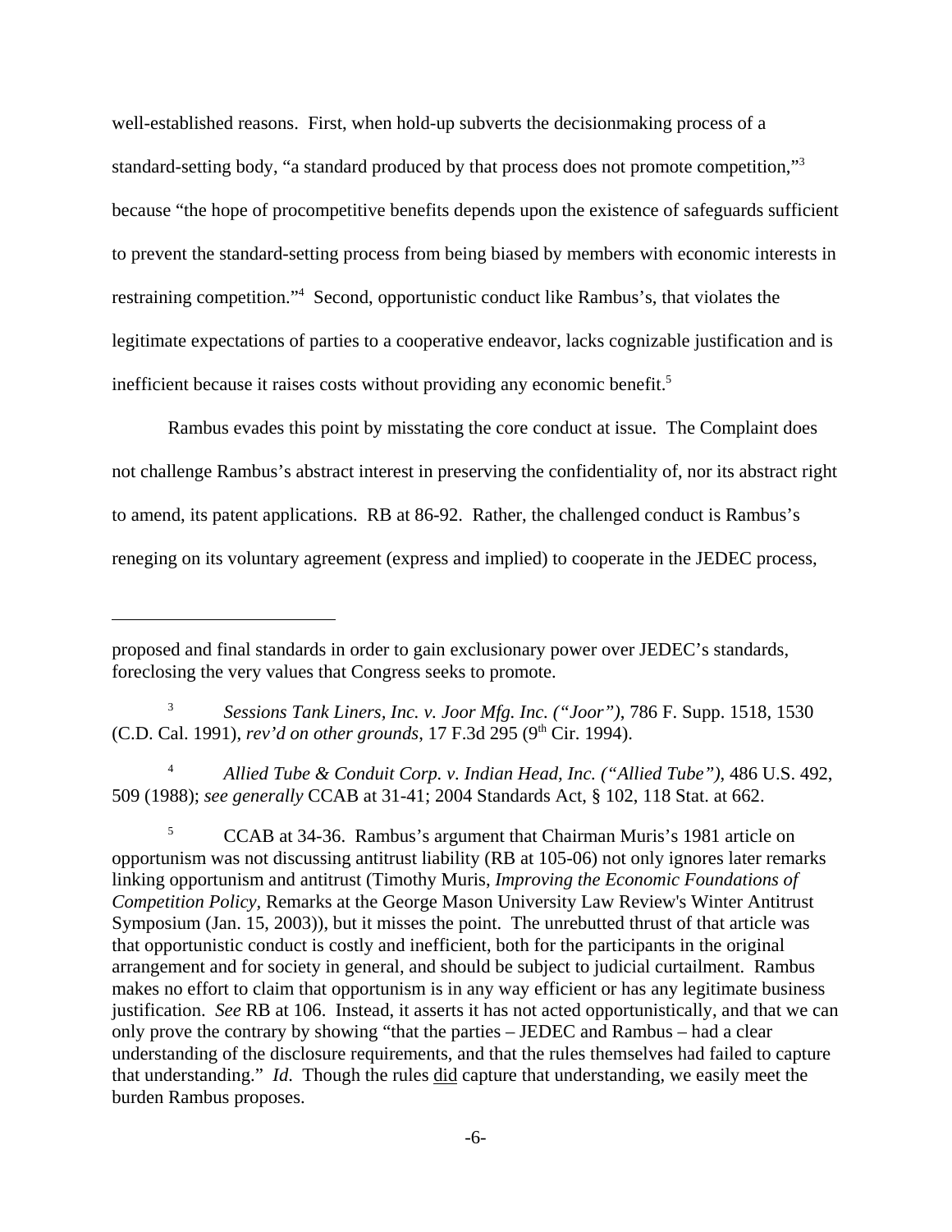well-established reasons. First, when hold-up subverts the decisionmaking process of a standard-setting body, "a standard produced by that process does not promote competition,"[3] because "the hope of procompetitive benefits depends upon the existence of safeguards sufficient to prevent the standard-setting process from being biased by members with economic interests in restraining competition."[4] Second, opportunistic conduct like Rambus's, that violates the legitimate expectations of parties to a cooperative endeavor, lacks cognizable justification and is inefficient because it raises costs without providing any economic benefit.[5]

Rambus evades this point by misstating the core conduct at issue. The Complaint does not challenge Rambus's abstract interest in preserving the confidentiality of, nor its abstract right to amend, its patent applications. RB at 86-92. Rather, the challenged conduct is Rambus's reneging on its voluntary agreement (express and implied) to cooperate in the JEDEC process,

---

proposed and final standards in order to gain exclusionary power over JEDEC's standards, foreclosing the very values that Congress seeks to promote.

[3] *Sessions Tank Liners, Inc. v. Joor Mfg. Inc. ("Joor")*, 786 F. Supp. 1518, 1530 (C.D. Cal. 1991), *rev'd on other grounds*, 17 F.3d 295 (9th Cir. 1994).

[4] *Allied Tube & Conduit Corp. v. Indian Head, Inc. ("Allied Tube")*, 486 U.S. 492, 509 (1988); *see generally* CCAB at 31-41; 2004 Standards Act, § 102, 118 Stat. at 662.

[5] CCAB at 34-36. Rambus's argument that Chairman Muris's 1981 article on opportunism was not discussing antitrust liability (RB at 105-06) not only ignores later remarks linking opportunism and antitrust (Timothy Muris, *Improving the Economic Foundations of Competition Policy*, Remarks at the George Mason University Law Review's Winter Antitrust Symposium (Jan. 15, 2003)), but it misses the point. The unrebutted thrust of that article was that opportunistic conduct is costly and inefficient, both for the participants in the original arrangement and for society in general, and should be subject to judicial curtailment. Rambus makes no effort to claim that opportunism is in any way efficient or has any legitimate business justification. *See* RB at 106. Instead, it asserts it has not acted opportunistically, and that we can only prove the contrary by showing "that the parties – JEDEC and Rambus – had a clear understanding of the disclosure requirements, and that the rules themselves had failed to capture that understanding." *Id.* Though the rules did capture that understanding, we easily meet the burden Rambus proposes.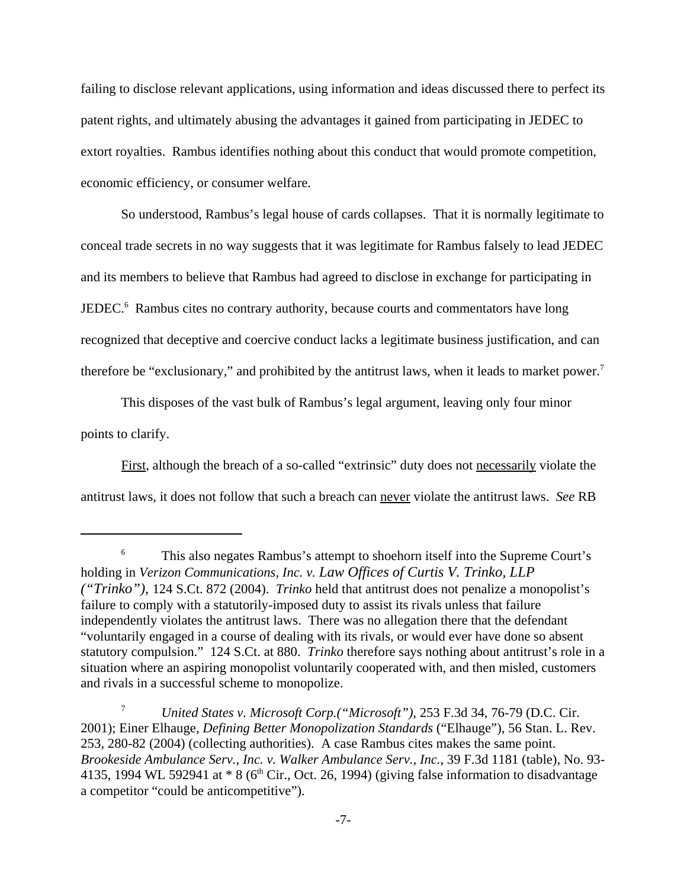failing to disclose relevant applications, using information and ideas discussed there to perfect its patent rights, and ultimately abusing the advantages it gained from participating in JEDEC to extort royalties. Rambus identifies nothing about this conduct that would promote competition, economic efficiency, or consumer welfare.

So understood, Rambus's legal house of cards collapses. That it is normally legitimate to conceal trade secrets in no way suggests that it was legitimate for Rambus falsely to lead JEDEC and its members to believe that Rambus had agreed to disclose in exchange for participating in JEDEC.[6] Rambus cites no contrary authority, because courts and commentators have long recognized that deceptive and coercive conduct lacks a legitimate business justification, and can therefore be "exclusionary," and prohibited by the antitrust laws, when it leads to market power.[7]

This disposes of the vast bulk of Rambus's legal argument, leaving only four minor points to clarify.

<u>First</u>, although the breach of a so-called "extrinsic" duty does not <u>necessarily</u> violate the antitrust laws, it does not follow that such a breach can <u>never</u> violate the antitrust laws. *See* RB

---

[6] This also negates Rambus's attempt to shoehorn itself into the Supreme Court's holding in *Verizon Communications, Inc. v. Law Offices of Curtis V. Trinko, LLP ("Trinko")*, 124 S.Ct. 872 (2004). *Trinko* held that antitrust does not penalize a monopolist's failure to comply with a statutorily-imposed duty to assist its rivals unless that failure independently violates the antitrust laws. There was no allegation there that the defendant "voluntarily engaged in a course of dealing with its rivals, or would ever have done so absent statutory compulsion." 124 S.Ct. at 880. *Trinko* therefore says nothing about antitrust's role in a situation where an aspiring monopolist voluntarily cooperated with, and then misled, customers and rivals in a successful scheme to monopolize.

[7] *United States v. Microsoft Corp.("Microsoft")*, 253 F.3d 34, 76-79 (D.C. Cir. 2001); Einer Elhauge, *Defining Better Monopolization Standards* ("Elhauge"), 56 Stan. L. Rev. 253, 280-82 (2004) (collecting authorities). A case Rambus cites makes the same point. *Brookeside Ambulance Serv., Inc. v. Walker Ambulance Serv., Inc.*, 39 F.3d 1181 (table), No. 93-4135, 1994 WL 592941 at * 8 (6th Cir., Oct. 26, 1994) (giving false information to disadvantage a competitor "could be anticompetitive").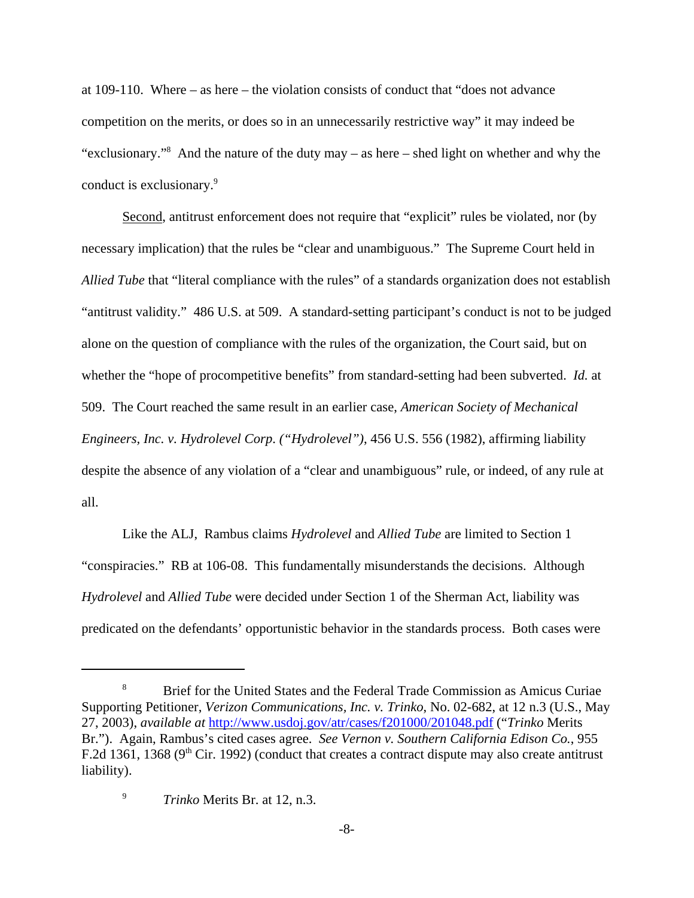at 109-110. Where – as here – the violation consists of conduct that "does not advance competition on the merits, or does so in an unnecessarily restrictive way" it may indeed be "exclusionary."[8] And the nature of the duty may – as here – shed light on whether and why the conduct is exclusionary.[9]

Second, antitrust enforcement does not require that "explicit" rules be violated, nor (by necessary implication) that the rules be "clear and unambiguous." The Supreme Court held in *Allied Tube* that "literal compliance with the rules" of a standards organization does not establish "antitrust validity." 486 U.S. at 509. A standard-setting participant's conduct is not to be judged alone on the question of compliance with the rules of the organization, the Court said, but on whether the "hope of procompetitive benefits" from standard-setting had been subverted. *Id.* at 509. The Court reached the same result in an earlier case, *American Society of Mechanical Engineers, Inc. v. Hydrolevel Corp. ("Hydrolevel")*, 456 U.S. 556 (1982), affirming liability despite the absence of any violation of a "clear and unambiguous" rule, or indeed, of any rule at all.

Like the ALJ, Rambus claims *Hydrolevel* and *Allied Tube* are limited to Section 1 "conspiracies." RB at 106-08. This fundamentally misunderstands the decisions. Although *Hydrolevel* and *Allied Tube* were decided under Section 1 of the Sherman Act, liability was predicated on the defendants' opportunistic behavior in the standards process. Both cases were

---

[8] Brief for the United States and the Federal Trade Commission as Amicus Curiae Supporting Petitioner, *Verizon Communications, Inc. v. Trinko*, No. 02-682, at 12 n.3 (U.S., May 27, 2003), *available at* http://www.usdoj.gov/atr/cases/f201000/201048.pdf ("*Trinko* Merits Br."). Again, Rambus's cited cases agree. *See Vernon v. Southern California Edison Co.*, 955 F.2d 1361, 1368 (9th Cir. 1992) (conduct that creates a contract dispute may also create antitrust liability).

[9] *Trinko* Merits Br. at 12, n.3.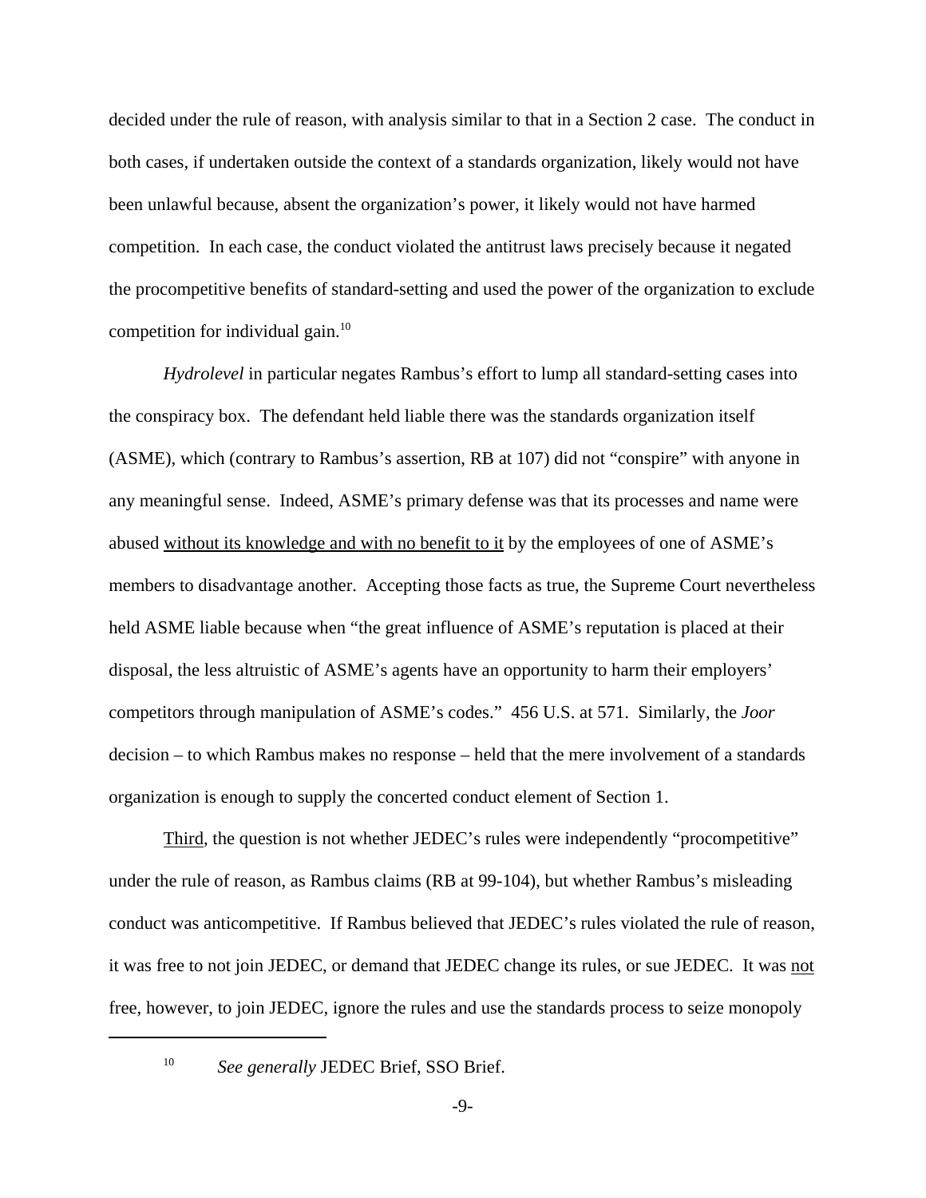decided under the rule of reason, with analysis similar to that in a Section 2 case. The conduct in both cases, if undertaken outside the context of a standards organization, likely would not have been unlawful because, absent the organization's power, it likely would not have harmed competition. In each case, the conduct violated the antitrust laws precisely because it negated the procompetitive benefits of standard-setting and used the power of the organization to exclude competition for individual gain.[10]

*Hydrolevel* in particular negates Rambus's effort to lump all standard-setting cases into the conspiracy box. The defendant held liable there was the standards organization itself (ASME), which (contrary to Rambus's assertion, RB at 107) did not "conspire" with anyone in any meaningful sense. Indeed, ASME's primary defense was that its processes and name were abused <u>without its knowledge and with no benefit to it</u> by the employees of one of ASME's members to disadvantage another. Accepting those facts as true, the Supreme Court nevertheless held ASME liable because when "the great influence of ASME's reputation is placed at their disposal, the less altruistic of ASME's agents have an opportunity to harm their employers' competitors through manipulation of ASME's codes." 456 U.S. at 571. Similarly, the *Joor* decision – to which Rambus makes no response – held that the mere involvement of a standards organization is enough to supply the concerted conduct element of Section 1.

<u>Third</u>, the question is not whether JEDEC's rules were independently "procompetitive" under the rule of reason, as Rambus claims (RB at 99-104), but whether Rambus's misleading conduct was anticompetitive. If Rambus believed that JEDEC's rules violated the rule of reason, it was free to not join JEDEC, or demand that JEDEC change its rules, or sue JEDEC. It was <u>not</u> free, however, to join JEDEC, ignore the rules and use the standards process to seize monopoly

---

[10] *See generally* JEDEC Brief, SSO Brief.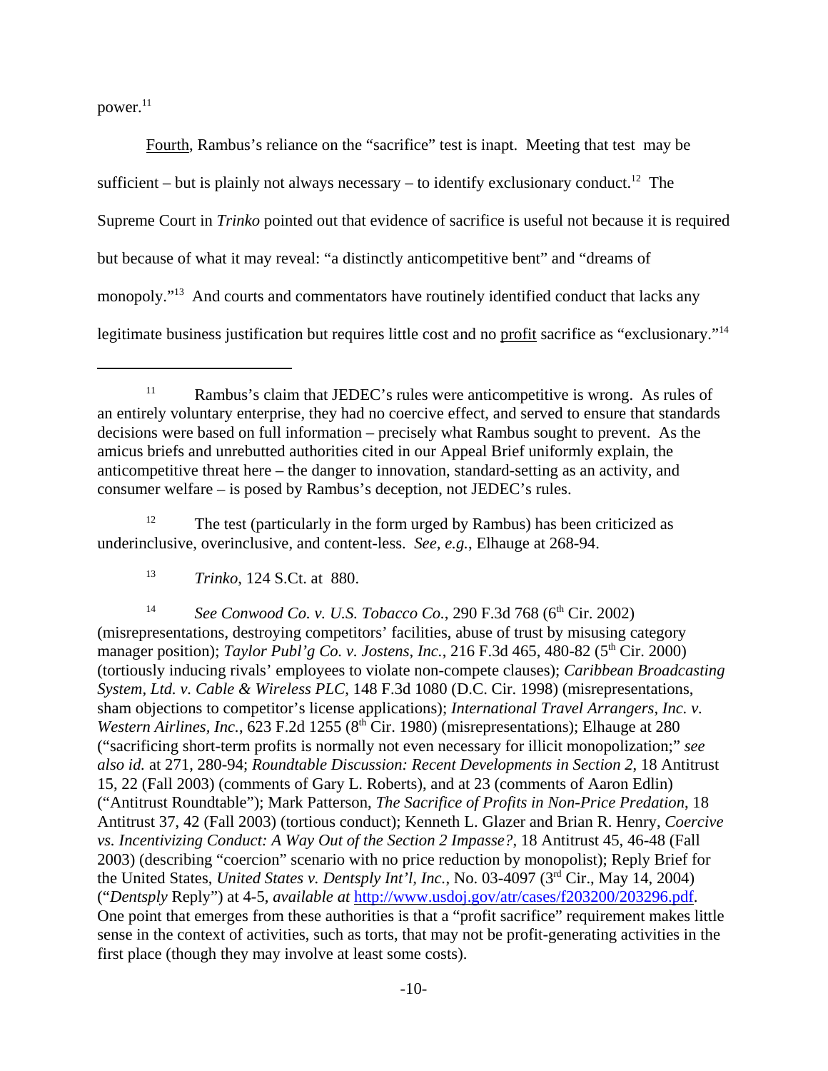power.[11]

<u>Fourth</u>, Rambus's reliance on the "sacrifice" test is inapt. Meeting that test may be sufficient – but is plainly not always necessary – to identify exclusionary conduct.[12] The Supreme Court in *Trinko* pointed out that evidence of sacrifice is useful not because it is required but because of what it may reveal: "a distinctly anticompetitive bent" and "dreams of monopoly."[13] And courts and commentators have routinely identified conduct that lacks any legitimate business justification but requires little cost and no <u>profit</u> sacrifice as "exclusionary."[14]

---

[11] Rambus's claim that JEDEC's rules were anticompetitive is wrong. As rules of an entirely voluntary enterprise, they had no coercive effect, and served to ensure that standards decisions were based on full information – precisely what Rambus sought to prevent. As the amicus briefs and unrebutted authorities cited in our Appeal Brief uniformly explain, the anticompetitive threat here – the danger to innovation, standard-setting as an activity, and consumer welfare – is posed by Rambus's deception, not JEDEC's rules.

[12] The test (particularly in the form urged by Rambus) has been criticized as underinclusive, overinclusive, and content-less. *See, e.g.*, Elhauge at 268-94.

[13] *Trinko*, 124 S.Ct. at 880.

[14] *See Conwood Co. v. U.S. Tobacco Co.*, 290 F.3d 768 (6th Cir. 2002) (misrepresentations, destroying competitors' facilities, abuse of trust by misusing category manager position); *Taylor Publ'g Co. v. Jostens, Inc.*, 216 F.3d 465, 480-82 (5th Cir. 2000) (tortiously inducing rivals' employees to violate non-compete clauses); *Caribbean Broadcasting System, Ltd. v. Cable & Wireless PLC*, 148 F.3d 1080 (D.C. Cir. 1998) (misrepresentations, sham objections to competitor's license applications); *International Travel Arrangers, Inc. v. Western Airlines, Inc.*, 623 F.2d 1255 (8th Cir. 1980) (misrepresentations); Elhauge at 280 ("sacrificing short-term profits is normally not even necessary for illicit monopolization;" *see also id.* at 271, 280-94; *Roundtable Discussion: Recent Developments in Section 2*, 18 Antitrust 15, 22 (Fall 2003) (comments of Gary L. Roberts), and at 23 (comments of Aaron Edlin) ("Antitrust Roundtable"); Mark Patterson, *The Sacrifice of Profits in Non-Price Predation*, 18 Antitrust 37, 42 (Fall 2003) (tortious conduct); Kenneth L. Glazer and Brian R. Henry, *Coercive vs. Incentivizing Conduct: A Way Out of the Section 2 Impasse?*, 18 Antitrust 45, 46-48 (Fall 2003) (describing "coercion" scenario with no price reduction by monopolist); Reply Brief for the United States, *United States v. Dentsply Int'l, Inc.*, No. 03-4097 (3rd Cir., May 14, 2004) ("*Dentsply* Reply") at 4-5, *available at* http://www.usdoj.gov/atr/cases/f203200/203296.pdf. One point that emerges from these authorities is that a "profit sacrifice" requirement makes little sense in the context of activities, such as torts, that may not be profit-generating activities in the first place (though they may involve at least some costs).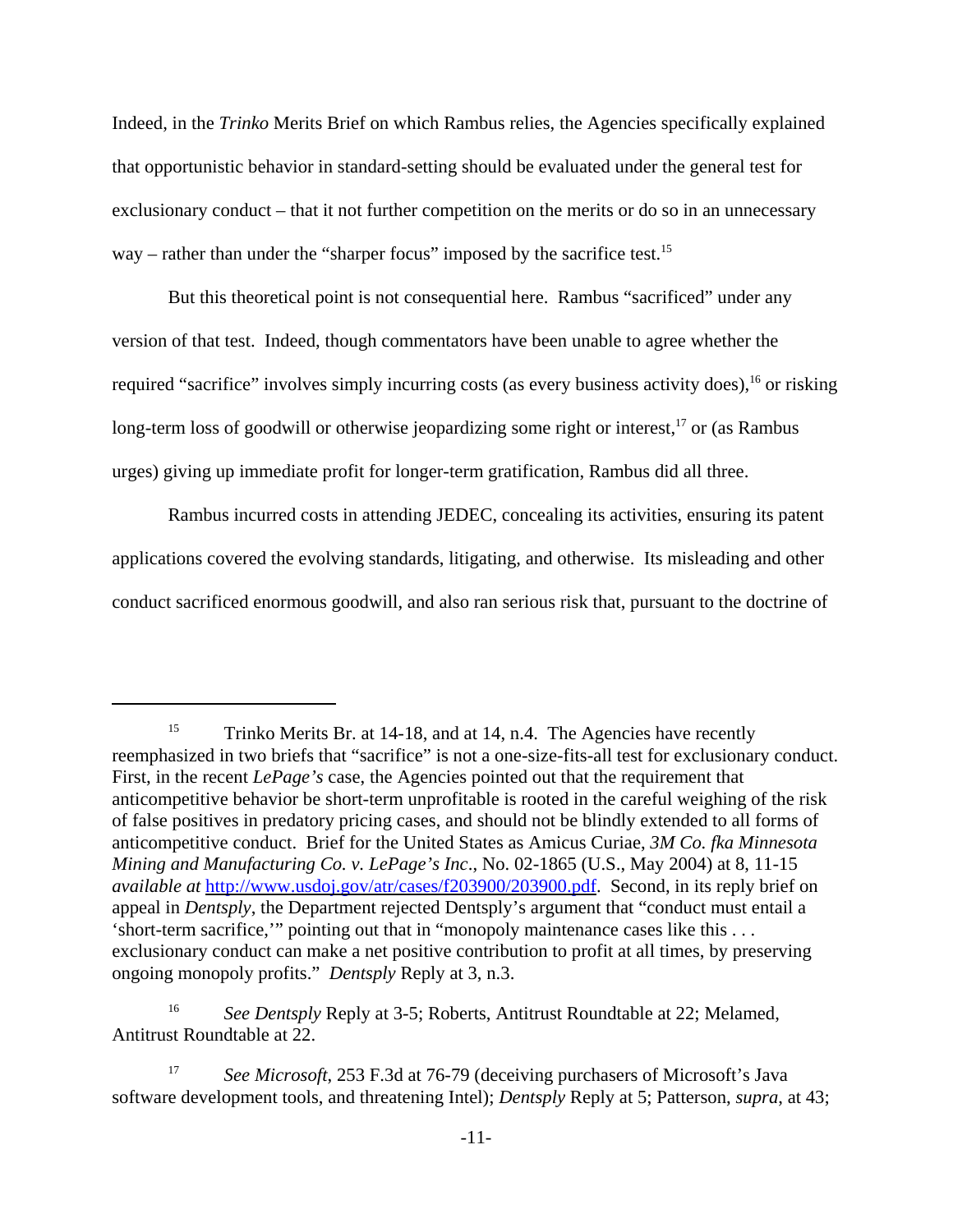Indeed, in the *Trinko* Merits Brief on which Rambus relies, the Agencies specifically explained that opportunistic behavior in standard-setting should be evaluated under the general test for exclusionary conduct – that it not further competition on the merits or do so in an unnecessary way – rather than under the "sharper focus" imposed by the sacrifice test.[15]

But this theoretical point is not consequential here. Rambus "sacrificed" under any version of that test. Indeed, though commentators have been unable to agree whether the required "sacrifice" involves simply incurring costs (as every business activity does),[16] or risking long-term loss of goodwill or otherwise jeopardizing some right or interest,[17] or (as Rambus urges) giving up immediate profit for longer-term gratification, Rambus did all three.

Rambus incurred costs in attending JEDEC, concealing its activities, ensuring its patent applications covered the evolving standards, litigating, and otherwise. Its misleading and other conduct sacrificed enormous goodwill, and also ran serious risk that, pursuant to the doctrine of

---

[15] Trinko Merits Br. at 14-18, and at 14, n.4. The Agencies have recently reemphasized in two briefs that "sacrifice" is not a one-size-fits-all test for exclusionary conduct. First, in the recent *LePage's* case, the Agencies pointed out that the requirement that anticompetitive behavior be short-term unprofitable is rooted in the careful weighing of the risk of false positives in predatory pricing cases, and should not be blindly extended to all forms of anticompetitive conduct. Brief for the United States as Amicus Curiae, *3M Co. fka Minnesota Mining and Manufacturing Co. v. LePage's Inc*., No. 02-1865 (U.S., May 2004) at 8, 11-15 *available at* http://www.usdoj.gov/atr/cases/f203900/203900.pdf. Second, in its reply brief on appeal in *Dentsply*, the Department rejected Dentsply's argument that "conduct must entail a 'short-term sacrifice,'" pointing out that in "monopoly maintenance cases like this . . . exclusionary conduct can make a net positive contribution to profit at all times, by preserving ongoing monopoly profits." *Dentsply* Reply at 3, n.3.

[16] *See Dentsply* Reply at 3-5; Roberts, Antitrust Roundtable at 22; Melamed, Antitrust Roundtable at 22.

[17] *See Microsoft,* 253 F.3d at 76-79 (deceiving purchasers of Microsoft's Java software development tools, and threatening Intel); *Dentsply* Reply at 5; Patterson, *supra*, at 43;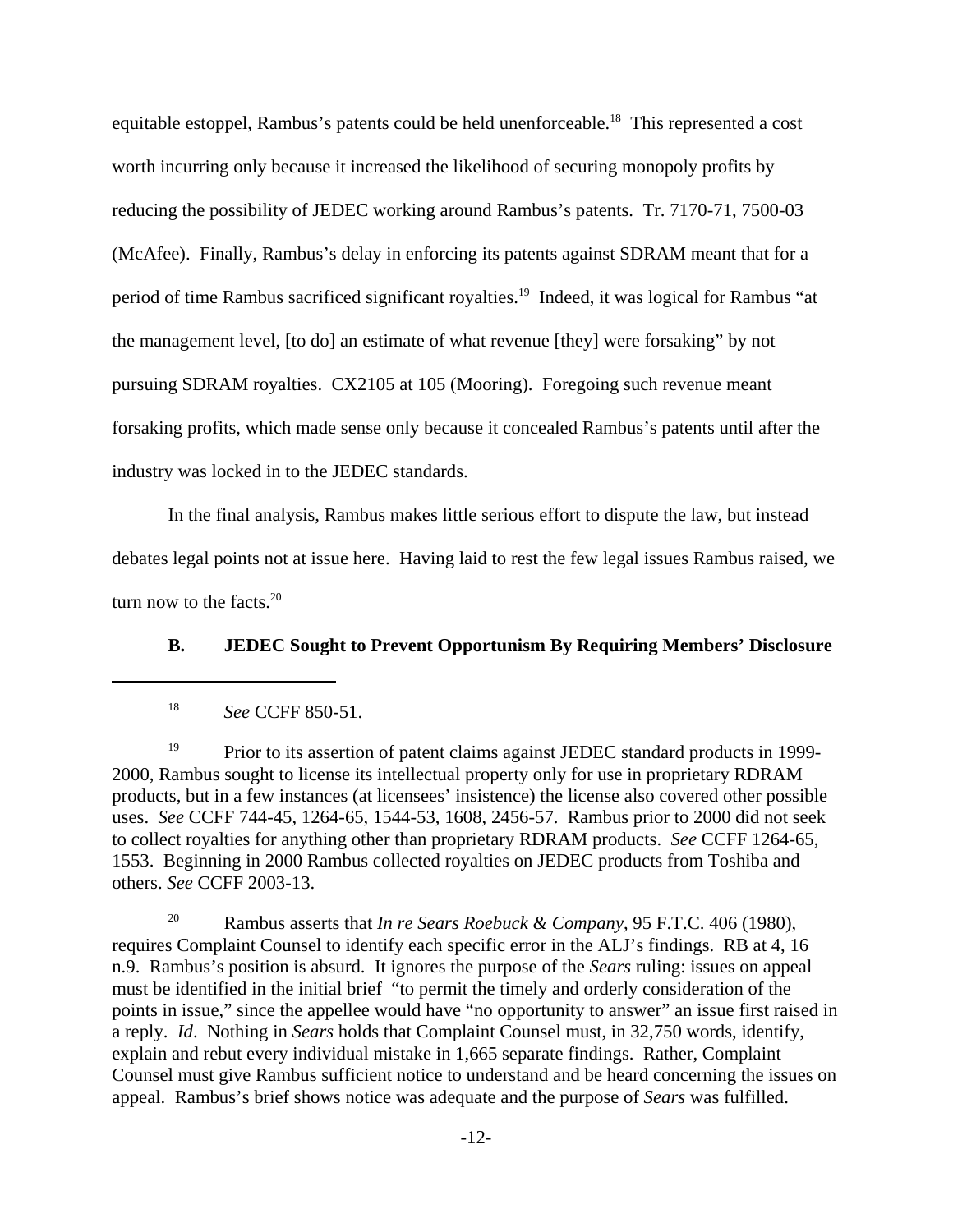equitable estoppel, Rambus's patents could be held unenforceable.[18] This represented a cost worth incurring only because it increased the likelihood of securing monopoly profits by reducing the possibility of JEDEC working around Rambus's patents. Tr. 7170-71, 7500-03 (McAfee). Finally, Rambus's delay in enforcing its patents against SDRAM meant that for a period of time Rambus sacrificed significant royalties.[19] Indeed, it was logical for Rambus "at the management level, [to do] an estimate of what revenue [they] were forsaking" by not pursuing SDRAM royalties. CX2105 at 105 (Mooring). Foregoing such revenue meant forsaking profits, which made sense only because it concealed Rambus's patents until after the industry was locked in to the JEDEC standards.

In the final analysis, Rambus makes little serious effort to dispute the law, but instead debates legal points not at issue here. Having laid to rest the few legal issues Rambus raised, we turn now to the facts.[20]

### B. JEDEC Sought to Prevent Opportunism By Requiring Members' Disclosure

---

[18] *See* CCFF 850-51.

[19] Prior to its assertion of patent claims against JEDEC standard products in 1999-2000, Rambus sought to license its intellectual property only for use in proprietary RDRAM products, but in a few instances (at licensees' insistence) the license also covered other possible uses. *See* CCFF 744-45, 1264-65, 1544-53, 1608, 2456-57. Rambus prior to 2000 did not seek to collect royalties for anything other than proprietary RDRAM products. *See* CCFF 1264-65, 1553. Beginning in 2000 Rambus collected royalties on JEDEC products from Toshiba and others. *See* CCFF 2003-13.

[20] Rambus asserts that *In re Sears Roebuck & Company*, 95 F.T.C. 406 (1980), requires Complaint Counsel to identify each specific error in the ALJ's findings. RB at 4, 16 n.9. Rambus's position is absurd. It ignores the purpose of the *Sears* ruling: issues on appeal must be identified in the initial brief "to permit the timely and orderly consideration of the points in issue," since the appellee would have "no opportunity to answer" an issue first raised in a reply. *Id*. Nothing in *Sears* holds that Complaint Counsel must, in 32,750 words, identify, explain and rebut every individual mistake in 1,665 separate findings. Rather, Complaint Counsel must give Rambus sufficient notice to understand and be heard concerning the issues on appeal. Rambus's brief shows notice was adequate and the purpose of *Sears* was fulfilled.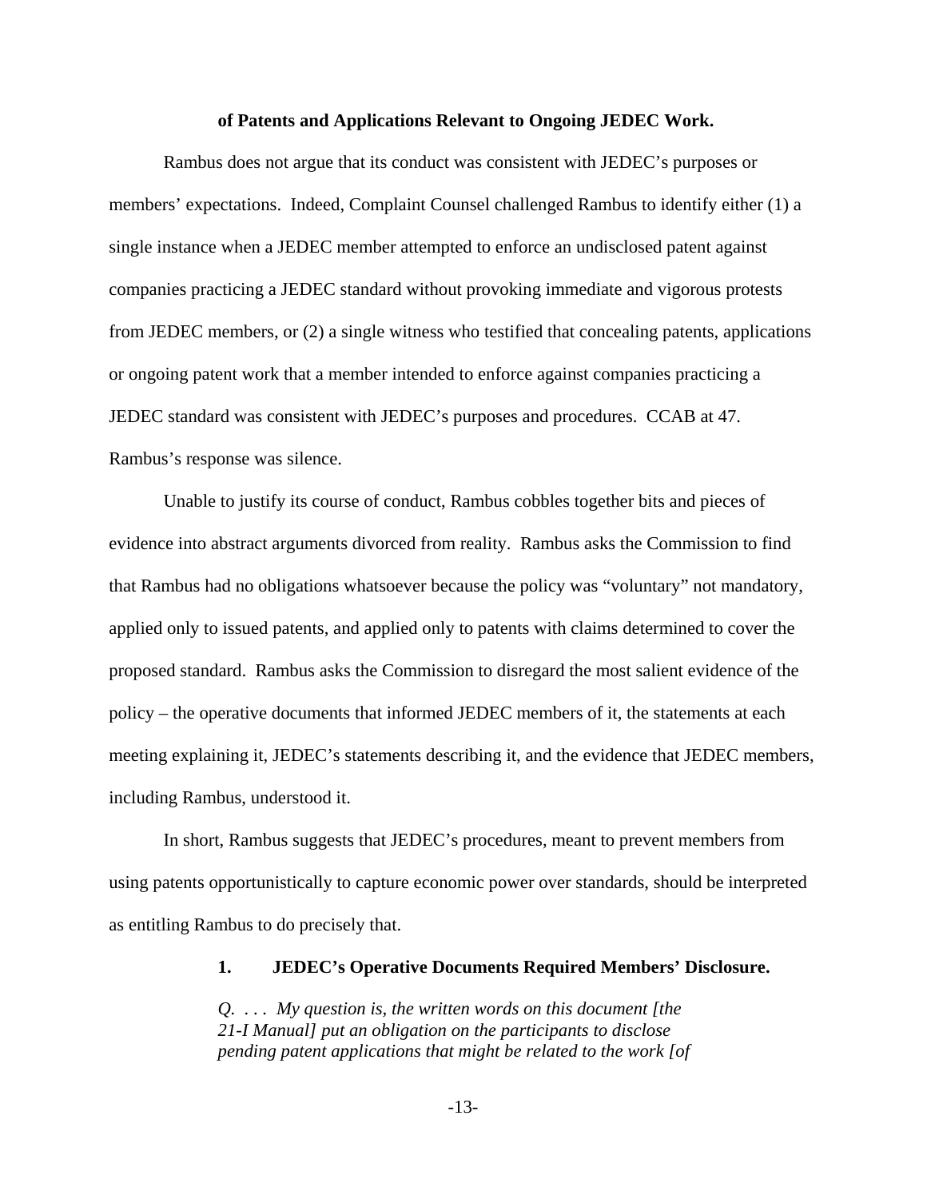**of Patents and Applications Relevant to Ongoing JEDEC Work.**

Rambus does not argue that its conduct was consistent with JEDEC's purposes or members' expectations. Indeed, Complaint Counsel challenged Rambus to identify either (1) a single instance when a JEDEC member attempted to enforce an undisclosed patent against companies practicing a JEDEC standard without provoking immediate and vigorous protests from JEDEC members, or (2) a single witness who testified that concealing patents, applications or ongoing patent work that a member intended to enforce against companies practicing a JEDEC standard was consistent with JEDEC's purposes and procedures. CCAB at 47. Rambus's response was silence.

Unable to justify its course of conduct, Rambus cobbles together bits and pieces of evidence into abstract arguments divorced from reality. Rambus asks the Commission to find that Rambus had no obligations whatsoever because the policy was "voluntary" not mandatory, applied only to issued patents, and applied only to patents with claims determined to cover the proposed standard. Rambus asks the Commission to disregard the most salient evidence of the policy – the operative documents that informed JEDEC members of it, the statements at each meeting explaining it, JEDEC's statements describing it, and the evidence that JEDEC members, including Rambus, understood it.

In short, Rambus suggests that JEDEC's procedures, meant to prevent members from using patents opportunistically to capture economic power over standards, should be interpreted as entitling Rambus to do precisely that.

### 1. JEDEC's Operative Documents Required Members' Disclosure.

> *Q. . . . My question is, the written words on this document [the 21-I Manual] put an obligation on the participants to disclose pending patent applications that might be related to the work [of*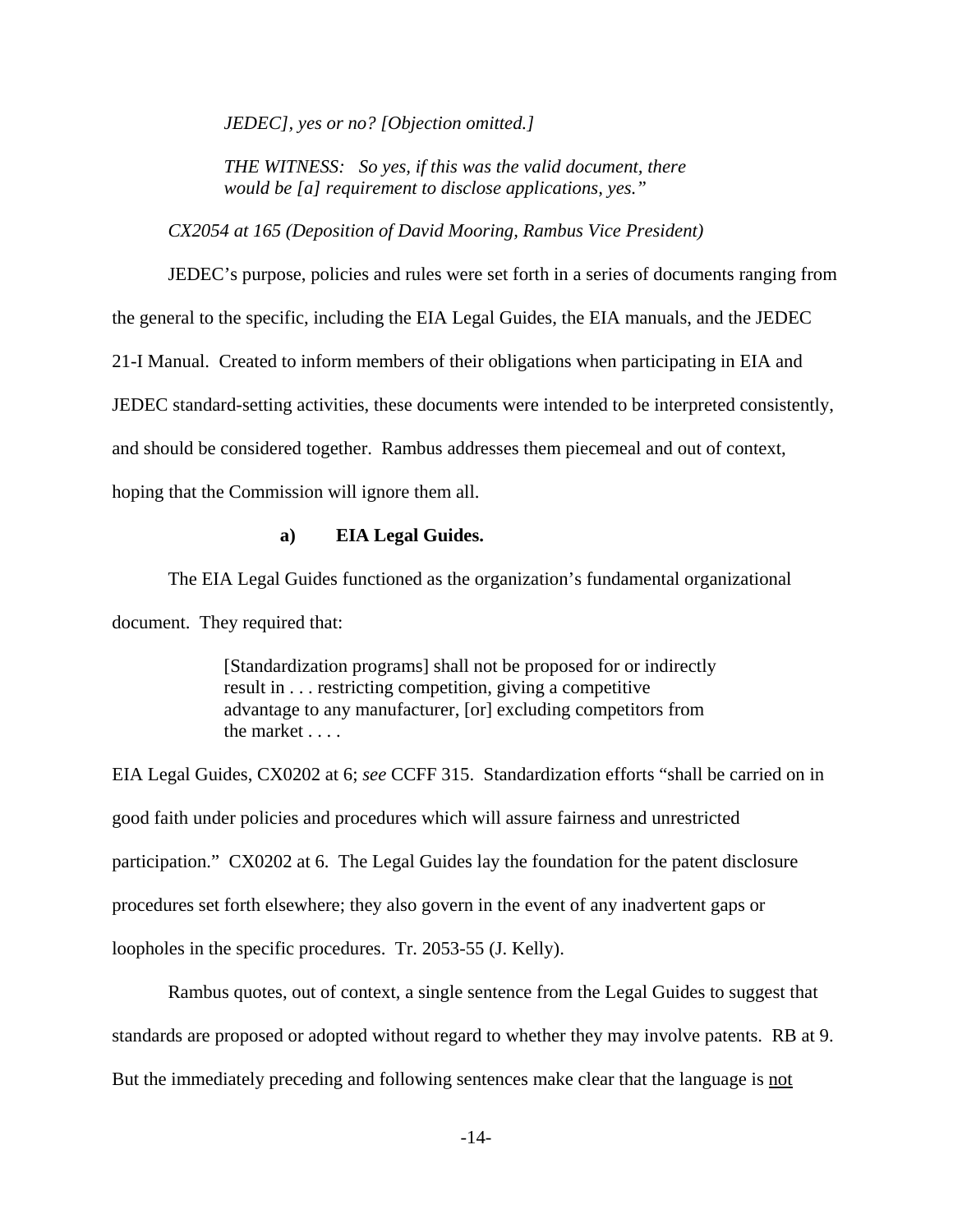> *JEDEC], yes or no? [Objection omitted.]*
>
> *THE WITNESS: So yes, if this was the valid document, there would be [a] requirement to disclose applications, yes."*

*CX2054 at 165 (Deposition of David Mooring, Rambus Vice President)*

JEDEC's purpose, policies and rules were set forth in a series of documents ranging from the general to the specific, including the EIA Legal Guides, the EIA manuals, and the JEDEC 21-I Manual. Created to inform members of their obligations when participating in EIA and JEDEC standard-setting activities, these documents were intended to be interpreted consistently, and should be considered together. Rambus addresses them piecemeal and out of context, hoping that the Commission will ignore them all.

**a) EIA Legal Guides.**

The EIA Legal Guides functioned as the organization's fundamental organizational document. They required that:

> [Standardization programs] shall not be proposed for or indirectly result in . . . restricting competition, giving a competitive advantage to any manufacturer, [or] excluding competitors from the market . . . .

EIA Legal Guides, CX0202 at 6; *see* CCFF 315. Standardization efforts "shall be carried on in good faith under policies and procedures which will assure fairness and unrestricted participation." CX0202 at 6. The Legal Guides lay the foundation for the patent disclosure procedures set forth elsewhere; they also govern in the event of any inadvertent gaps or loopholes in the specific procedures. Tr. 2053-55 (J. Kelly).

Rambus quotes, out of context, a single sentence from the Legal Guides to suggest that standards are proposed or adopted without regard to whether they may involve patents. RB at 9. But the immediately preceding and following sentences make clear that the language is <u>not</u>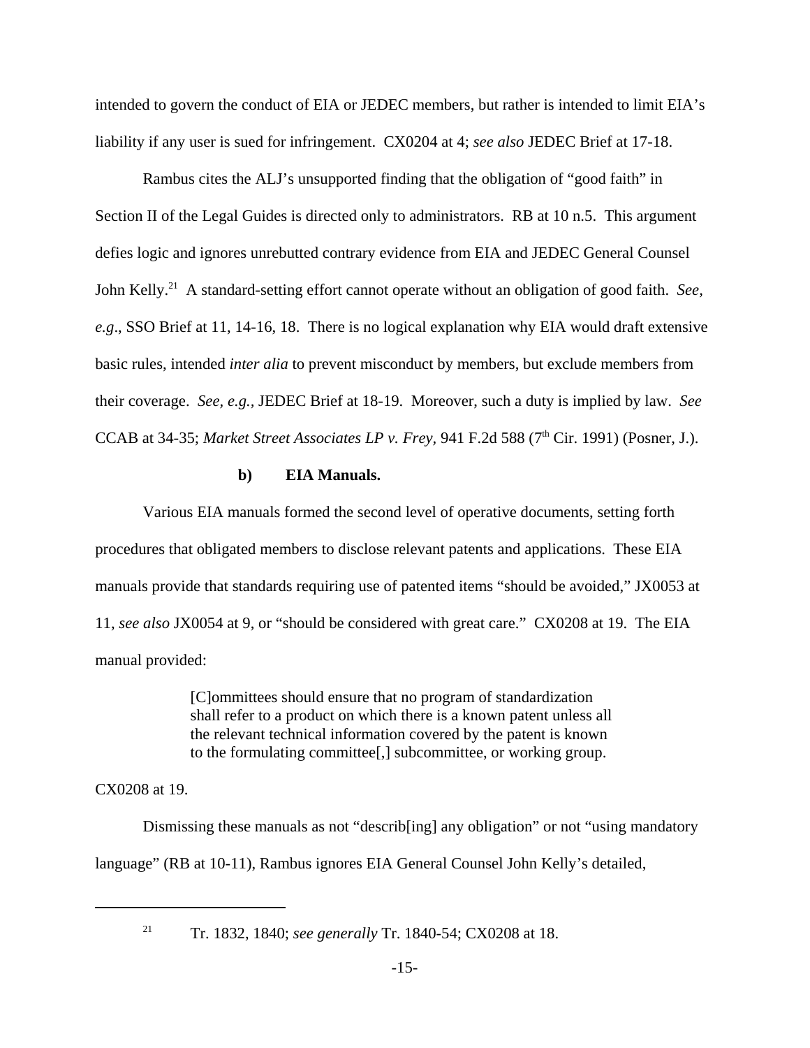intended to govern the conduct of EIA or JEDEC members, but rather is intended to limit EIA's liability if any user is sued for infringement. CX0204 at 4; *see also* JEDEC Brief at 17-18.

Rambus cites the ALJ's unsupported finding that the obligation of "good faith" in Section II of the Legal Guides is directed only to administrators. RB at 10 n.5. This argument defies logic and ignores unrebutted contrary evidence from EIA and JEDEC General Counsel John Kelly.[21] A standard-setting effort cannot operate without an obligation of good faith. *See, e.g*., SSO Brief at 11, 14-16, 18. There is no logical explanation why EIA would draft extensive basic rules, intended *inter alia* to prevent misconduct by members, but exclude members from their coverage. *See, e.g.,* JEDEC Brief at 18-19. Moreover, such a duty is implied by law. *See* CCAB at 34-35; *Market Street Associates LP v. Frey,* 941 F.2d 588 (7th Cir. 1991) (Posner, J.).

#### b) EIA Manuals.

Various EIA manuals formed the second level of operative documents, setting forth procedures that obligated members to disclose relevant patents and applications. These EIA manuals provide that standards requiring use of patented items "should be avoided," JX0053 at 11, *see also* JX0054 at 9, or "should be considered with great care." CX0208 at 19. The EIA manual provided:

> [C]ommittees should ensure that no program of standardization shall refer to a product on which there is a known patent unless all the relevant technical information covered by the patent is known to the formulating committee[,] subcommittee, or working group.

CX0208 at 19.

Dismissing these manuals as not "describ[ing] any obligation" or not "using mandatory language" (RB at 10-11), Rambus ignores EIA General Counsel John Kelly's detailed,

---

[21] Tr. 1832, 1840; *see generally* Tr. 1840-54; CX0208 at 18.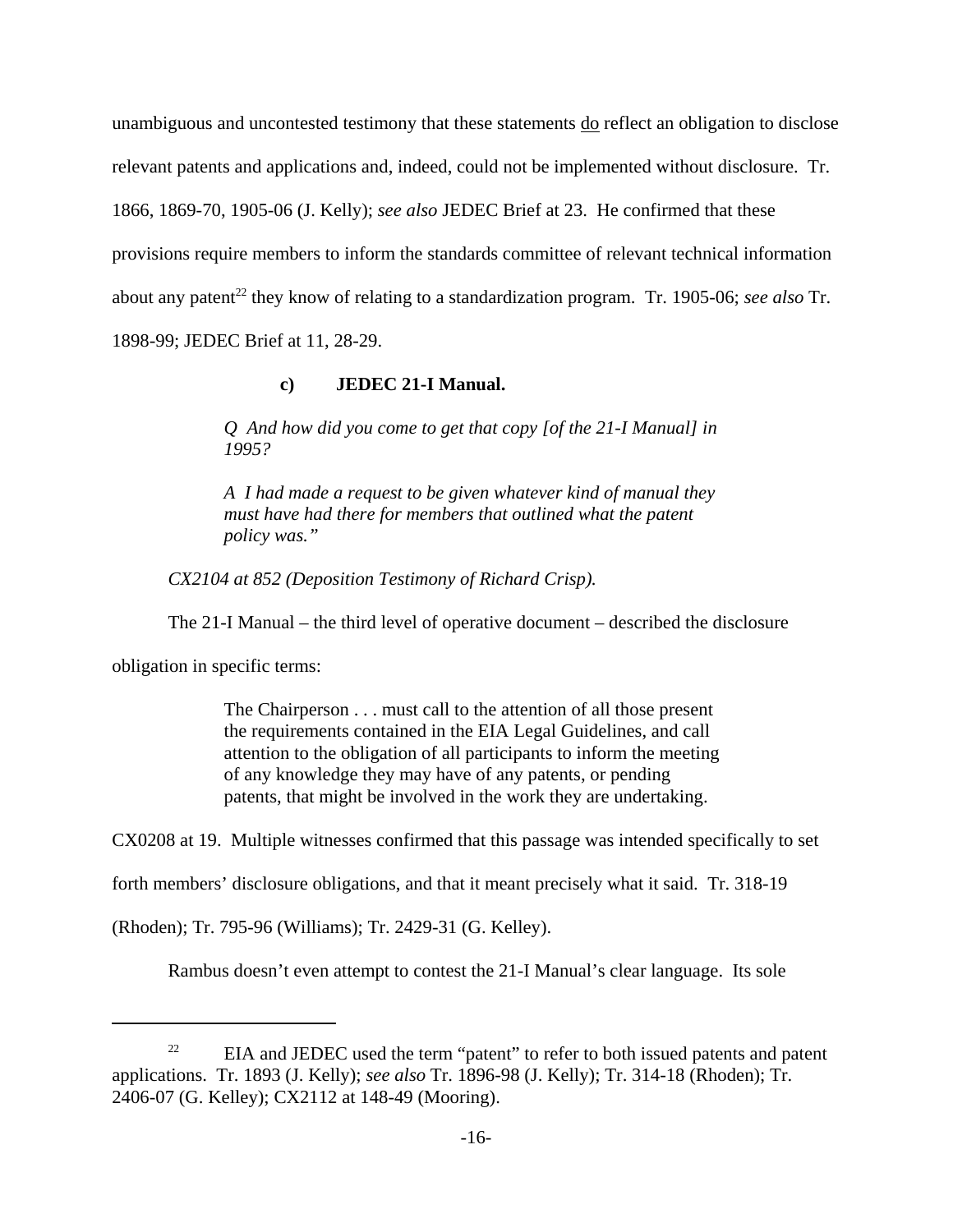unambiguous and uncontested testimony that these statements do reflect an obligation to disclose relevant patents and applications and, indeed, could not be implemented without disclosure. Tr. 1866, 1869-70, 1905-06 (J. Kelly); *see also* JEDEC Brief at 23. He confirmed that these provisions require members to inform the standards committee of relevant technical information about any patent[22] they know of relating to a standardization program. Tr. 1905-06; *see also* Tr. 1898-99; JEDEC Brief at 11, 28-29.

#### c) JEDEC 21-I Manual.

> *Q And how did you come to get that copy [of the 21-I Manual] in 1995?*
>
> *A I had made a request to be given whatever kind of manual they must have had there for members that outlined what the patent policy was."*

*CX2104 at 852 (Deposition Testimony of Richard Crisp).*

The 21-I Manual – the third level of operative document – described the disclosure obligation in specific terms:

> The Chairperson . . . must call to the attention of all those present the requirements contained in the EIA Legal Guidelines, and call attention to the obligation of all participants to inform the meeting of any knowledge they may have of any patents, or pending patents, that might be involved in the work they are undertaking.

CX0208 at 19. Multiple witnesses confirmed that this passage was intended specifically to set forth members' disclosure obligations, and that it meant precisely what it said. Tr. 318-19 (Rhoden); Tr. 795-96 (Williams); Tr. 2429-31 (G. Kelley).

Rambus doesn't even attempt to contest the 21-I Manual's clear language. Its sole

---

[22] EIA and JEDEC used the term "patent" to refer to both issued patents and patent applications. Tr. 1893 (J. Kelly); *see also* Tr. 1896-98 (J. Kelly); Tr. 314-18 (Rhoden); Tr. 2406-07 (G. Kelley); CX2112 at 148-49 (Mooring).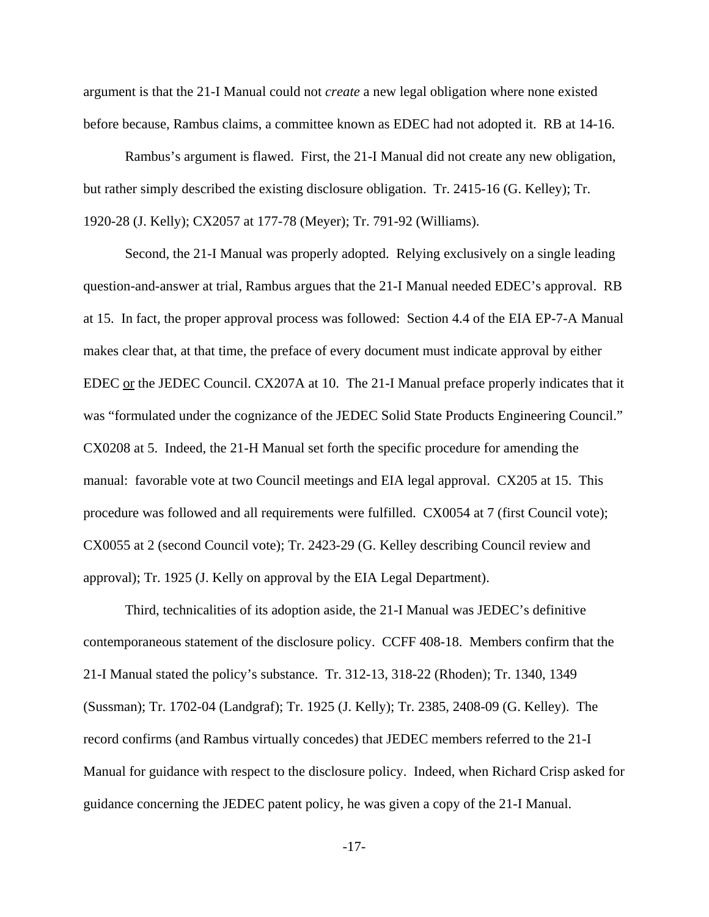argument is that the 21-I Manual could not *create* a new legal obligation where none existed before because, Rambus claims, a committee known as EDEC had not adopted it. RB at 14-16.

Rambus's argument is flawed. First, the 21-I Manual did not create any new obligation, but rather simply described the existing disclosure obligation. Tr. 2415-16 (G. Kelley); Tr. 1920-28 (J. Kelly); CX2057 at 177-78 (Meyer); Tr. 791-92 (Williams).

Second, the 21-I Manual was properly adopted. Relying exclusively on a single leading question-and-answer at trial, Rambus argues that the 21-I Manual needed EDEC's approval. RB at 15. In fact, the proper approval process was followed: Section 4.4 of the EIA EP-7-A Manual makes clear that, at that time, the preface of every document must indicate approval by either EDEC <u>or</u> the JEDEC Council. CX207A at 10. The 21-I Manual preface properly indicates that it was "formulated under the cognizance of the JEDEC Solid State Products Engineering Council." CX0208 at 5. Indeed, the 21-H Manual set forth the specific procedure for amending the manual: favorable vote at two Council meetings and EIA legal approval. CX205 at 15. This procedure was followed and all requirements were fulfilled. CX0054 at 7 (first Council vote); CX0055 at 2 (second Council vote); Tr. 2423-29 (G. Kelley describing Council review and approval); Tr. 1925 (J. Kelly on approval by the EIA Legal Department).

Third, technicalities of its adoption aside, the 21-I Manual was JEDEC's definitive contemporaneous statement of the disclosure policy. CCFF 408-18. Members confirm that the 21-I Manual stated the policy's substance. Tr. 312-13, 318-22 (Rhoden); Tr. 1340, 1349 (Sussman); Tr. 1702-04 (Landgraf); Tr. 1925 (J. Kelly); Tr. 2385, 2408-09 (G. Kelley). The record confirms (and Rambus virtually concedes) that JEDEC members referred to the 21-I Manual for guidance with respect to the disclosure policy. Indeed, when Richard Crisp asked for guidance concerning the JEDEC patent policy, he was given a copy of the 21-I Manual.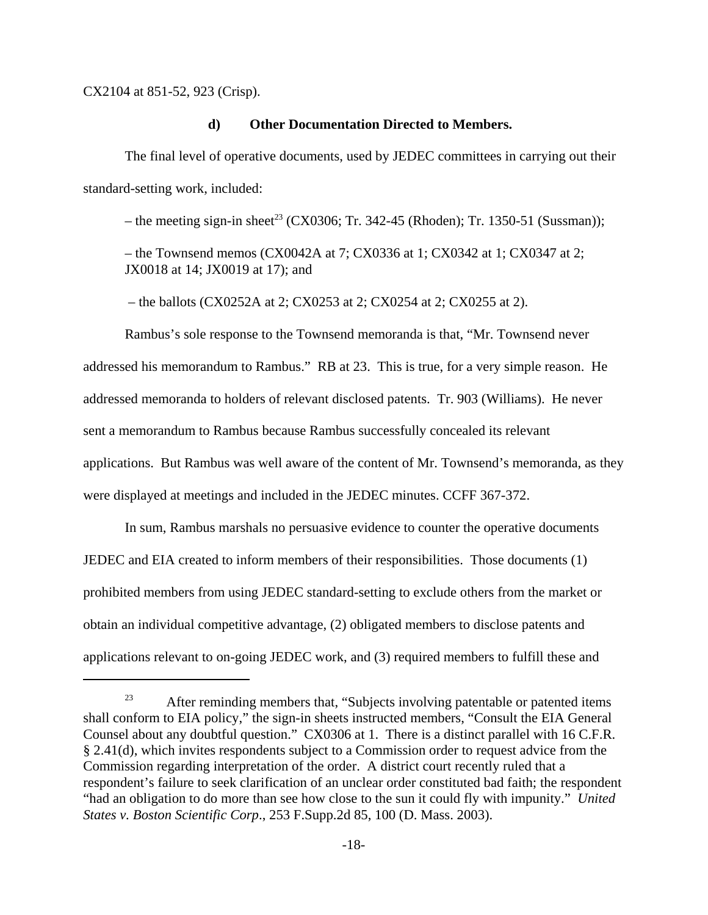CX2104 at 851-52, 923 (Crisp).

#### d) Other Documentation Directed to Members.

The final level of operative documents, used by JEDEC committees in carrying out their standard-setting work, included:

– the meeting sign-in sheet[23] (CX0306; Tr. 342-45 (Rhoden); Tr. 1350-51 (Sussman));

– the Townsend memos (CX0042A at 7; CX0336 at 1; CX0342 at 1; CX0347 at 2; JX0018 at 14; JX0019 at 17); and

– the ballots (CX0252A at 2; CX0253 at 2; CX0254 at 2; CX0255 at 2).

Rambus's sole response to the Townsend memoranda is that, "Mr. Townsend never addressed his memorandum to Rambus." RB at 23. This is true, for a very simple reason. He addressed memoranda to holders of relevant disclosed patents. Tr. 903 (Williams). He never sent a memorandum to Rambus because Rambus successfully concealed its relevant applications. But Rambus was well aware of the content of Mr. Townsend's memoranda, as they were displayed at meetings and included in the JEDEC minutes. CCFF 367-372.

In sum, Rambus marshals no persuasive evidence to counter the operative documents JEDEC and EIA created to inform members of their responsibilities. Those documents (1) prohibited members from using JEDEC standard-setting to exclude others from the market or obtain an individual competitive advantage, (2) obligated members to disclose patents and applications relevant to on-going JEDEC work, and (3) required members to fulfill these and

---

[23] After reminding members that, "Subjects involving patentable or patented items shall conform to EIA policy," the sign-in sheets instructed members, "Consult the EIA General Counsel about any doubtful question." CX0306 at 1. There is a distinct parallel with 16 C.F.R. § 2.41(d), which invites respondents subject to a Commission order to request advice from the Commission regarding interpretation of the order. A district court recently ruled that a respondent's failure to seek clarification of an unclear order constituted bad faith; the respondent "had an obligation to do more than see how close to the sun it could fly with impunity." *United States v. Boston Scientific Corp*., 253 F.Supp.2d 85, 100 (D. Mass. 2003).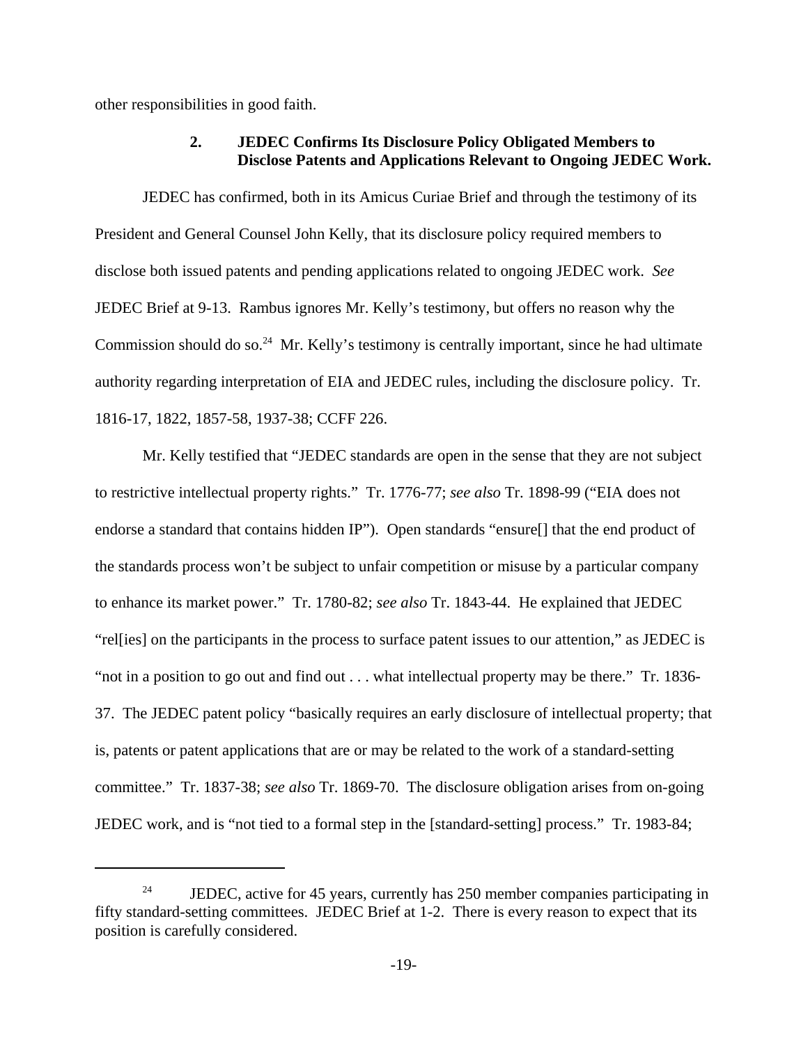other responsibilities in good faith.

### 2. JEDEC Confirms Its Disclosure Policy Obligated Members to Disclose Patents and Applications Relevant to Ongoing JEDEC Work.

JEDEC has confirmed, both in its Amicus Curiae Brief and through the testimony of its President and General Counsel John Kelly, that its disclosure policy required members to disclose both issued patents and pending applications related to ongoing JEDEC work. *See* JEDEC Brief at 9-13. Rambus ignores Mr. Kelly's testimony, but offers no reason why the Commission should do so.[24] Mr. Kelly's testimony is centrally important, since he had ultimate authority regarding interpretation of EIA and JEDEC rules, including the disclosure policy. Tr. 1816-17, 1822, 1857-58, 1937-38; CCFF 226.

Mr. Kelly testified that "JEDEC standards are open in the sense that they are not subject to restrictive intellectual property rights." Tr. 1776-77; *see also* Tr. 1898-99 ("EIA does not endorse a standard that contains hidden IP"). Open standards "ensure[] that the end product of the standards process won't be subject to unfair competition or misuse by a particular company to enhance its market power." Tr. 1780-82; *see also* Tr. 1843-44. He explained that JEDEC "rel[ies] on the participants in the process to surface patent issues to our attention," as JEDEC is "not in a position to go out and find out . . . what intellectual property may be there." Tr. 1836-37. The JEDEC patent policy "basically requires an early disclosure of intellectual property; that is, patents or patent applications that are or may be related to the work of a standard-setting committee." Tr. 1837-38; *see also* Tr. 1869-70. The disclosure obligation arises from on-going JEDEC work, and is "not tied to a formal step in the [standard-setting] process." Tr. 1983-84;

---

[24] JEDEC, active for 45 years, currently has 250 member companies participating in fifty standard-setting committees. JEDEC Brief at 1-2. There is every reason to expect that its position is carefully considered.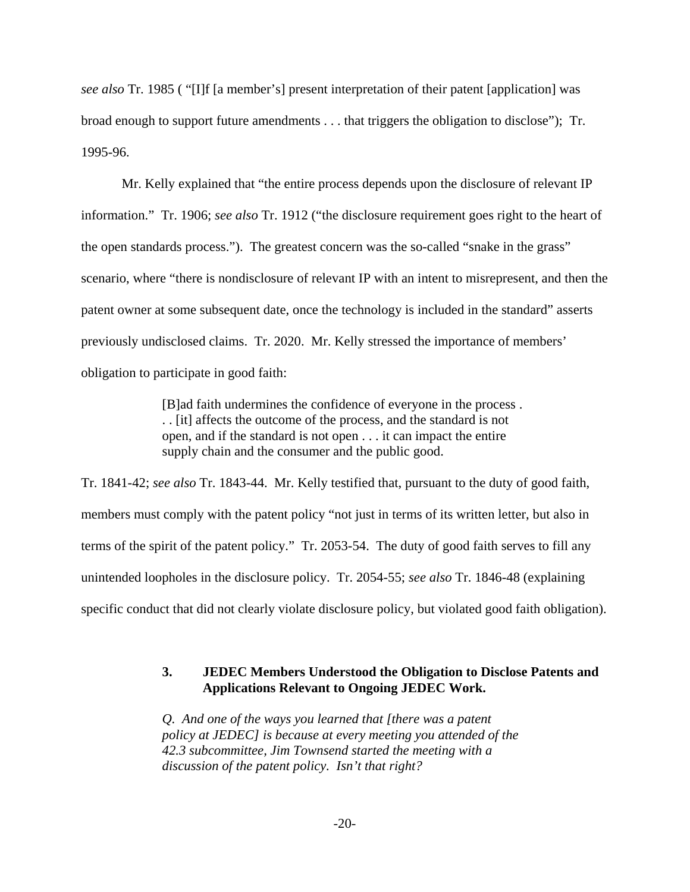*see also* Tr. 1985 ( "[I]f [a member's] present interpretation of their patent [application] was broad enough to support future amendments . . . that triggers the obligation to disclose"); Tr. 1995-96.

Mr. Kelly explained that "the entire process depends upon the disclosure of relevant IP information." Tr. 1906; *see also* Tr. 1912 ("the disclosure requirement goes right to the heart of the open standards process."). The greatest concern was the so-called "snake in the grass" scenario, where "there is nondisclosure of relevant IP with an intent to misrepresent, and then the patent owner at some subsequent date, once the technology is included in the standard" asserts previously undisclosed claims. Tr. 2020. Mr. Kelly stressed the importance of members' obligation to participate in good faith:

> [B]ad faith undermines the confidence of everyone in the process . . . [it] affects the outcome of the process, and the standard is not open, and if the standard is not open . . . it can impact the entire supply chain and the consumer and the public good.

Tr. 1841-42; *see also* Tr. 1843-44. Mr. Kelly testified that, pursuant to the duty of good faith, members must comply with the patent policy "not just in terms of its written letter, but also in terms of the spirit of the patent policy." Tr. 2053-54. The duty of good faith serves to fill any unintended loopholes in the disclosure policy. Tr. 2054-55; *see also* Tr. 1846-48 (explaining specific conduct that did not clearly violate disclosure policy, but violated good faith obligation).

### 3. JEDEC Members Understood the Obligation to Disclose Patents and Applications Relevant to Ongoing JEDEC Work.

> *Q. And one of the ways you learned that [there was a patent policy at JEDEC] is because at every meeting you attended of the 42.3 subcommittee, Jim Townsend started the meeting with a discussion of the patent policy. Isn't that right?*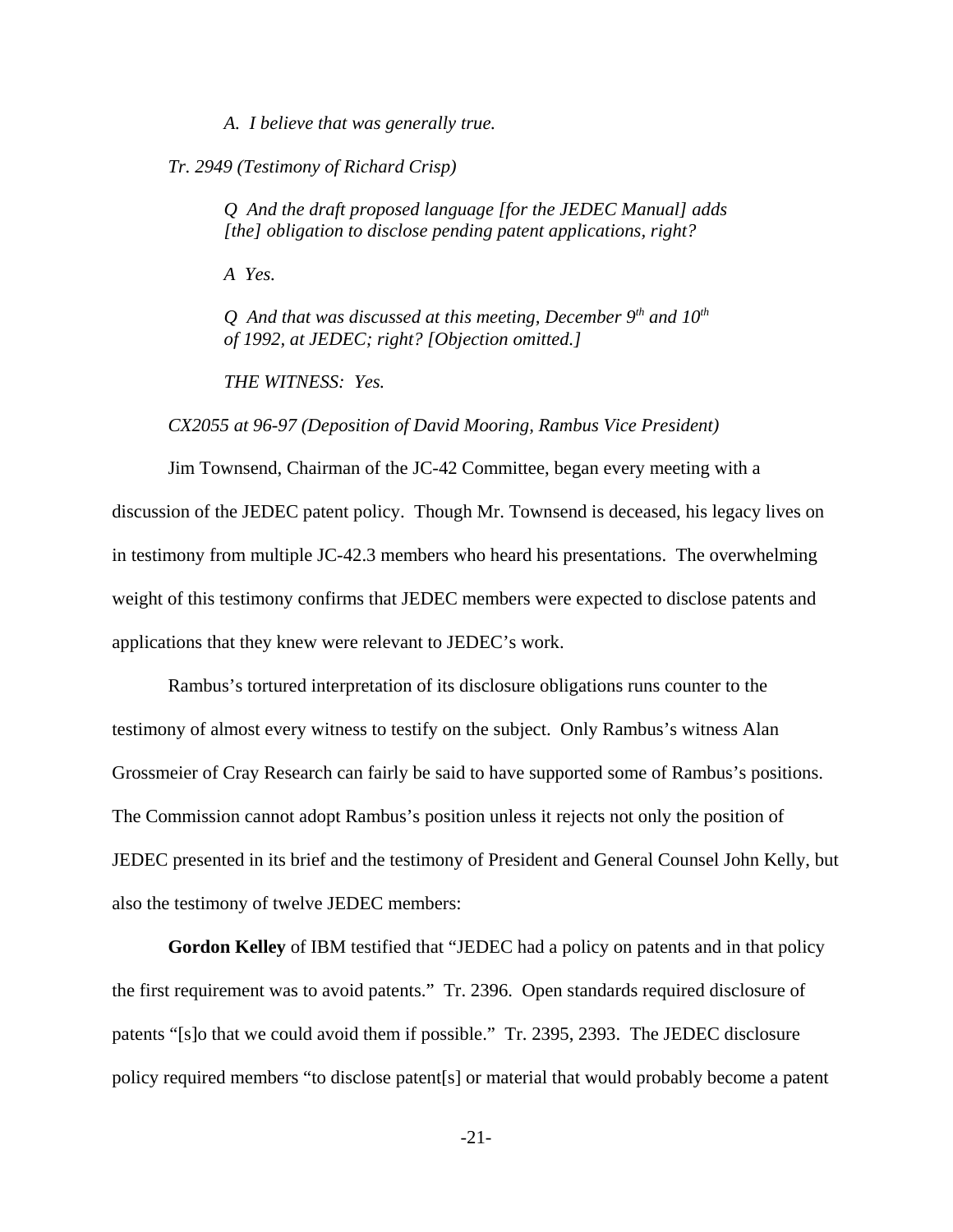*A. I believe that was generally true.*

*Tr. 2949 (Testimony of Richard Crisp)*

*Q And the draft proposed language [for the JEDEC Manual] adds [the] obligation to disclose pending patent applications, right?*

*A Yes.*

*Q And that was discussed at this meeting, December 9th and 10th of 1992, at JEDEC; right? [Objection omitted.]*

*THE WITNESS: Yes.*

*CX2055 at 96-97 (Deposition of David Mooring, Rambus Vice President)*

Jim Townsend, Chairman of the JC-42 Committee, began every meeting with a discussion of the JEDEC patent policy. Though Mr. Townsend is deceased, his legacy lives on in testimony from multiple JC-42.3 members who heard his presentations. The overwhelming weight of this testimony confirms that JEDEC members were expected to disclose patents and applications that they knew were relevant to JEDEC's work.

Rambus's tortured interpretation of its disclosure obligations runs counter to the testimony of almost every witness to testify on the subject. Only Rambus's witness Alan Grossmeier of Cray Research can fairly be said to have supported some of Rambus's positions. The Commission cannot adopt Rambus's position unless it rejects not only the position of JEDEC presented in its brief and the testimony of President and General Counsel John Kelly, but also the testimony of twelve JEDEC members:

**Gordon Kelley** of IBM testified that "JEDEC had a policy on patents and in that policy the first requirement was to avoid patents." Tr. 2396. Open standards required disclosure of patents "[s]o that we could avoid them if possible." Tr. 2395, 2393. The JEDEC disclosure policy required members "to disclose patent[s] or material that would probably become a patent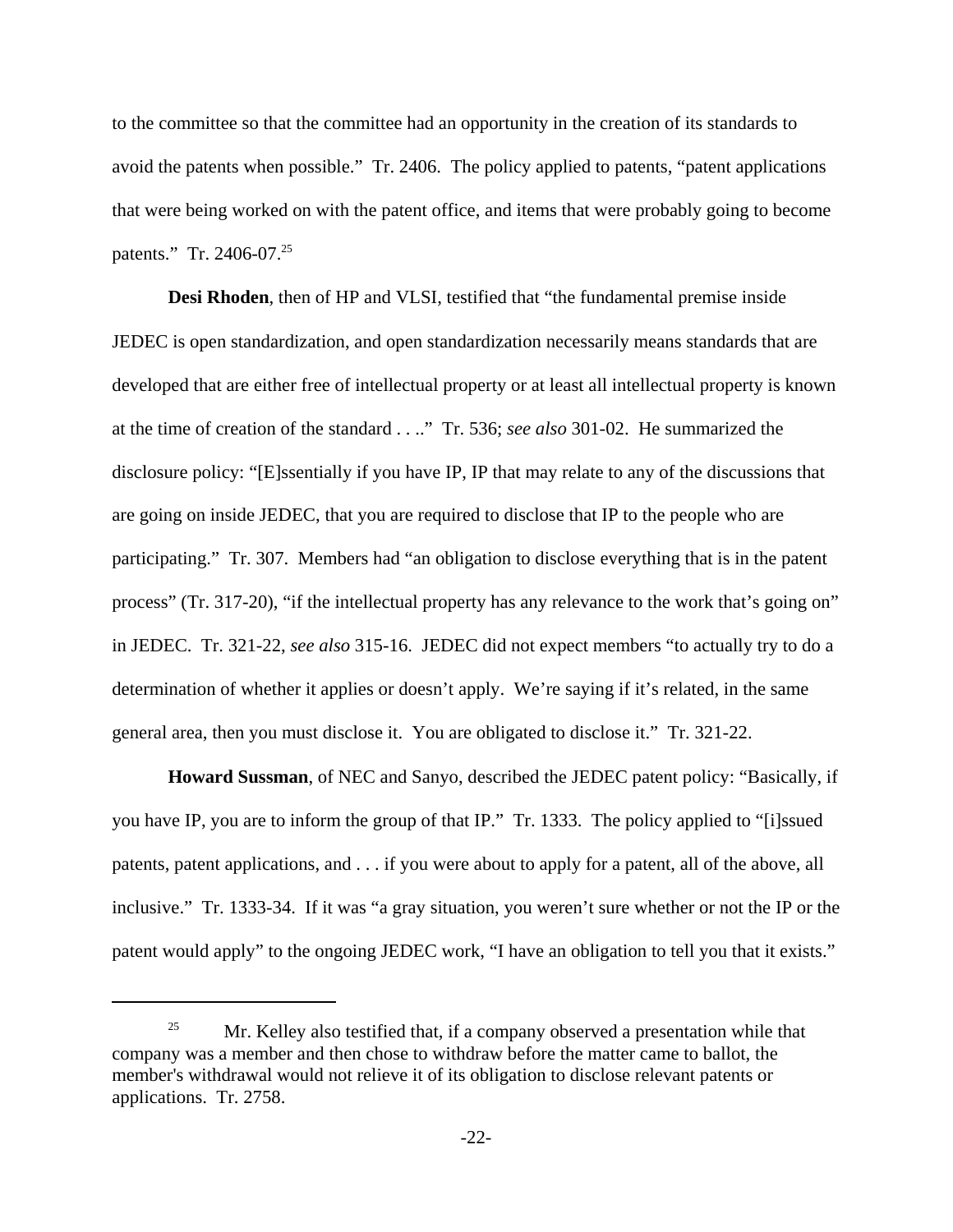to the committee so that the committee had an opportunity in the creation of its standards to avoid the patents when possible." Tr. 2406. The policy applied to patents, "patent applications that were being worked on with the patent office, and items that were probably going to become patents." Tr. 2406-07.[25]

**Desi Rhoden**, then of HP and VLSI, testified that "the fundamental premise inside JEDEC is open standardization, and open standardization necessarily means standards that are developed that are either free of intellectual property or at least all intellectual property is known at the time of creation of the standard . . .." Tr. 536; *see also* 301-02. He summarized the disclosure policy: "[E]ssentially if you have IP, IP that may relate to any of the discussions that are going on inside JEDEC, that you are required to disclose that IP to the people who are participating." Tr. 307. Members had "an obligation to disclose everything that is in the patent process" (Tr. 317-20), "if the intellectual property has any relevance to the work that's going on" in JEDEC. Tr. 321-22, *see also* 315-16. JEDEC did not expect members "to actually try to do a determination of whether it applies or doesn't apply. We're saying if it's related, in the same general area, then you must disclose it. You are obligated to disclose it." Tr. 321-22.

**Howard Sussman**, of NEC and Sanyo, described the JEDEC patent policy: "Basically, if you have IP, you are to inform the group of that IP." Tr. 1333. The policy applied to "[i]ssued patents, patent applications, and . . . if you were about to apply for a patent, all of the above, all inclusive." Tr. 1333-34. If it was "a gray situation, you weren't sure whether or not the IP or the patent would apply" to the ongoing JEDEC work, "I have an obligation to tell you that it exists."

---

[25] Mr. Kelley also testified that, if a company observed a presentation while that company was a member and then chose to withdraw before the matter came to ballot, the member's withdrawal would not relieve it of its obligation to disclose relevant patents or applications. Tr. 2758.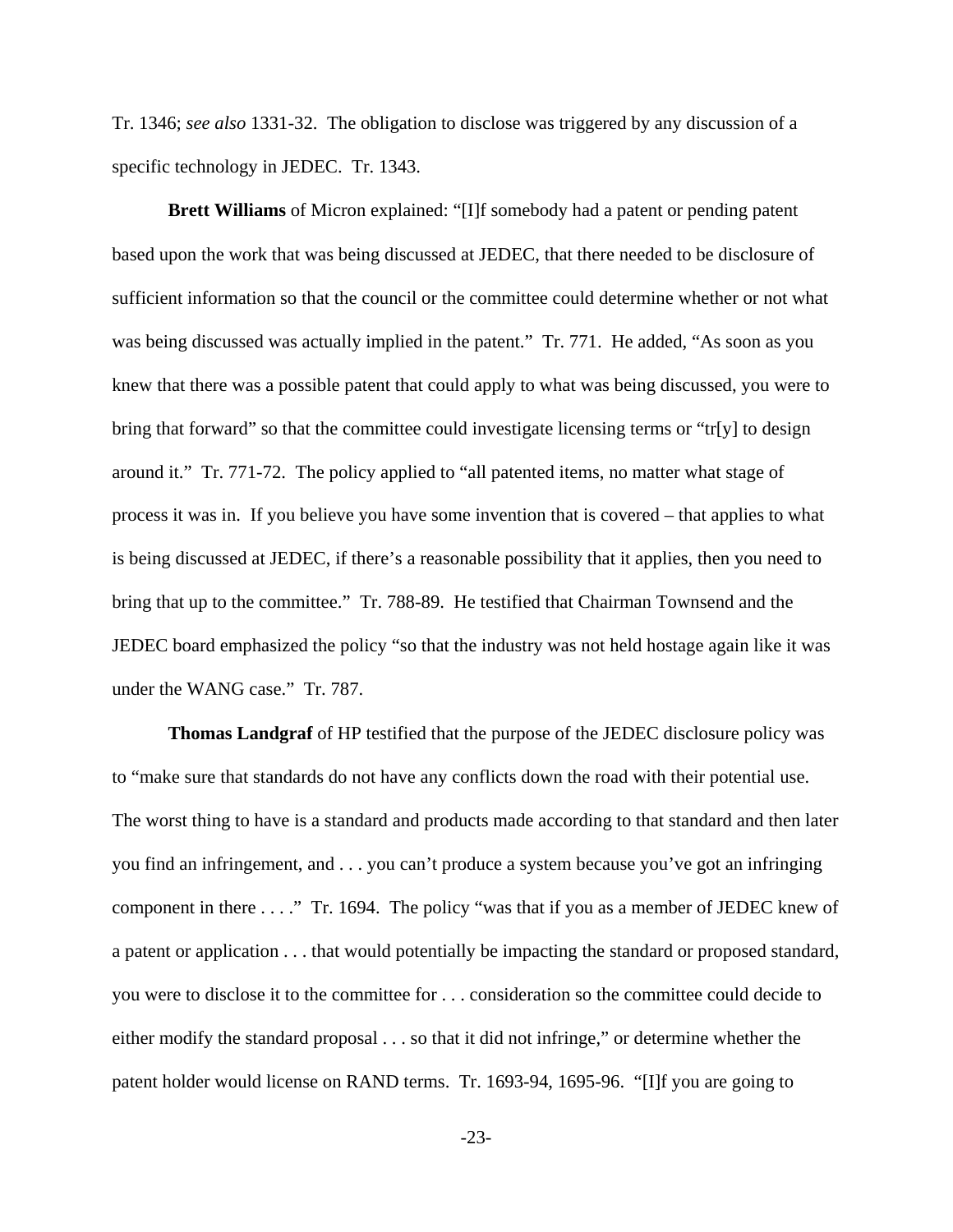Tr. 1346; *see also* 1331-32. The obligation to disclose was triggered by any discussion of a specific technology in JEDEC. Tr. 1343.

**Brett Williams** of Micron explained: "[I]f somebody had a patent or pending patent based upon the work that was being discussed at JEDEC, that there needed to be disclosure of sufficient information so that the council or the committee could determine whether or not what was being discussed was actually implied in the patent." Tr. 771. He added, "As soon as you knew that there was a possible patent that could apply to what was being discussed, you were to bring that forward" so that the committee could investigate licensing terms or "tr[y] to design around it." Tr. 771-72. The policy applied to "all patented items, no matter what stage of process it was in. If you believe you have some invention that is covered – that applies to what is being discussed at JEDEC, if there's a reasonable possibility that it applies, then you need to bring that up to the committee." Tr. 788-89. He testified that Chairman Townsend and the JEDEC board emphasized the policy "so that the industry was not held hostage again like it was under the WANG case." Tr. 787.

**Thomas Landgraf** of HP testified that the purpose of the JEDEC disclosure policy was to "make sure that standards do not have any conflicts down the road with their potential use. The worst thing to have is a standard and products made according to that standard and then later you find an infringement, and . . . you can't produce a system because you've got an infringing component in there . . . ." Tr. 1694. The policy "was that if you as a member of JEDEC knew of a patent or application . . . that would potentially be impacting the standard or proposed standard, you were to disclose it to the committee for . . . consideration so the committee could decide to either modify the standard proposal . . . so that it did not infringe," or determine whether the patent holder would license on RAND terms. Tr. 1693-94, 1695-96. "[I]f you are going to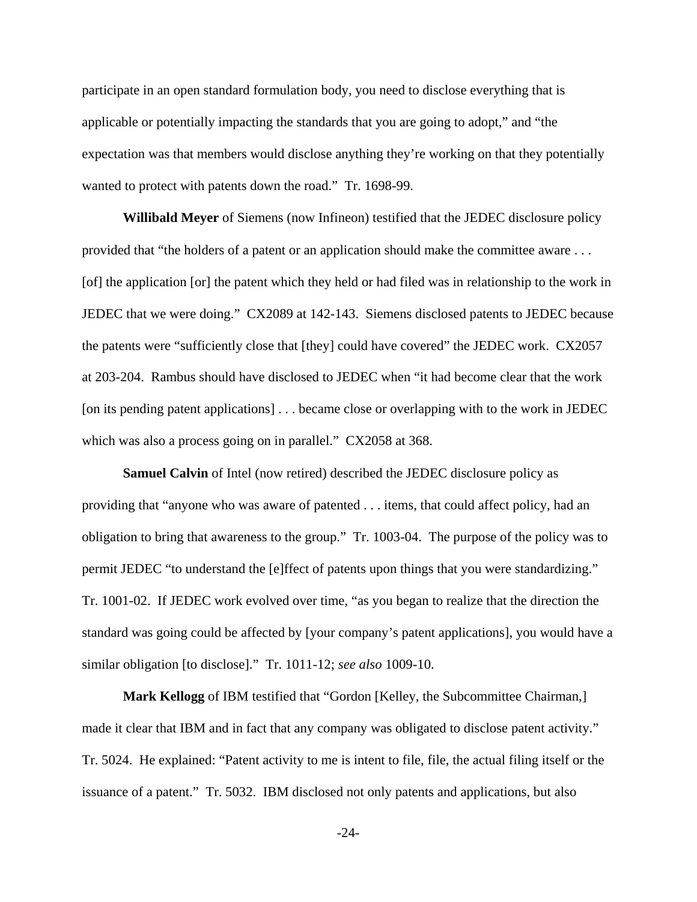participate in an open standard formulation body, you need to disclose everything that is applicable or potentially impacting the standards that you are going to adopt," and "the expectation was that members would disclose anything they're working on that they potentially wanted to protect with patents down the road." Tr. 1698-99.

**Willibald Meyer** of Siemens (now Infineon) testified that the JEDEC disclosure policy provided that "the holders of a patent or an application should make the committee aware . . . [of] the application [or] the patent which they held or had filed was in relationship to the work in JEDEC that we were doing." CX2089 at 142-143. Siemens disclosed patents to JEDEC because the patents were "sufficiently close that [they] could have covered" the JEDEC work. CX2057 at 203-204. Rambus should have disclosed to JEDEC when "it had become clear that the work [on its pending patent applications] . . . became close or overlapping with to the work in JEDEC which was also a process going on in parallel." CX2058 at 368.

**Samuel Calvin** of Intel (now retired) described the JEDEC disclosure policy as providing that "anyone who was aware of patented . . . items, that could affect policy, had an obligation to bring that awareness to the group." Tr. 1003-04. The purpose of the policy was to permit JEDEC "to understand the [e]ffect of patents upon things that you were standardizing." Tr. 1001-02. If JEDEC work evolved over time, "as you began to realize that the direction the standard was going could be affected by [your company's patent applications], you would have a similar obligation [to disclose]." Tr. 1011-12; *see also* 1009-10.

**Mark Kellogg** of IBM testified that "Gordon [Kelley, the Subcommittee Chairman,] made it clear that IBM and in fact that any company was obligated to disclose patent activity." Tr. 5024. He explained: "Patent activity to me is intent to file, file, the actual filing itself or the issuance of a patent." Tr. 5032. IBM disclosed not only patents and applications, but also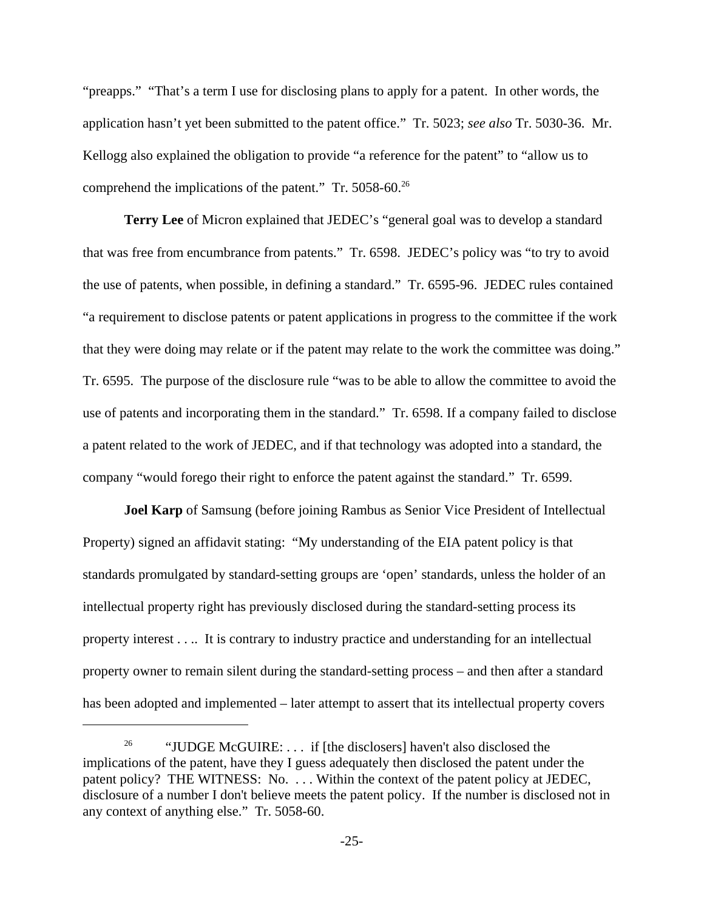"preapps." "That's a term I use for disclosing plans to apply for a patent. In other words, the application hasn't yet been submitted to the patent office." Tr. 5023; *see also* Tr. 5030-36. Mr. Kellogg also explained the obligation to provide "a reference for the patent" to "allow us to comprehend the implications of the patent." Tr. 5058-60.[26]

**Terry Lee** of Micron explained that JEDEC's "general goal was to develop a standard that was free from encumbrance from patents." Tr. 6598. JEDEC's policy was "to try to avoid the use of patents, when possible, in defining a standard." Tr. 6595-96. JEDEC rules contained "a requirement to disclose patents or patent applications in progress to the committee if the work that they were doing may relate or if the patent may relate to the work the committee was doing." Tr. 6595. The purpose of the disclosure rule "was to be able to allow the committee to avoid the use of patents and incorporating them in the standard." Tr. 6598. If a company failed to disclose a patent related to the work of JEDEC, and if that technology was adopted into a standard, the company "would forego their right to enforce the patent against the standard." Tr. 6599.

**Joel Karp** of Samsung (before joining Rambus as Senior Vice President of Intellectual Property) signed an affidavit stating: "My understanding of the EIA patent policy is that standards promulgated by standard-setting groups are 'open' standards, unless the holder of an intellectual property right has previously disclosed during the standard-setting process its property interest . . .. It is contrary to industry practice and understanding for an intellectual property owner to remain silent during the standard-setting process – and then after a standard has been adopted and implemented – later attempt to assert that its intellectual property covers

---

[26] "JUDGE McGUIRE: . . . if [the disclosers] haven't also disclosed the implications of the patent, have they I guess adequately then disclosed the patent under the patent policy? THE WITNESS: No. . . . Within the context of the patent policy at JEDEC, disclosure of a number I don't believe meets the patent policy. If the number is disclosed not in any context of anything else." Tr. 5058-60.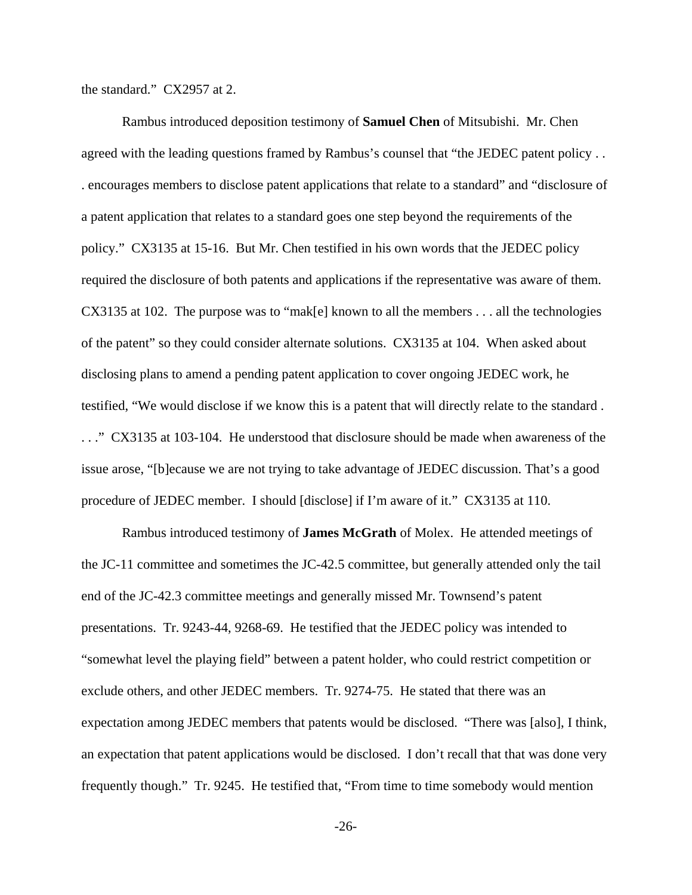the standard." CX2957 at 2.

Rambus introduced deposition testimony of **Samuel Chen** of Mitsubishi. Mr. Chen agreed with the leading questions framed by Rambus's counsel that "the JEDEC patent policy . . . encourages members to disclose patent applications that relate to a standard" and "disclosure of a patent application that relates to a standard goes one step beyond the requirements of the policy." CX3135 at 15-16. But Mr. Chen testified in his own words that the JEDEC policy required the disclosure of both patents and applications if the representative was aware of them. CX3135 at 102. The purpose was to "mak[e] known to all the members . . . all the technologies of the patent" so they could consider alternate solutions. CX3135 at 104. When asked about disclosing plans to amend a pending patent application to cover ongoing JEDEC work, he testified, "We would disclose if we know this is a patent that will directly relate to the standard . . . ." CX3135 at 103-104. He understood that disclosure should be made when awareness of the issue arose, "[b]ecause we are not trying to take advantage of JEDEC discussion. That's a good procedure of JEDEC member. I should [disclose] if I'm aware of it." CX3135 at 110.

Rambus introduced testimony of **James McGrath** of Molex. He attended meetings of the JC-11 committee and sometimes the JC-42.5 committee, but generally attended only the tail end of the JC-42.3 committee meetings and generally missed Mr. Townsend's patent presentations. Tr. 9243-44, 9268-69. He testified that the JEDEC policy was intended to "somewhat level the playing field" between a patent holder, who could restrict competition or exclude others, and other JEDEC members. Tr. 9274-75. He stated that there was an expectation among JEDEC members that patents would be disclosed. "There was [also], I think, an expectation that patent applications would be disclosed. I don't recall that that was done very frequently though." Tr. 9245. He testified that, "From time to time somebody would mention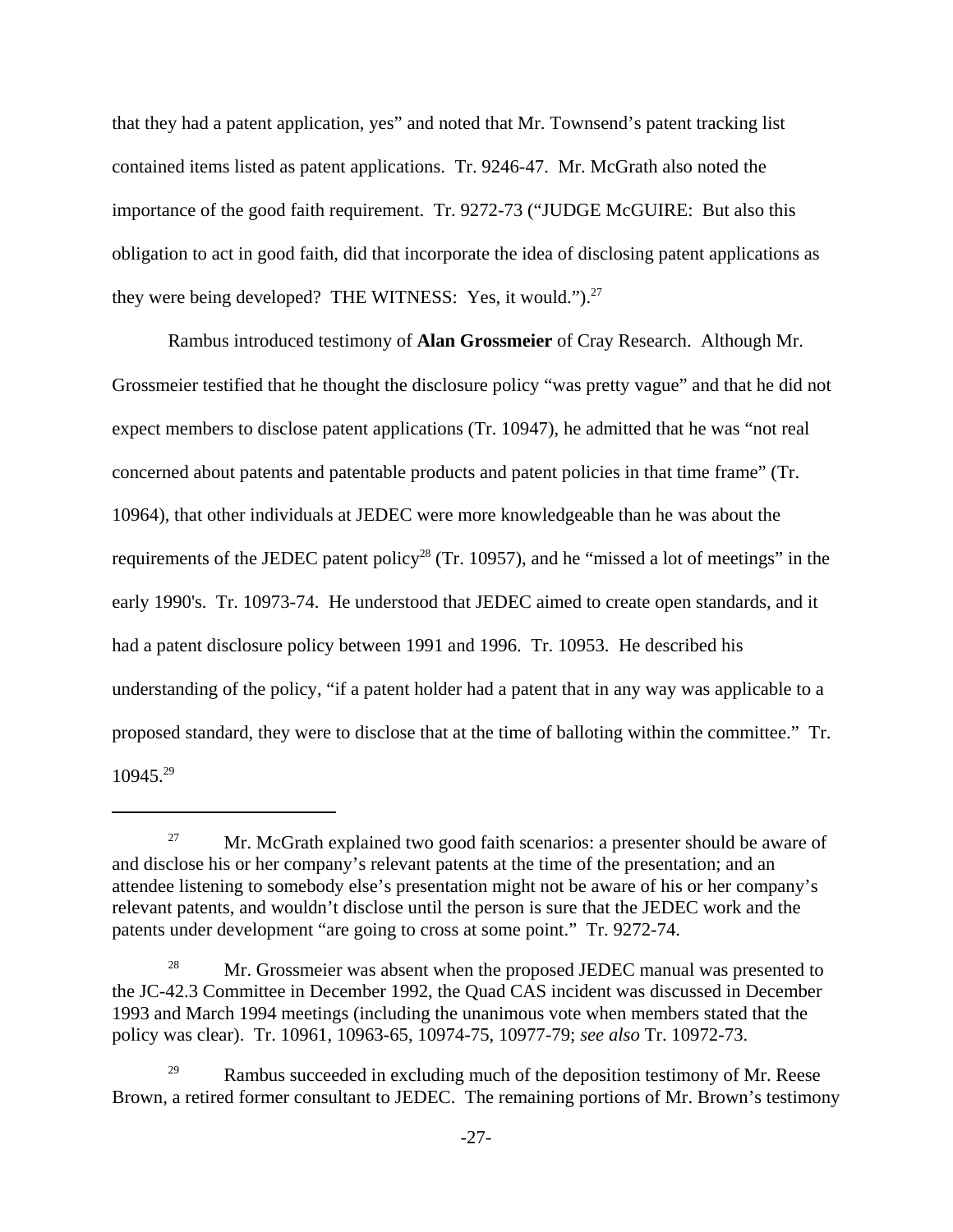that they had a patent application, yes" and noted that Mr. Townsend's patent tracking list contained items listed as patent applications. Tr. 9246-47. Mr. McGrath also noted the importance of the good faith requirement. Tr. 9272-73 ("JUDGE McGUIRE: But also this obligation to act in good faith, did that incorporate the idea of disclosing patent applications as they were being developed? THE WITNESS: Yes, it would.").[27]

Rambus introduced testimony of **Alan Grossmeier** of Cray Research. Although Mr. Grossmeier testified that he thought the disclosure policy "was pretty vague" and that he did not expect members to disclose patent applications (Tr. 10947), he admitted that he was "not real concerned about patents and patentable products and patent policies in that time frame" (Tr. 10964), that other individuals at JEDEC were more knowledgeable than he was about the requirements of the JEDEC patent policy[28] (Tr. 10957), and he "missed a lot of meetings" in the early 1990's. Tr. 10973-74. He understood that JEDEC aimed to create open standards, and it had a patent disclosure policy between 1991 and 1996. Tr. 10953. He described his understanding of the policy, "if a patent holder had a patent that in any way was applicable to a proposed standard, they were to disclose that at the time of balloting within the committee." Tr. 10945.[29]

---

[27] Mr. McGrath explained two good faith scenarios: a presenter should be aware of and disclose his or her company's relevant patents at the time of the presentation; and an attendee listening to somebody else's presentation might not be aware of his or her company's relevant patents, and wouldn't disclose until the person is sure that the JEDEC work and the patents under development "are going to cross at some point." Tr. 9272-74.

[28] Mr. Grossmeier was absent when the proposed JEDEC manual was presented to the JC-42.3 Committee in December 1992, the Quad CAS incident was discussed in December 1993 and March 1994 meetings (including the unanimous vote when members stated that the policy was clear). Tr. 10961, 10963-65, 10974-75, 10977-79; *see also* Tr. 10972-73.

[29] Rambus succeeded in excluding much of the deposition testimony of Mr. Reese Brown, a retired former consultant to JEDEC. The remaining portions of Mr. Brown's testimony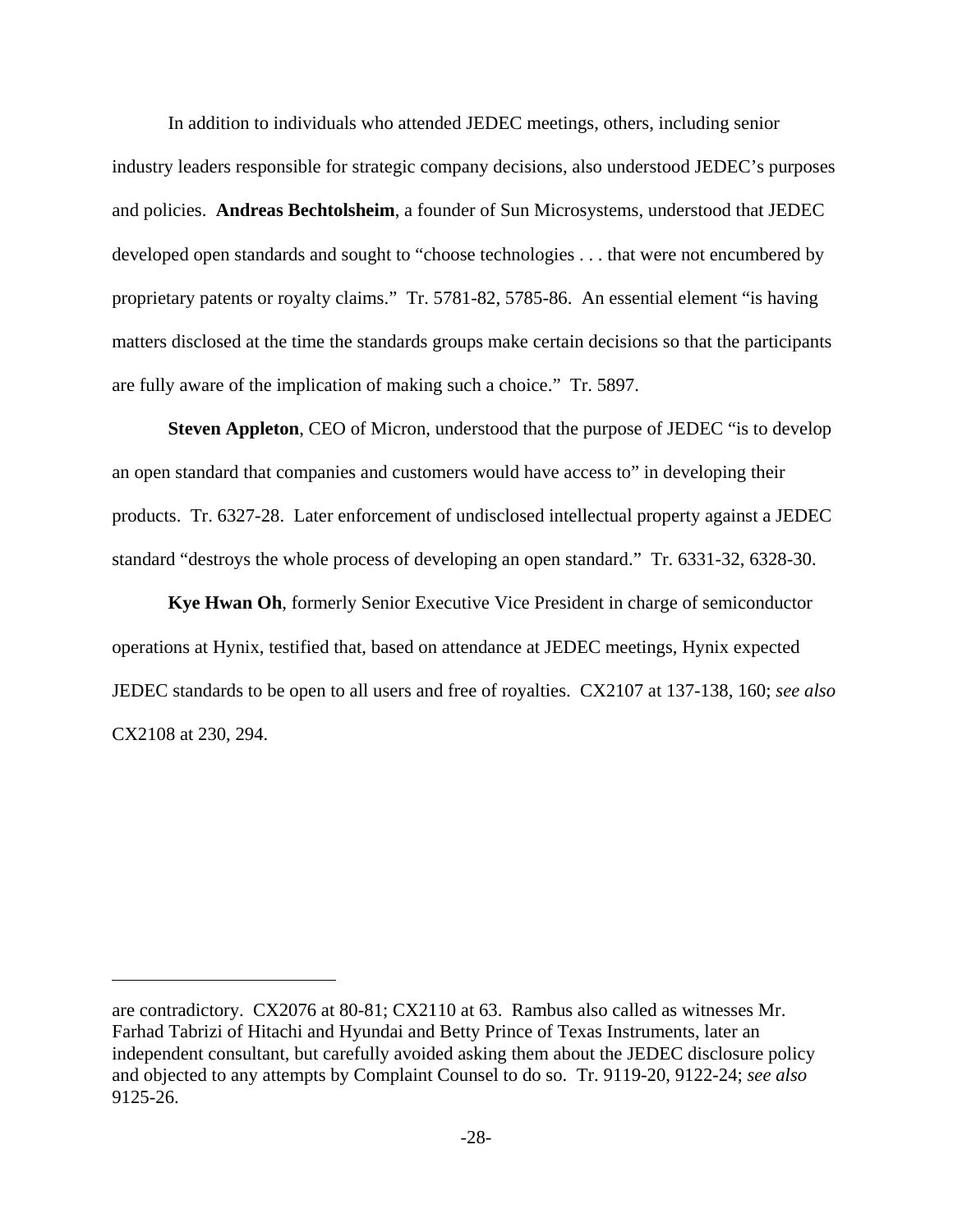In addition to individuals who attended JEDEC meetings, others, including senior industry leaders responsible for strategic company decisions, also understood JEDEC's purposes and policies. **Andreas Bechtolsheim**, a founder of Sun Microsystems, understood that JEDEC developed open standards and sought to "choose technologies . . . that were not encumbered by proprietary patents or royalty claims." Tr. 5781-82, 5785-86. An essential element "is having matters disclosed at the time the standards groups make certain decisions so that the participants are fully aware of the implication of making such a choice." Tr. 5897.

**Steven Appleton**, CEO of Micron, understood that the purpose of JEDEC "is to develop an open standard that companies and customers would have access to" in developing their products. Tr. 6327-28. Later enforcement of undisclosed intellectual property against a JEDEC standard "destroys the whole process of developing an open standard." Tr. 6331-32, 6328-30.

**Kye Hwan Oh**, formerly Senior Executive Vice President in charge of semiconductor operations at Hynix, testified that, based on attendance at JEDEC meetings, Hynix expected JEDEC standards to be open to all users and free of royalties. CX2107 at 137-138, 160; *see also* CX2108 at 230, 294.

---

are contradictory. CX2076 at 80-81; CX2110 at 63. Rambus also called as witnesses Mr. Farhad Tabrizi of Hitachi and Hyundai and Betty Prince of Texas Instruments, later an independent consultant, but carefully avoided asking them about the JEDEC disclosure policy and objected to any attempts by Complaint Counsel to do so. Tr. 9119-20, 9122-24; *see also* 9125-26.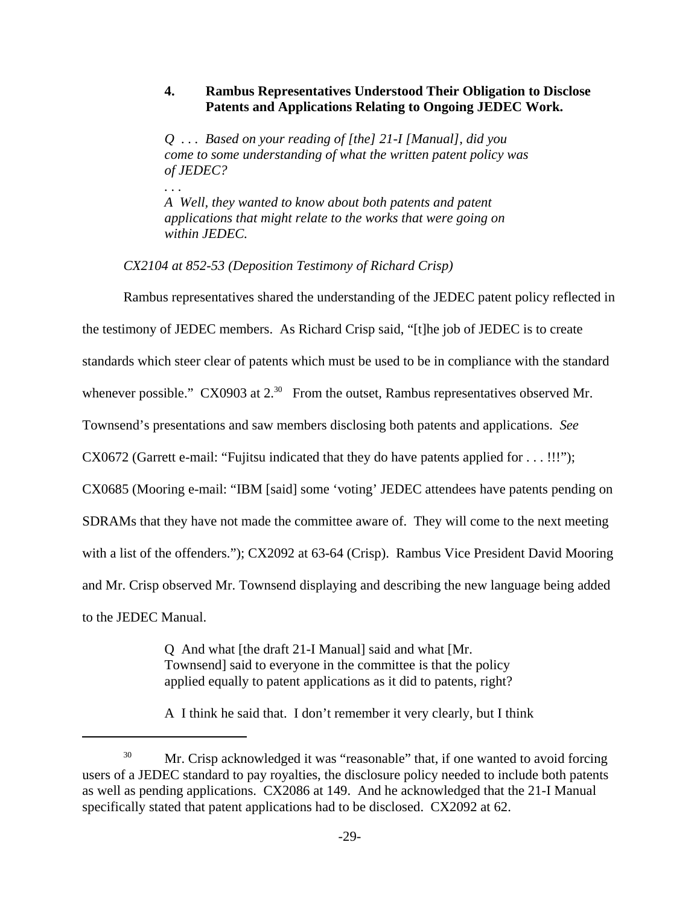### 4. Rambus Representatives Understood Their Obligation to Disclose Patents and Applications Relating to Ongoing JEDEC Work.

> *Q . . . Based on your reading of [the] 21-I [Manual], did you come to some understanding of what the written patent policy was of JEDEC?*
>
> *. . .*
>
> *A Well, they wanted to know about both patents and patent applications that might relate to the works that were going on within JEDEC.*

*CX2104 at 852-53 (Deposition Testimony of Richard Crisp)*

Rambus representatives shared the understanding of the JEDEC patent policy reflected in the testimony of JEDEC members. As Richard Crisp said, "[t]he job of JEDEC is to create standards which steer clear of patents which must be used to be in compliance with the standard whenever possible." CX0903 at 2.[30] From the outset, Rambus representatives observed Mr. Townsend's presentations and saw members disclosing both patents and applications. *See* CX0672 (Garrett e-mail: "Fujitsu indicated that they do have patents applied for . . . !!!"); CX0685 (Mooring e-mail: "IBM [said] some 'voting' JEDEC attendees have patents pending on SDRAMs that they have not made the committee aware of. They will come to the next meeting with a list of the offenders."); CX2092 at 63-64 (Crisp). Rambus Vice President David Mooring and Mr. Crisp observed Mr. Townsend displaying and describing the new language being added to the JEDEC Manual.

> Q And what [the draft 21-I Manual] said and what [Mr. Townsend] said to everyone in the committee is that the policy applied equally to patent applications as it did to patents, right?
>
> A I think he said that. I don't remember it very clearly, but I think

---

[30] Mr. Crisp acknowledged it was "reasonable" that, if one wanted to avoid forcing users of a JEDEC standard to pay royalties, the disclosure policy needed to include both patents as well as pending applications. CX2086 at 149. And he acknowledged that the 21-I Manual specifically stated that patent applications had to be disclosed. CX2092 at 62.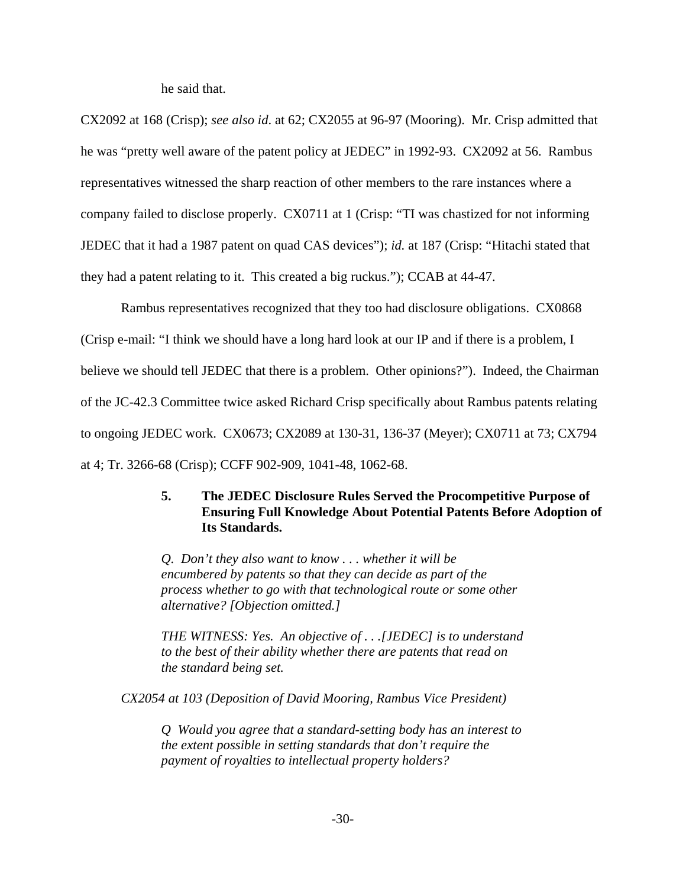he said that.

CX2092 at 168 (Crisp); *see also id*. at 62; CX2055 at 96-97 (Mooring). Mr. Crisp admitted that he was "pretty well aware of the patent policy at JEDEC" in 1992-93. CX2092 at 56. Rambus representatives witnessed the sharp reaction of other members to the rare instances where a company failed to disclose properly. CX0711 at 1 (Crisp: "TI was chastized for not informing JEDEC that it had a 1987 patent on quad CAS devices"); *id.* at 187 (Crisp: "Hitachi stated that they had a patent relating to it. This created a big ruckus."); CCAB at 44-47.

Rambus representatives recognized that they too had disclosure obligations. CX0868 (Crisp e-mail: "I think we should have a long hard look at our IP and if there is a problem, I believe we should tell JEDEC that there is a problem. Other opinions?"). Indeed, the Chairman of the JC-42.3 Committee twice asked Richard Crisp specifically about Rambus patents relating to ongoing JEDEC work. CX0673; CX2089 at 130-31, 136-37 (Meyer); CX0711 at 73; CX794 at 4; Tr. 3266-68 (Crisp); CCFF 902-909, 1041-48, 1062-68.

### 5. The JEDEC Disclosure Rules Served the Procompetitive Purpose of Ensuring Full Knowledge About Potential Patents Before Adoption of Its Standards.

> *Q. Don't they also want to know . . . whether it will be encumbered by patents so that they can decide as part of the process whether to go with that technological route or some other alternative? [Objection omitted.]*
>
> *THE WITNESS: Yes. An objective of . . .[JEDEC] is to understand to the best of their ability whether there are patents that read on the standard being set.*

*CX2054 at 103 (Deposition of David Mooring, Rambus Vice President)*

> *Q Would you agree that a standard-setting body has an interest to the extent possible in setting standards that don't require the payment of royalties to intellectual property holders?*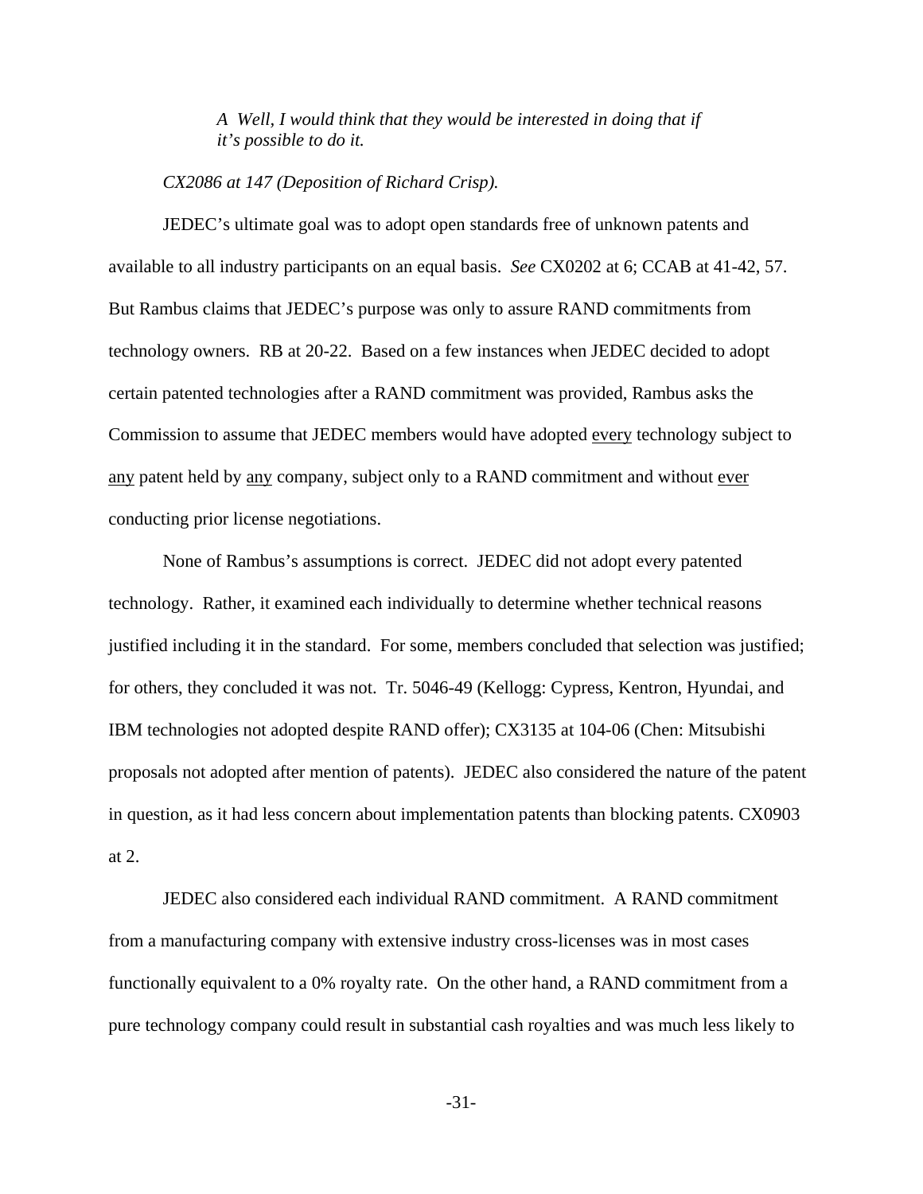> *A Well, I would think that they would be interested in doing that if it's possible to do it.*

*CX2086 at 147 (Deposition of Richard Crisp).*

JEDEC's ultimate goal was to adopt open standards free of unknown patents and available to all industry participants on an equal basis. *See* CX0202 at 6; CCAB at 41-42, 57. But Rambus claims that JEDEC's purpose was only to assure RAND commitments from technology owners. RB at 20-22. Based on a few instances when JEDEC decided to adopt certain patented technologies after a RAND commitment was provided, Rambus asks the Commission to assume that JEDEC members would have adopted <u>every</u> technology subject to <u>any</u> patent held by <u>any</u> company, subject only to a RAND commitment and without <u>ever</u> conducting prior license negotiations.

None of Rambus's assumptions is correct. JEDEC did not adopt every patented technology. Rather, it examined each individually to determine whether technical reasons justified including it in the standard. For some, members concluded that selection was justified; for others, they concluded it was not. Tr. 5046-49 (Kellogg: Cypress, Kentron, Hyundai, and IBM technologies not adopted despite RAND offer); CX3135 at 104-06 (Chen: Mitsubishi proposals not adopted after mention of patents). JEDEC also considered the nature of the patent in question, as it had less concern about implementation patents than blocking patents. CX0903 at 2.

JEDEC also considered each individual RAND commitment. A RAND commitment from a manufacturing company with extensive industry cross-licenses was in most cases functionally equivalent to a 0% royalty rate. On the other hand, a RAND commitment from a pure technology company could result in substantial cash royalties and was much less likely to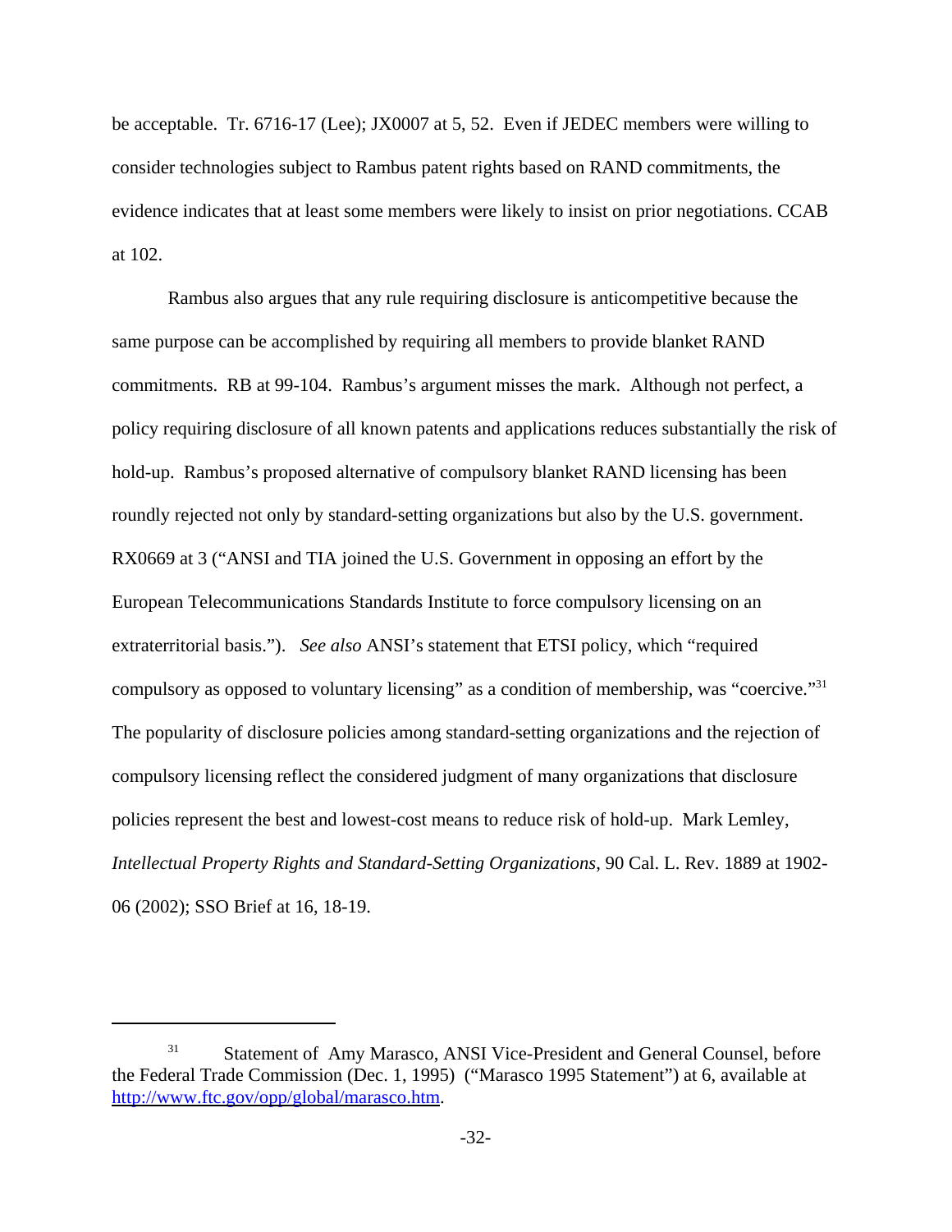be acceptable. Tr. 6716-17 (Lee); JX0007 at 5, 52. Even if JEDEC members were willing to consider technologies subject to Rambus patent rights based on RAND commitments, the evidence indicates that at least some members were likely to insist on prior negotiations. CCAB at 102.

Rambus also argues that any rule requiring disclosure is anticompetitive because the same purpose can be accomplished by requiring all members to provide blanket RAND commitments. RB at 99-104. Rambus's argument misses the mark. Although not perfect, a policy requiring disclosure of all known patents and applications reduces substantially the risk of hold-up. Rambus's proposed alternative of compulsory blanket RAND licensing has been roundly rejected not only by standard-setting organizations but also by the U.S. government. RX0669 at 3 ("ANSI and TIA joined the U.S. Government in opposing an effort by the European Telecommunications Standards Institute to force compulsory licensing on an extraterritorial basis."). *See also* ANSI's statement that ETSI policy, which "required compulsory as opposed to voluntary licensing" as a condition of membership, was "coercive."[31] The popularity of disclosure policies among standard-setting organizations and the rejection of compulsory licensing reflect the considered judgment of many organizations that disclosure policies represent the best and lowest-cost means to reduce risk of hold-up. Mark Lemley, *Intellectual Property Rights and Standard-Setting Organizations*, 90 Cal. L. Rev. 1889 at 1902-06 (2002); SSO Brief at 16, 18-19.

---

[31] Statement of Amy Marasco, ANSI Vice-President and General Counsel, before the Federal Trade Commission (Dec. 1, 1995) ("Marasco 1995 Statement") at 6, available at http://www.ftc.gov/opp/global/marasco.htm.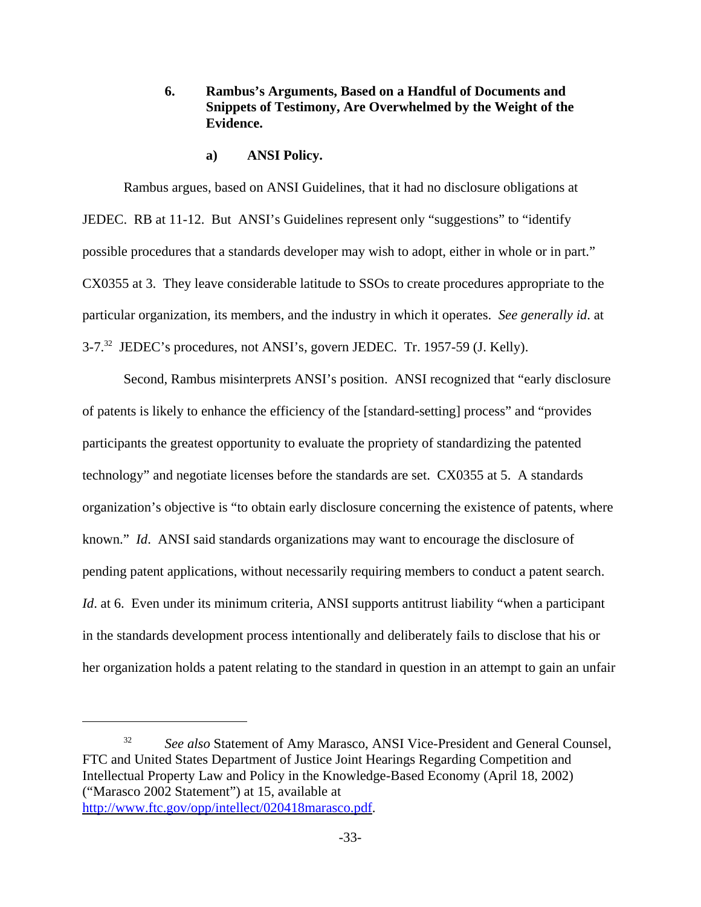### 6. Rambus's Arguments, Based on a Handful of Documents and Snippets of Testimony, Are Overwhelmed by the Weight of the Evidence.

#### a) ANSI Policy.

Rambus argues, based on ANSI Guidelines, that it had no disclosure obligations at JEDEC. RB at 11-12. But ANSI's Guidelines represent only "suggestions" to "identify possible procedures that a standards developer may wish to adopt, either in whole or in part." CX0355 at 3. They leave considerable latitude to SSOs to create procedures appropriate to the particular organization, its members, and the industry in which it operates. *See generally id*. at 3-7.[32] JEDEC's procedures, not ANSI's, govern JEDEC. Tr. 1957-59 (J. Kelly).

Second, Rambus misinterprets ANSI's position. ANSI recognized that "early disclosure of patents is likely to enhance the efficiency of the [standard-setting] process" and "provides participants the greatest opportunity to evaluate the propriety of standardizing the patented technology" and negotiate licenses before the standards are set. CX0355 at 5. A standards organization's objective is "to obtain early disclosure concerning the existence of patents, where known." *Id*. ANSI said standards organizations may want to encourage the disclosure of pending patent applications, without necessarily requiring members to conduct a patent search. *Id*. at 6. Even under its minimum criteria, ANSI supports antitrust liability "when a participant in the standards development process intentionally and deliberately fails to disclose that his or her organization holds a patent relating to the standard in question in an attempt to gain an unfair

---

[32] *See also* Statement of Amy Marasco, ANSI Vice-President and General Counsel, FTC and United States Department of Justice Joint Hearings Regarding Competition and Intellectual Property Law and Policy in the Knowledge-Based Economy (April 18, 2002) ("Marasco 2002 Statement") at 15, available at http://www.ftc.gov/opp/intellect/020418marasco.pdf.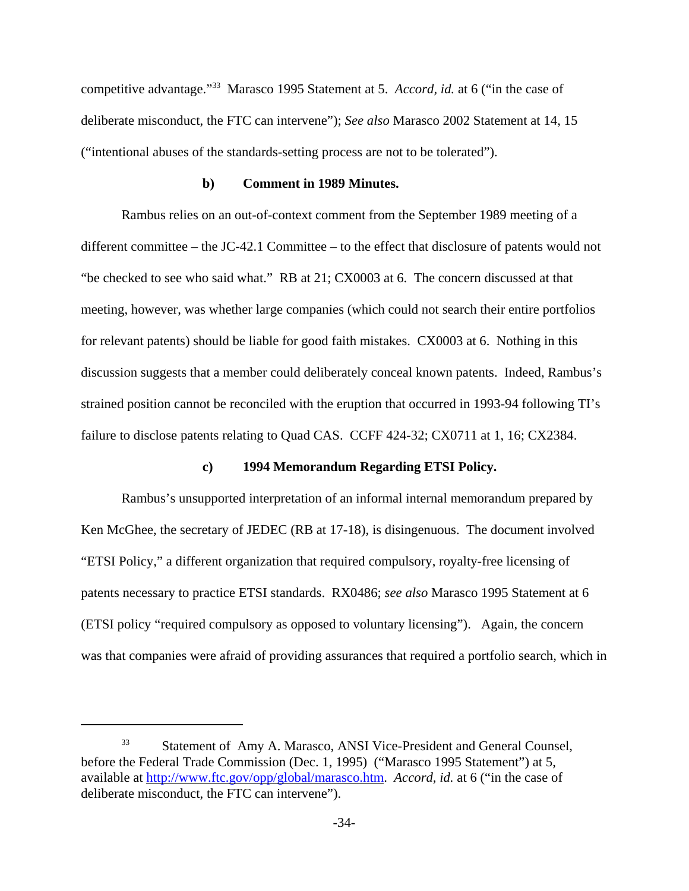competitive advantage."[33] Marasco 1995 Statement at 5. *Accord, id.* at 6 ("in the case of deliberate misconduct, the FTC can intervene"); *See also* Marasco 2002 Statement at 14, 15 ("intentional abuses of the standards-setting process are not to be tolerated").

**b) Comment in 1989 Minutes.**

Rambus relies on an out-of-context comment from the September 1989 meeting of a different committee – the JC-42.1 Committee – to the effect that disclosure of patents would not "be checked to see who said what." RB at 21; CX0003 at 6. The concern discussed at that meeting, however, was whether large companies (which could not search their entire portfolios for relevant patents) should be liable for good faith mistakes. CX0003 at 6. Nothing in this discussion suggests that a member could deliberately conceal known patents. Indeed, Rambus's strained position cannot be reconciled with the eruption that occurred in 1993-94 following TI's failure to disclose patents relating to Quad CAS. CCFF 424-32; CX0711 at 1, 16; CX2384.

**c) 1994 Memorandum Regarding ETSI Policy.**

Rambus's unsupported interpretation of an informal internal memorandum prepared by Ken McGhee, the secretary of JEDEC (RB at 17-18), is disingenuous. The document involved "ETSI Policy," a different organization that required compulsory, royalty-free licensing of patents necessary to practice ETSI standards. RX0486; *see also* Marasco 1995 Statement at 6 (ETSI policy "required compulsory as opposed to voluntary licensing"). Again, the concern was that companies were afraid of providing assurances that required a portfolio search, which in

---

[33] Statement of Amy A. Marasco, ANSI Vice-President and General Counsel, before the Federal Trade Commission (Dec. 1, 1995) ("Marasco 1995 Statement") at 5, available at http://www.ftc.gov/opp/global/marasco.htm. *Accord, id.* at 6 ("in the case of deliberate misconduct, the FTC can intervene").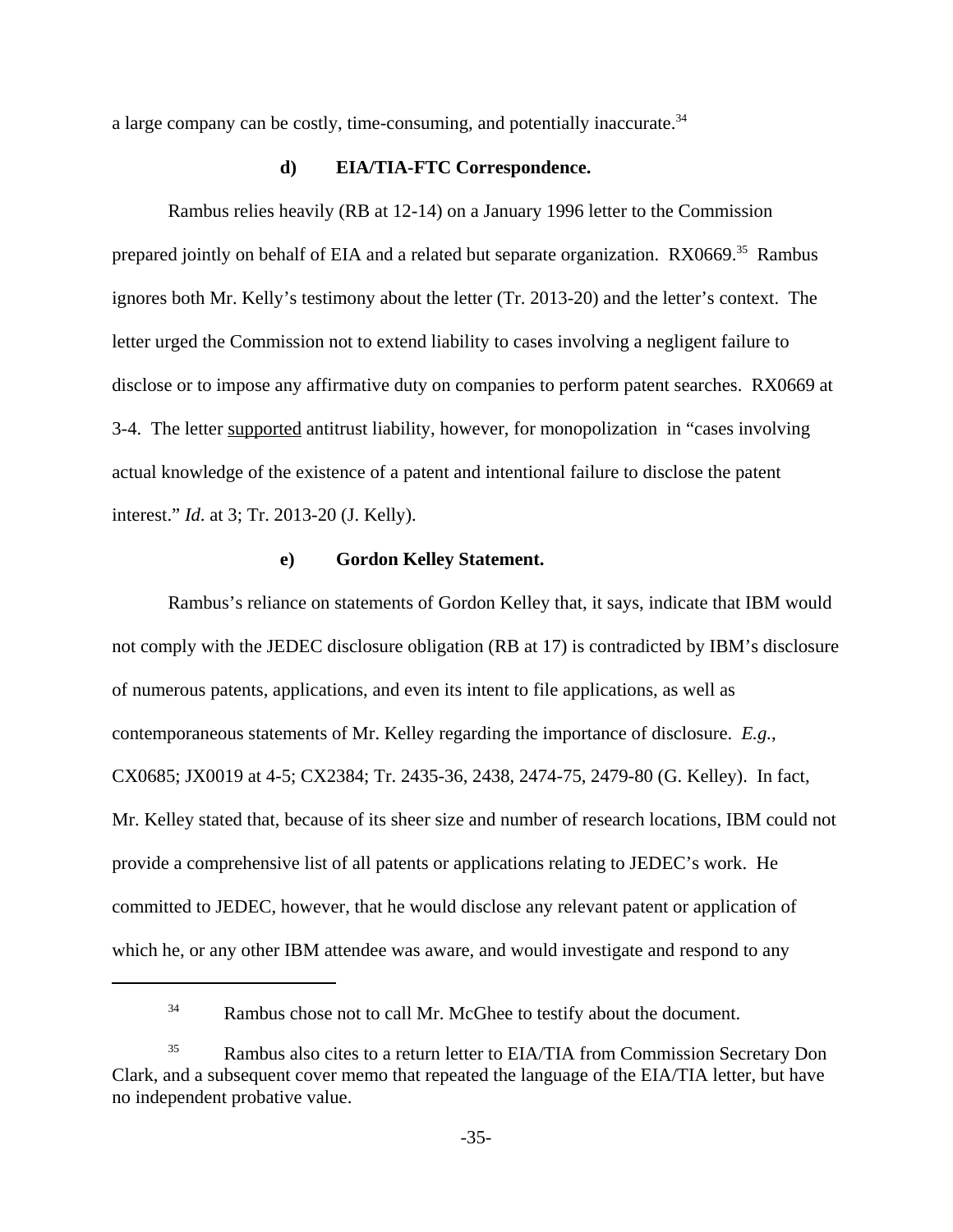a large company can be costly, time-consuming, and potentially inaccurate.[34]

#### d) EIA/TIA-FTC Correspondence.

Rambus relies heavily (RB at 12-14) on a January 1996 letter to the Commission prepared jointly on behalf of EIA and a related but separate organization. RX0669.[35] Rambus ignores both Mr. Kelly's testimony about the letter (Tr. 2013-20) and the letter's context. The letter urged the Commission not to extend liability to cases involving a negligent failure to disclose or to impose any affirmative duty on companies to perform patent searches. RX0669 at 3-4. The letter <u>supported</u> antitrust liability, however, for monopolization in "cases involving actual knowledge of the existence of a patent and intentional failure to disclose the patent interest." *Id.* at 3; Tr. 2013-20 (J. Kelly).

#### e) Gordon Kelley Statement.

Rambus's reliance on statements of Gordon Kelley that, it says, indicate that IBM would not comply with the JEDEC disclosure obligation (RB at 17) is contradicted by IBM's disclosure of numerous patents, applications, and even its intent to file applications, as well as contemporaneous statements of Mr. Kelley regarding the importance of disclosure. *E.g.*, CX0685; JX0019 at 4-5; CX2384; Tr. 2435-36, 2438, 2474-75, 2479-80 (G. Kelley). In fact, Mr. Kelley stated that, because of its sheer size and number of research locations, IBM could not provide a comprehensive list of all patents or applications relating to JEDEC's work. He committed to JEDEC, however, that he would disclose any relevant patent or application of which he, or any other IBM attendee was aware, and would investigate and respond to any

---

[34] Rambus chose not to call Mr. McGhee to testify about the document.

[35] Rambus also cites to a return letter to EIA/TIA from Commission Secretary Don Clark, and a subsequent cover memo that repeated the language of the EIA/TIA letter, but have no independent probative value.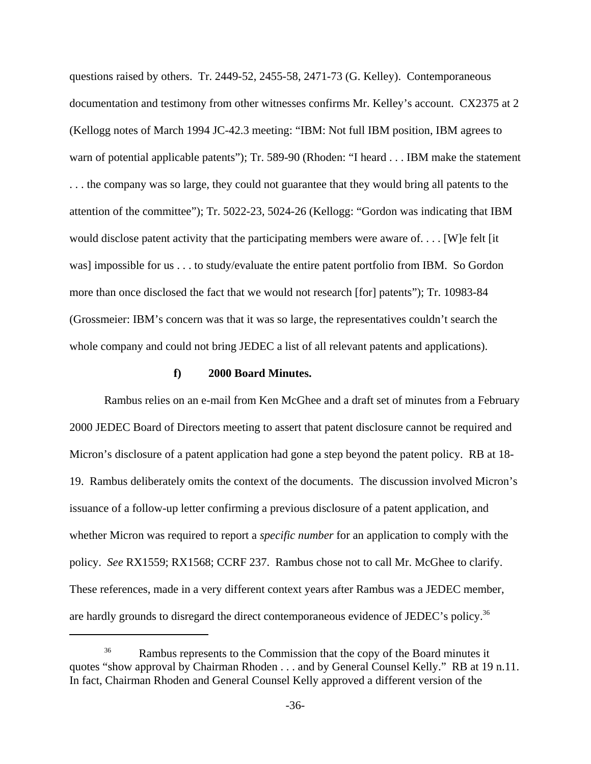questions raised by others. Tr. 2449-52, 2455-58, 2471-73 (G. Kelley). Contemporaneous documentation and testimony from other witnesses confirms Mr. Kelley's account. CX2375 at 2 (Kellogg notes of March 1994 JC-42.3 meeting: "IBM: Not full IBM position, IBM agrees to warn of potential applicable patents"); Tr. 589-90 (Rhoden: "I heard . . . IBM make the statement . . . the company was so large, they could not guarantee that they would bring all patents to the attention of the committee"); Tr. 5022-23, 5024-26 (Kellogg: "Gordon was indicating that IBM would disclose patent activity that the participating members were aware of. . . . [W]e felt [it was] impossible for us . . . to study/evaluate the entire patent portfolio from IBM. So Gordon more than once disclosed the fact that we would not research [for] patents"); Tr. 10983-84 (Grossmeier: IBM's concern was that it was so large, the representatives couldn't search the whole company and could not bring JEDEC a list of all relevant patents and applications).

#### f) 2000 Board Minutes.

Rambus relies on an e-mail from Ken McGhee and a draft set of minutes from a February 2000 JEDEC Board of Directors meeting to assert that patent disclosure cannot be required and Micron's disclosure of a patent application had gone a step beyond the patent policy. RB at 18-19. Rambus deliberately omits the context of the documents. The discussion involved Micron's issuance of a follow-up letter confirming a previous disclosure of a patent application, and whether Micron was required to report a *specific number* for an application to comply with the policy. *See* RX1559; RX1568; CCRF 237. Rambus chose not to call Mr. McGhee to clarify. These references, made in a very different context years after Rambus was a JEDEC member, are hardly grounds to disregard the direct contemporaneous evidence of JEDEC's policy.[36]

[36] Rambus represents to the Commission that the copy of the Board minutes it quotes "show approval by Chairman Rhoden . . . and by General Counsel Kelly." RB at 19 n.11. In fact, Chairman Rhoden and General Counsel Kelly approved a different version of the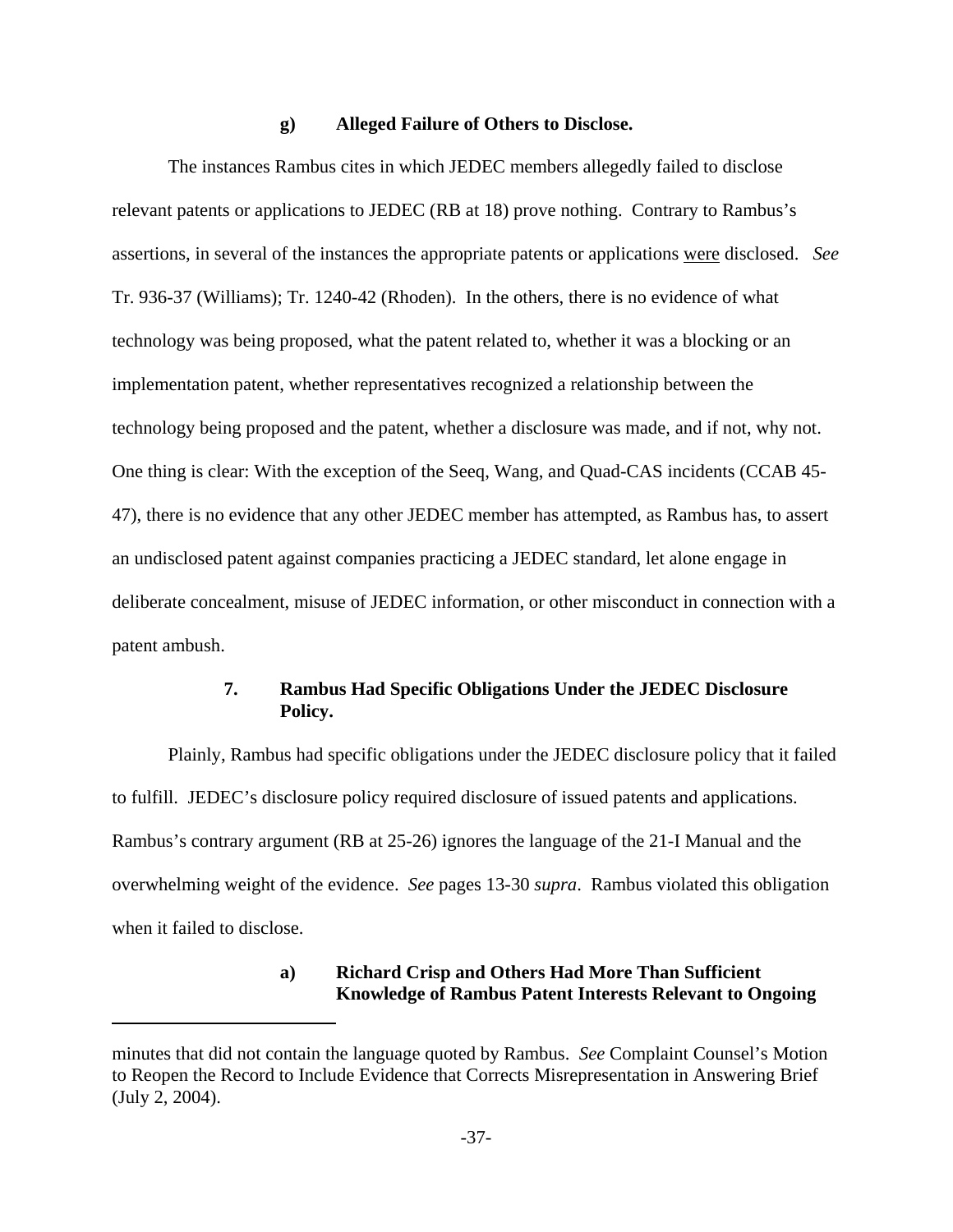#### g) Alleged Failure of Others to Disclose.

The instances Rambus cites in which JEDEC members allegedly failed to disclose relevant patents or applications to JEDEC (RB at 18) prove nothing. Contrary to Rambus's assertions, in several of the instances the appropriate patents or applications were disclosed. *See* Tr. 936-37 (Williams); Tr. 1240-42 (Rhoden). In the others, there is no evidence of what technology was being proposed, what the patent related to, whether it was a blocking or an implementation patent, whether representatives recognized a relationship between the technology being proposed and the patent, whether a disclosure was made, and if not, why not. One thing is clear: With the exception of the Seeq, Wang, and Quad-CAS incidents (CCAB 45-47), there is no evidence that any other JEDEC member has attempted, as Rambus has, to assert an undisclosed patent against companies practicing a JEDEC standard, let alone engage in deliberate concealment, misuse of JEDEC information, or other misconduct in connection with a patent ambush.

### 7. Rambus Had Specific Obligations Under the JEDEC Disclosure Policy.

Plainly, Rambus had specific obligations under the JEDEC disclosure policy that it failed to fulfill. JEDEC's disclosure policy required disclosure of issued patents and applications. Rambus's contrary argument (RB at 25-26) ignores the language of the 21-I Manual and the overwhelming weight of the evidence. *See* pages 13-30 *supra*. Rambus violated this obligation when it failed to disclose.

#### a) Richard Crisp and Others Had More Than Sufficient Knowledge of Rambus Patent Interests Relevant to Ongoing

minutes that did not contain the language quoted by Rambus. *See* Complaint Counsel's Motion to Reopen the Record to Include Evidence that Corrects Misrepresentation in Answering Brief (July 2, 2004).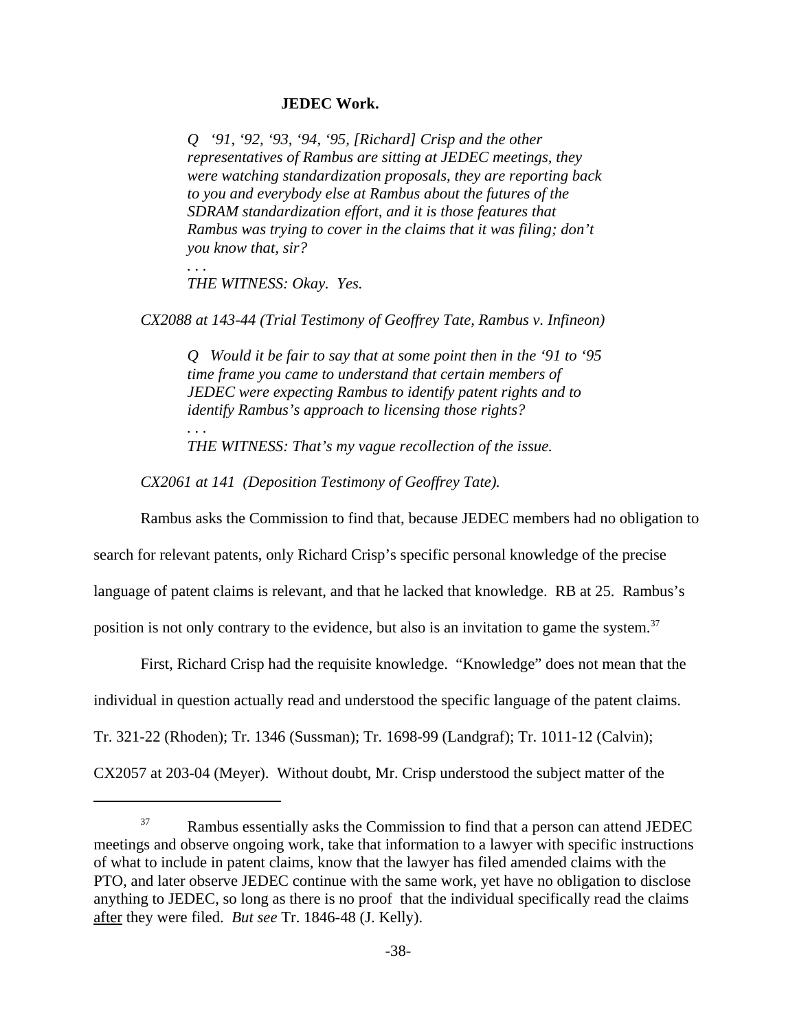**JEDEC Work.**

> *Q ‘91, ‘92, ‘93, ‘94, ‘95, [Richard] Crisp and the other representatives of Rambus are sitting at JEDEC meetings, they were watching standardization proposals, they are reporting back to you and everybody else at Rambus about the futures of the SDRAM standardization effort, and it is those features that Rambus was trying to cover in the claims that it was filing; don’t you know that, sir?*
>
> *. . .*
>
> *THE WITNESS: Okay. Yes.*

*CX2088 at 143-44 (Trial Testimony of Geoffrey Tate, Rambus v. Infineon)*

> *Q Would it be fair to say that at some point then in the ‘91 to ‘95 time frame you came to understand that certain members of JEDEC were expecting Rambus to identify patent rights and to identify Rambus’s approach to licensing those rights?*
>
> *. . .*
>
> *THE WITNESS: That’s my vague recollection of the issue.*

*CX2061 at 141 (Deposition Testimony of Geoffrey Tate).*

Rambus asks the Commission to find that, because JEDEC members had no obligation to search for relevant patents, only Richard Crisp’s specific personal knowledge of the precise language of patent claims is relevant, and that he lacked that knowledge. RB at 25. Rambus’s position is not only contrary to the evidence, but also is an invitation to game the system.[37]

First, Richard Crisp had the requisite knowledge. “Knowledge” does not mean that the individual in question actually read and understood the specific language of the patent claims. Tr. 321-22 (Rhoden); Tr. 1346 (Sussman); Tr. 1698-99 (Landgraf); Tr. 1011-12 (Calvin); CX2057 at 203-04 (Meyer). Without doubt, Mr. Crisp understood the subject matter of the

[37] Rambus essentially asks the Commission to find that a person can attend JEDEC meetings and observe ongoing work, take that information to a lawyer with specific instructions of what to include in patent claims, know that the lawyer has filed amended claims with the PTO, and later observe JEDEC continue with the same work, yet have no obligation to disclose anything to JEDEC, so long as there is no proof that the individual specifically read the claims after they were filed. *But see* Tr. 1846-48 (J. Kelly).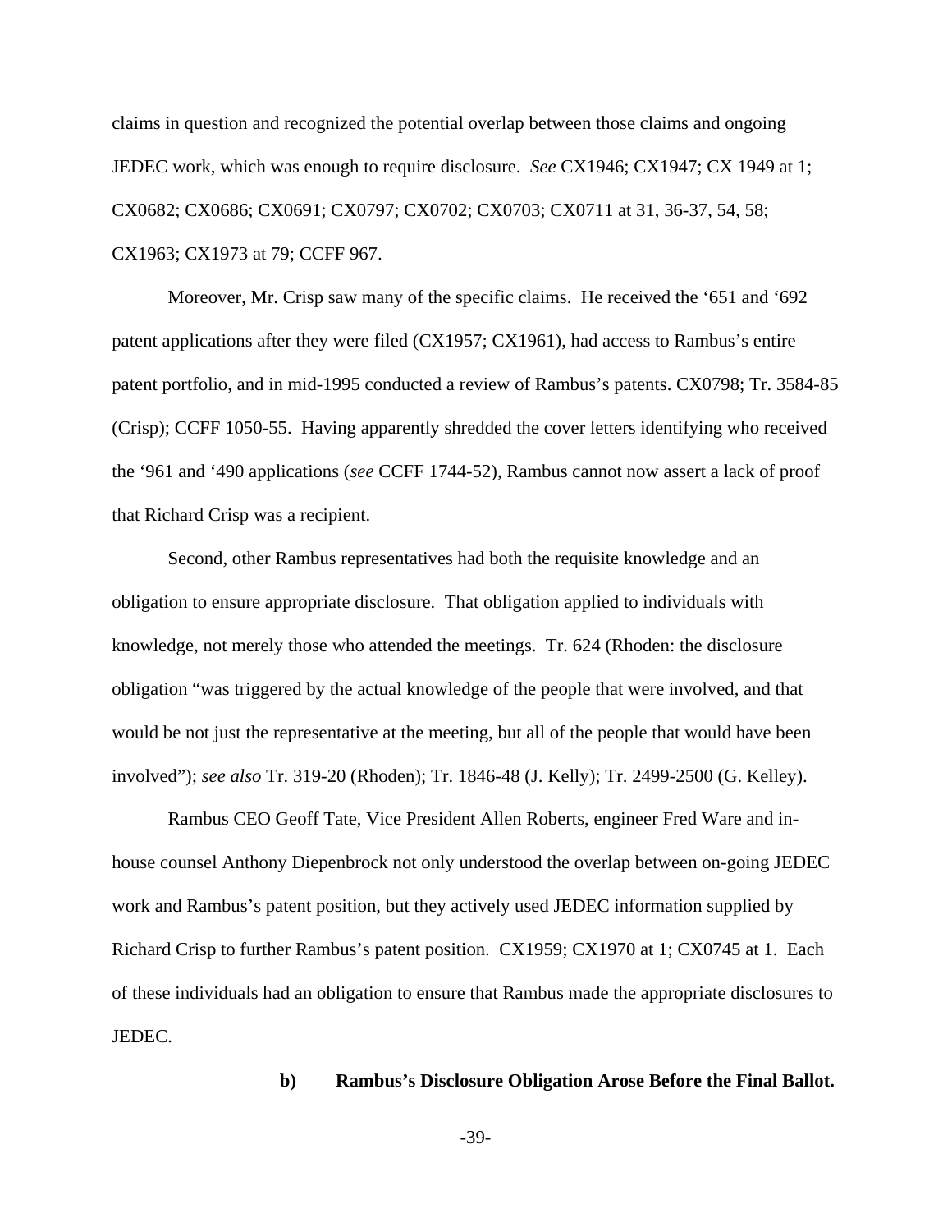claims in question and recognized the potential overlap between those claims and ongoing JEDEC work, which was enough to require disclosure. *See* CX1946; CX1947; CX 1949 at 1; CX0682; CX0686; CX0691; CX0797; CX0702; CX0703; CX0711 at 31, 36-37, 54, 58; CX1963; CX1973 at 79; CCFF 967.

Moreover, Mr. Crisp saw many of the specific claims. He received the '651 and '692 patent applications after they were filed (CX1957; CX1961), had access to Rambus's entire patent portfolio, and in mid-1995 conducted a review of Rambus's patents. CX0798; Tr. 3584-85 (Crisp); CCFF 1050-55. Having apparently shredded the cover letters identifying who received the '961 and '490 applications (*see* CCFF 1744-52), Rambus cannot now assert a lack of proof that Richard Crisp was a recipient.

Second, other Rambus representatives had both the requisite knowledge and an obligation to ensure appropriate disclosure. That obligation applied to individuals with knowledge, not merely those who attended the meetings. Tr. 624 (Rhoden: the disclosure obligation "was triggered by the actual knowledge of the people that were involved, and that would be not just the representative at the meeting, but all of the people that would have been involved"); *see also* Tr. 319-20 (Rhoden); Tr. 1846-48 (J. Kelly); Tr. 2499-2500 (G. Kelley).

Rambus CEO Geoff Tate, Vice President Allen Roberts, engineer Fred Ware and in-house counsel Anthony Diepenbrock not only understood the overlap between on-going JEDEC work and Rambus's patent position, but they actively used JEDEC information supplied by Richard Crisp to further Rambus's patent position. CX1959; CX1970 at 1; CX0745 at 1. Each of these individuals had an obligation to ensure that Rambus made the appropriate disclosures to JEDEC.

**b) Rambus's Disclosure Obligation Arose Before the Final Ballot.**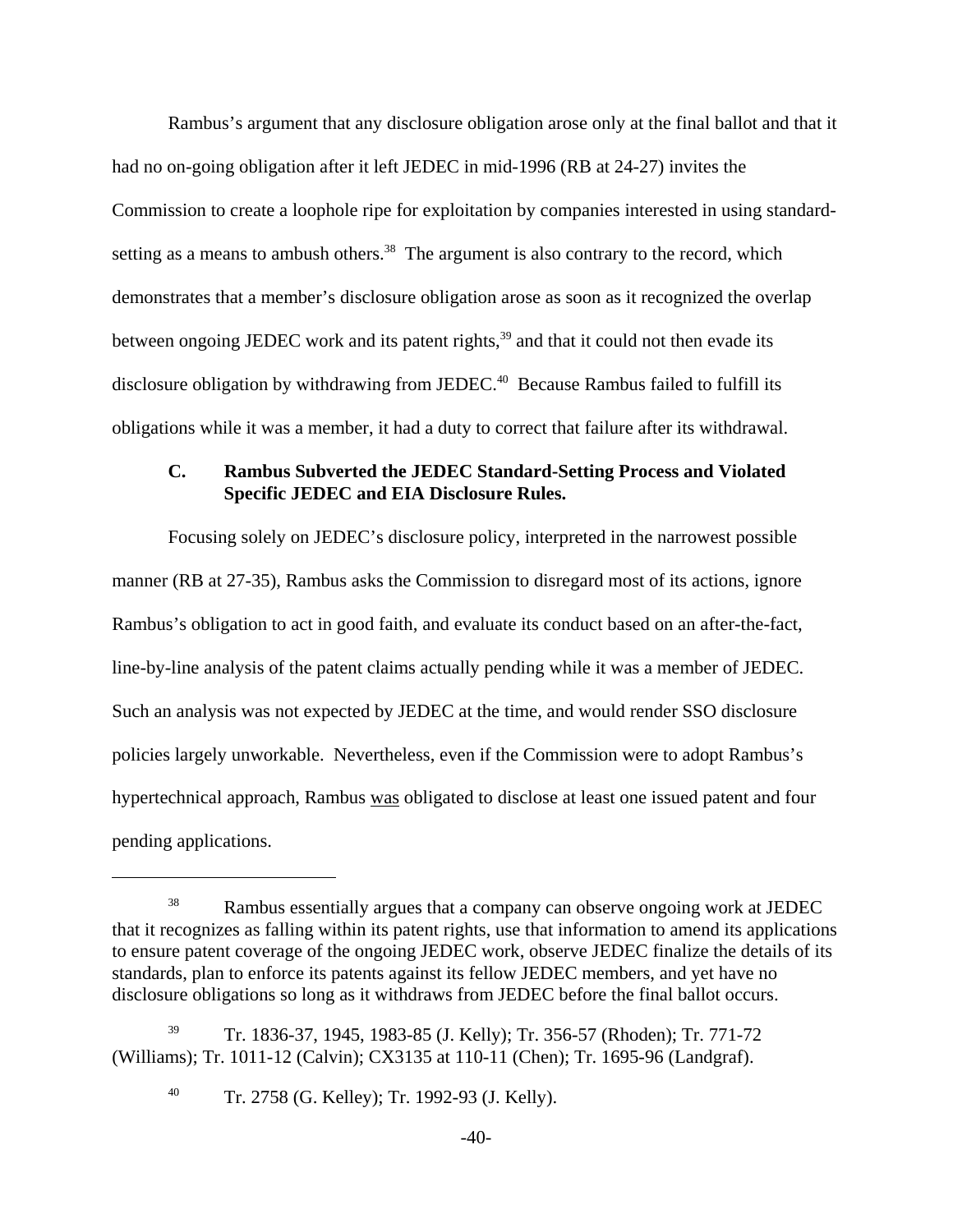Rambus's argument that any disclosure obligation arose only at the final ballot and that it had no on-going obligation after it left JEDEC in mid-1996 (RB at 24-27) invites the Commission to create a loophole ripe for exploitation by companies interested in using standard-setting as a means to ambush others.[38] The argument is also contrary to the record, which demonstrates that a member's disclosure obligation arose as soon as it recognized the overlap between ongoing JEDEC work and its patent rights,[39] and that it could not then evade its disclosure obligation by withdrawing from JEDEC.[40] Because Rambus failed to fulfill its obligations while it was a member, it had a duty to correct that failure after its withdrawal.

### C. Rambus Subverted the JEDEC Standard-Setting Process and Violated Specific JEDEC and EIA Disclosure Rules.

Focusing solely on JEDEC's disclosure policy, interpreted in the narrowest possible manner (RB at 27-35), Rambus asks the Commission to disregard most of its actions, ignore Rambus's obligation to act in good faith, and evaluate its conduct based on an after-the-fact, line-by-line analysis of the patent claims actually pending while it was a member of JEDEC. Such an analysis was not expected by JEDEC at the time, and would render SSO disclosure policies largely unworkable. Nevertheless, even if the Commission were to adopt Rambus's hypertechnical approach, Rambus <u>was</u> obligated to disclose at least one issued patent and four pending applications.

---

[38] Rambus essentially argues that a company can observe ongoing work at JEDEC that it recognizes as falling within its patent rights, use that information to amend its applications to ensure patent coverage of the ongoing JEDEC work, observe JEDEC finalize the details of its standards, plan to enforce its patents against its fellow JEDEC members, and yet have no disclosure obligations so long as it withdraws from JEDEC before the final ballot occurs.

[39] Tr. 1836-37, 1945, 1983-85 (J. Kelly); Tr. 356-57 (Rhoden); Tr. 771-72 (Williams); Tr. 1011-12 (Calvin); CX3135 at 110-11 (Chen); Tr. 1695-96 (Landgraf).

[40] Tr. 2758 (G. Kelley); Tr. 1992-93 (J. Kelly).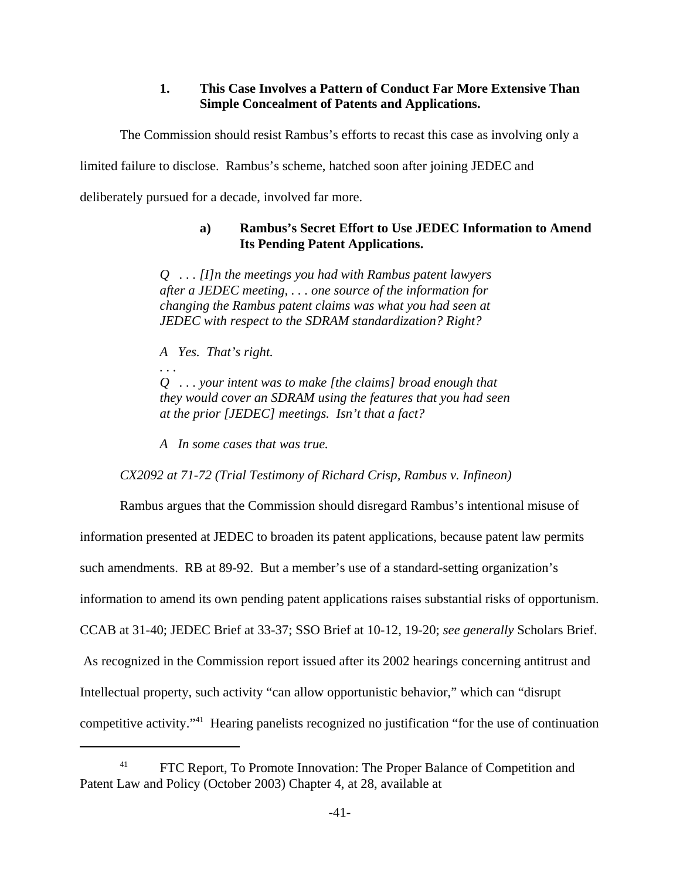### 1. This Case Involves a Pattern of Conduct Far More Extensive Than Simple Concealment of Patents and Applications.

The Commission should resist Rambus's efforts to recast this case as involving only a limited failure to disclose. Rambus's scheme, hatched soon after joining JEDEC and deliberately pursued for a decade, involved far more.

#### a) Rambus's Secret Effort to Use JEDEC Information to Amend Its Pending Patent Applications.

> *Q . . . [I]n the meetings you had with Rambus patent lawyers after a JEDEC meeting, . . . one source of the information for changing the Rambus patent claims was what you had seen at JEDEC with respect to the SDRAM standardization? Right?*
>
> *A Yes. That's right.*
>
> *. . .*
>
> *Q . . . your intent was to make [the claims] broad enough that they would cover an SDRAM using the features that you had seen at the prior [JEDEC] meetings. Isn't that a fact?*
>
> *A In some cases that was true.*

*CX2092 at 71-72 (Trial Testimony of Richard Crisp, Rambus v. Infineon)*

Rambus argues that the Commission should disregard Rambus's intentional misuse of information presented at JEDEC to broaden its patent applications, because patent law permits such amendments. RB at 89-92. But a member's use of a standard-setting organization's information to amend its own pending patent applications raises substantial risks of opportunism. CCAB at 31-40; JEDEC Brief at 33-37; SSO Brief at 10-12, 19-20; *see generally* Scholars Brief. As recognized in the Commission report issued after its 2002 hearings concerning antitrust and Intellectual property, such activity "can allow opportunistic behavior," which can "disrupt competitive activity."[41] Hearing panelists recognized no justification "for the use of continuation

---

[41] FTC Report, To Promote Innovation: The Proper Balance of Competition and Patent Law and Policy (October 2003) Chapter 4, at 28, available at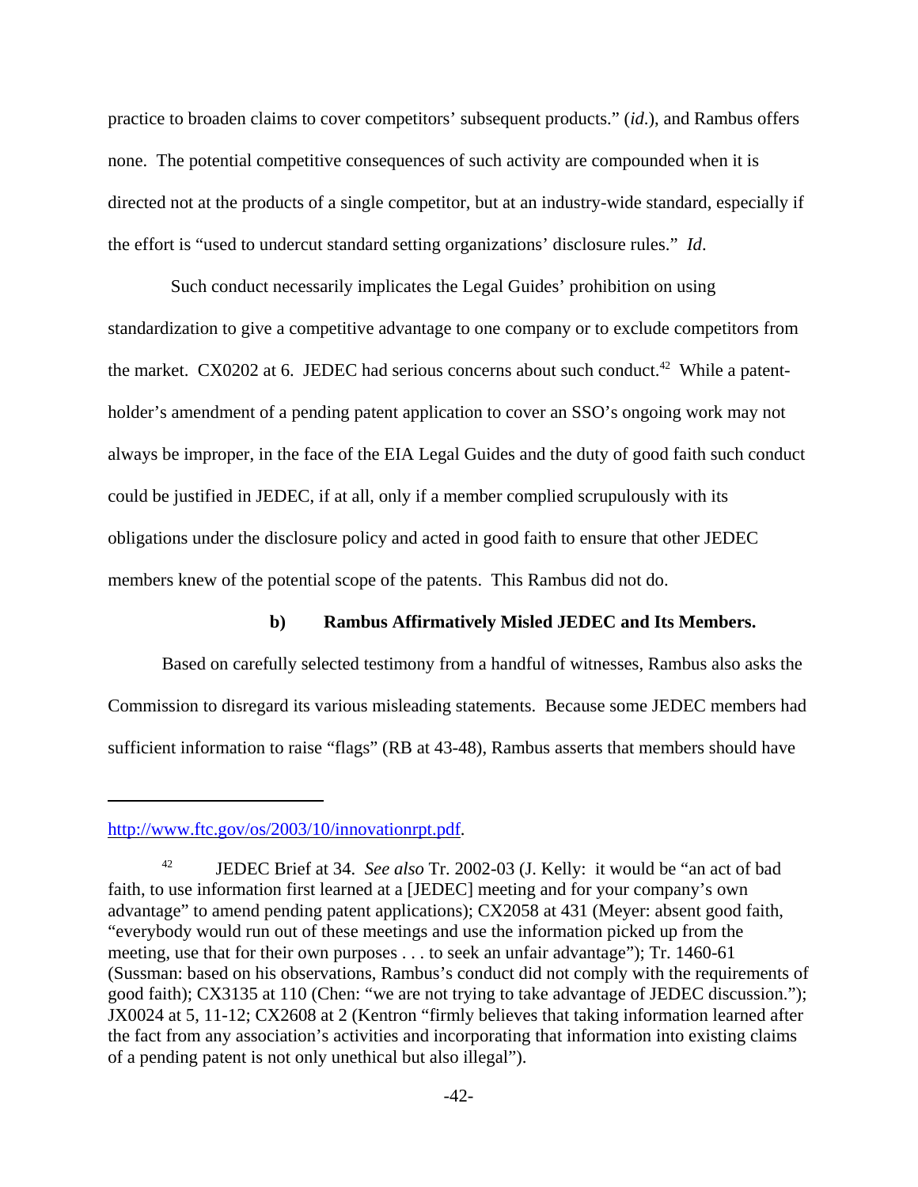practice to broaden claims to cover competitors' subsequent products." (*id*.), and Rambus offers none. The potential competitive consequences of such activity are compounded when it is directed not at the products of a single competitor, but at an industry-wide standard, especially if the effort is "used to undercut standard setting organizations' disclosure rules." *Id*.

Such conduct necessarily implicates the Legal Guides' prohibition on using standardization to give a competitive advantage to one company or to exclude competitors from the market. CX0202 at 6. JEDEC had serious concerns about such conduct.[42] While a patent-holder's amendment of a pending patent application to cover an SSO's ongoing work may not always be improper, in the face of the EIA Legal Guides and the duty of good faith such conduct could be justified in JEDEC, if at all, only if a member complied scrupulously with its obligations under the disclosure policy and acted in good faith to ensure that other JEDEC members knew of the potential scope of the patents. This Rambus did not do.

#### b) Rambus Affirmatively Misled JEDEC and Its Members.

Based on carefully selected testimony from a handful of witnesses, Rambus also asks the Commission to disregard its various misleading statements. Because some JEDEC members had sufficient information to raise "flags" (RB at 43-48), Rambus asserts that members should have

---

http://www.ftc.gov/os/2003/10/innovationrpt.pdf.

[42] JEDEC Brief at 34. *See also* Tr. 2002-03 (J. Kelly: it would be "an act of bad faith, to use information first learned at a [JEDEC] meeting and for your company's own advantage" to amend pending patent applications); CX2058 at 431 (Meyer: absent good faith, "everybody would run out of these meetings and use the information picked up from the meeting, use that for their own purposes . . . to seek an unfair advantage"); Tr. 1460-61 (Sussman: based on his observations, Rambus's conduct did not comply with the requirements of good faith); CX3135 at 110 (Chen: "we are not trying to take advantage of JEDEC discussion."); JX0024 at 5, 11-12; CX2608 at 2 (Kentron "firmly believes that taking information learned after the fact from any association's activities and incorporating that information into existing claims of a pending patent is not only unethical but also illegal").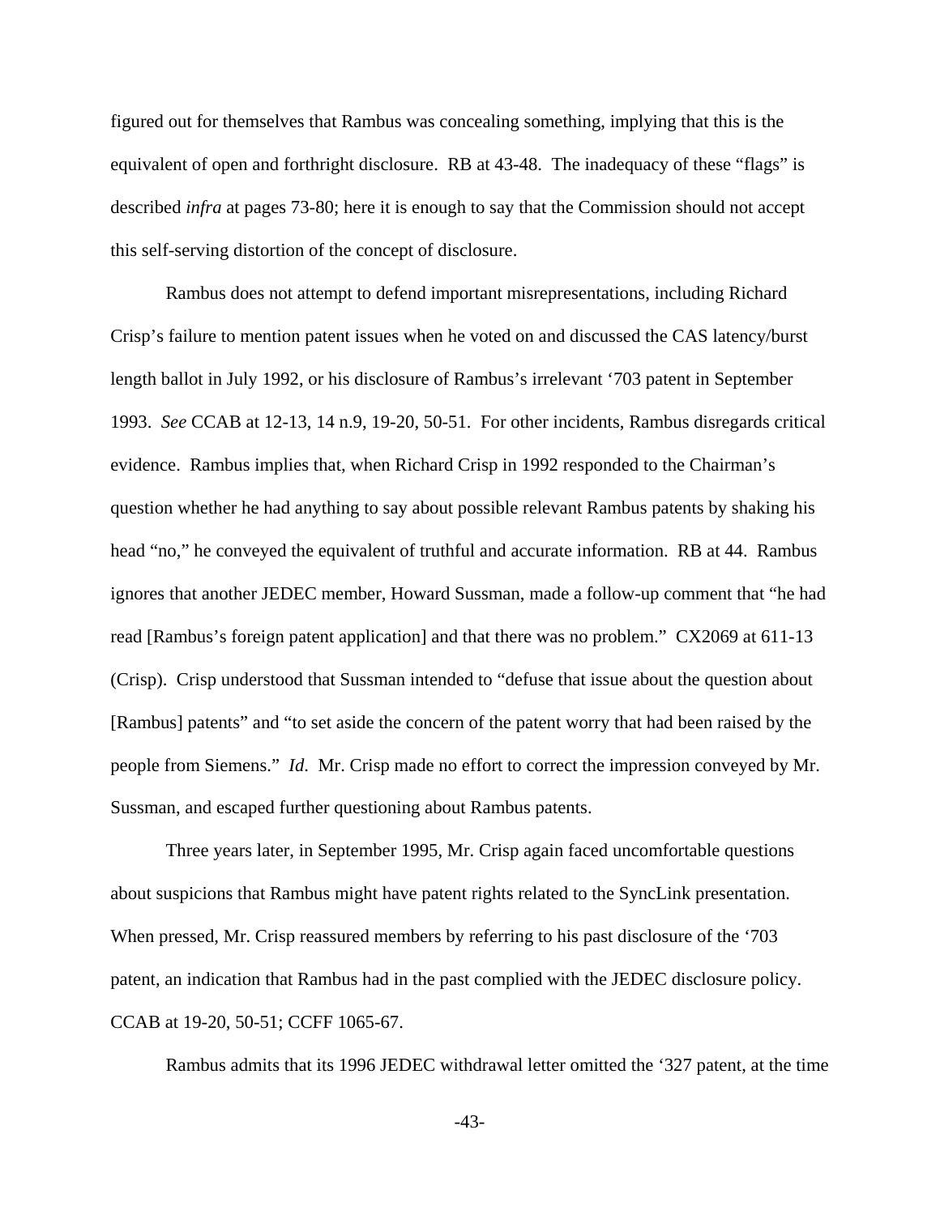figured out for themselves that Rambus was concealing something, implying that this is the equivalent of open and forthright disclosure. RB at 43-48. The inadequacy of these "flags" is described *infra* at pages 73-80; here it is enough to say that the Commission should not accept this self-serving distortion of the concept of disclosure.

Rambus does not attempt to defend important misrepresentations, including Richard Crisp's failure to mention patent issues when he voted on and discussed the CAS latency/burst length ballot in July 1992, or his disclosure of Rambus's irrelevant '703 patent in September 1993. *See* CCAB at 12-13, 14 n.9, 19-20, 50-51. For other incidents, Rambus disregards critical evidence. Rambus implies that, when Richard Crisp in 1992 responded to the Chairman's question whether he had anything to say about possible relevant Rambus patents by shaking his head "no," he conveyed the equivalent of truthful and accurate information. RB at 44. Rambus ignores that another JEDEC member, Howard Sussman, made a follow-up comment that "he had read [Rambus's foreign patent application] and that there was no problem." CX2069 at 611-13 (Crisp). Crisp understood that Sussman intended to "defuse that issue about the question about [Rambus] patents" and "to set aside the concern of the patent worry that had been raised by the people from Siemens." *Id*. Mr. Crisp made no effort to correct the impression conveyed by Mr. Sussman, and escaped further questioning about Rambus patents.

Three years later, in September 1995, Mr. Crisp again faced uncomfortable questions about suspicions that Rambus might have patent rights related to the SyncLink presentation. When pressed, Mr. Crisp reassured members by referring to his past disclosure of the '703 patent, an indication that Rambus had in the past complied with the JEDEC disclosure policy. CCAB at 19-20, 50-51; CCFF 1065-67.

Rambus admits that its 1996 JEDEC withdrawal letter omitted the '327 patent, at the time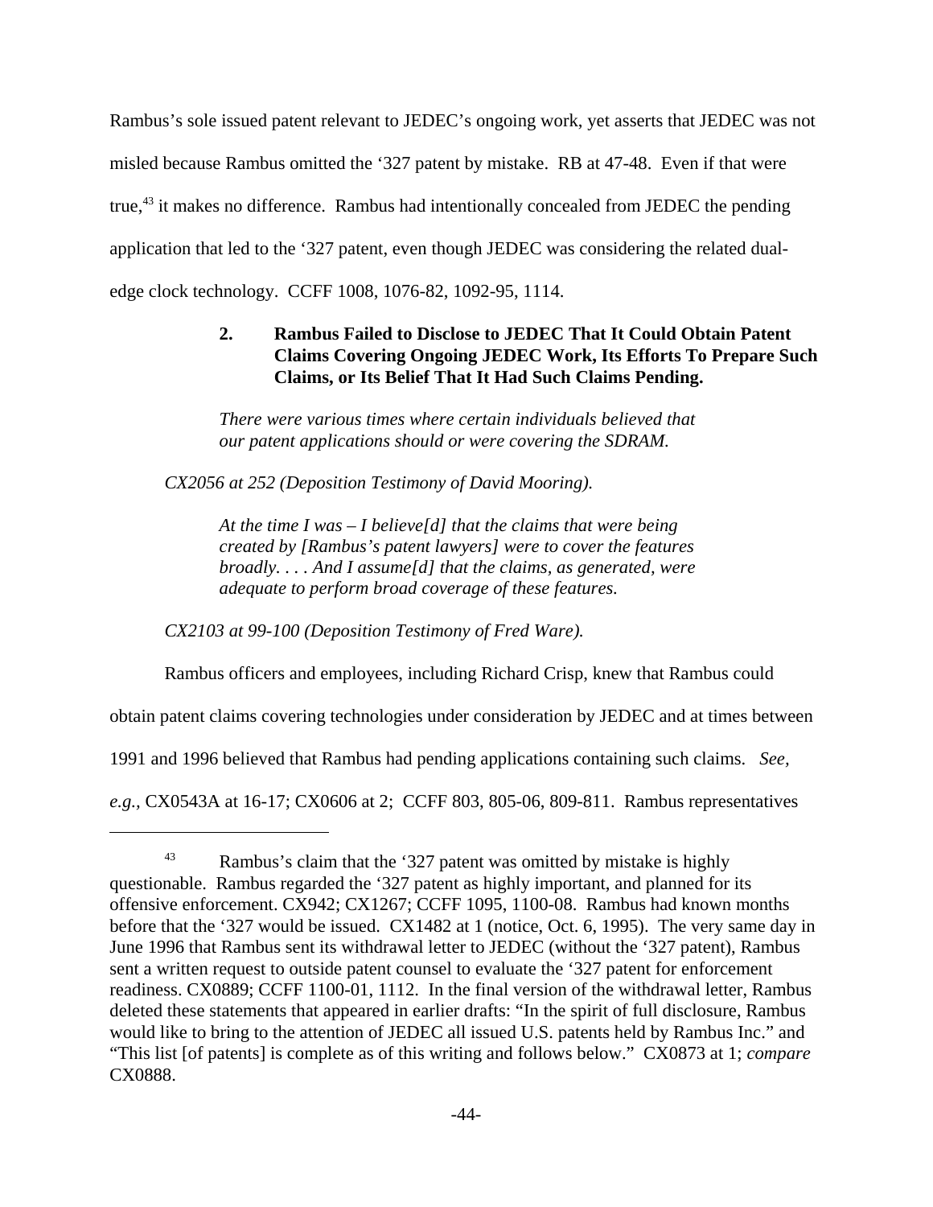Rambus's sole issued patent relevant to JEDEC's ongoing work, yet asserts that JEDEC was not misled because Rambus omitted the '327 patent by mistake. RB at 47-48. Even if that were true,[43] it makes no difference. Rambus had intentionally concealed from JEDEC the pending application that led to the '327 patent, even though JEDEC was considering the related dual-edge clock technology. CCFF 1008, 1076-82, 1092-95, 1114.

### 2. Rambus Failed to Disclose to JEDEC That It Could Obtain Patent Claims Covering Ongoing JEDEC Work, Its Efforts To Prepare Such Claims, or Its Belief That It Had Such Claims Pending.

> *There were various times where certain individuals believed that our patent applications should or were covering the SDRAM.*

*CX2056 at 252 (Deposition Testimony of David Mooring).*

> *At the time I was – I believe[d] that the claims that were being created by [Rambus's patent lawyers] were to cover the features broadly. . . . And I assume[d] that the claims, as generated, were adequate to perform broad coverage of these features.*

*CX2103 at 99-100 (Deposition Testimony of Fred Ware).*

Rambus officers and employees, including Richard Crisp, knew that Rambus could obtain patent claims covering technologies under consideration by JEDEC and at times between 1991 and 1996 believed that Rambus had pending applications containing such claims. *See, e.g.*, CX0543A at 16-17; CX0606 at 2; CCFF 803, 805-06, 809-811. Rambus representatives

---

[43] Rambus's claim that the '327 patent was omitted by mistake is highly questionable. Rambus regarded the '327 patent as highly important, and planned for its offensive enforcement. CX942; CX1267; CCFF 1095, 1100-08. Rambus had known months before that the '327 would be issued. CX1482 at 1 (notice, Oct. 6, 1995). The very same day in June 1996 that Rambus sent its withdrawal letter to JEDEC (without the '327 patent), Rambus sent a written request to outside patent counsel to evaluate the '327 patent for enforcement readiness. CX0889; CCFF 1100-01, 1112. In the final version of the withdrawal letter, Rambus deleted these statements that appeared in earlier drafts: "In the spirit of full disclosure, Rambus would like to bring to the attention of JEDEC all issued U.S. patents held by Rambus Inc." and "This list [of patents] is complete as of this writing and follows below." CX0873 at 1; *compare* CX0888.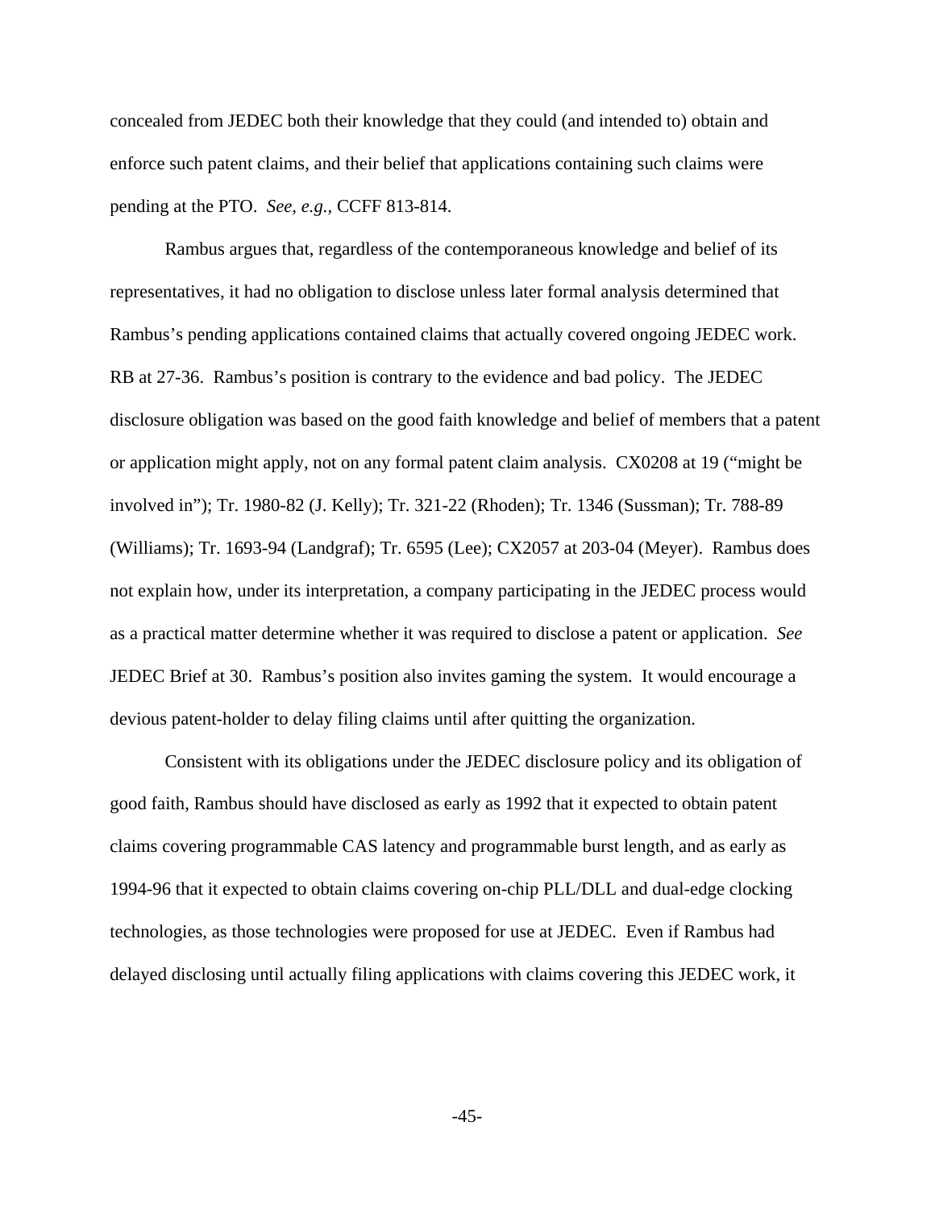concealed from JEDEC both their knowledge that they could (and intended to) obtain and enforce such patent claims, and their belief that applications containing such claims were pending at the PTO. *See, e.g.*, CCFF 813-814.

Rambus argues that, regardless of the contemporaneous knowledge and belief of its representatives, it had no obligation to disclose unless later formal analysis determined that Rambus's pending applications contained claims that actually covered ongoing JEDEC work. RB at 27-36. Rambus's position is contrary to the evidence and bad policy. The JEDEC disclosure obligation was based on the good faith knowledge and belief of members that a patent or application might apply, not on any formal patent claim analysis. CX0208 at 19 ("might be involved in"); Tr. 1980-82 (J. Kelly); Tr. 321-22 (Rhoden); Tr. 1346 (Sussman); Tr. 788-89 (Williams); Tr. 1693-94 (Landgraf); Tr. 6595 (Lee); CX2057 at 203-04 (Meyer). Rambus does not explain how, under its interpretation, a company participating in the JEDEC process would as a practical matter determine whether it was required to disclose a patent or application. *See* JEDEC Brief at 30. Rambus's position also invites gaming the system. It would encourage a devious patent-holder to delay filing claims until after quitting the organization.

Consistent with its obligations under the JEDEC disclosure policy and its obligation of good faith, Rambus should have disclosed as early as 1992 that it expected to obtain patent claims covering programmable CAS latency and programmable burst length, and as early as 1994-96 that it expected to obtain claims covering on-chip PLL/DLL and dual-edge clocking technologies, as those technologies were proposed for use at JEDEC. Even if Rambus had delayed disclosing until actually filing applications with claims covering this JEDEC work, it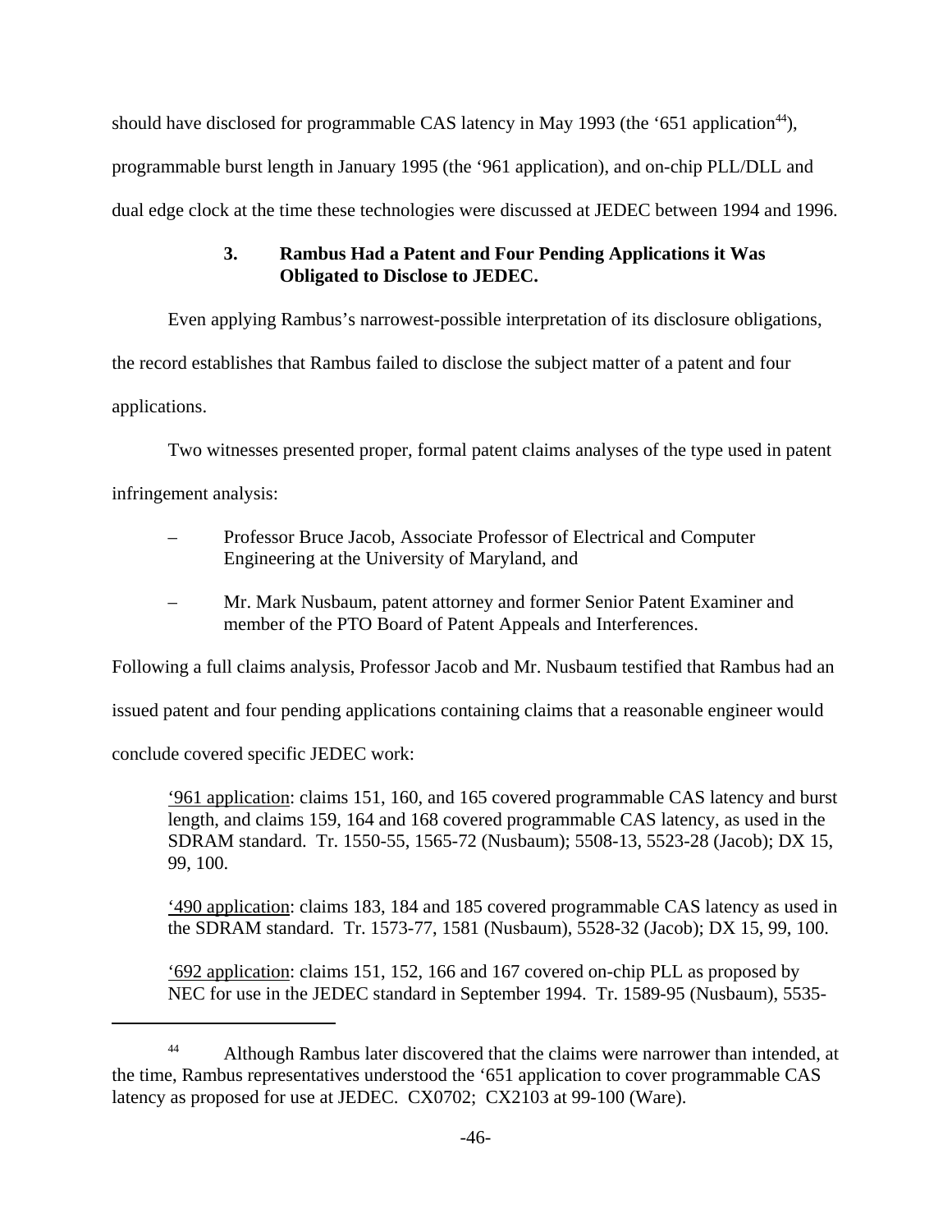should have disclosed for programmable CAS latency in May 1993 (the '651 application[44]), programmable burst length in January 1995 (the '961 application), and on-chip PLL/DLL and dual edge clock at the time these technologies were discussed at JEDEC between 1994 and 1996.

### 3. Rambus Had a Patent and Four Pending Applications it Was Obligated to Disclose to JEDEC.

Even applying Rambus's narrowest-possible interpretation of its disclosure obligations, the record establishes that Rambus failed to disclose the subject matter of a patent and four applications.

Two witnesses presented proper, formal patent claims analyses of the type used in patent infringement analysis:

- Professor Bruce Jacob, Associate Professor of Electrical and Computer Engineering at the University of Maryland, and
- Mr. Mark Nusbaum, patent attorney and former Senior Patent Examiner and member of the PTO Board of Patent Appeals and Interferences.

Following a full claims analysis, Professor Jacob and Mr. Nusbaum testified that Rambus had an issued patent and four pending applications containing claims that a reasonable engineer would conclude covered specific JEDEC work:

> '961 application: claims 151, 160, and 165 covered programmable CAS latency and burst length, and claims 159, 164 and 168 covered programmable CAS latency, as used in the SDRAM standard. Tr. 1550-55, 1565-72 (Nusbaum); 5508-13, 5523-28 (Jacob); DX 15, 99, 100.
>
> '490 application: claims 183, 184 and 185 covered programmable CAS latency as used in the SDRAM standard. Tr. 1573-77, 1581 (Nusbaum), 5528-32 (Jacob); DX 15, 99, 100.
>
> '692 application: claims 151, 152, 166 and 167 covered on-chip PLL as proposed by NEC for use in the JEDEC standard in September 1994. Tr. 1589-95 (Nusbaum), 5535-

---

[44] Although Rambus later discovered that the claims were narrower than intended, at the time, Rambus representatives understood the '651 application to cover programmable CAS latency as proposed for use at JEDEC. CX0702; CX2103 at 99-100 (Ware).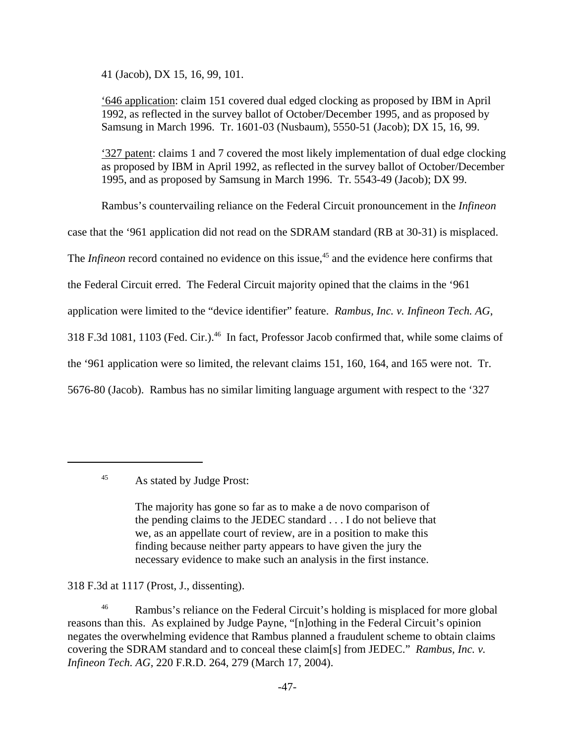41 (Jacob), DX 15, 16, 99, 101.

<u>'646 application</u>: claim 151 covered dual edged clocking as proposed by IBM in April 1992, as reflected in the survey ballot of October/December 1995, and as proposed by Samsung in March 1996. Tr. 1601-03 (Nusbaum), 5550-51 (Jacob); DX 15, 16, 99.

<u>'327 patent</u>: claims 1 and 7 covered the most likely implementation of dual edge clocking as proposed by IBM in April 1992, as reflected in the survey ballot of October/December 1995, and as proposed by Samsung in March 1996. Tr. 5543-49 (Jacob); DX 99.

Rambus's countervailing reliance on the Federal Circuit pronouncement in the *Infineon* case that the '961 application did not read on the SDRAM standard (RB at 30-31) is misplaced. The *Infineon* record contained no evidence on this issue,[45] and the evidence here confirms that the Federal Circuit erred. The Federal Circuit majority opined that the claims in the '961 application were limited to the "device identifier" feature. *Rambus, Inc. v. Infineon Tech. AG*, 318 F.3d 1081, 1103 (Fed. Cir.).[46] In fact, Professor Jacob confirmed that, while some claims of the '961 application were so limited, the relevant claims 151, 160, 164, and 165 were not. Tr. 5676-80 (Jacob). Rambus has no similar limiting language argument with respect to the '327

---

[45] As stated by Judge Prost:

> The majority has gone so far as to make a de novo comparison of the pending claims to the JEDEC standard . . . I do not believe that we, as an appellate court of review, are in a position to make this finding because neither party appears to have given the jury the necessary evidence to make such an analysis in the first instance.

318 F.3d at 1117 (Prost, J., dissenting).

[46] Rambus's reliance on the Federal Circuit's holding is misplaced for more global reasons than this. As explained by Judge Payne, "[n]othing in the Federal Circuit's opinion negates the overwhelming evidence that Rambus planned a fraudulent scheme to obtain claims covering the SDRAM standard and to conceal these claim[s] from JEDEC." *Rambus, Inc. v. Infineon Tech. AG*, 220 F.R.D. 264, 279 (March 17, 2004).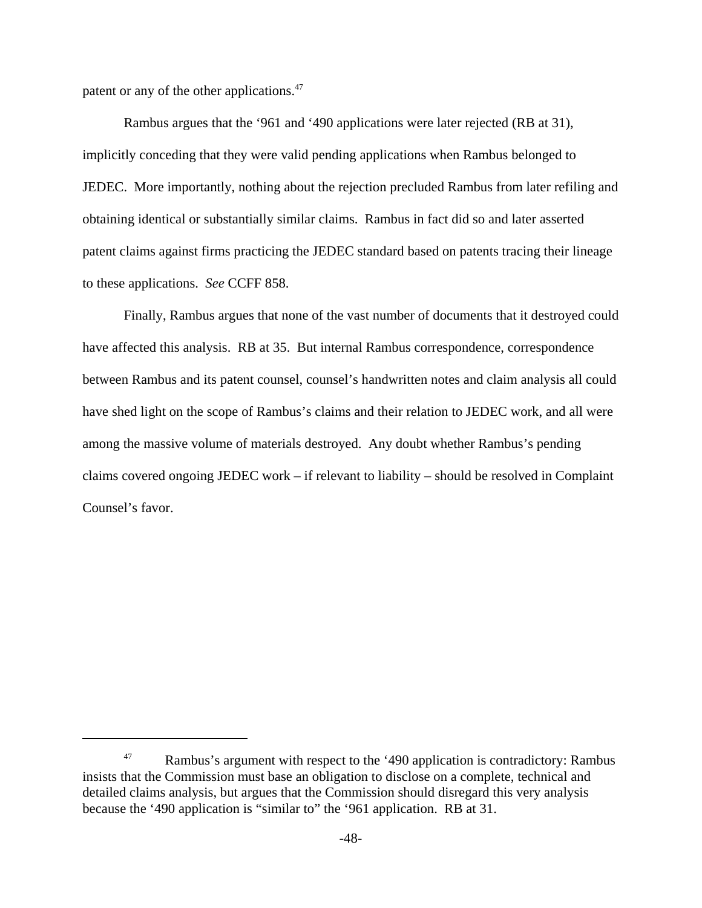patent or any of the other applications.[47]

Rambus argues that the '961 and '490 applications were later rejected (RB at 31), implicitly conceding that they were valid pending applications when Rambus belonged to JEDEC. More importantly, nothing about the rejection precluded Rambus from later refiling and obtaining identical or substantially similar claims. Rambus in fact did so and later asserted patent claims against firms practicing the JEDEC standard based on patents tracing their lineage to these applications. *See* CCFF 858.

Finally, Rambus argues that none of the vast number of documents that it destroyed could have affected this analysis. RB at 35. But internal Rambus correspondence, correspondence between Rambus and its patent counsel, counsel's handwritten notes and claim analysis all could have shed light on the scope of Rambus's claims and their relation to JEDEC work, and all were among the massive volume of materials destroyed. Any doubt whether Rambus's pending claims covered ongoing JEDEC work – if relevant to liability – should be resolved in Complaint Counsel's favor.

---

[47] Rambus's argument with respect to the '490 application is contradictory: Rambus insists that the Commission must base an obligation to disclose on a complete, technical and detailed claims analysis, but argues that the Commission should disregard this very analysis because the '490 application is "similar to" the '961 application. RB at 31.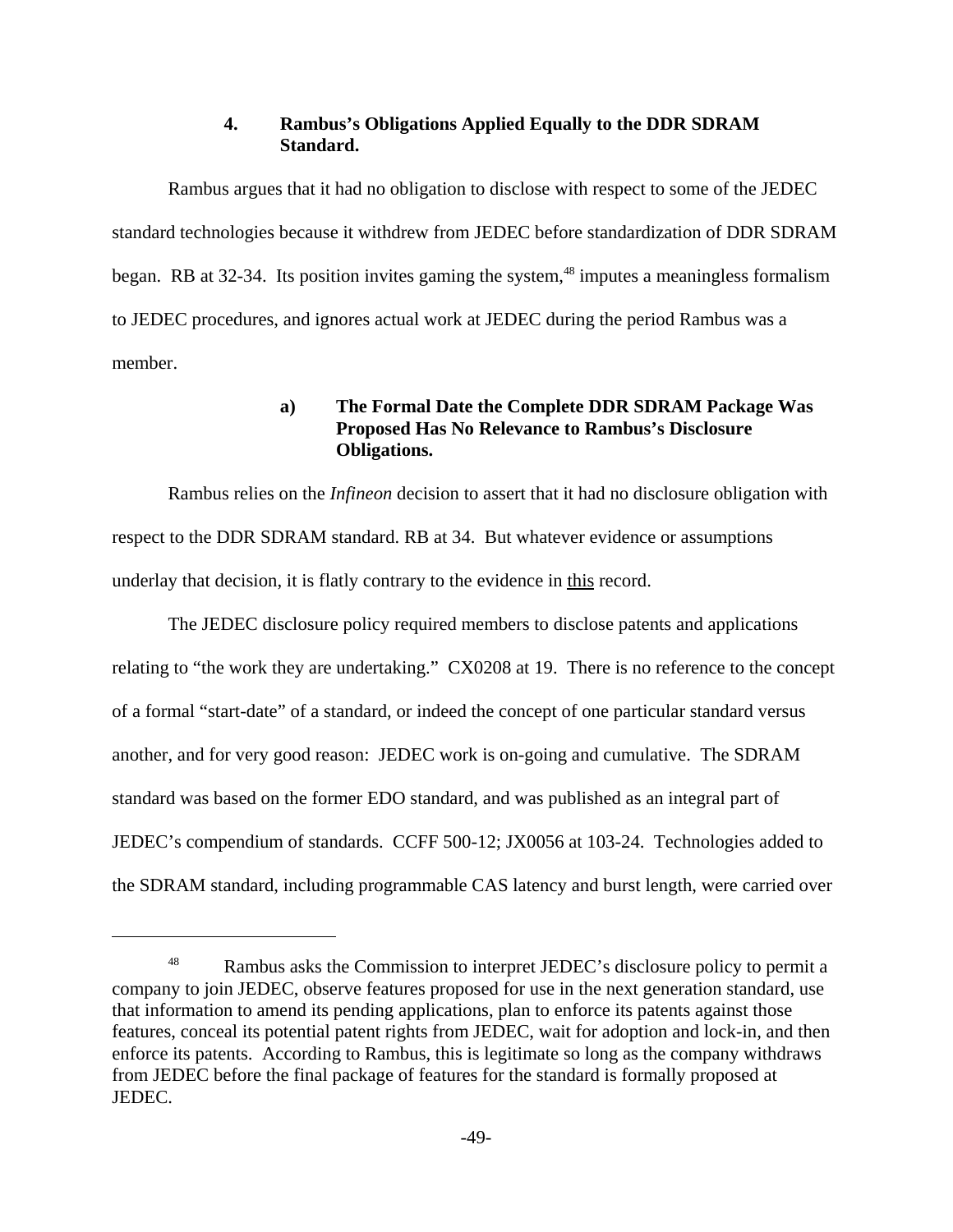### 4. Rambus's Obligations Applied Equally to the DDR SDRAM Standard.

Rambus argues that it had no obligation to disclose with respect to some of the JEDEC standard technologies because it withdrew from JEDEC before standardization of DDR SDRAM began. RB at 32-34. Its position invites gaming the system,[48] imputes a meaningless formalism to JEDEC procedures, and ignores actual work at JEDEC during the period Rambus was a member.

#### a) The Formal Date the Complete DDR SDRAM Package Was Proposed Has No Relevance to Rambus's Disclosure Obligations.

Rambus relies on the *Infineon* decision to assert that it had no disclosure obligation with respect to the DDR SDRAM standard. RB at 34. But whatever evidence or assumptions underlay that decision, it is flatly contrary to the evidence in <u>this</u> record.

The JEDEC disclosure policy required members to disclose patents and applications relating to "the work they are undertaking." CX0208 at 19. There is no reference to the concept of a formal "start-date" of a standard, or indeed the concept of one particular standard versus another, and for very good reason: JEDEC work is on-going and cumulative. The SDRAM standard was based on the former EDO standard, and was published as an integral part of JEDEC's compendium of standards. CCFF 500-12; JX0056 at 103-24. Technologies added to the SDRAM standard, including programmable CAS latency and burst length, were carried over

---

[48] Rambus asks the Commission to interpret JEDEC's disclosure policy to permit a company to join JEDEC, observe features proposed for use in the next generation standard, use that information to amend its pending applications, plan to enforce its patents against those features, conceal its potential patent rights from JEDEC, wait for adoption and lock-in, and then enforce its patents. According to Rambus, this is legitimate so long as the company withdraws from JEDEC before the final package of features for the standard is formally proposed at JEDEC.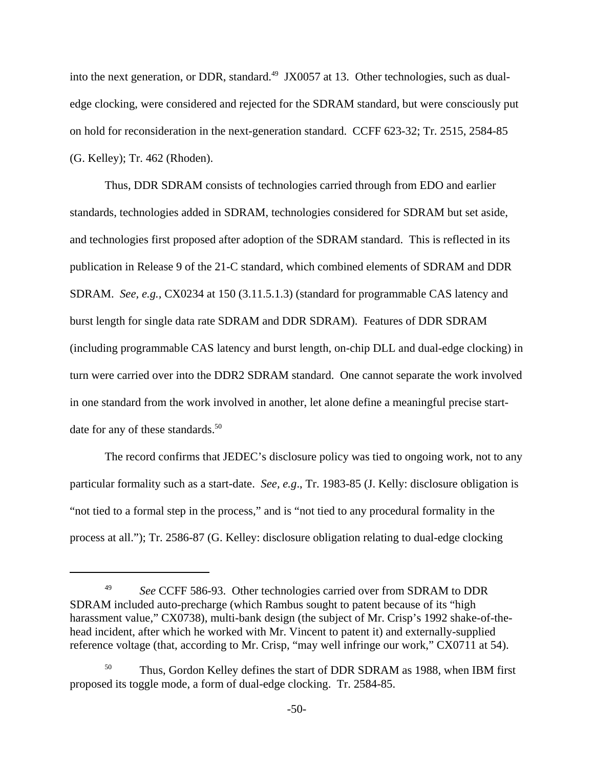into the next generation, or DDR, standard.[49] JX0057 at 13. Other technologies, such as dual-edge clocking, were considered and rejected for the SDRAM standard, but were consciously put on hold for reconsideration in the next-generation standard. CCFF 623-32; Tr. 2515, 2584-85 (G. Kelley); Tr. 462 (Rhoden).

Thus, DDR SDRAM consists of technologies carried through from EDO and earlier standards, technologies added in SDRAM, technologies considered for SDRAM but set aside, and technologies first proposed after adoption of the SDRAM standard. This is reflected in its publication in Release 9 of the 21-C standard, which combined elements of SDRAM and DDR SDRAM. *See, e.g.,* CX0234 at 150 (3.11.5.1.3) (standard for programmable CAS latency and burst length for single data rate SDRAM and DDR SDRAM). Features of DDR SDRAM (including programmable CAS latency and burst length, on-chip DLL and dual-edge clocking) in turn were carried over into the DDR2 SDRAM standard. One cannot separate the work involved in one standard from the work involved in another, let alone define a meaningful precise start-date for any of these standards.[50]

The record confirms that JEDEC's disclosure policy was tied to ongoing work, not to any particular formality such as a start-date. *See, e.g*., Tr. 1983-85 (J. Kelly: disclosure obligation is "not tied to a formal step in the process," and is "not tied to any procedural formality in the process at all."); Tr. 2586-87 (G. Kelley: disclosure obligation relating to dual-edge clocking

---

[49] *See* CCFF 586-93. Other technologies carried over from SDRAM to DDR SDRAM included auto-precharge (which Rambus sought to patent because of its "high harassment value," CX0738), multi-bank design (the subject of Mr. Crisp's 1992 shake-of-the-head incident, after which he worked with Mr. Vincent to patent it) and externally-supplied reference voltage (that, according to Mr. Crisp, "may well infringe our work," CX0711 at 54).

[50] Thus, Gordon Kelley defines the start of DDR SDRAM as 1988, when IBM first proposed its toggle mode, a form of dual-edge clocking. Tr. 2584-85.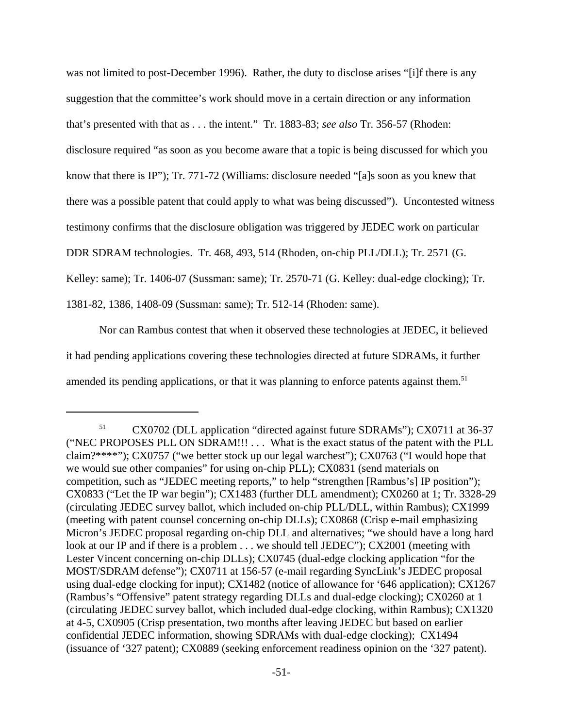was not limited to post-December 1996). Rather, the duty to disclose arises "[i]f there is any suggestion that the committee's work should move in a certain direction or any information that's presented with that as . . . the intent." Tr. 1883-83; *see also* Tr. 356-57 (Rhoden: disclosure required "as soon as you become aware that a topic is being discussed for which you know that there is IP"); Tr. 771-72 (Williams: disclosure needed "[a]s soon as you knew that there was a possible patent that could apply to what was being discussed"). Uncontested witness testimony confirms that the disclosure obligation was triggered by JEDEC work on particular DDR SDRAM technologies. Tr. 468, 493, 514 (Rhoden, on-chip PLL/DLL); Tr. 2571 (G. Kelley: same); Tr. 1406-07 (Sussman: same); Tr. 2570-71 (G. Kelley: dual-edge clocking); Tr. 1381-82, 1386, 1408-09 (Sussman: same); Tr. 512-14 (Rhoden: same).

Nor can Rambus contest that when it observed these technologies at JEDEC, it believed it had pending applications covering these technologies directed at future SDRAMs, it further amended its pending applications, or that it was planning to enforce patents against them.[51]

---

[51] CX0702 (DLL application "directed against future SDRAMs"); CX0711 at 36-37 ("NEC PROPOSES PLL ON SDRAM!!! . . . What is the exact status of the patent with the PLL claim?****"); CX0757 ("we better stock up our legal warchest"); CX0763 ("I would hope that we would sue other companies" for using on-chip PLL); CX0831 (send materials on competition, such as "JEDEC meeting reports," to help "strengthen [Rambus's] IP position"); CX0833 ("Let the IP war begin"); CX1483 (further DLL amendment); CX0260 at 1; Tr. 3328-29 (circulating JEDEC survey ballot, which included on-chip PLL/DLL, within Rambus); CX1999 (meeting with patent counsel concerning on-chip DLLs); CX0868 (Crisp e-mail emphasizing Micron's JEDEC proposal regarding on-chip DLL and alternatives; "we should have a long hard look at our IP and if there is a problem . . . we should tell JEDEC"); CX2001 (meeting with Lester Vincent concerning on-chip DLLs); CX0745 (dual-edge clocking application "for the MOST/SDRAM defense"); CX0711 at 156-57 (e-mail regarding SyncLink's JEDEC proposal using dual-edge clocking for input); CX1482 (notice of allowance for '646 application); CX1267 (Rambus's "Offensive" patent strategy regarding DLLs and dual-edge clocking); CX0260 at 1 (circulating JEDEC survey ballot, which included dual-edge clocking, within Rambus); CX1320 at 4-5, CX0905 (Crisp presentation, two months after leaving JEDEC but based on earlier confidential JEDEC information, showing SDRAMs with dual-edge clocking); CX1494 (issuance of '327 patent); CX0889 (seeking enforcement readiness opinion on the '327 patent).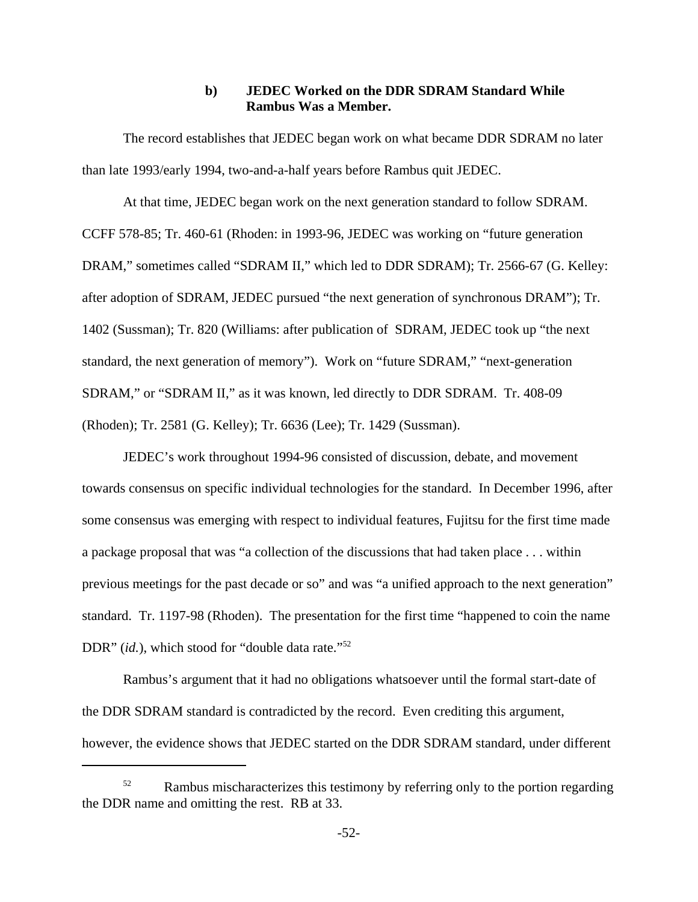#### b) JEDEC Worked on the DDR SDRAM Standard While Rambus Was a Member.

The record establishes that JEDEC began work on what became DDR SDRAM no later than late 1993/early 1994, two-and-a-half years before Rambus quit JEDEC.

At that time, JEDEC began work on the next generation standard to follow SDRAM. CCFF 578-85; Tr. 460-61 (Rhoden: in 1993-96, JEDEC was working on "future generation DRAM," sometimes called "SDRAM II," which led to DDR SDRAM); Tr. 2566-67 (G. Kelley: after adoption of SDRAM, JEDEC pursued "the next generation of synchronous DRAM"); Tr. 1402 (Sussman); Tr. 820 (Williams: after publication of SDRAM, JEDEC took up "the next standard, the next generation of memory"). Work on "future SDRAM," "next-generation SDRAM," or "SDRAM II," as it was known, led directly to DDR SDRAM. Tr. 408-09 (Rhoden); Tr. 2581 (G. Kelley); Tr. 6636 (Lee); Tr. 1429 (Sussman).

JEDEC's work throughout 1994-96 consisted of discussion, debate, and movement towards consensus on specific individual technologies for the standard. In December 1996, after some consensus was emerging with respect to individual features, Fujitsu for the first time made a package proposal that was "a collection of the discussions that had taken place . . . within previous meetings for the past decade or so" and was "a unified approach to the next generation" standard. Tr. 1197-98 (Rhoden). The presentation for the first time "happened to coin the name DDR" (*id.*), which stood for "double data rate."[52]

Rambus's argument that it had no obligations whatsoever until the formal start-date of the DDR SDRAM standard is contradicted by the record. Even crediting this argument, however, the evidence shows that JEDEC started on the DDR SDRAM standard, under different

---

[52] Rambus mischaracterizes this testimony by referring only to the portion regarding the DDR name and omitting the rest. RB at 33.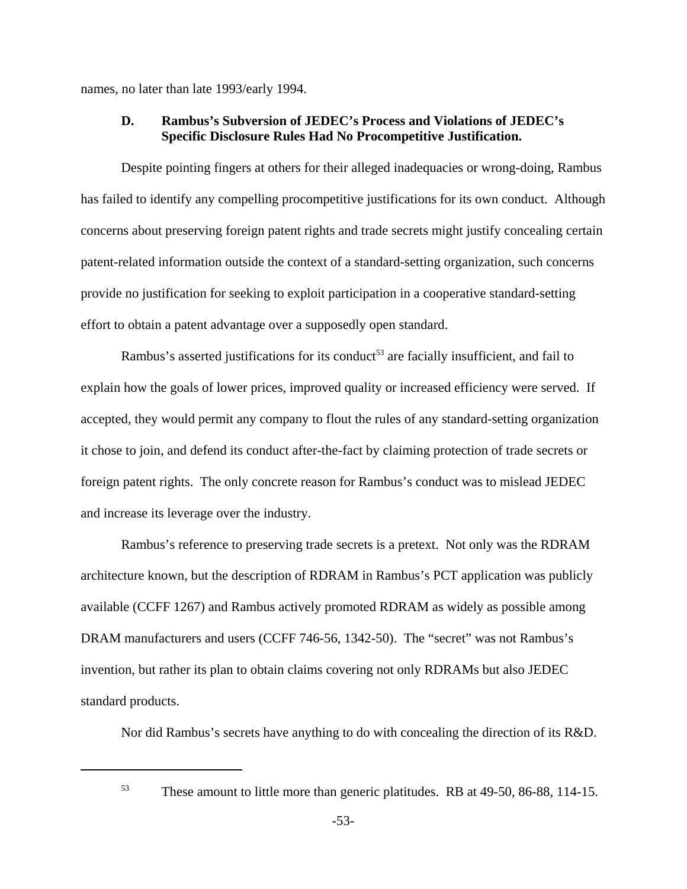names, no later than late 1993/early 1994.

### D. Rambus's Subversion of JEDEC's Process and Violations of JEDEC's Specific Disclosure Rules Had No Procompetitive Justification.

Despite pointing fingers at others for their alleged inadequacies or wrong-doing, Rambus has failed to identify any compelling procompetitive justifications for its own conduct. Although concerns about preserving foreign patent rights and trade secrets might justify concealing certain patent-related information outside the context of a standard-setting organization, such concerns provide no justification for seeking to exploit participation in a cooperative standard-setting effort to obtain a patent advantage over a supposedly open standard.

Rambus's asserted justifications for its conduct[53] are facially insufficient, and fail to explain how the goals of lower prices, improved quality or increased efficiency were served. If accepted, they would permit any company to flout the rules of any standard-setting organization it chose to join, and defend its conduct after-the-fact by claiming protection of trade secrets or foreign patent rights. The only concrete reason for Rambus's conduct was to mislead JEDEC and increase its leverage over the industry.

Rambus's reference to preserving trade secrets is a pretext. Not only was the RDRAM architecture known, but the description of RDRAM in Rambus's PCT application was publicly available (CCFF 1267) and Rambus actively promoted RDRAM as widely as possible among DRAM manufacturers and users (CCFF 746-56, 1342-50). The "secret" was not Rambus's invention, but rather its plan to obtain claims covering not only RDRAMs but also JEDEC standard products.

Nor did Rambus's secrets have anything to do with concealing the direction of its R&D.

---

[53] These amount to little more than generic platitudes. RB at 49-50, 86-88, 114-15.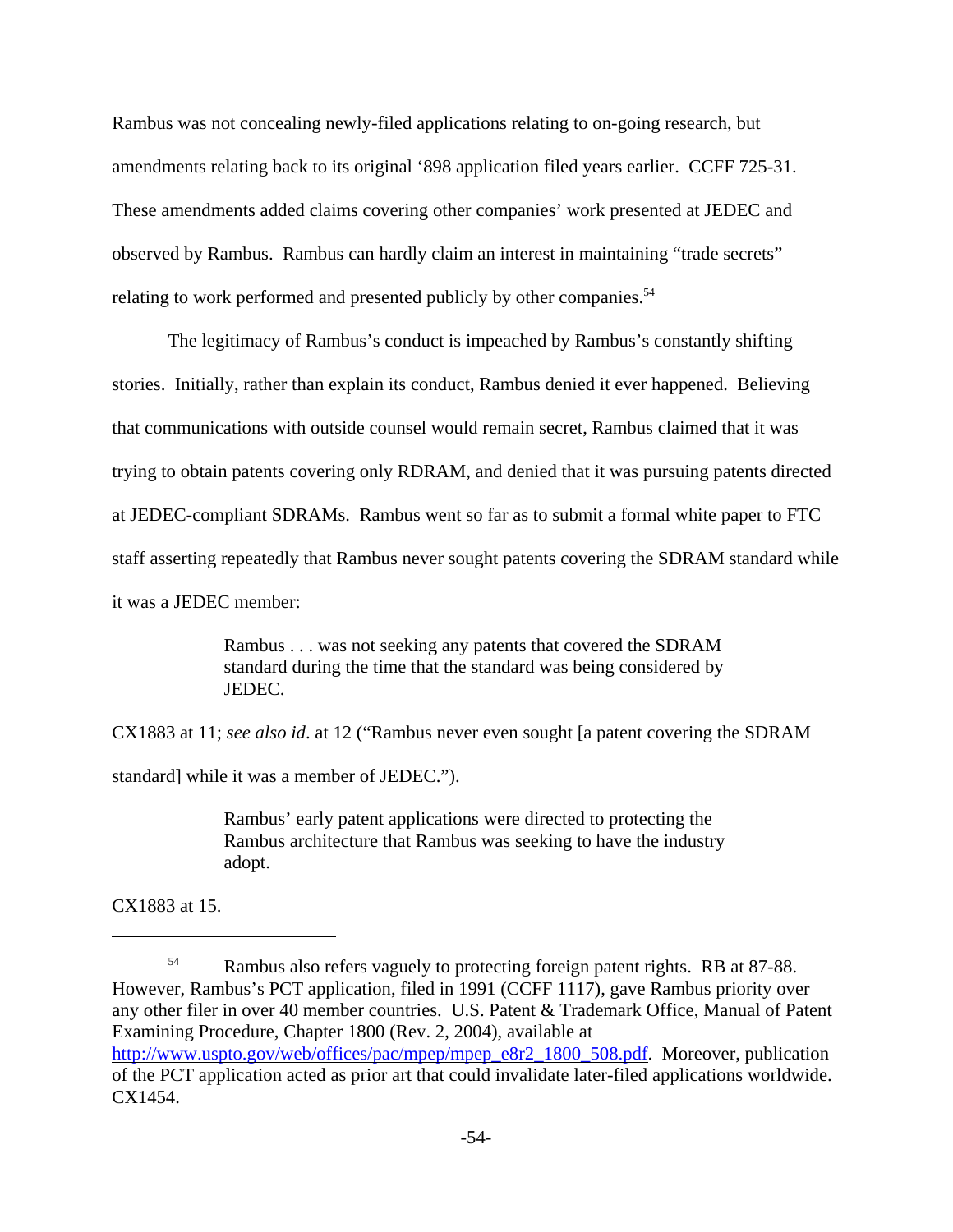Rambus was not concealing newly-filed applications relating to on-going research, but amendments relating back to its original '898 application filed years earlier. CCFF 725-31. These amendments added claims covering other companies' work presented at JEDEC and observed by Rambus. Rambus can hardly claim an interest in maintaining "trade secrets" relating to work performed and presented publicly by other companies.[54]

The legitimacy of Rambus's conduct is impeached by Rambus's constantly shifting stories. Initially, rather than explain its conduct, Rambus denied it ever happened. Believing that communications with outside counsel would remain secret, Rambus claimed that it was trying to obtain patents covering only RDRAM, and denied that it was pursuing patents directed at JEDEC-compliant SDRAMs. Rambus went so far as to submit a formal white paper to FTC staff asserting repeatedly that Rambus never sought patents covering the SDRAM standard while it was a JEDEC member:

> Rambus . . . was not seeking any patents that covered the SDRAM standard during the time that the standard was being considered by JEDEC.

CX1883 at 11; *see also id*. at 12 ("Rambus never even sought [a patent covering the SDRAM standard] while it was a member of JEDEC.").

> Rambus' early patent applications were directed to protecting the Rambus architecture that Rambus was seeking to have the industry adopt.

CX1883 at 15.

---

[54] Rambus also refers vaguely to protecting foreign patent rights. RB at 87-88. However, Rambus's PCT application, filed in 1991 (CCFF 1117), gave Rambus priority over any other filer in over 40 member countries. U.S. Patent & Trademark Office, Manual of Patent Examining Procedure, Chapter 1800 (Rev. 2, 2004), available at http://www.uspto.gov/web/offices/pac/mpep/mpep_e8r2_1800_508.pdf. Moreover, publication of the PCT application acted as prior art that could invalidate later-filed applications worldwide. CX1454.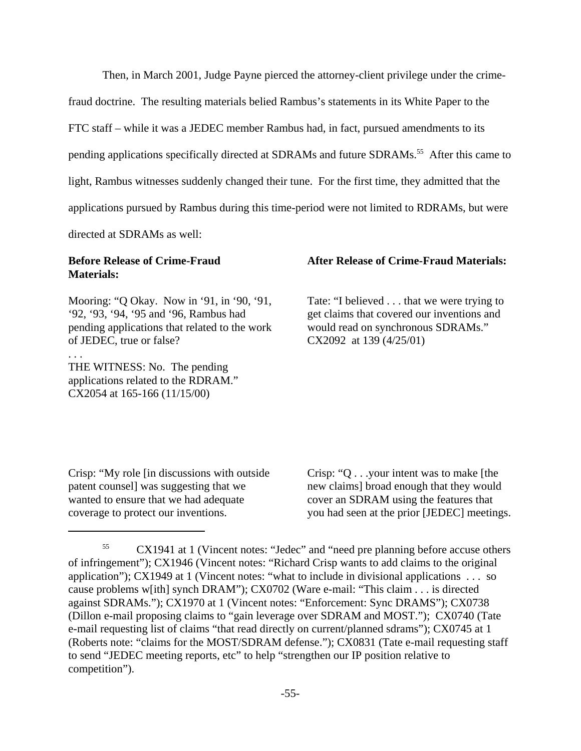Then, in March 2001, Judge Payne pierced the attorney-client privilege under the crime-fraud doctrine. The resulting materials belied Rambus's statements in its White Paper to the FTC staff – while it was a JEDEC member Rambus had, in fact, pursued amendments to its pending applications specifically directed at SDRAMs and future SDRAMs.[55] After this came to light, Rambus witnesses suddenly changed their tune. For the first time, they admitted that the applications pursued by Rambus during this time-period were not limited to RDRAMs, but were directed at SDRAMs as well:

| **Before Release of Crime-Fraud Materials:** | **After Release of Crime-Fraud Materials:** |
|---|---|
| Mooring: "Q Okay. Now in '91, in '90, '91, '92, '93, '94, '95 and '96, Rambus had pending applications that related to the work of JEDEC, true or false?<br>. . .<br>THE WITNESS: No. The pending applications related to the RDRAM." CX2054 at 165-166 (11/15/00) | Tate: "I believed . . . that we were trying to get claims that covered our inventions and would read on synchronous SDRAMs." CX2092 at 139 (4/25/01) |
| Crisp: "My role [in discussions with outside patent counsel] was suggesting that we wanted to ensure that we had adequate coverage to protect our inventions. | Crisp: "Q . . .your intent was to make [the new claims] broad enough that they would cover an SDRAM using the features that you had seen at the prior [JEDEC] meetings. |

[55] CX1941 at 1 (Vincent notes: "Jedec" and "need pre planning before accuse others of infringement"); CX1946 (Vincent notes: "Richard Crisp wants to add claims to the original application"); CX1949 at 1 (Vincent notes: "what to include in divisional applications . . . so cause problems w[ith] synch DRAM"); CX0702 (Ware e-mail: "This claim . . . is directed against SDRAMs."); CX1970 at 1 (Vincent notes: "Enforcement: Sync DRAMS"); CX0738 (Dillon e-mail proposing claims to "gain leverage over SDRAM and MOST."); CX0740 (Tate e-mail requesting list of claims "that read directly on current/planned sdrams"); CX0745 at 1 (Roberts note: "claims for the MOST/SDRAM defense."); CX0831 (Tate e-mail requesting staff to send "JEDEC meeting reports, etc" to help "strengthen our IP position relative to competition").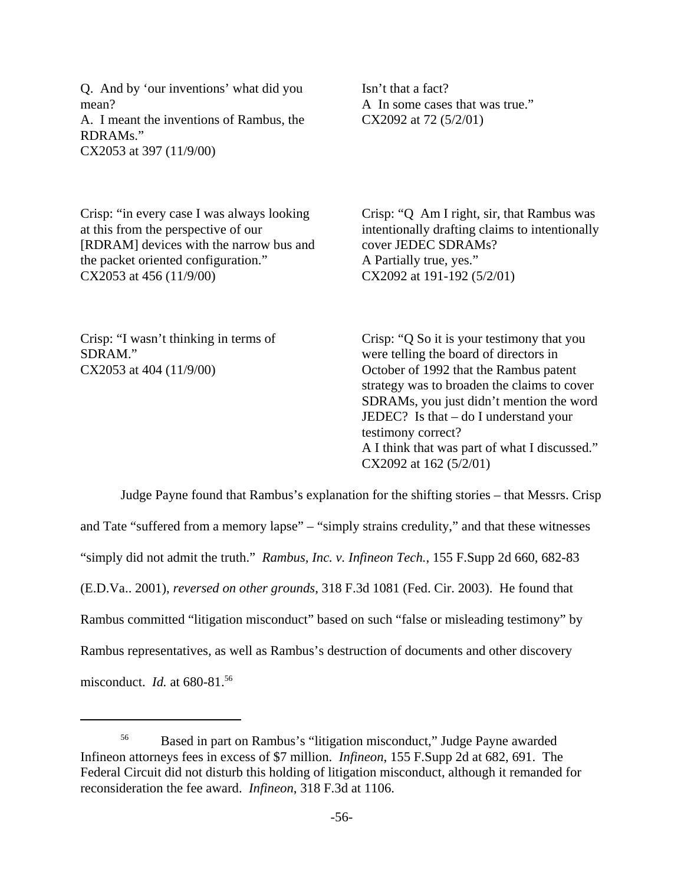| | |
|---|---|
| Q. And by 'our inventions' what did you mean?<br>A. I meant the inventions of Rambus, the RDRAMs."<br>CX2053 at 397 (11/9/00) | Isn't that a fact?<br>A In some cases that was true."<br>CX2092 at 72 (5/2/01) |
| Crisp: "in every case I was always looking at this from the perspective of our [RDRAM] devices with the narrow bus and the packet oriented configuration."<br>CX2053 at 456 (11/9/00) | Crisp: "Q Am I right, sir, that Rambus was intentionally drafting claims to intentionally cover JEDEC SDRAMs?<br>A Partially true, yes."<br>CX2092 at 191-192 (5/2/01) |
| Crisp: "I wasn't thinking in terms of SDRAM."<br>CX2053 at 404 (11/9/00) | Crisp: "Q So it is your testimony that you were telling the board of directors in October of 1992 that the Rambus patent strategy was to broaden the claims to cover SDRAMs, you just didn't mention the word JEDEC? Is that – do I understand your testimony correct?<br>A I think that was part of what I discussed."<br>CX2092 at 162 (5/2/01) |

Judge Payne found that Rambus's explanation for the shifting stories – that Messrs. Crisp and Tate "suffered from a memory lapse" – "simply strains credulity," and that these witnesses "simply did not admit the truth." *Rambus, Inc. v. Infineon Tech.*, 155 F.Supp 2d 660, 682-83 (E.D.Va.. 2001), *reversed on other grounds*, 318 F.3d 1081 (Fed. Cir. 2003). He found that Rambus committed "litigation misconduct" based on such "false or misleading testimony" by Rambus representatives, as well as Rambus's destruction of documents and other discovery misconduct. *Id.* at 680-81.[56]

---

[56] Based in part on Rambus's "litigation misconduct," Judge Payne awarded Infineon attorneys fees in excess of $7 million. *Infineon*, 155 F.Supp 2d at 682, 691. The Federal Circuit did not disturb this holding of litigation misconduct, although it remanded for reconsideration the fee award. *Infineon*, 318 F.3d at 1106.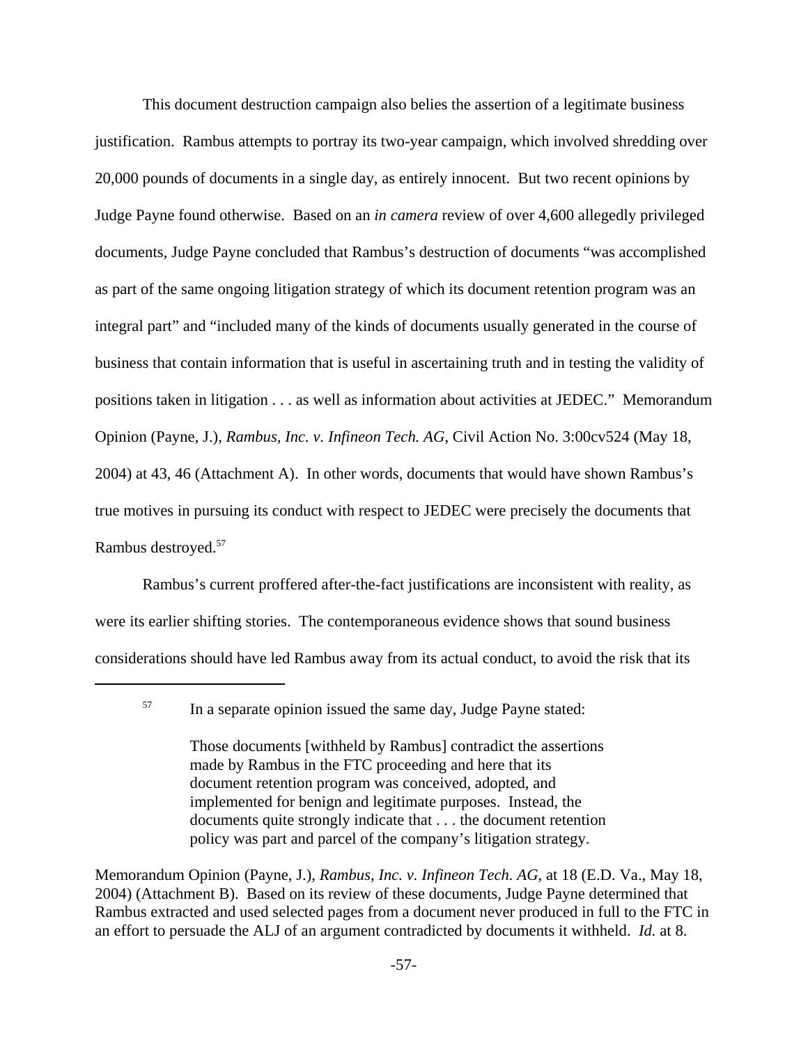This document destruction campaign also belies the assertion of a legitimate business justification. Rambus attempts to portray its two-year campaign, which involved shredding over 20,000 pounds of documents in a single day, as entirely innocent. But two recent opinions by Judge Payne found otherwise. Based on an *in camera* review of over 4,600 allegedly privileged documents, Judge Payne concluded that Rambus's destruction of documents "was accomplished as part of the same ongoing litigation strategy of which its document retention program was an integral part" and "included many of the kinds of documents usually generated in the course of business that contain information that is useful in ascertaining truth and in testing the validity of positions taken in litigation . . . as well as information about activities at JEDEC." Memorandum Opinion (Payne, J.), *Rambus, Inc. v. Infineon Tech. AG*, Civil Action No. 3:00cv524 (May 18, 2004) at 43, 46 (Attachment A). In other words, documents that would have shown Rambus's true motives in pursuing its conduct with respect to JEDEC were precisely the documents that Rambus destroyed.[57]

Rambus's current proffered after-the-fact justifications are inconsistent with reality, as were its earlier shifting stories. The contemporaneous evidence shows that sound business considerations should have led Rambus away from its actual conduct, to avoid the risk that its

---

[57] In a separate opinion issued the same day, Judge Payne stated:

> Those documents [withheld by Rambus] contradict the assertions made by Rambus in the FTC proceeding and here that its document retention program was conceived, adopted, and implemented for benign and legitimate purposes. Instead, the documents quite strongly indicate that . . . the document retention policy was part and parcel of the company's litigation strategy.

Memorandum Opinion (Payne, J.), *Rambus, Inc. v. Infineon Tech. AG*, at 18 (E.D. Va., May 18, 2004) (Attachment B). Based on its review of these documents, Judge Payne determined that Rambus extracted and used selected pages from a document never produced in full to the FTC in an effort to persuade the ALJ of an argument contradicted by documents it withheld. *Id.* at 8.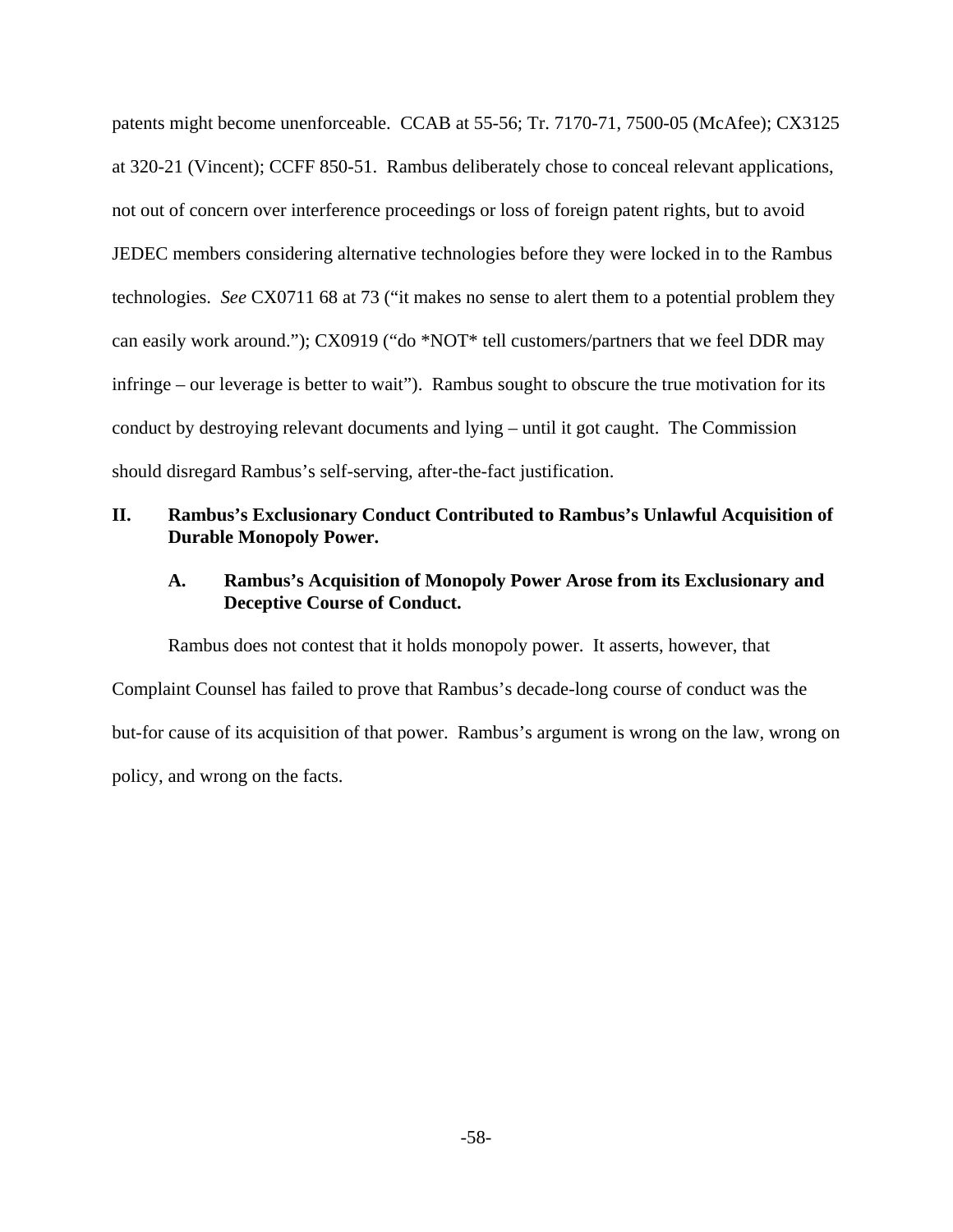patents might become unenforceable. CCAB at 55-56; Tr. 7170-71, 7500-05 (McAfee); CX3125 at 320-21 (Vincent); CCFF 850-51. Rambus deliberately chose to conceal relevant applications, not out of concern over interference proceedings or loss of foreign patent rights, but to avoid JEDEC members considering alternative technologies before they were locked in to the Rambus technologies. *See* CX0711 68 at 73 ("it makes no sense to alert them to a potential problem they can easily work around."); CX0919 ("do *NOT* tell customers/partners that we feel DDR may infringe – our leverage is better to wait"). Rambus sought to obscure the true motivation for its conduct by destroying relevant documents and lying – until it got caught. The Commission should disregard Rambus's self-serving, after-the-fact justification.

## II. Rambus's Exclusionary Conduct Contributed to Rambus's Unlawful Acquisition of Durable Monopoly Power.

### A. Rambus's Acquisition of Monopoly Power Arose from its Exclusionary and Deceptive Course of Conduct.

Rambus does not contest that it holds monopoly power. It asserts, however, that Complaint Counsel has failed to prove that Rambus's decade-long course of conduct was the but-for cause of its acquisition of that power. Rambus's argument is wrong on the law, wrong on policy, and wrong on the facts.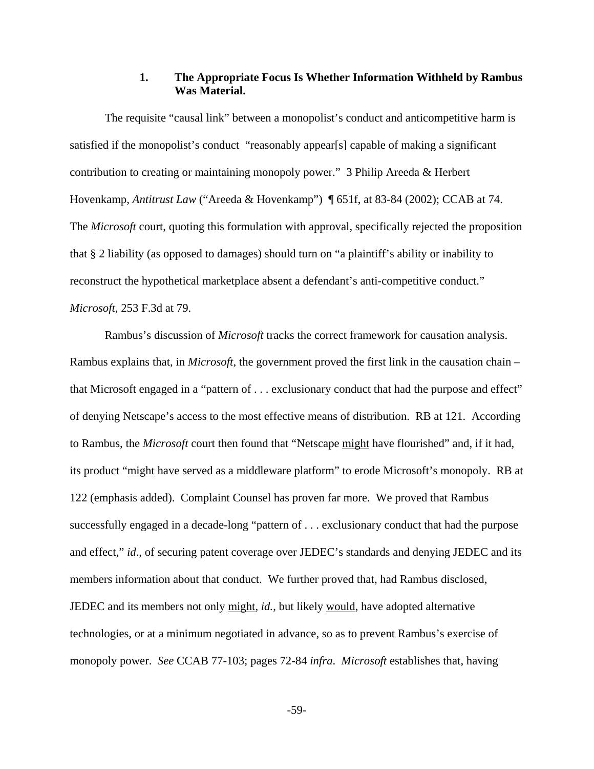### 1. The Appropriate Focus Is Whether Information Withheld by Rambus Was Material.

The requisite "causal link" between a monopolist's conduct and anticompetitive harm is satisfied if the monopolist's conduct "reasonably appear[s] capable of making a significant contribution to creating or maintaining monopoly power." 3 Philip Areeda & Herbert Hovenkamp, *Antitrust Law* ("Areeda & Hovenkamp") ¶ 651f, at 83-84 (2002); CCAB at 74. The *Microsoft* court, quoting this formulation with approval, specifically rejected the proposition that § 2 liability (as opposed to damages) should turn on "a plaintiff's ability or inability to reconstruct the hypothetical marketplace absent a defendant's anti-competitive conduct." *Microsoft*, 253 F.3d at 79.

Rambus's discussion of *Microsoft* tracks the correct framework for causation analysis. Rambus explains that, in *Microsoft*, the government proved the first link in the causation chain – that Microsoft engaged in a "pattern of . . . exclusionary conduct that had the purpose and effect" of denying Netscape's access to the most effective means of distribution. RB at 121. According to Rambus, the *Microsoft* court then found that "Netscape <u>might</u> have flourished" and, if it had, its product "<u>might</u> have served as a middleware platform" to erode Microsoft's monopoly. RB at 122 (emphasis added). Complaint Counsel has proven far more. We proved that Rambus successfully engaged in a decade-long "pattern of . . . exclusionary conduct that had the purpose and effect," *id*., of securing patent coverage over JEDEC's standards and denying JEDEC and its members information about that conduct. We further proved that, had Rambus disclosed, JEDEC and its members not only <u>might</u>, *id.*, but likely <u>would</u>, have adopted alternative technologies, or at a minimum negotiated in advance, so as to prevent Rambus's exercise of monopoly power. *See* CCAB 77-103; pages 72-84 *infra*. *Microsoft* establishes that, having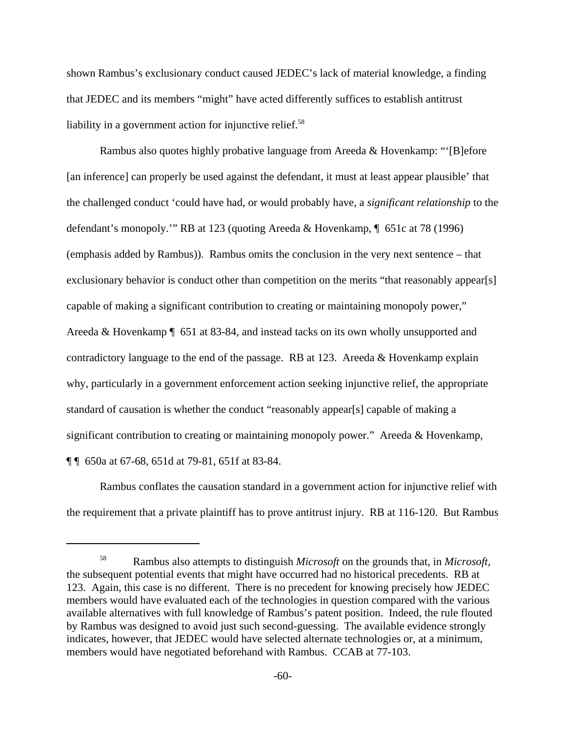shown Rambus's exclusionary conduct caused JEDEC's lack of material knowledge, a finding that JEDEC and its members "might" have acted differently suffices to establish antitrust liability in a government action for injunctive relief.[58]

Rambus also quotes highly probative language from Areeda & Hovenkamp: "'[B]efore [an inference] can properly be used against the defendant, it must at least appear plausible' that the challenged conduct 'could have had, or would probably have, a *significant relationship* to the defendant's monopoly.'" RB at 123 (quoting Areeda & Hovenkamp, ¶ 651c at 78 (1996) (emphasis added by Rambus)). Rambus omits the conclusion in the very next sentence – that exclusionary behavior is conduct other than competition on the merits "that reasonably appear[s] capable of making a significant contribution to creating or maintaining monopoly power," Areeda & Hovenkamp ¶ 651 at 83-84, and instead tacks on its own wholly unsupported and contradictory language to the end of the passage. RB at 123. Areeda & Hovenkamp explain why, particularly in a government enforcement action seeking injunctive relief, the appropriate standard of causation is whether the conduct "reasonably appear[s] capable of making a significant contribution to creating or maintaining monopoly power." Areeda & Hovenkamp, ¶ ¶ 650a at 67-68, 651d at 79-81, 651f at 83-84.

Rambus conflates the causation standard in a government action for injunctive relief with the requirement that a private plaintiff has to prove antitrust injury. RB at 116-120. But Rambus

---

[58] Rambus also attempts to distinguish *Microsoft* on the grounds that, in *Microsoft*, the subsequent potential events that might have occurred had no historical precedents. RB at 123. Again, this case is no different. There is no precedent for knowing precisely how JEDEC members would have evaluated each of the technologies in question compared with the various available alternatives with full knowledge of Rambus's patent position. Indeed, the rule flouted by Rambus was designed to avoid just such second-guessing. The available evidence strongly indicates, however, that JEDEC would have selected alternate technologies or, at a minimum, members would have negotiated beforehand with Rambus. CCAB at 77-103.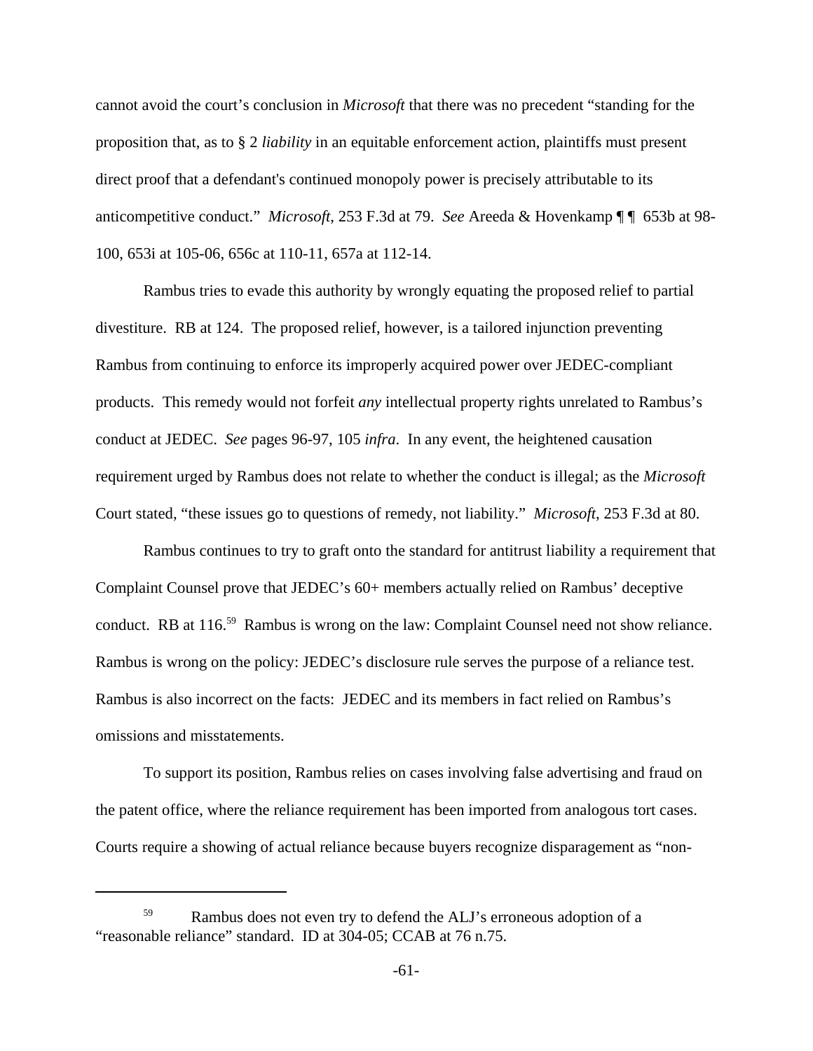cannot avoid the court's conclusion in *Microsoft* that there was no precedent "standing for the proposition that, as to § 2 *liability* in an equitable enforcement action, plaintiffs must present direct proof that a defendant's continued monopoly power is precisely attributable to its anticompetitive conduct." *Microsoft*, 253 F.3d at 79. *See* Areeda & Hovenkamp ¶ ¶ 653b at 98-100, 653i at 105-06, 656c at 110-11, 657a at 112-14.

Rambus tries to evade this authority by wrongly equating the proposed relief to partial divestiture. RB at 124. The proposed relief, however, is a tailored injunction preventing Rambus from continuing to enforce its improperly acquired power over JEDEC-compliant products. This remedy would not forfeit *any* intellectual property rights unrelated to Rambus's conduct at JEDEC. *See* pages 96-97, 105 *infra*. In any event, the heightened causation requirement urged by Rambus does not relate to whether the conduct is illegal; as the *Microsoft* Court stated, "these issues go to questions of remedy, not liability." *Microsoft*, 253 F.3d at 80.

Rambus continues to try to graft onto the standard for antitrust liability a requirement that Complaint Counsel prove that JEDEC's 60+ members actually relied on Rambus' deceptive conduct. RB at 116.[59] Rambus is wrong on the law: Complaint Counsel need not show reliance. Rambus is wrong on the policy: JEDEC's disclosure rule serves the purpose of a reliance test. Rambus is also incorrect on the facts: JEDEC and its members in fact relied on Rambus's omissions and misstatements.

To support its position, Rambus relies on cases involving false advertising and fraud on the patent office, where the reliance requirement has been imported from analogous tort cases. Courts require a showing of actual reliance because buyers recognize disparagement as "non-

---

[59] Rambus does not even try to defend the ALJ's erroneous adoption of a "reasonable reliance" standard. ID at 304-05; CCAB at 76 n.75.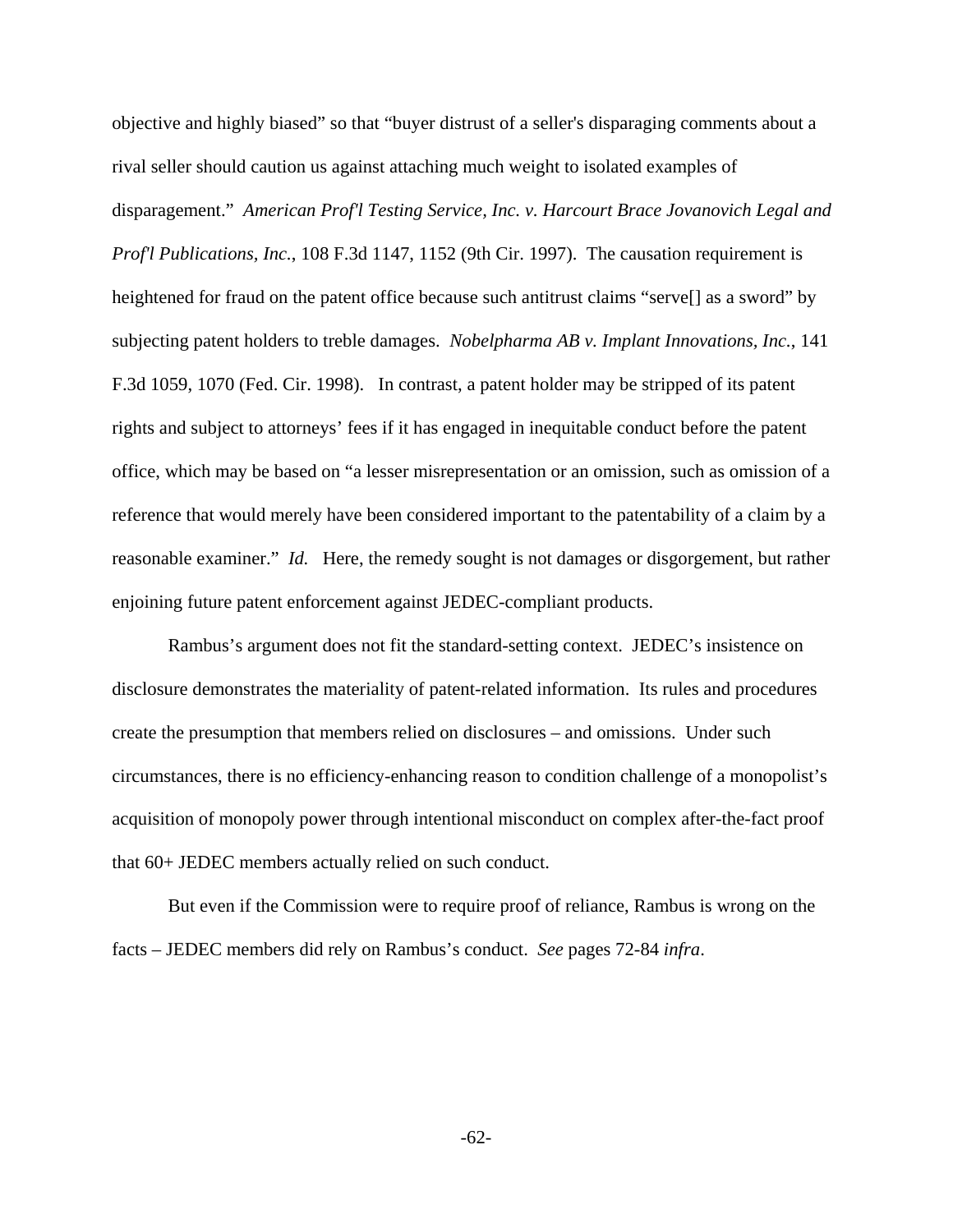objective and highly biased" so that "buyer distrust of a seller's disparaging comments about a rival seller should caution us against attaching much weight to isolated examples of disparagement." *American Prof'l Testing Service, Inc. v. Harcourt Brace Jovanovich Legal and Prof'l Publications, Inc.*, 108 F.3d 1147, 1152 (9th Cir. 1997). The causation requirement is heightened for fraud on the patent office because such antitrust claims "serve[] as a sword" by subjecting patent holders to treble damages. *Nobelpharma AB v. Implant Innovations, Inc.*, 141 F.3d 1059, 1070 (Fed. Cir. 1998). In contrast, a patent holder may be stripped of its patent rights and subject to attorneys' fees if it has engaged in inequitable conduct before the patent office, which may be based on "a lesser misrepresentation or an omission, such as omission of a reference that would merely have been considered important to the patentability of a claim by a reasonable examiner." *Id.* Here, the remedy sought is not damages or disgorgement, but rather enjoining future patent enforcement against JEDEC-compliant products.

Rambus's argument does not fit the standard-setting context. JEDEC's insistence on disclosure demonstrates the materiality of patent-related information. Its rules and procedures create the presumption that members relied on disclosures – and omissions. Under such circumstances, there is no efficiency-enhancing reason to condition challenge of a monopolist's acquisition of monopoly power through intentional misconduct on complex after-the-fact proof that 60+ JEDEC members actually relied on such conduct.

But even if the Commission were to require proof of reliance, Rambus is wrong on the facts – JEDEC members did rely on Rambus's conduct. *See* pages 72-84 *infra*.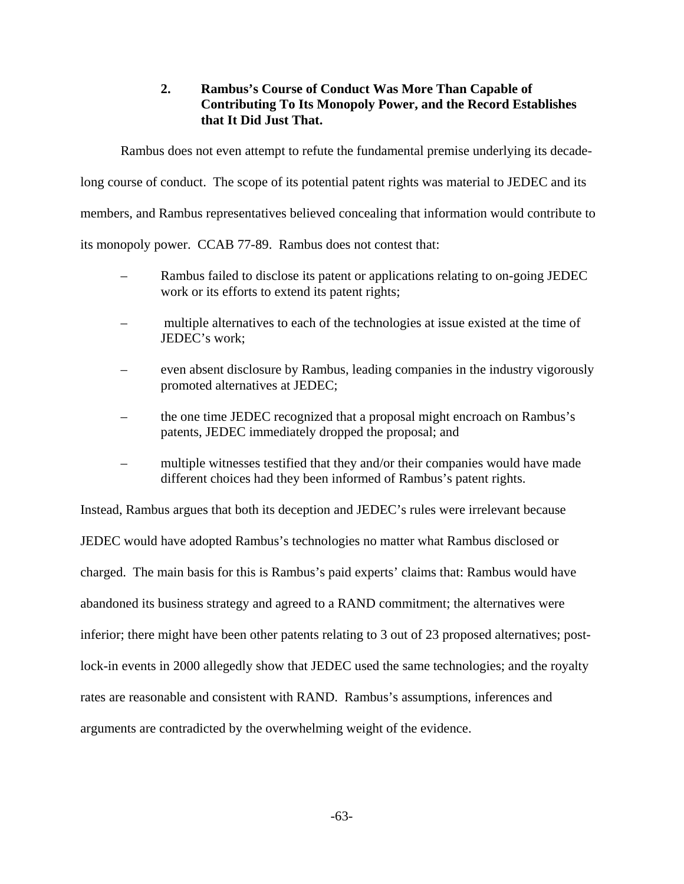### 2. Rambus's Course of Conduct Was More Than Capable of Contributing To Its Monopoly Power, and the Record Establishes that It Did Just That.

Rambus does not even attempt to refute the fundamental premise underlying its decade-long course of conduct. The scope of its potential patent rights was material to JEDEC and its members, and Rambus representatives believed concealing that information would contribute to its monopoly power. CCAB 77-89. Rambus does not contest that:

– Rambus failed to disclose its patent or applications relating to on-going JEDEC work or its efforts to extend its patent rights;

– multiple alternatives to each of the technologies at issue existed at the time of JEDEC's work;

– even absent disclosure by Rambus, leading companies in the industry vigorously promoted alternatives at JEDEC;

– the one time JEDEC recognized that a proposal might encroach on Rambus's patents, JEDEC immediately dropped the proposal; and

– multiple witnesses testified that they and/or their companies would have made different choices had they been informed of Rambus's patent rights.

Instead, Rambus argues that both its deception and JEDEC's rules were irrelevant because JEDEC would have adopted Rambus's technologies no matter what Rambus disclosed or charged. The main basis for this is Rambus's paid experts' claims that: Rambus would have abandoned its business strategy and agreed to a RAND commitment; the alternatives were inferior; there might have been other patents relating to 3 out of 23 proposed alternatives; post-lock-in events in 2000 allegedly show that JEDEC used the same technologies; and the royalty rates are reasonable and consistent with RAND. Rambus's assumptions, inferences and arguments are contradicted by the overwhelming weight of the evidence.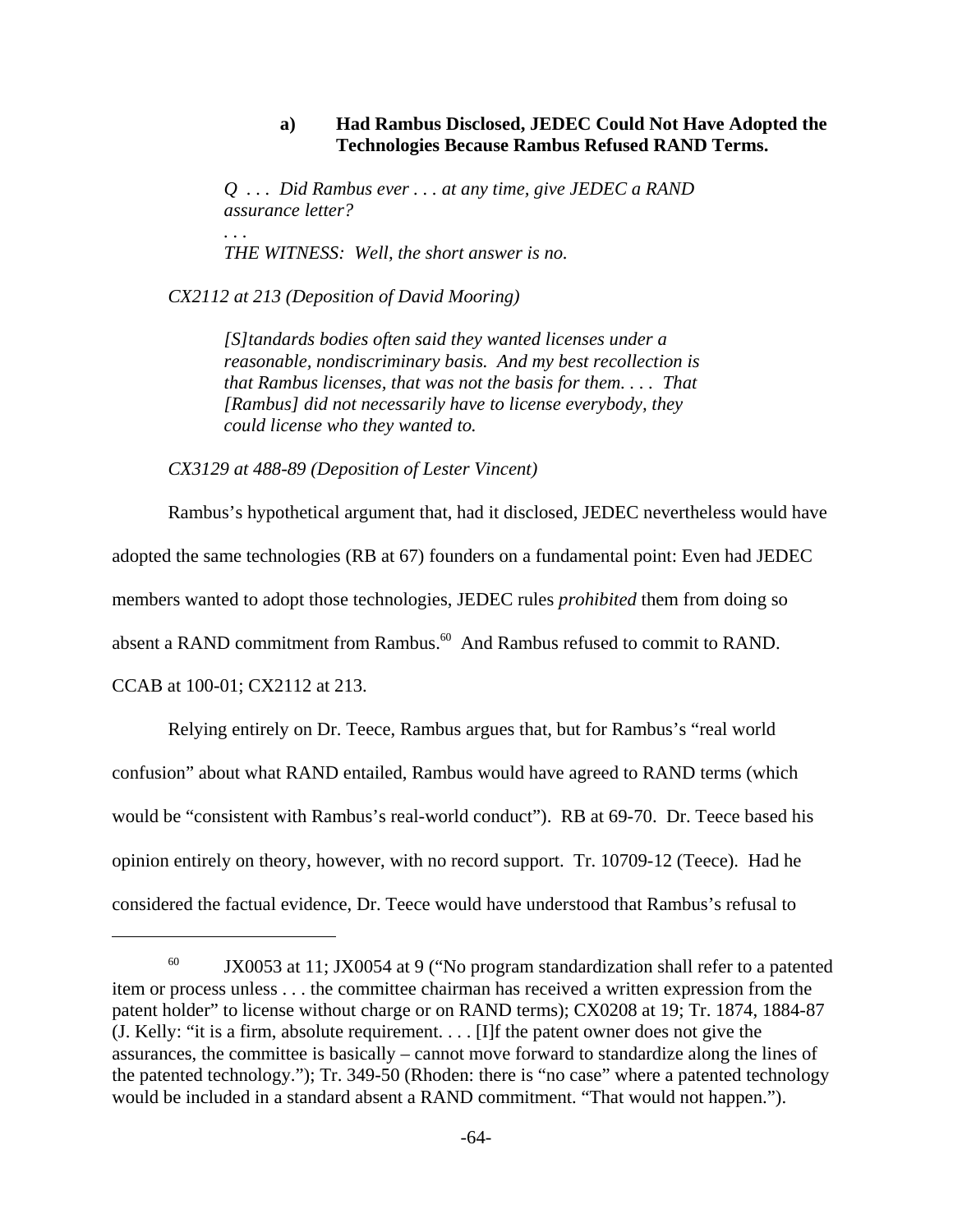#### a) Had Rambus Disclosed, JEDEC Could Not Have Adopted the Technologies Because Rambus Refused RAND Terms.

> *Q . . . Did Rambus ever . . . at any time, give JEDEC a RAND assurance letter?*
>
> *. . .*
>
> *THE WITNESS: Well, the short answer is no.*

*CX2112 at 213 (Deposition of David Mooring)*

> *[S]tandards bodies often said they wanted licenses under a reasonable, nondiscriminary basis. And my best recollection is that Rambus licenses, that was not the basis for them. . . . That [Rambus] did not necessarily have to license everybody, they could license who they wanted to.*

*CX3129 at 488-89 (Deposition of Lester Vincent)*

Rambus's hypothetical argument that, had it disclosed, JEDEC nevertheless would have adopted the same technologies (RB at 67) founders on a fundamental point: Even had JEDEC members wanted to adopt those technologies, JEDEC rules *prohibited* them from doing so absent a RAND commitment from Rambus.[60] And Rambus refused to commit to RAND. CCAB at 100-01; CX2112 at 213.

Relying entirely on Dr. Teece, Rambus argues that, but for Rambus's "real world confusion" about what RAND entailed, Rambus would have agreed to RAND terms (which would be "consistent with Rambus's real-world conduct"). RB at 69-70. Dr. Teece based his opinion entirely on theory, however, with no record support. Tr. 10709-12 (Teece). Had he considered the factual evidence, Dr. Teece would have understood that Rambus's refusal to

---

[60] JX0053 at 11; JX0054 at 9 ("No program standardization shall refer to a patented item or process unless . . . the committee chairman has received a written expression from the patent holder" to license without charge or on RAND terms); CX0208 at 19; Tr. 1874, 1884-87 (J. Kelly: "it is a firm, absolute requirement. . . . [I]f the patent owner does not give the assurances, the committee is basically – cannot move forward to standardize along the lines of the patented technology."); Tr. 349-50 (Rhoden: there is "no case" where a patented technology would be included in a standard absent a RAND commitment. "That would not happen.").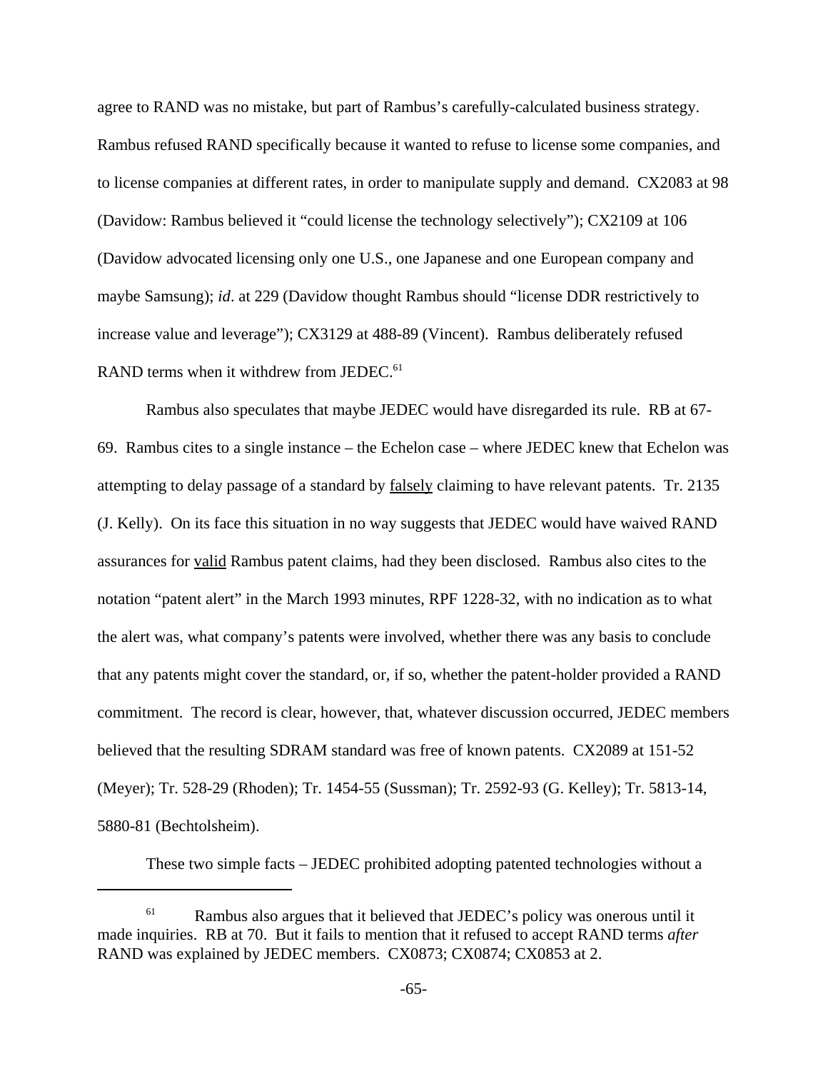agree to RAND was no mistake, but part of Rambus's carefully-calculated business strategy. Rambus refused RAND specifically because it wanted to refuse to license some companies, and to license companies at different rates, in order to manipulate supply and demand. CX2083 at 98 (Davidow: Rambus believed it "could license the technology selectively"); CX2109 at 106 (Davidow advocated licensing only one U.S., one Japanese and one European company and maybe Samsung); *id*. at 229 (Davidow thought Rambus should "license DDR restrictively to increase value and leverage"); CX3129 at 488-89 (Vincent). Rambus deliberately refused RAND terms when it withdrew from JEDEC.[61]

Rambus also speculates that maybe JEDEC would have disregarded its rule. RB at 67-69. Rambus cites to a single instance – the Echelon case – where JEDEC knew that Echelon was attempting to delay passage of a standard by <u>falsely</u> claiming to have relevant patents. Tr. 2135 (J. Kelly). On its face this situation in no way suggests that JEDEC would have waived RAND assurances for <u>valid</u> Rambus patent claims, had they been disclosed. Rambus also cites to the notation "patent alert" in the March 1993 minutes, RPF 1228-32, with no indication as to what the alert was, what company's patents were involved, whether there was any basis to conclude that any patents might cover the standard, or, if so, whether the patent-holder provided a RAND commitment. The record is clear, however, that, whatever discussion occurred, JEDEC members believed that the resulting SDRAM standard was free of known patents. CX2089 at 151-52 (Meyer); Tr. 528-29 (Rhoden); Tr. 1454-55 (Sussman); Tr. 2592-93 (G. Kelley); Tr. 5813-14, 5880-81 (Bechtolsheim).

These two simple facts – JEDEC prohibited adopting patented technologies without a

---

[61] Rambus also argues that it believed that JEDEC's policy was onerous until it made inquiries. RB at 70. But it fails to mention that it refused to accept RAND terms *after* RAND was explained by JEDEC members. CX0873; CX0874; CX0853 at 2.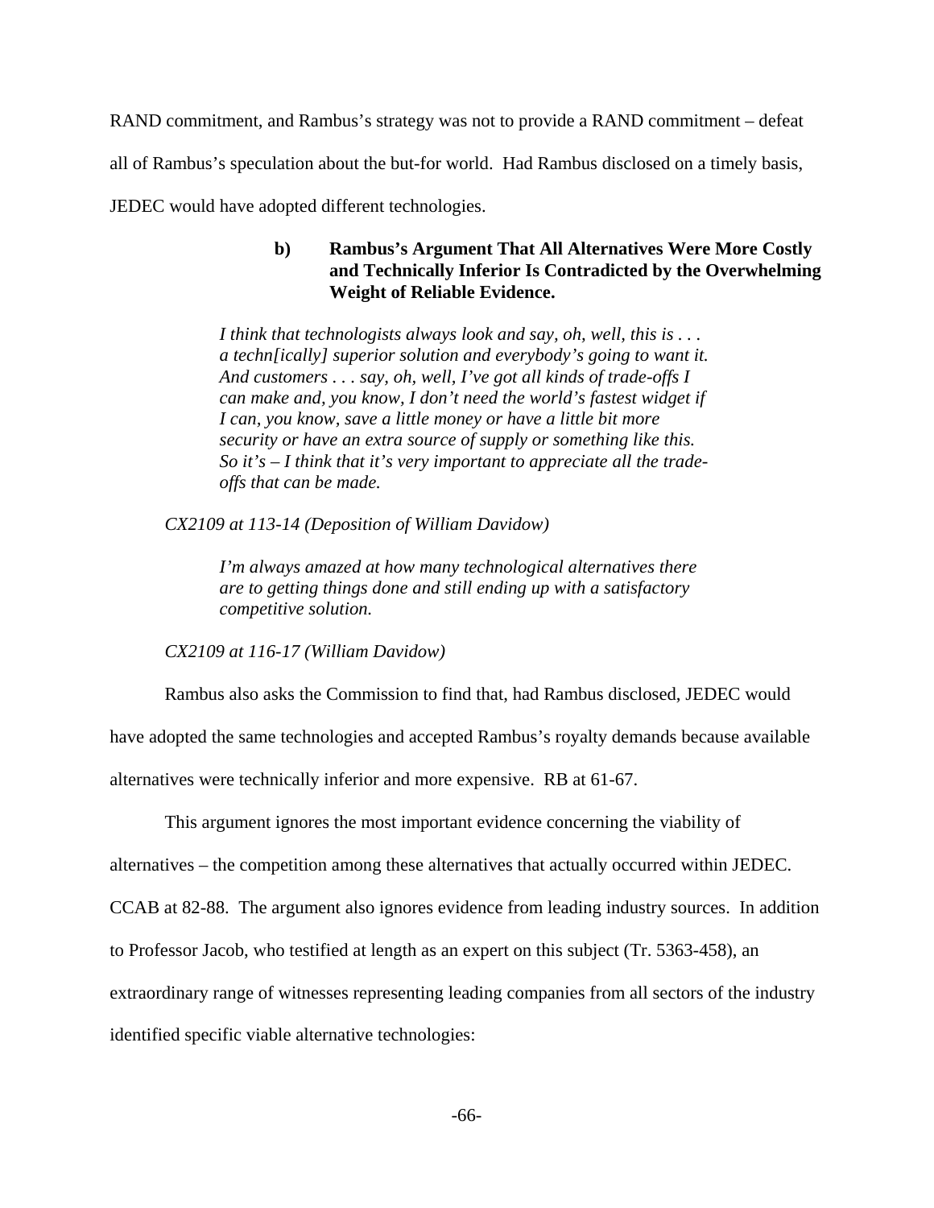RAND commitment, and Rambus's strategy was not to provide a RAND commitment – defeat all of Rambus's speculation about the but-for world. Had Rambus disclosed on a timely basis, JEDEC would have adopted different technologies.

#### b) Rambus's Argument That All Alternatives Were More Costly and Technically Inferior Is Contradicted by the Overwhelming Weight of Reliable Evidence.

> *I think that technologists always look and say, oh, well, this is . . . a techn[ically] superior solution and everybody's going to want it. And customers . . . say, oh, well, I've got all kinds of trade-offs I can make and, you know, I don't need the world's fastest widget if I can, you know, save a little money or have a little bit more security or have an extra source of supply or something like this. So it's – I think that it's very important to appreciate all the trade-offs that can be made.*

*CX2109 at 113-14 (Deposition of William Davidow)*

> *I'm always amazed at how many technological alternatives there are to getting things done and still ending up with a satisfactory competitive solution.*

*CX2109 at 116-17 (William Davidow)*

Rambus also asks the Commission to find that, had Rambus disclosed, JEDEC would have adopted the same technologies and accepted Rambus's royalty demands because available alternatives were technically inferior and more expensive. RB at 61-67.

This argument ignores the most important evidence concerning the viability of alternatives – the competition among these alternatives that actually occurred within JEDEC. CCAB at 82-88. The argument also ignores evidence from leading industry sources. In addition to Professor Jacob, who testified at length as an expert on this subject (Tr. 5363-458), an extraordinary range of witnesses representing leading companies from all sectors of the industry identified specific viable alternative technologies: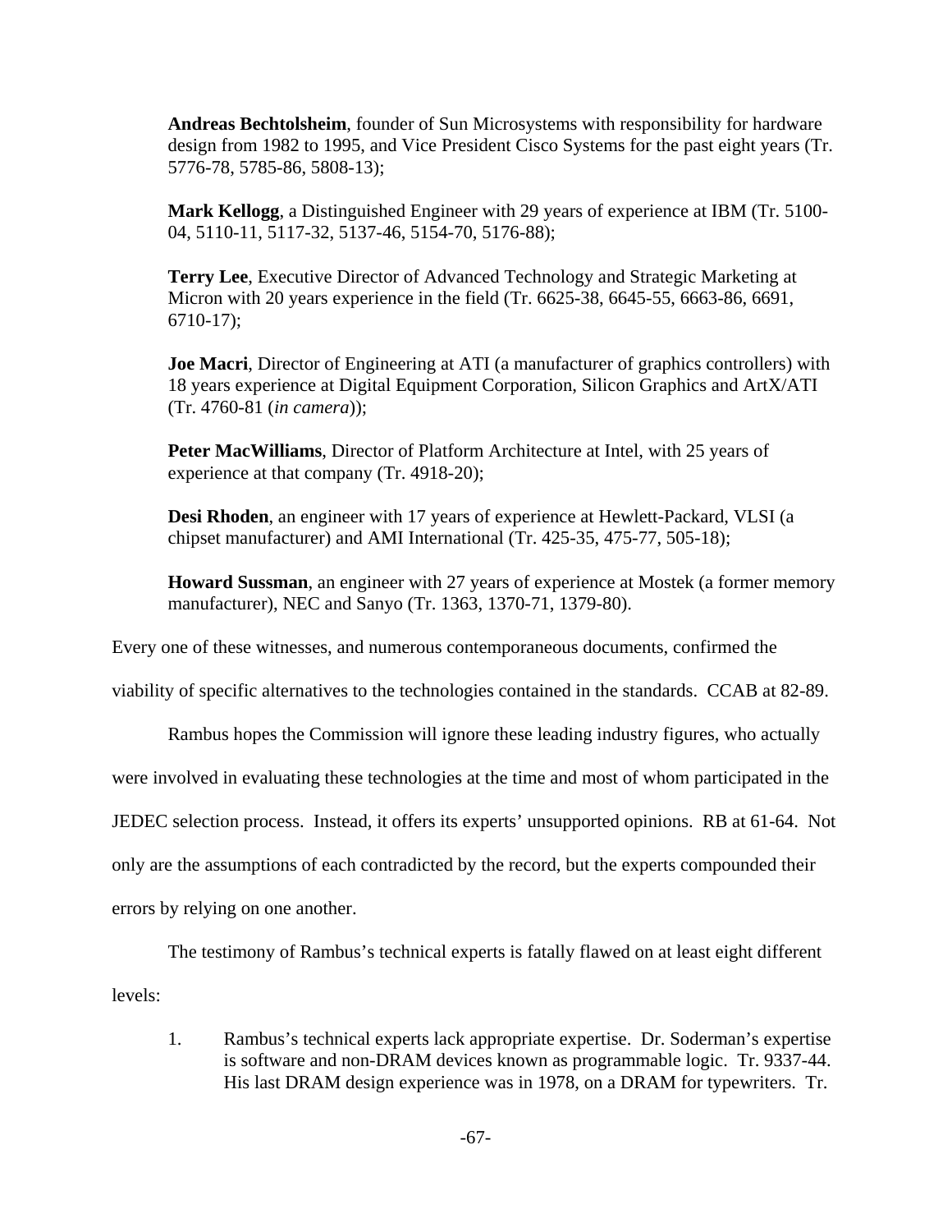**Andreas Bechtolsheim**, founder of Sun Microsystems with responsibility for hardware design from 1982 to 1995, and Vice President Cisco Systems for the past eight years (Tr. 5776-78, 5785-86, 5808-13);

**Mark Kellogg**, a Distinguished Engineer with 29 years of experience at IBM (Tr. 5100-04, 5110-11, 5117-32, 5137-46, 5154-70, 5176-88);

**Terry Lee**, Executive Director of Advanced Technology and Strategic Marketing at Micron with 20 years experience in the field (Tr. 6625-38, 6645-55, 6663-86, 6691, 6710-17);

**Joe Macri**, Director of Engineering at ATI (a manufacturer of graphics controllers) with 18 years experience at Digital Equipment Corporation, Silicon Graphics and ArtX/ATI (Tr. 4760-81 (*in camera*));

**Peter MacWilliams**, Director of Platform Architecture at Intel, with 25 years of experience at that company (Tr. 4918-20);

**Desi Rhoden**, an engineer with 17 years of experience at Hewlett-Packard, VLSI (a chipset manufacturer) and AMI International (Tr. 425-35, 475-77, 505-18);

**Howard Sussman**, an engineer with 27 years of experience at Mostek (a former memory manufacturer), NEC and Sanyo (Tr. 1363, 1370-71, 1379-80).

Every one of these witnesses, and numerous contemporaneous documents, confirmed the viability of specific alternatives to the technologies contained in the standards. CCAB at 82-89.

Rambus hopes the Commission will ignore these leading industry figures, who actually were involved in evaluating these technologies at the time and most of whom participated in the JEDEC selection process. Instead, it offers its experts' unsupported opinions. RB at 61-64. Not only are the assumptions of each contradicted by the record, but the experts compounded their errors by relying on one another.

The testimony of Rambus's technical experts is fatally flawed on at least eight different levels:

1. Rambus's technical experts lack appropriate expertise. Dr. Soderman's expertise is software and non-DRAM devices known as programmable logic. Tr. 9337-44. His last DRAM design experience was in 1978, on a DRAM for typewriters. Tr.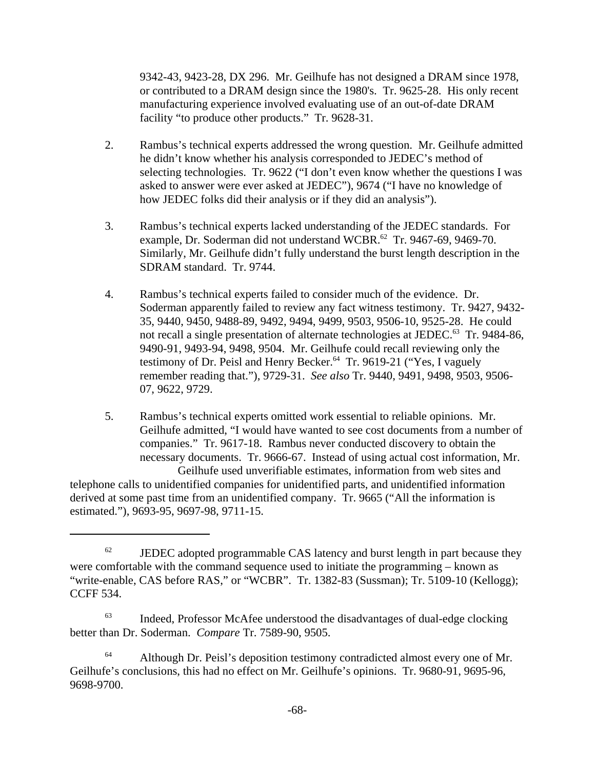9342-43, 9423-28, DX 296. Mr. Geilhufe has not designed a DRAM since 1978, or contributed to a DRAM design since the 1980's. Tr. 9625-28. His only recent manufacturing experience involved evaluating use of an out-of-date DRAM facility "to produce other products." Tr. 9628-31.

2. Rambus's technical experts addressed the wrong question. Mr. Geilhufe admitted he didn't know whether his analysis corresponded to JEDEC's method of selecting technologies. Tr. 9622 ("I don't even know whether the questions I was asked to answer were ever asked at JEDEC"), 9674 ("I have no knowledge of how JEDEC folks did their analysis or if they did an analysis").

3. Rambus's technical experts lacked understanding of the JEDEC standards. For example, Dr. Soderman did not understand WCBR.[62] Tr. 9467-69, 9469-70. Similarly, Mr. Geilhufe didn't fully understand the burst length description in the SDRAM standard. Tr. 9744.

4. Rambus's technical experts failed to consider much of the evidence. Dr. Soderman apparently failed to review any fact witness testimony. Tr. 9427, 9432-35, 9440, 9450, 9488-89, 9492, 9494, 9499, 9503, 9506-10, 9525-28. He could not recall a single presentation of alternate technologies at JEDEC.[63] Tr. 9484-86, 9490-91, 9493-94, 9498, 9504. Mr. Geilhufe could recall reviewing only the testimony of Dr. Peisl and Henry Becker.[64] Tr. 9619-21 ("Yes, I vaguely remember reading that."), 9729-31. *See also* Tr. 9440, 9491, 9498, 9503, 9506-07, 9622, 9729.

5. Rambus's technical experts omitted work essential to reliable opinions. Mr. Geilhufe admitted, "I would have wanted to see cost documents from a number of companies." Tr. 9617-18. Rambus never conducted discovery to obtain the necessary documents. Tr. 9666-67. Instead of using actual cost information, Mr. Geilhufe used unverifiable estimates, information from web sites and telephone calls to unidentified companies for unidentified parts, and unidentified information derived at some past time from an unidentified company. Tr. 9665 ("All the information is estimated."), 9693-95, 9697-98, 9711-15.

---

[62] JEDEC adopted programmable CAS latency and burst length in part because they were comfortable with the command sequence used to initiate the programming – known as "write-enable, CAS before RAS," or "WCBR". Tr. 1382-83 (Sussman); Tr. 5109-10 (Kellogg); CCFF 534.

[63] Indeed, Professor McAfee understood the disadvantages of dual-edge clocking better than Dr. Soderman. *Compare* Tr. 7589-90, 9505.

[64] Although Dr. Peisl's deposition testimony contradicted almost every one of Mr. Geilhufe's conclusions, this had no effect on Mr. Geilhufe's opinions. Tr. 9680-91, 9695-96, 9698-9700.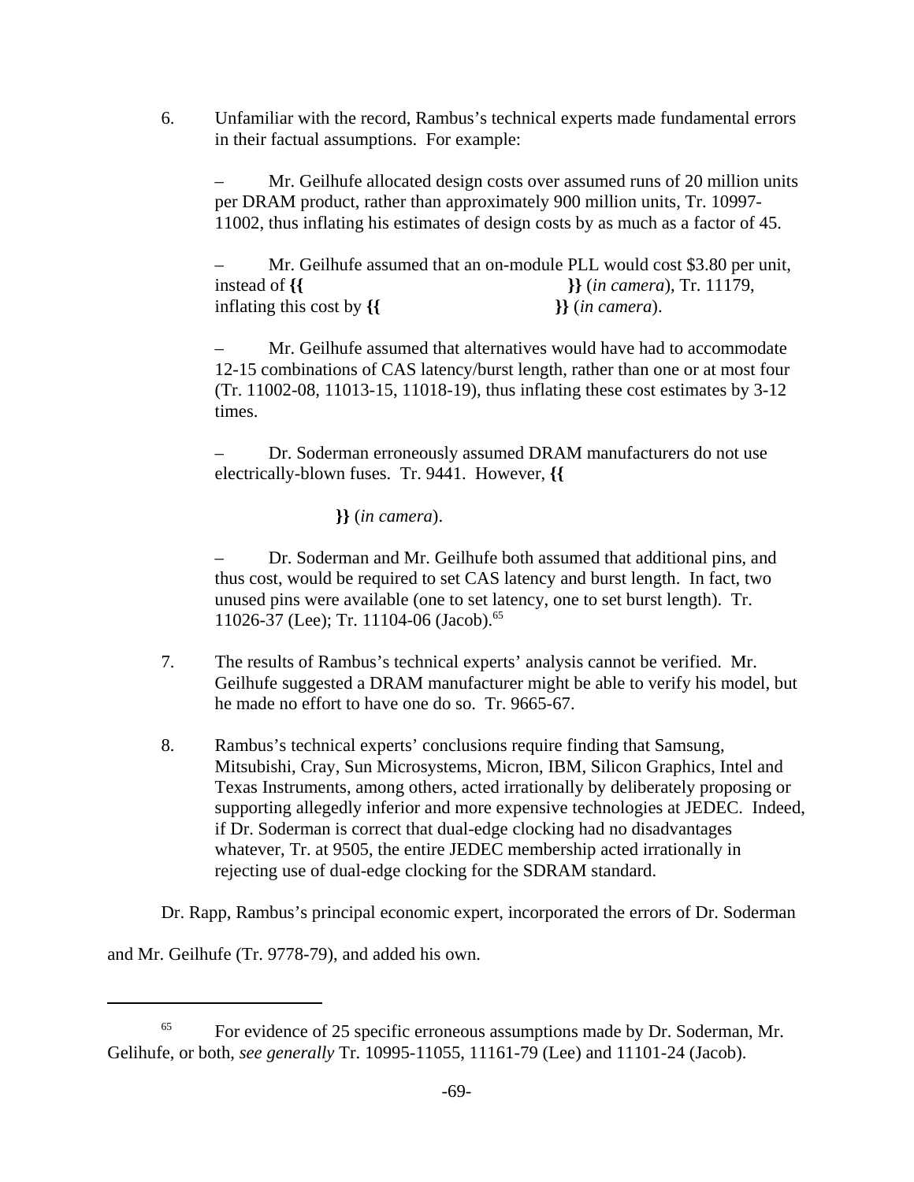6. Unfamiliar with the record, Rambus's technical experts made fundamental errors in their factual assumptions. For example:

   – Mr. Geilhufe allocated design costs over assumed runs of 20 million units per DRAM product, rather than approximately 900 million units, Tr. 10997-11002, thus inflating his estimates of design costs by as much as a factor of 45.

   – Mr. Geilhufe assumed that an on-module PLL would cost $3.80 per unit, instead of **{{** **}}** (*in camera*), Tr. 11179, inflating this cost by **{{** **}}** (*in camera*).

   – Mr. Geilhufe assumed that alternatives would have had to accommodate 12-15 combinations of CAS latency/burst length, rather than one or at most four (Tr. 11002-08, 11013-15, 11018-19), thus inflating these cost estimates by 3-12 times.

   – Dr. Soderman erroneously assumed DRAM manufacturers do not use electrically-blown fuses. Tr. 9441. However, **{{**

   **}}** (*in camera*).

   – Dr. Soderman and Mr. Geilhufe both assumed that additional pins, and thus cost, would be required to set CAS latency and burst length. In fact, two unused pins were available (one to set latency, one to set burst length). Tr. 11026-37 (Lee); Tr. 11104-06 (Jacob).[65]

7. The results of Rambus's technical experts' analysis cannot be verified. Mr. Geilhufe suggested a DRAM manufacturer might be able to verify his model, but he made no effort to have one do so. Tr. 9665-67.

8. Rambus's technical experts' conclusions require finding that Samsung, Mitsubishi, Cray, Sun Microsystems, Micron, IBM, Silicon Graphics, Intel and Texas Instruments, among others, acted irrationally by deliberately proposing or supporting allegedly inferior and more expensive technologies at JEDEC. Indeed, if Dr. Soderman is correct that dual-edge clocking had no disadvantages whatever, Tr. at 9505, the entire JEDEC membership acted irrationally in rejecting use of dual-edge clocking for the SDRAM standard.

Dr. Rapp, Rambus's principal economic expert, incorporated the errors of Dr. Soderman and Mr. Geilhufe (Tr. 9778-79), and added his own.

---

[65] For evidence of 25 specific erroneous assumptions made by Dr. Soderman, Mr. Gelihufe, or both, *see generally* Tr. 10995-11055, 11161-79 (Lee) and 11101-24 (Jacob).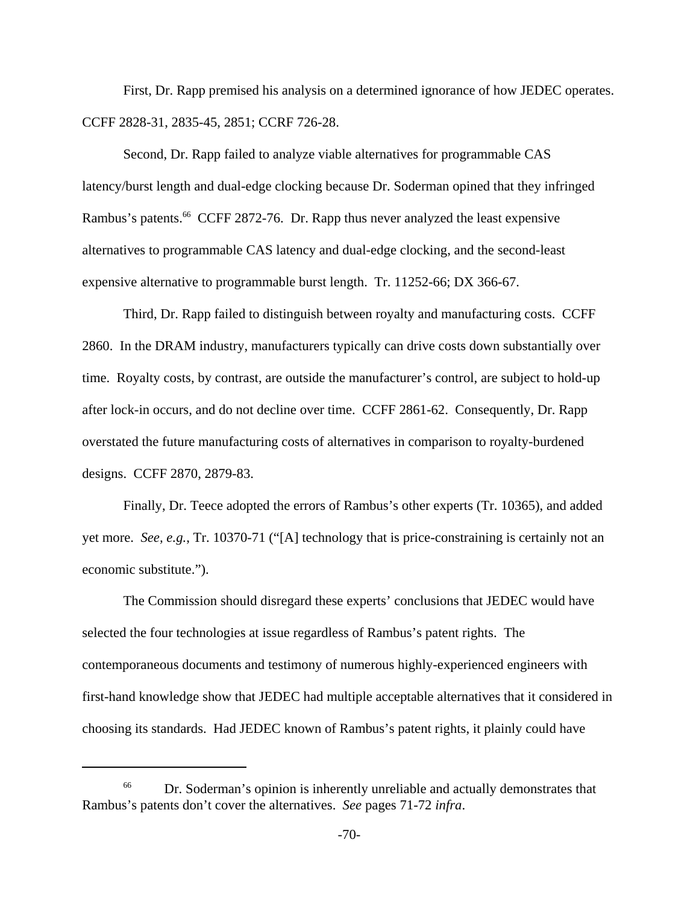First, Dr. Rapp premised his analysis on a determined ignorance of how JEDEC operates. CCFF 2828-31, 2835-45, 2851; CCRF 726-28.

Second, Dr. Rapp failed to analyze viable alternatives for programmable CAS latency/burst length and dual-edge clocking because Dr. Soderman opined that they infringed Rambus's patents.[66] CCFF 2872-76. Dr. Rapp thus never analyzed the least expensive alternatives to programmable CAS latency and dual-edge clocking, and the second-least expensive alternative to programmable burst length. Tr. 11252-66; DX 366-67.

Third, Dr. Rapp failed to distinguish between royalty and manufacturing costs. CCFF 2860. In the DRAM industry, manufacturers typically can drive costs down substantially over time. Royalty costs, by contrast, are outside the manufacturer's control, are subject to hold-up after lock-in occurs, and do not decline over time. CCFF 2861-62. Consequently, Dr. Rapp overstated the future manufacturing costs of alternatives in comparison to royalty-burdened designs. CCFF 2870, 2879-83.

Finally, Dr. Teece adopted the errors of Rambus's other experts (Tr. 10365), and added yet more. *See, e.g.*, Tr. 10370-71 ("[A] technology that is price-constraining is certainly not an economic substitute.").

The Commission should disregard these experts' conclusions that JEDEC would have selected the four technologies at issue regardless of Rambus's patent rights. The contemporaneous documents and testimony of numerous highly-experienced engineers with first-hand knowledge show that JEDEC had multiple acceptable alternatives that it considered in choosing its standards. Had JEDEC known of Rambus's patent rights, it plainly could have

---

[66] Dr. Soderman's opinion is inherently unreliable and actually demonstrates that Rambus's patents don't cover the alternatives. *See* pages 71-72 *infra*.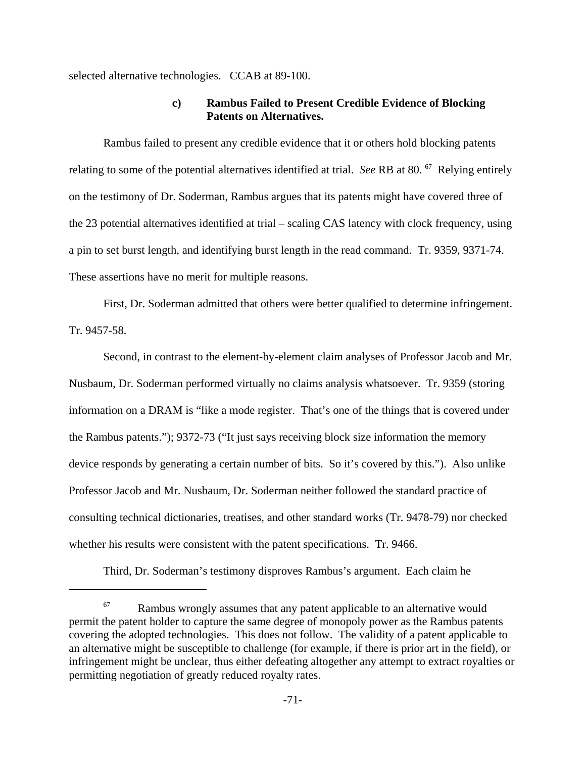selected alternative technologies. CCAB at 89-100.

### c) Rambus Failed to Present Credible Evidence of Blocking Patents on Alternatives.

Rambus failed to present any credible evidence that it or others hold blocking patents relating to some of the potential alternatives identified at trial. *See* RB at 80. [67] Relying entirely on the testimony of Dr. Soderman, Rambus argues that its patents might have covered three of the 23 potential alternatives identified at trial – scaling CAS latency with clock frequency, using a pin to set burst length, and identifying burst length in the read command. Tr. 9359, 9371-74. These assertions have no merit for multiple reasons.

First, Dr. Soderman admitted that others were better qualified to determine infringement. Tr. 9457-58.

Second, in contrast to the element-by-element claim analyses of Professor Jacob and Mr. Nusbaum, Dr. Soderman performed virtually no claims analysis whatsoever. Tr. 9359 (storing information on a DRAM is "like a mode register. That's one of the things that is covered under the Rambus patents."); 9372-73 ("It just says receiving block size information the memory device responds by generating a certain number of bits. So it's covered by this."). Also unlike Professor Jacob and Mr. Nusbaum, Dr. Soderman neither followed the standard practice of consulting technical dictionaries, treatises, and other standard works (Tr. 9478-79) nor checked whether his results were consistent with the patent specifications. Tr. 9466.

Third, Dr. Soderman's testimony disproves Rambus's argument. Each claim he

---

[67] Rambus wrongly assumes that any patent applicable to an alternative would permit the patent holder to capture the same degree of monopoly power as the Rambus patents covering the adopted technologies. This does not follow. The validity of a patent applicable to an alternative might be susceptible to challenge (for example, if there is prior art in the field), or infringement might be unclear, thus either defeating altogether any attempt to extract royalties or permitting negotiation of greatly reduced royalty rates.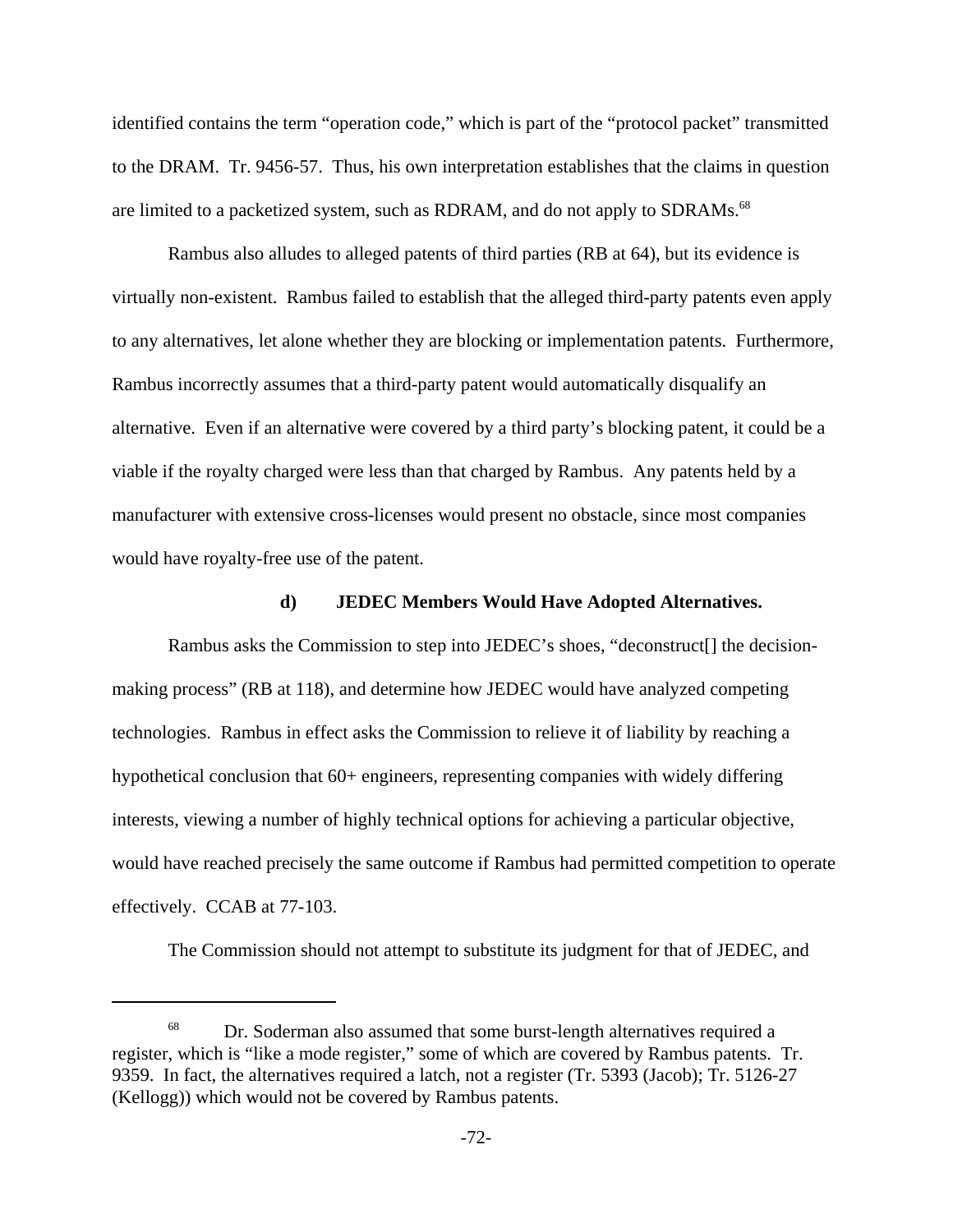identified contains the term "operation code," which is part of the "protocol packet" transmitted to the DRAM. Tr. 9456-57. Thus, his own interpretation establishes that the claims in question are limited to a packetized system, such as RDRAM, and do not apply to SDRAMs.[68]

Rambus also alludes to alleged patents of third parties (RB at 64), but its evidence is virtually non-existent. Rambus failed to establish that the alleged third-party patents even apply to any alternatives, let alone whether they are blocking or implementation patents. Furthermore, Rambus incorrectly assumes that a third-party patent would automatically disqualify an alternative. Even if an alternative were covered by a third party's blocking patent, it could be a viable if the royalty charged were less than that charged by Rambus. Any patents held by a manufacturer with extensive cross-licenses would present no obstacle, since most companies would have royalty-free use of the patent.

#### d) JEDEC Members Would Have Adopted Alternatives.

Rambus asks the Commission to step into JEDEC's shoes, "deconstruct[] the decision-making process" (RB at 118), and determine how JEDEC would have analyzed competing technologies. Rambus in effect asks the Commission to relieve it of liability by reaching a hypothetical conclusion that 60+ engineers, representing companies with widely differing interests, viewing a number of highly technical options for achieving a particular objective, would have reached precisely the same outcome if Rambus had permitted competition to operate effectively. CCAB at 77-103.

The Commission should not attempt to substitute its judgment for that of JEDEC, and

---

[68] Dr. Soderman also assumed that some burst-length alternatives required a register, which is "like a mode register," some of which are covered by Rambus patents. Tr. 9359. In fact, the alternatives required a latch, not a register (Tr. 5393 (Jacob); Tr. 5126-27 (Kellogg)) which would not be covered by Rambus patents.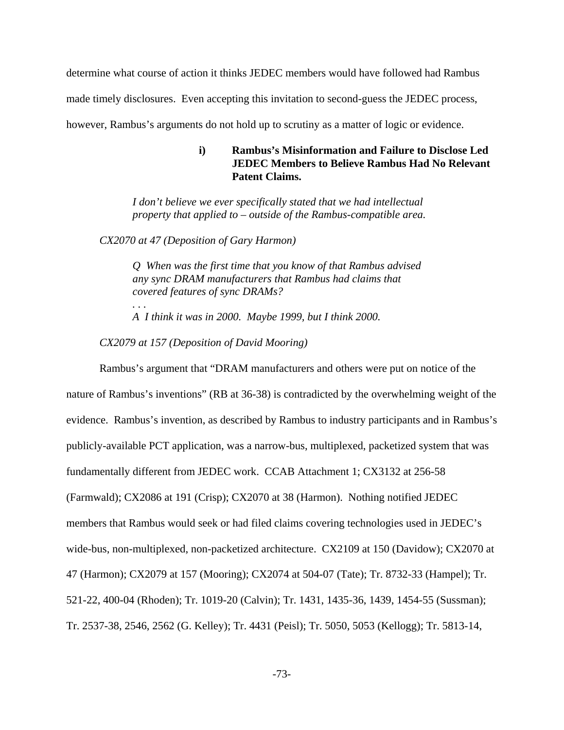determine what course of action it thinks JEDEC members would have followed had Rambus made timely disclosures. Even accepting this invitation to second-guess the JEDEC process, however, Rambus's arguments do not hold up to scrutiny as a matter of logic or evidence.

#### i) Rambus's Misinformation and Failure to Disclose Led JEDEC Members to Believe Rambus Had No Relevant Patent Claims.

> *I don't believe we ever specifically stated that we had intellectual property that applied to – outside of the Rambus-compatible area.*

*CX2070 at 47 (Deposition of Gary Harmon)*

> *Q When was the first time that you know of that Rambus advised any sync DRAM manufacturers that Rambus had claims that covered features of sync DRAMs?*
>
> *. . .*
>
> *A I think it was in 2000. Maybe 1999, but I think 2000.*

*CX2079 at 157 (Deposition of David Mooring)*

Rambus's argument that "DRAM manufacturers and others were put on notice of the nature of Rambus's inventions" (RB at 36-38) is contradicted by the overwhelming weight of the evidence. Rambus's invention, as described by Rambus to industry participants and in Rambus's publicly-available PCT application, was a narrow-bus, multiplexed, packetized system that was fundamentally different from JEDEC work. CCAB Attachment 1; CX3132 at 256-58 (Farmwald); CX2086 at 191 (Crisp); CX2070 at 38 (Harmon). Nothing notified JEDEC members that Rambus would seek or had filed claims covering technologies used in JEDEC's wide-bus, non-multiplexed, non-packetized architecture. CX2109 at 150 (Davidow); CX2070 at 47 (Harmon); CX2079 at 157 (Mooring); CX2074 at 504-07 (Tate); Tr. 8732-33 (Hampel); Tr. 521-22, 400-04 (Rhoden); Tr. 1019-20 (Calvin); Tr. 1431, 1435-36, 1439, 1454-55 (Sussman); Tr. 2537-38, 2546, 2562 (G. Kelley); Tr. 4431 (Peisl); Tr. 5050, 5053 (Kellogg); Tr. 5813-14,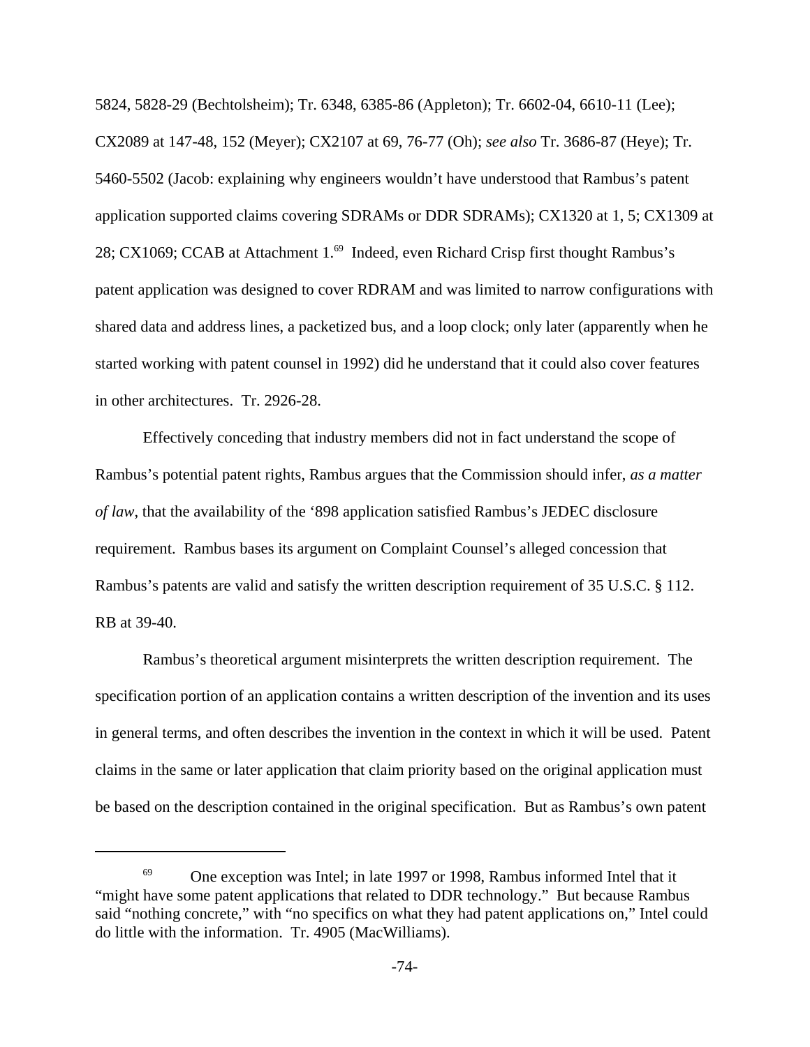5824, 5828-29 (Bechtolsheim); Tr. 6348, 6385-86 (Appleton); Tr. 6602-04, 6610-11 (Lee); CX2089 at 147-48, 152 (Meyer); CX2107 at 69, 76-77 (Oh); *see also* Tr. 3686-87 (Heye); Tr. 5460-5502 (Jacob: explaining why engineers wouldn't have understood that Rambus's patent application supported claims covering SDRAMs or DDR SDRAMs); CX1320 at 1, 5; CX1309 at 28; CX1069; CCAB at Attachment 1.[69] Indeed, even Richard Crisp first thought Rambus's patent application was designed to cover RDRAM and was limited to narrow configurations with shared data and address lines, a packetized bus, and a loop clock; only later (apparently when he started working with patent counsel in 1992) did he understand that it could also cover features in other architectures. Tr. 2926-28.

Effectively conceding that industry members did not in fact understand the scope of Rambus's potential patent rights, Rambus argues that the Commission should infer, *as a matter of law*, that the availability of the '898 application satisfied Rambus's JEDEC disclosure requirement. Rambus bases its argument on Complaint Counsel's alleged concession that Rambus's patents are valid and satisfy the written description requirement of 35 U.S.C. § 112. RB at 39-40.

Rambus's theoretical argument misinterprets the written description requirement. The specification portion of an application contains a written description of the invention and its uses in general terms, and often describes the invention in the context in which it will be used. Patent claims in the same or later application that claim priority based on the original application must be based on the description contained in the original specification. But as Rambus's own patent

[69] One exception was Intel; in late 1997 or 1998, Rambus informed Intel that it "might have some patent applications that related to DDR technology." But because Rambus said "nothing concrete," with "no specifics on what they had patent applications on," Intel could do little with the information. Tr. 4905 (MacWilliams).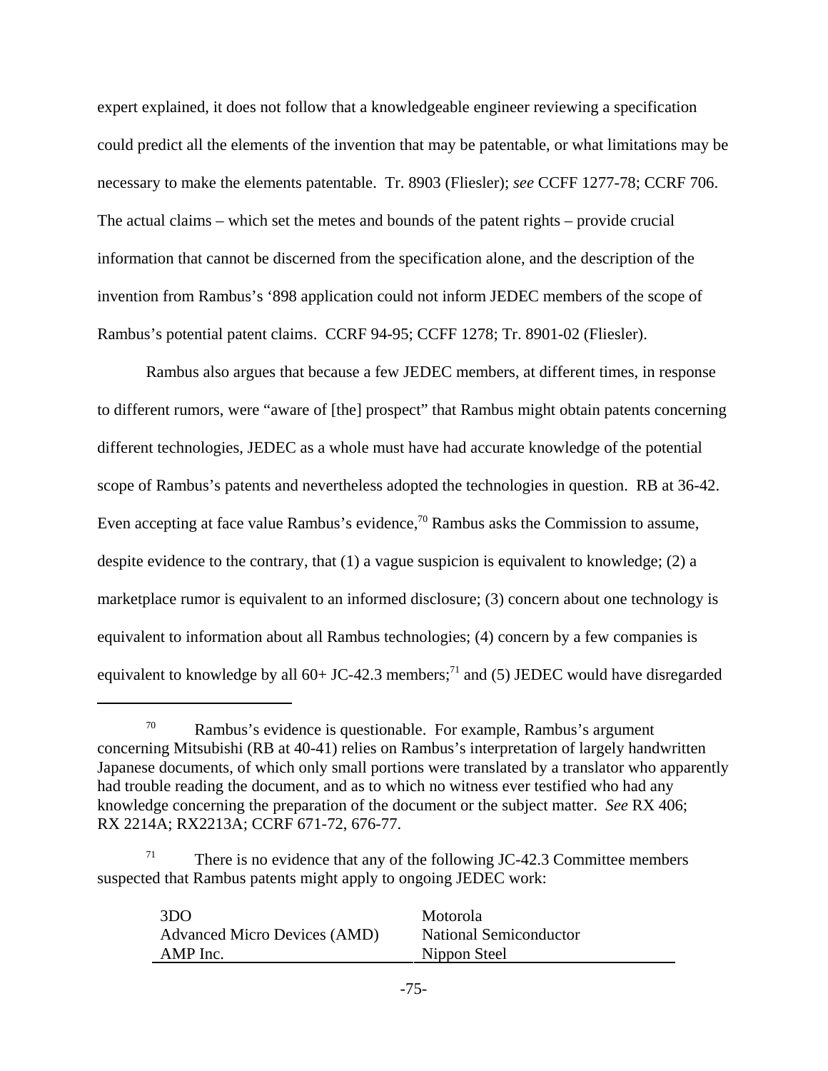expert explained, it does not follow that a knowledgeable engineer reviewing a specification could predict all the elements of the invention that may be patentable, or what limitations may be necessary to make the elements patentable. Tr. 8903 (Fliesler); *see* CCFF 1277-78; CCRF 706. The actual claims – which set the metes and bounds of the patent rights – provide crucial information that cannot be discerned from the specification alone, and the description of the invention from Rambus's '898 application could not inform JEDEC members of the scope of Rambus's potential patent claims. CCRF 94-95; CCFF 1278; Tr. 8901-02 (Fliesler).

Rambus also argues that because a few JEDEC members, at different times, in response to different rumors, were "aware of [the] prospect" that Rambus might obtain patents concerning different technologies, JEDEC as a whole must have had accurate knowledge of the potential scope of Rambus's patents and nevertheless adopted the technologies in question. RB at 36-42. Even accepting at face value Rambus's evidence,[70] Rambus asks the Commission to assume, despite evidence to the contrary, that (1) a vague suspicion is equivalent to knowledge; (2) a marketplace rumor is equivalent to an informed disclosure; (3) concern about one technology is equivalent to information about all Rambus technologies; (4) concern by a few companies is equivalent to knowledge by all 60+ JC-42.3 members;[71] and (5) JEDEC would have disregarded

---

[70] Rambus's evidence is questionable. For example, Rambus's argument concerning Mitsubishi (RB at 40-41) relies on Rambus's interpretation of largely handwritten Japanese documents, of which only small portions were translated by a translator who apparently had trouble reading the document, and as to which no witness ever testified who had any knowledge concerning the preparation of the document or the subject matter. *See* RX 406; RX 2214A; RX2213A; CCRF 671-72, 676-77.

[71] There is no evidence that any of the following JC-42.3 Committee members suspected that Rambus patents might apply to ongoing JEDEC work:

| | |
|---|---|
| 3DO | Motorola |
| Advanced Micro Devices (AMD) | National Semiconductor |
| AMP Inc. | Nippon Steel |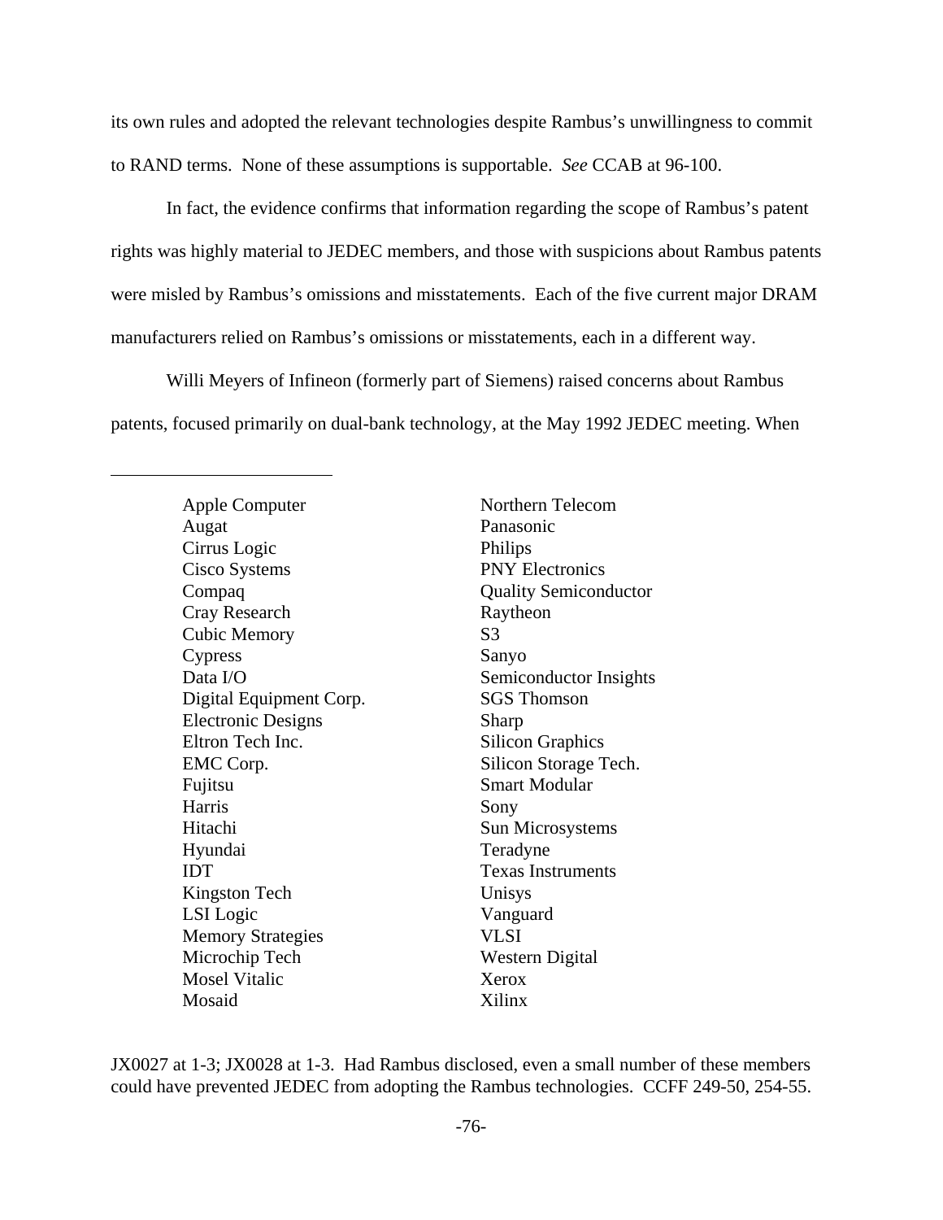its own rules and adopted the relevant technologies despite Rambus's unwillingness to commit to RAND terms. None of these assumptions is supportable. *See* CCAB at 96-100.

In fact, the evidence confirms that information regarding the scope of Rambus's patent rights was highly material to JEDEC members, and those with suspicions about Rambus patents were misled by Rambus's omissions and misstatements. Each of the five current major DRAM manufacturers relied on Rambus's omissions or misstatements, each in a different way.

Willi Meyers of Infineon (formerly part of Siemens) raised concerns about Rambus patents, focused primarily on dual-bank technology, at the May 1992 JEDEC meeting. When

---

| | |
|---|---|
| Apple Computer | Northern Telecom |
| Augat | Panasonic |
| Cirrus Logic | Philips |
| Cisco Systems | PNY Electronics |
| Compaq | Quality Semiconductor |
| Cray Research | Raytheon |
| Cubic Memory | S3 |
| Cypress | Sanyo |
| Data I/O | Semiconductor Insights |
| Digital Equipment Corp. | SGS Thomson |
| Electronic Designs | Sharp |
| Eltron Tech Inc. | Silicon Graphics |
| EMC Corp. | Silicon Storage Tech. |
| Fujitsu | Smart Modular |
| Harris | Sony |
| Hitachi | Sun Microsystems |
| Hyundai | Teradyne |
| IDT | Texas Instruments |
| Kingston Tech | Unisys |
| LSI Logic | Vanguard |
| Memory Strategies | VLSI |
| Microchip Tech | Western Digital |
| Mosel Vitalic | Xerox |
| Mosaid | Xilinx |

JX0027 at 1-3; JX0028 at 1-3. Had Rambus disclosed, even a small number of these members could have prevented JEDEC from adopting the Rambus technologies. CCFF 249-50, 254-55.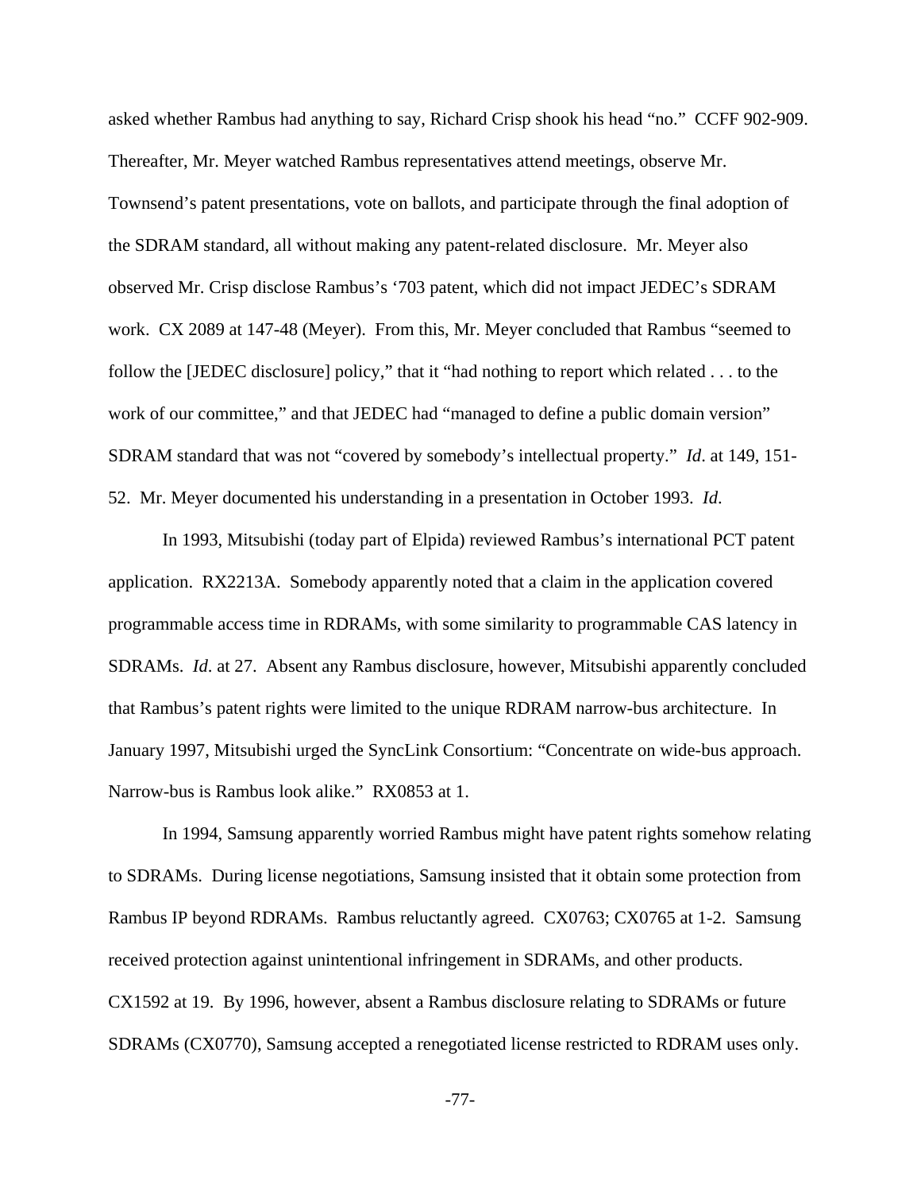asked whether Rambus had anything to say, Richard Crisp shook his head "no." CCFF 902-909. Thereafter, Mr. Meyer watched Rambus representatives attend meetings, observe Mr. Townsend's patent presentations, vote on ballots, and participate through the final adoption of the SDRAM standard, all without making any patent-related disclosure. Mr. Meyer also observed Mr. Crisp disclose Rambus's '703 patent, which did not impact JEDEC's SDRAM work. CX 2089 at 147-48 (Meyer). From this, Mr. Meyer concluded that Rambus "seemed to follow the [JEDEC disclosure] policy," that it "had nothing to report which related . . . to the work of our committee," and that JEDEC had "managed to define a public domain version" SDRAM standard that was not "covered by somebody's intellectual property." *Id*. at 149, 151-52. Mr. Meyer documented his understanding in a presentation in October 1993. *Id*.

In 1993, Mitsubishi (today part of Elpida) reviewed Rambus's international PCT patent application. RX2213A. Somebody apparently noted that a claim in the application covered programmable access time in RDRAMs, with some similarity to programmable CAS latency in SDRAMs. *Id*. at 27. Absent any Rambus disclosure, however, Mitsubishi apparently concluded that Rambus's patent rights were limited to the unique RDRAM narrow-bus architecture. In January 1997, Mitsubishi urged the SyncLink Consortium: "Concentrate on wide-bus approach. Narrow-bus is Rambus look alike." RX0853 at 1.

In 1994, Samsung apparently worried Rambus might have patent rights somehow relating to SDRAMs. During license negotiations, Samsung insisted that it obtain some protection from Rambus IP beyond RDRAMs. Rambus reluctantly agreed. CX0763; CX0765 at 1-2. Samsung received protection against unintentional infringement in SDRAMs, and other products. CX1592 at 19. By 1996, however, absent a Rambus disclosure relating to SDRAMs or future SDRAMs (CX0770), Samsung accepted a renegotiated license restricted to RDRAM uses only.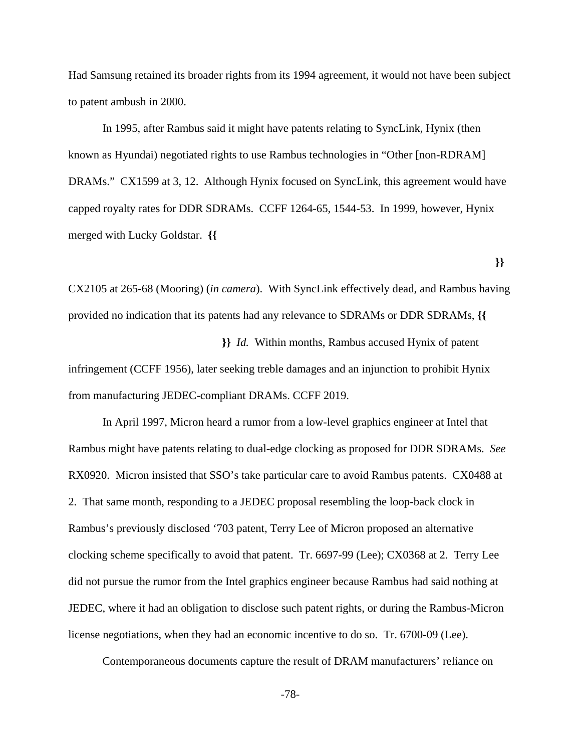Had Samsung retained its broader rights from its 1994 agreement, it would not have been subject to patent ambush in 2000.

In 1995, after Rambus said it might have patents relating to SyncLink, Hynix (then known as Hyundai) negotiated rights to use Rambus technologies in "Other [non-RDRAM] DRAMs." CX1599 at 3, 12. Although Hynix focused on SyncLink, this agreement would have capped royalty rates for DDR SDRAMs. CCFF 1264-65, 1544-53. In 1999, however, Hynix merged with Lucky Goldstar. **{{**

**}}**

CX2105 at 265-68 (Mooring) (*in camera*). With SyncLink effectively dead, and Rambus having provided no indication that its patents had any relevance to SDRAMs or DDR SDRAMs, **{{**

**}}** *Id.* Within months, Rambus accused Hynix of patent infringement (CCFF 1956), later seeking treble damages and an injunction to prohibit Hynix from manufacturing JEDEC-compliant DRAMs. CCFF 2019.

In April 1997, Micron heard a rumor from a low-level graphics engineer at Intel that Rambus might have patents relating to dual-edge clocking as proposed for DDR SDRAMs. *See* RX0920. Micron insisted that SSO's take particular care to avoid Rambus patents. CX0488 at 2. That same month, responding to a JEDEC proposal resembling the loop-back clock in Rambus's previously disclosed '703 patent, Terry Lee of Micron proposed an alternative clocking scheme specifically to avoid that patent. Tr. 6697-99 (Lee); CX0368 at 2. Terry Lee did not pursue the rumor from the Intel graphics engineer because Rambus had said nothing at JEDEC, where it had an obligation to disclose such patent rights, or during the Rambus-Micron license negotiations, when they had an economic incentive to do so. Tr. 6700-09 (Lee).

Contemporaneous documents capture the result of DRAM manufacturers' reliance on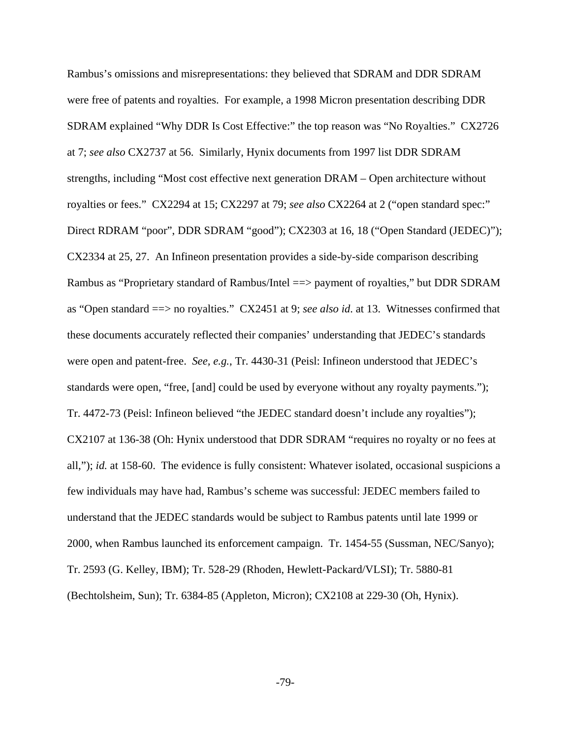Rambus's omissions and misrepresentations: they believed that SDRAM and DDR SDRAM were free of patents and royalties. For example, a 1998 Micron presentation describing DDR SDRAM explained "Why DDR Is Cost Effective:" the top reason was "No Royalties." CX2726 at 7; *see also* CX2737 at 56. Similarly, Hynix documents from 1997 list DDR SDRAM strengths, including "Most cost effective next generation DRAM – Open architecture without royalties or fees." CX2294 at 15; CX2297 at 79; *see also* CX2264 at 2 ("open standard spec:" Direct RDRAM "poor", DDR SDRAM "good"); CX2303 at 16, 18 ("Open Standard (JEDEC)"); CX2334 at 25, 27. An Infineon presentation provides a side-by-side comparison describing Rambus as "Proprietary standard of Rambus/Intel ==> payment of royalties," but DDR SDRAM as "Open standard ==> no royalties." CX2451 at 9; *see also id*. at 13. Witnesses confirmed that these documents accurately reflected their companies' understanding that JEDEC's standards were open and patent-free. *See, e.g.*, Tr. 4430-31 (Peisl: Infineon understood that JEDEC's standards were open, "free, [and] could be used by everyone without any royalty payments."); Tr. 4472-73 (Peisl: Infineon believed "the JEDEC standard doesn't include any royalties"); CX2107 at 136-38 (Oh: Hynix understood that DDR SDRAM "requires no royalty or no fees at all,"); *id.* at 158-60. The evidence is fully consistent: Whatever isolated, occasional suspicions a few individuals may have had, Rambus's scheme was successful: JEDEC members failed to understand that the JEDEC standards would be subject to Rambus patents until late 1999 or 2000, when Rambus launched its enforcement campaign. Tr. 1454-55 (Sussman, NEC/Sanyo); Tr. 2593 (G. Kelley, IBM); Tr. 528-29 (Rhoden, Hewlett-Packard/VLSI); Tr. 5880-81 (Bechtolsheim, Sun); Tr. 6384-85 (Appleton, Micron); CX2108 at 229-30 (Oh, Hynix).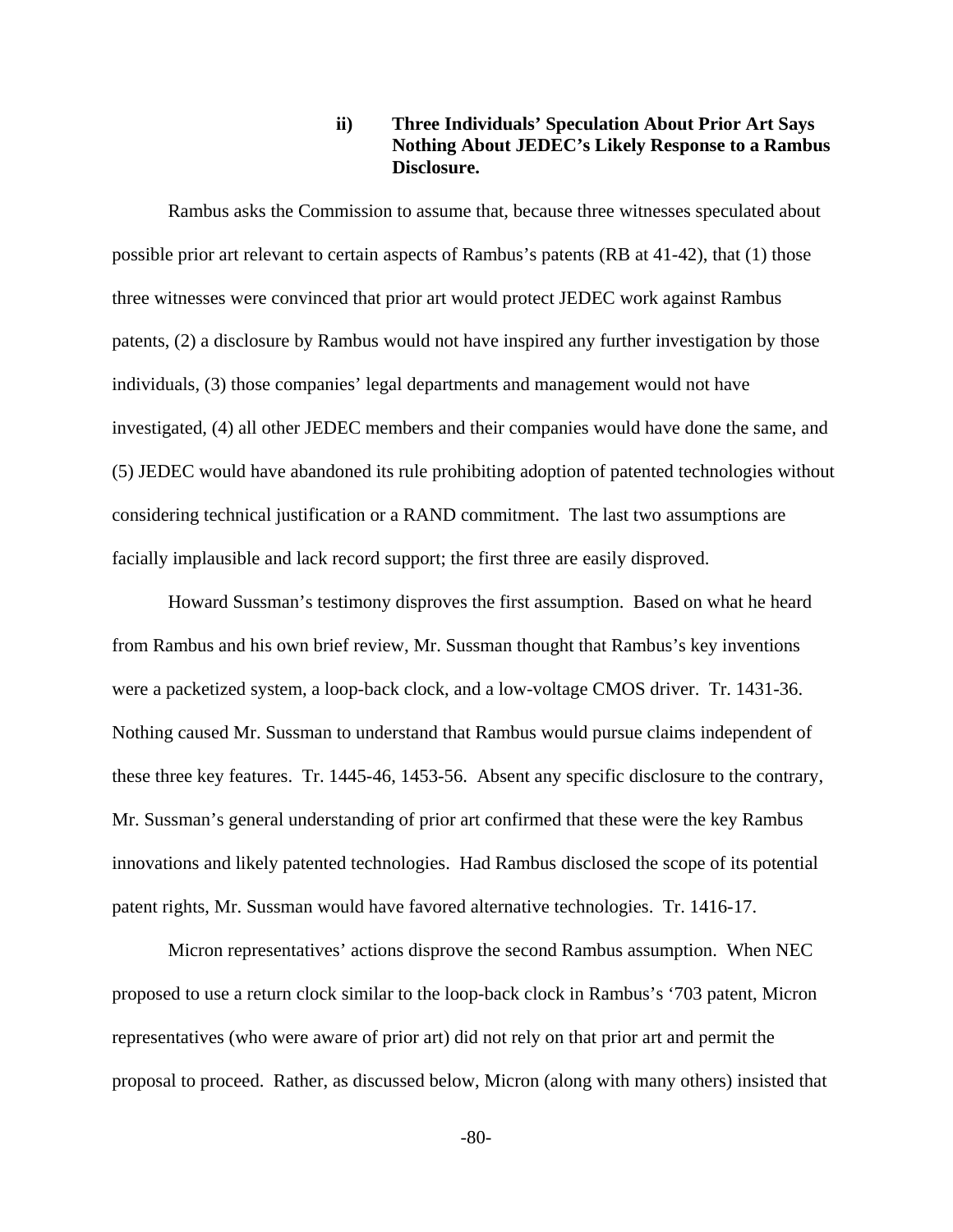#### ii) Three Individuals' Speculation About Prior Art Says Nothing About JEDEC's Likely Response to a Rambus Disclosure.

Rambus asks the Commission to assume that, because three witnesses speculated about possible prior art relevant to certain aspects of Rambus's patents (RB at 41-42), that (1) those three witnesses were convinced that prior art would protect JEDEC work against Rambus patents, (2) a disclosure by Rambus would not have inspired any further investigation by those individuals, (3) those companies' legal departments and management would not have investigated, (4) all other JEDEC members and their companies would have done the same, and (5) JEDEC would have abandoned its rule prohibiting adoption of patented technologies without considering technical justification or a RAND commitment. The last two assumptions are facially implausible and lack record support; the first three are easily disproved.

Howard Sussman's testimony disproves the first assumption. Based on what he heard from Rambus and his own brief review, Mr. Sussman thought that Rambus's key inventions were a packetized system, a loop-back clock, and a low-voltage CMOS driver. Tr. 1431-36. Nothing caused Mr. Sussman to understand that Rambus would pursue claims independent of these three key features. Tr. 1445-46, 1453-56. Absent any specific disclosure to the contrary, Mr. Sussman's general understanding of prior art confirmed that these were the key Rambus innovations and likely patented technologies. Had Rambus disclosed the scope of its potential patent rights, Mr. Sussman would have favored alternative technologies. Tr. 1416-17.

Micron representatives' actions disprove the second Rambus assumption. When NEC proposed to use a return clock similar to the loop-back clock in Rambus's '703 patent, Micron representatives (who were aware of prior art) did not rely on that prior art and permit the proposal to proceed. Rather, as discussed below, Micron (along with many others) insisted that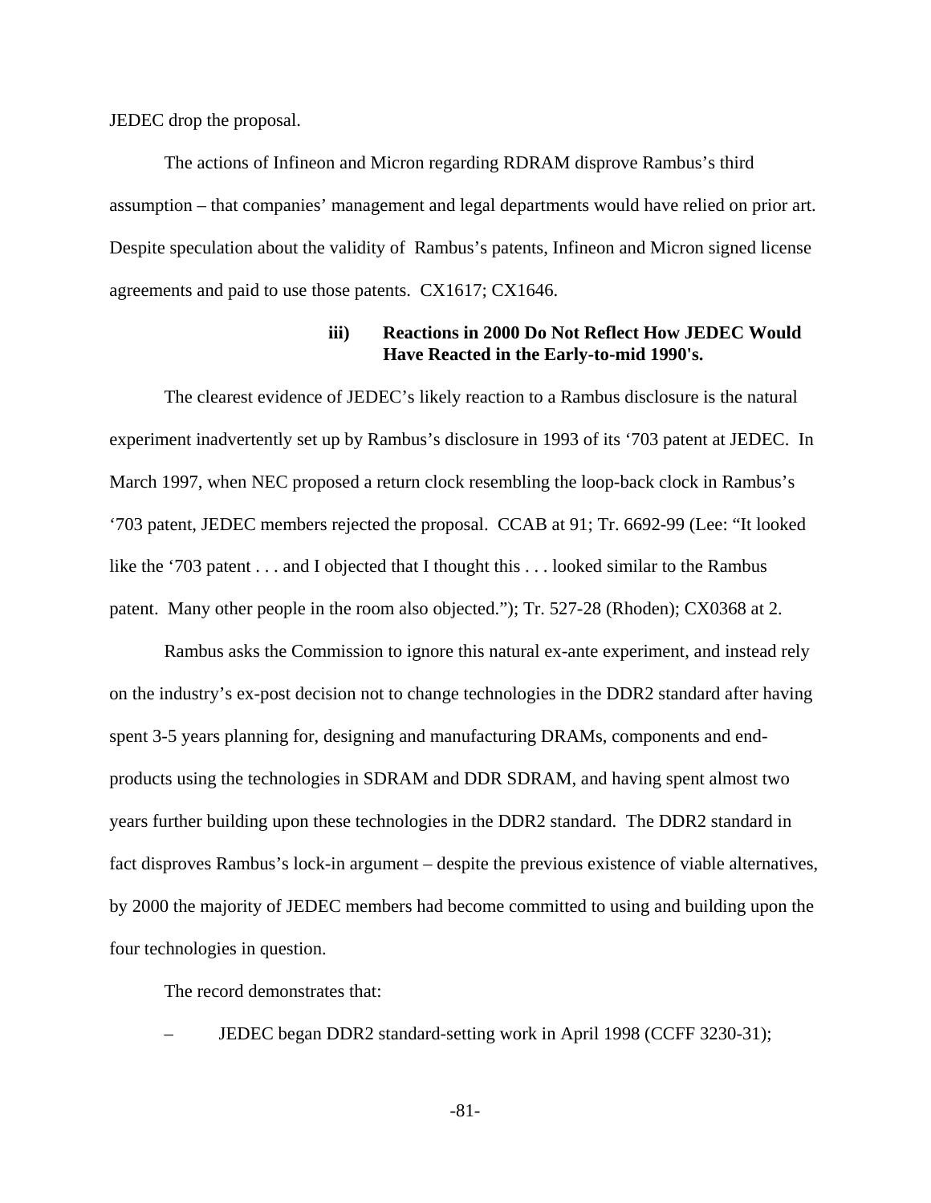JEDEC drop the proposal.

The actions of Infineon and Micron regarding RDRAM disprove Rambus's third assumption – that companies' management and legal departments would have relied on prior art. Despite speculation about the validity of Rambus's patents, Infineon and Micron signed license agreements and paid to use those patents. CX1617; CX1646.

#### iii) Reactions in 2000 Do Not Reflect How JEDEC Would Have Reacted in the Early-to-mid 1990's.

The clearest evidence of JEDEC's likely reaction to a Rambus disclosure is the natural experiment inadvertently set up by Rambus's disclosure in 1993 of its '703 patent at JEDEC. In March 1997, when NEC proposed a return clock resembling the loop-back clock in Rambus's '703 patent, JEDEC members rejected the proposal. CCAB at 91; Tr. 6692-99 (Lee: "It looked like the '703 patent . . . and I objected that I thought this . . . looked similar to the Rambus patent. Many other people in the room also objected."); Tr. 527-28 (Rhoden); CX0368 at 2.

Rambus asks the Commission to ignore this natural ex-ante experiment, and instead rely on the industry's ex-post decision not to change technologies in the DDR2 standard after having spent 3-5 years planning for, designing and manufacturing DRAMs, components and end-products using the technologies in SDRAM and DDR SDRAM, and having spent almost two years further building upon these technologies in the DDR2 standard. The DDR2 standard in fact disproves Rambus's lock-in argument – despite the previous existence of viable alternatives, by 2000 the majority of JEDEC members had become committed to using and building upon the four technologies in question.

The record demonstrates that:

– JEDEC began DDR2 standard-setting work in April 1998 (CCFF 3230-31);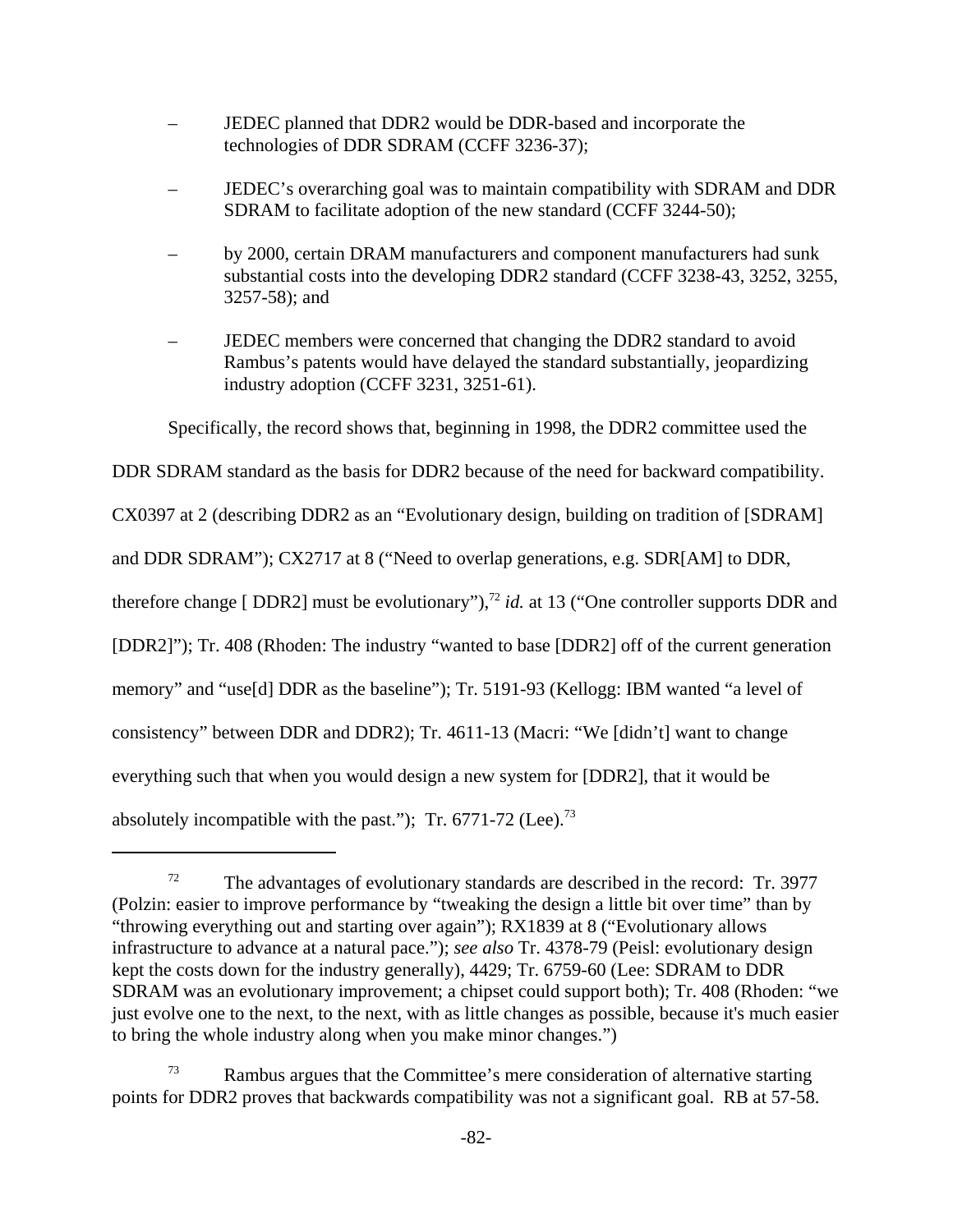– JEDEC planned that DDR2 would be DDR-based and incorporate the technologies of DDR SDRAM (CCFF 3236-37);

– JEDEC's overarching goal was to maintain compatibility with SDRAM and DDR SDRAM to facilitate adoption of the new standard (CCFF 3244-50);

– by 2000, certain DRAM manufacturers and component manufacturers had sunk substantial costs into the developing DDR2 standard (CCFF 3238-43, 3252, 3255, 3257-58); and

– JEDEC members were concerned that changing the DDR2 standard to avoid Rambus's patents would have delayed the standard substantially, jeopardizing industry adoption (CCFF 3231, 3251-61).

Specifically, the record shows that, beginning in 1998, the DDR2 committee used the DDR SDRAM standard as the basis for DDR2 because of the need for backward compatibility. CX0397 at 2 (describing DDR2 as an "Evolutionary design, building on tradition of [SDRAM] and DDR SDRAM"); CX2717 at 8 ("Need to overlap generations, e.g. SDR[AM] to DDR, therefore change [ DDR2] must be evolutionary"),[72] *id.* at 13 ("One controller supports DDR and [DDR2]"); Tr. 408 (Rhoden: The industry "wanted to base [DDR2] off of the current generation memory" and "use[d] DDR as the baseline"); Tr. 5191-93 (Kellogg: IBM wanted "a level of consistency" between DDR and DDR2); Tr. 4611-13 (Macri: "We [didn't] want to change everything such that when you would design a new system for [DDR2], that it would be absolutely incompatible with the past."); Tr. 6771-72 (Lee).[73]

---

[72] The advantages of evolutionary standards are described in the record: Tr. 3977 (Polzin: easier to improve performance by "tweaking the design a little bit over time" than by "throwing everything out and starting over again"); RX1839 at 8 ("Evolutionary allows infrastructure to advance at a natural pace."); *see also* Tr. 4378-79 (Peisl: evolutionary design kept the costs down for the industry generally), 4429; Tr. 6759-60 (Lee: SDRAM to DDR SDRAM was an evolutionary improvement; a chipset could support both); Tr. 408 (Rhoden: "we just evolve one to the next, to the next, with as little changes as possible, because it's much easier to bring the whole industry along when you make minor changes.")

[73] Rambus argues that the Committee's mere consideration of alternative starting points for DDR2 proves that backwards compatibility was not a significant goal. RB at 57-58.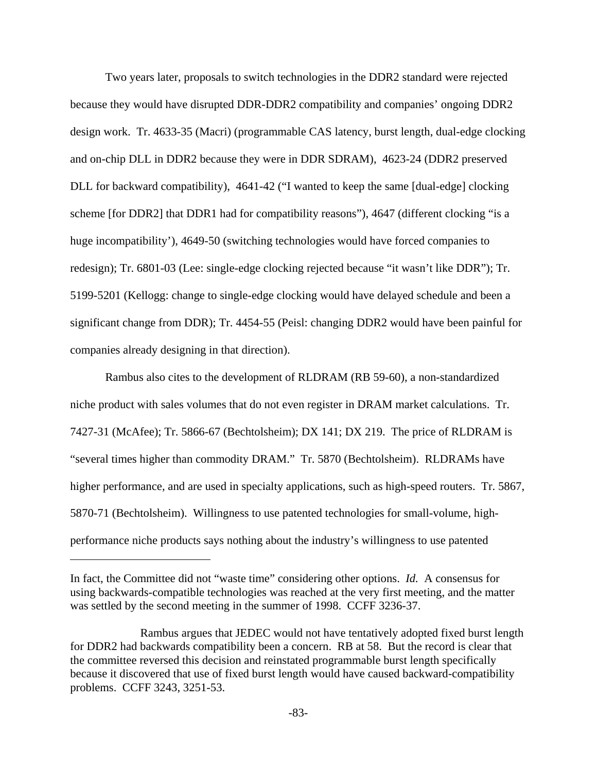Two years later, proposals to switch technologies in the DDR2 standard were rejected because they would have disrupted DDR-DDR2 compatibility and companies' ongoing DDR2 design work. Tr. 4633-35 (Macri) (programmable CAS latency, burst length, dual-edge clocking and on-chip DLL in DDR2 because they were in DDR SDRAM), 4623-24 (DDR2 preserved DLL for backward compatibility), 4641-42 ("I wanted to keep the same [dual-edge] clocking scheme [for DDR2] that DDR1 had for compatibility reasons"), 4647 (different clocking "is a huge incompatibility'), 4649-50 (switching technologies would have forced companies to redesign); Tr. 6801-03 (Lee: single-edge clocking rejected because "it wasn't like DDR"); Tr. 5199-5201 (Kellogg: change to single-edge clocking would have delayed schedule and been a significant change from DDR); Tr. 4454-55 (Peisl: changing DDR2 would have been painful for companies already designing in that direction).

Rambus also cites to the development of RLDRAM (RB 59-60), a non-standardized niche product with sales volumes that do not even register in DRAM market calculations. Tr. 7427-31 (McAfee); Tr. 5866-67 (Bechtolsheim); DX 141; DX 219. The price of RLDRAM is "several times higher than commodity DRAM." Tr. 5870 (Bechtolsheim). RLDRAMs have higher performance, and are used in specialty applications, such as high-speed routers. Tr. 5867, 5870-71 (Bechtolsheim). Willingness to use patented technologies for small-volume, high-performance niche products says nothing about the industry's willingness to use patented

---

In fact, the Committee did not "waste time" considering other options. *Id.* A consensus for using backwards-compatible technologies was reached at the very first meeting, and the matter was settled by the second meeting in the summer of 1998. CCFF 3236-37.

Rambus argues that JEDEC would not have tentatively adopted fixed burst length for DDR2 had backwards compatibility been a concern. RB at 58. But the record is clear that the committee reversed this decision and reinstated programmable burst length specifically because it discovered that use of fixed burst length would have caused backward-compatibility problems. CCFF 3243, 3251-53.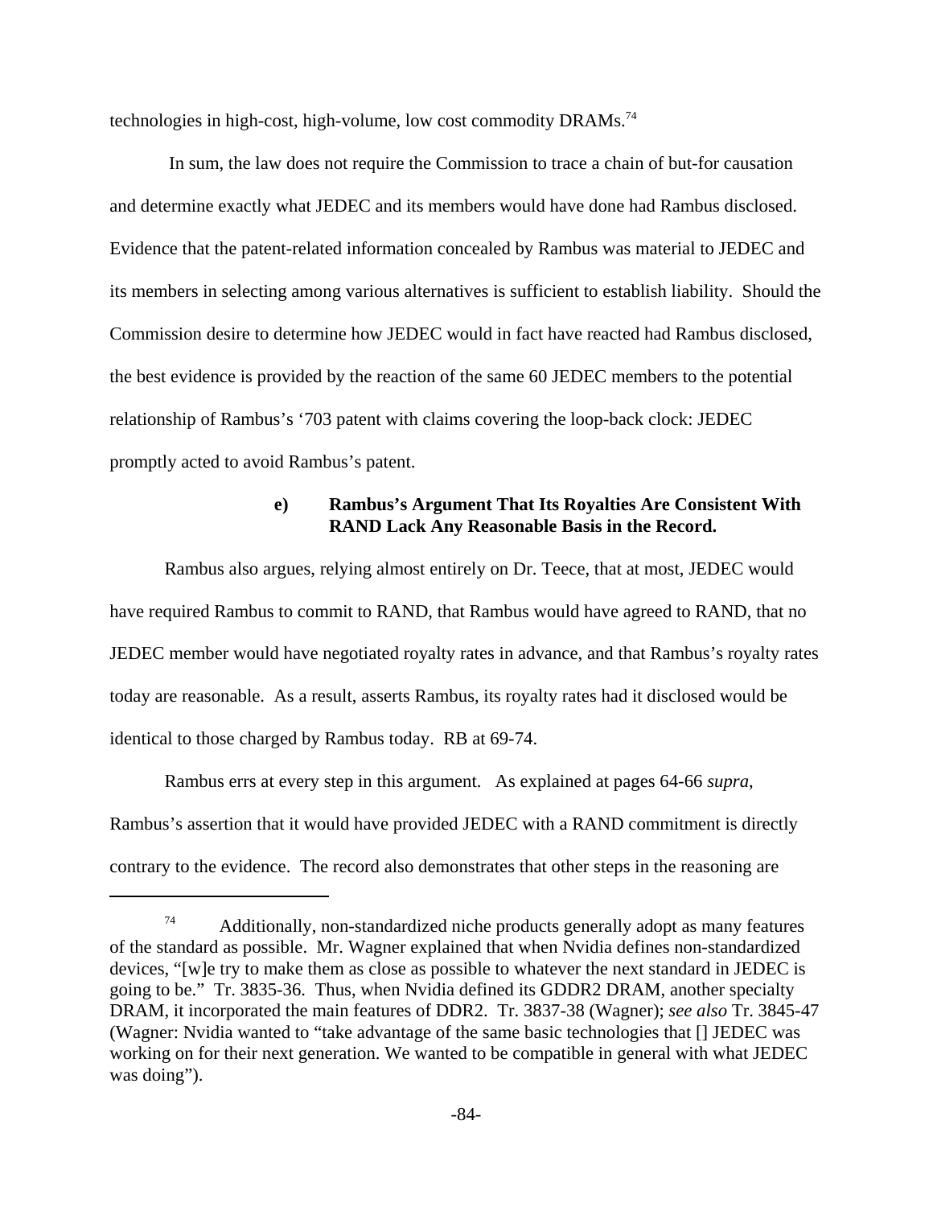technologies in high-cost, high-volume, low cost commodity DRAMs.[74]

In sum, the law does not require the Commission to trace a chain of but-for causation and determine exactly what JEDEC and its members would have done had Rambus disclosed. Evidence that the patent-related information concealed by Rambus was material to JEDEC and its members in selecting among various alternatives is sufficient to establish liability. Should the Commission desire to determine how JEDEC would in fact have reacted had Rambus disclosed, the best evidence is provided by the reaction of the same 60 JEDEC members to the potential relationship of Rambus's '703 patent with claims covering the loop-back clock: JEDEC promptly acted to avoid Rambus's patent.

#### e) Rambus's Argument That Its Royalties Are Consistent With RAND Lack Any Reasonable Basis in the Record.

Rambus also argues, relying almost entirely on Dr. Teece, that at most, JEDEC would have required Rambus to commit to RAND, that Rambus would have agreed to RAND, that no JEDEC member would have negotiated royalty rates in advance, and that Rambus's royalty rates today are reasonable. As a result, asserts Rambus, its royalty rates had it disclosed would be identical to those charged by Rambus today. RB at 69-74.

Rambus errs at every step in this argument. As explained at pages 64-66 *supra*, Rambus's assertion that it would have provided JEDEC with a RAND commitment is directly contrary to the evidence. The record also demonstrates that other steps in the reasoning are

---

[74] Additionally, non-standardized niche products generally adopt as many features of the standard as possible. Mr. Wagner explained that when Nvidia defines non-standardized devices, "[w]e try to make them as close as possible to whatever the next standard in JEDEC is going to be." Tr. 3835-36. Thus, when Nvidia defined its GDDR2 DRAM, another specialty DRAM, it incorporated the main features of DDR2. Tr. 3837-38 (Wagner); *see also* Tr. 3845-47 (Wagner: Nvidia wanted to "take advantage of the same basic technologies that [] JEDEC was working on for their next generation. We wanted to be compatible in general with what JEDEC was doing").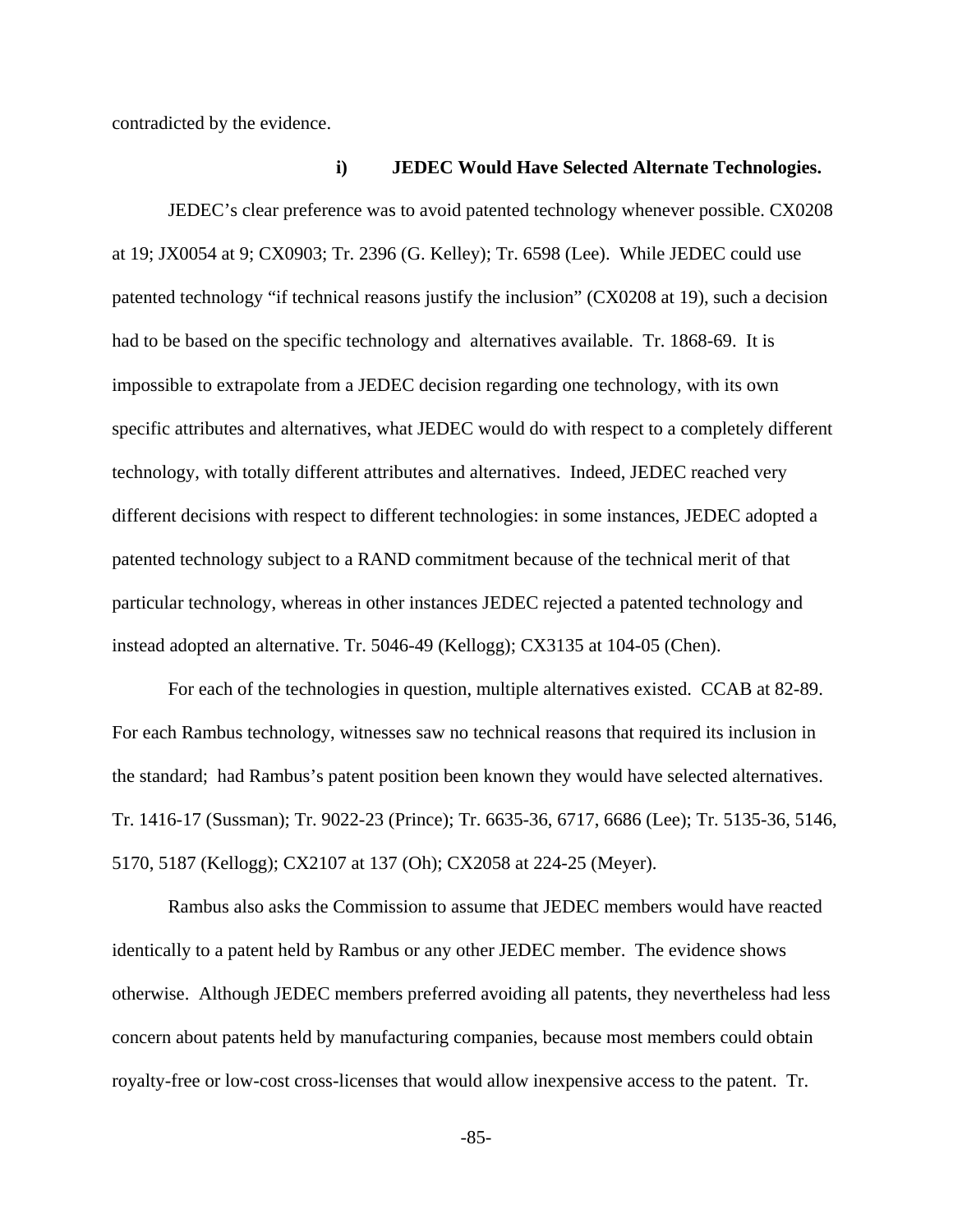contradicted by the evidence.

#### i) JEDEC Would Have Selected Alternate Technologies.

JEDEC's clear preference was to avoid patented technology whenever possible. CX0208 at 19; JX0054 at 9; CX0903; Tr. 2396 (G. Kelley); Tr. 6598 (Lee). While JEDEC could use patented technology "if technical reasons justify the inclusion" (CX0208 at 19), such a decision had to be based on the specific technology and alternatives available. Tr. 1868-69. It is impossible to extrapolate from a JEDEC decision regarding one technology, with its own specific attributes and alternatives, what JEDEC would do with respect to a completely different technology, with totally different attributes and alternatives. Indeed, JEDEC reached very different decisions with respect to different technologies: in some instances, JEDEC adopted a patented technology subject to a RAND commitment because of the technical merit of that particular technology, whereas in other instances JEDEC rejected a patented technology and instead adopted an alternative. Tr. 5046-49 (Kellogg); CX3135 at 104-05 (Chen).

For each of the technologies in question, multiple alternatives existed. CCAB at 82-89. For each Rambus technology, witnesses saw no technical reasons that required its inclusion in the standard; had Rambus's patent position been known they would have selected alternatives. Tr. 1416-17 (Sussman); Tr. 9022-23 (Prince); Tr. 6635-36, 6717, 6686 (Lee); Tr. 5135-36, 5146, 5170, 5187 (Kellogg); CX2107 at 137 (Oh); CX2058 at 224-25 (Meyer).

Rambus also asks the Commission to assume that JEDEC members would have reacted identically to a patent held by Rambus or any other JEDEC member. The evidence shows otherwise. Although JEDEC members preferred avoiding all patents, they nevertheless had less concern about patents held by manufacturing companies, because most members could obtain royalty-free or low-cost cross-licenses that would allow inexpensive access to the patent. Tr.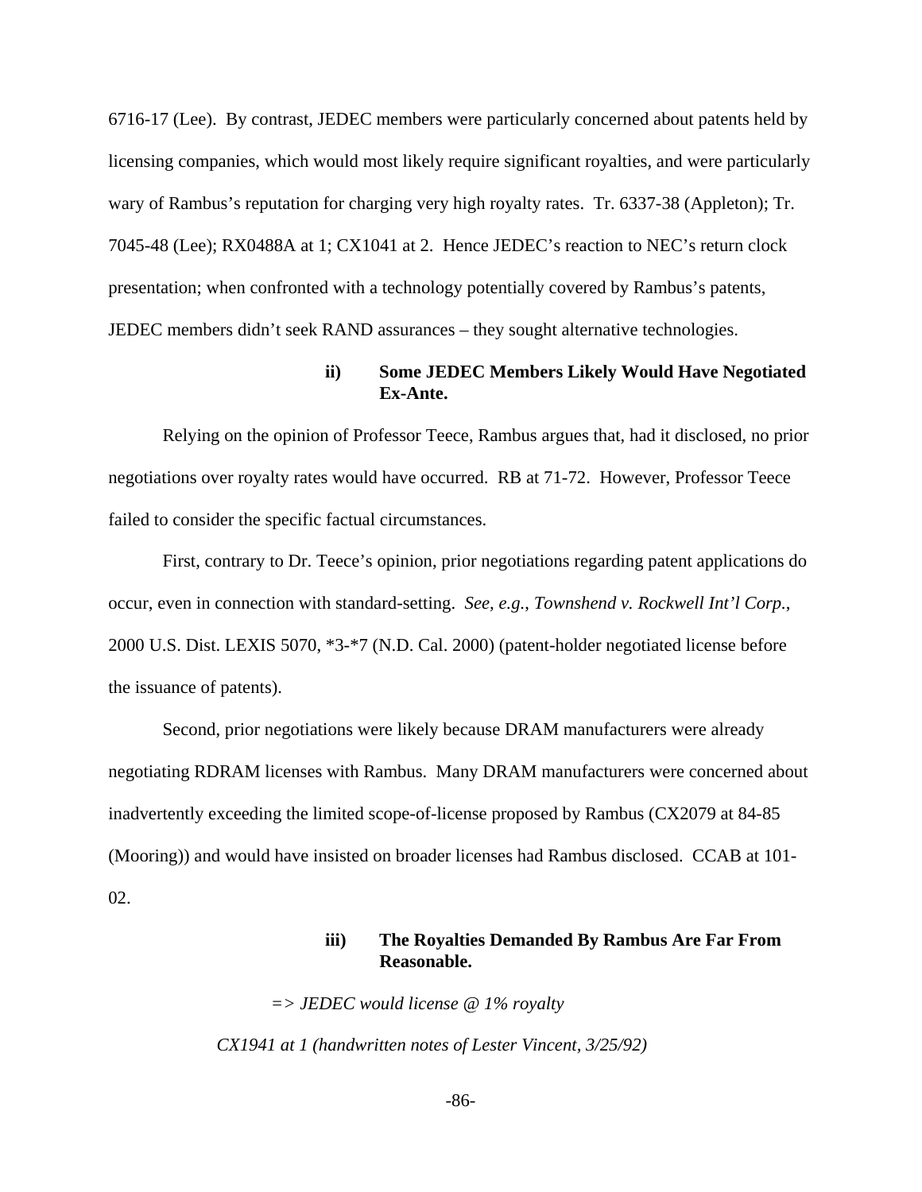6716-17 (Lee). By contrast, JEDEC members were particularly concerned about patents held by licensing companies, which would most likely require significant royalties, and were particularly wary of Rambus's reputation for charging very high royalty rates. Tr. 6337-38 (Appleton); Tr. 7045-48 (Lee); RX0488A at 1; CX1041 at 2. Hence JEDEC's reaction to NEC's return clock presentation; when confronted with a technology potentially covered by Rambus's patents, JEDEC members didn't seek RAND assurances – they sought alternative technologies.

#### ii) Some JEDEC Members Likely Would Have Negotiated Ex-Ante.

Relying on the opinion of Professor Teece, Rambus argues that, had it disclosed, no prior negotiations over royalty rates would have occurred. RB at 71-72. However, Professor Teece failed to consider the specific factual circumstances.

First, contrary to Dr. Teece's opinion, prior negotiations regarding patent applications do occur, even in connection with standard-setting. *See, e.g.*, *Townshend v. Rockwell Int'l Corp.*, 2000 U.S. Dist. LEXIS 5070, *3-*7 (N.D. Cal. 2000) (patent-holder negotiated license before the issuance of patents).

Second, prior negotiations were likely because DRAM manufacturers were already negotiating RDRAM licenses with Rambus. Many DRAM manufacturers were concerned about inadvertently exceeding the limited scope-of-license proposed by Rambus (CX2079 at 84-85 (Mooring)) and would have insisted on broader licenses had Rambus disclosed. CCAB at 101-02.

#### iii) The Royalties Demanded By Rambus Are Far From Reasonable.

*=> JEDEC would license @ 1% royalty*

*CX1941 at 1 (handwritten notes of Lester Vincent, 3/25/92)*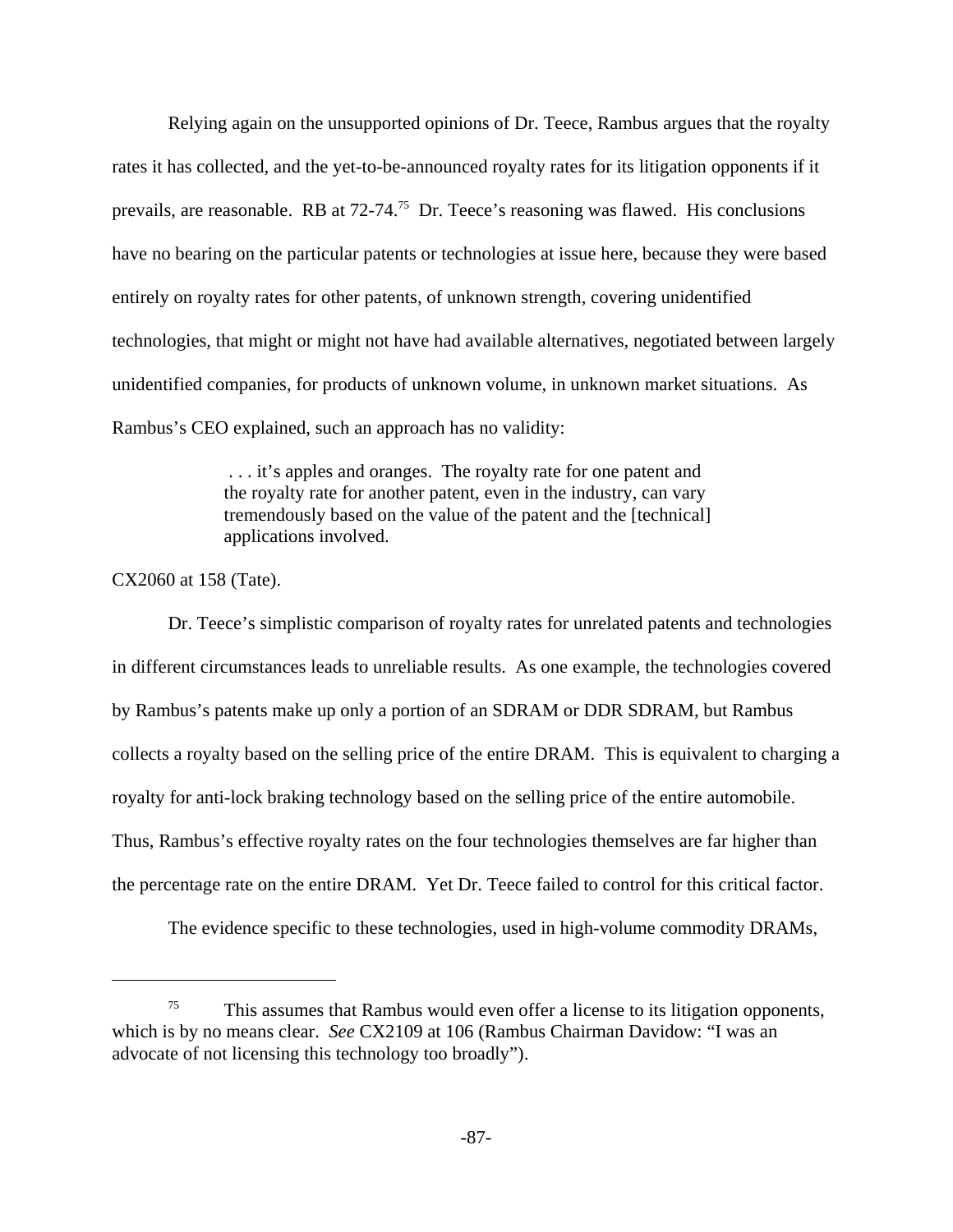Relying again on the unsupported opinions of Dr. Teece, Rambus argues that the royalty rates it has collected, and the yet-to-be-announced royalty rates for its litigation opponents if it prevails, are reasonable. RB at 72-74.[75] Dr. Teece's reasoning was flawed. His conclusions have no bearing on the particular patents or technologies at issue here, because they were based entirely on royalty rates for other patents, of unknown strength, covering unidentified technologies, that might or might not have had available alternatives, negotiated between largely unidentified companies, for products of unknown volume, in unknown market situations. As Rambus's CEO explained, such an approach has no validity:

> . . . it's apples and oranges. The royalty rate for one patent and the royalty rate for another patent, even in the industry, can vary tremendously based on the value of the patent and the [technical] applications involved.

CX2060 at 158 (Tate).

Dr. Teece's simplistic comparison of royalty rates for unrelated patents and technologies in different circumstances leads to unreliable results. As one example, the technologies covered by Rambus's patents make up only a portion of an SDRAM or DDR SDRAM, but Rambus collects a royalty based on the selling price of the entire DRAM. This is equivalent to charging a royalty for anti-lock braking technology based on the selling price of the entire automobile. Thus, Rambus's effective royalty rates on the four technologies themselves are far higher than the percentage rate on the entire DRAM. Yet Dr. Teece failed to control for this critical factor.

The evidence specific to these technologies, used in high-volume commodity DRAMs,

---

[75] This assumes that Rambus would even offer a license to its litigation opponents, which is by no means clear. *See* CX2109 at 106 (Rambus Chairman Davidow: "I was an advocate of not licensing this technology too broadly").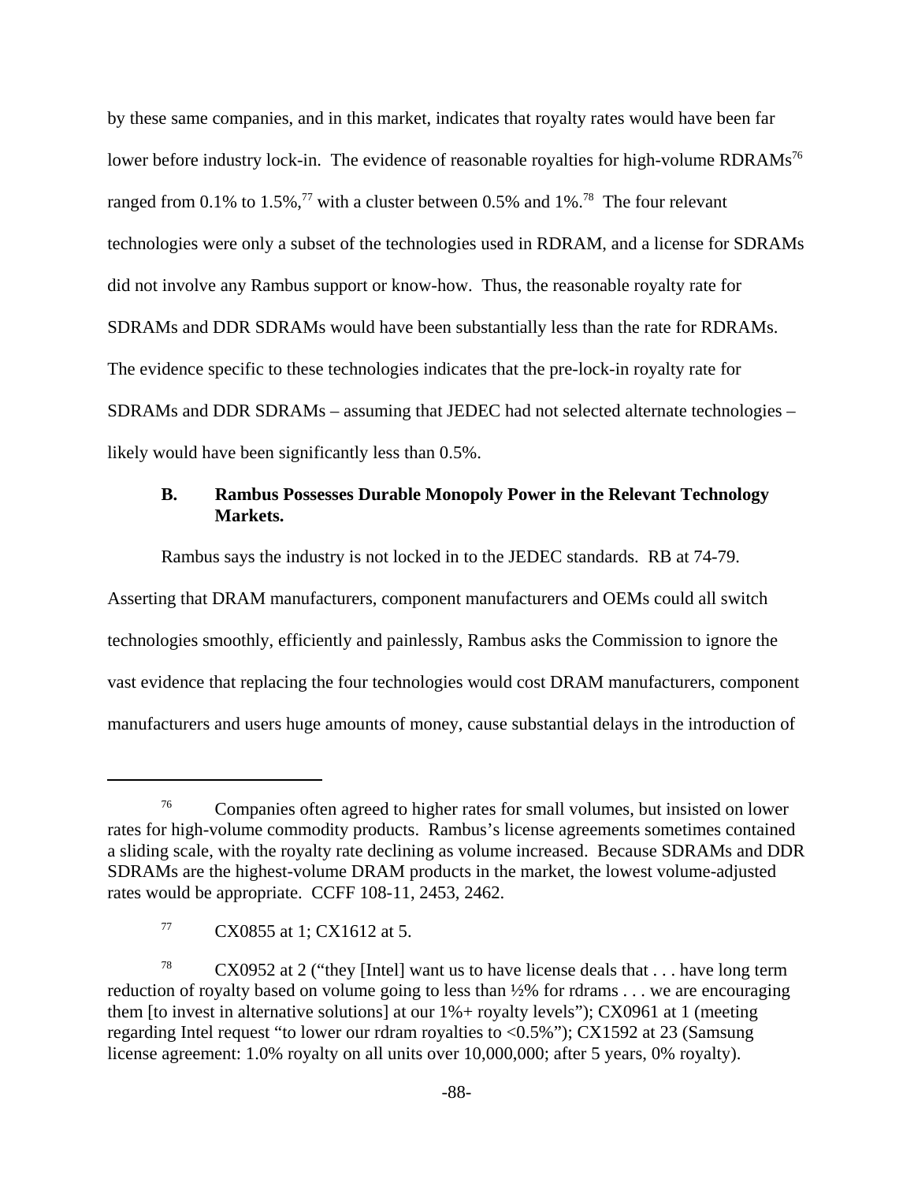by these same companies, and in this market, indicates that royalty rates would have been far lower before industry lock-in. The evidence of reasonable royalties for high-volume RDRAMs[76] ranged from 0.1% to 1.5%,[77] with a cluster between 0.5% and 1%.[78] The four relevant technologies were only a subset of the technologies used in RDRAM, and a license for SDRAMs did not involve any Rambus support or know-how. Thus, the reasonable royalty rate for SDRAMs and DDR SDRAMs would have been substantially less than the rate for RDRAMs. The evidence specific to these technologies indicates that the pre-lock-in royalty rate for SDRAMs and DDR SDRAMs – assuming that JEDEC had not selected alternate technologies – likely would have been significantly less than 0.5%.

### B. Rambus Possesses Durable Monopoly Power in the Relevant Technology Markets.

Rambus says the industry is not locked in to the JEDEC standards. RB at 74-79. Asserting that DRAM manufacturers, component manufacturers and OEMs could all switch technologies smoothly, efficiently and painlessly, Rambus asks the Commission to ignore the vast evidence that replacing the four technologies would cost DRAM manufacturers, component manufacturers and users huge amounts of money, cause substantial delays in the introduction of

---

[76] Companies often agreed to higher rates for small volumes, but insisted on lower rates for high-volume commodity products. Rambus's license agreements sometimes contained a sliding scale, with the royalty rate declining as volume increased. Because SDRAMs and DDR SDRAMs are the highest-volume DRAM products in the market, the lowest volume-adjusted rates would be appropriate. CCFF 108-11, 2453, 2462.

[77] CX0855 at 1; CX1612 at 5.

[78] CX0952 at 2 ("they [Intel] want us to have license deals that . . . have long term reduction of royalty based on volume going to less than ½% for rdrams . . . we are encouraging them [to invest in alternative solutions] at our 1%+ royalty levels"); CX0961 at 1 (meeting regarding Intel request "to lower our rdram royalties to <0.5%"); CX1592 at 23 (Samsung license agreement: 1.0% royalty on all units over 10,000,000; after 5 years, 0% royalty).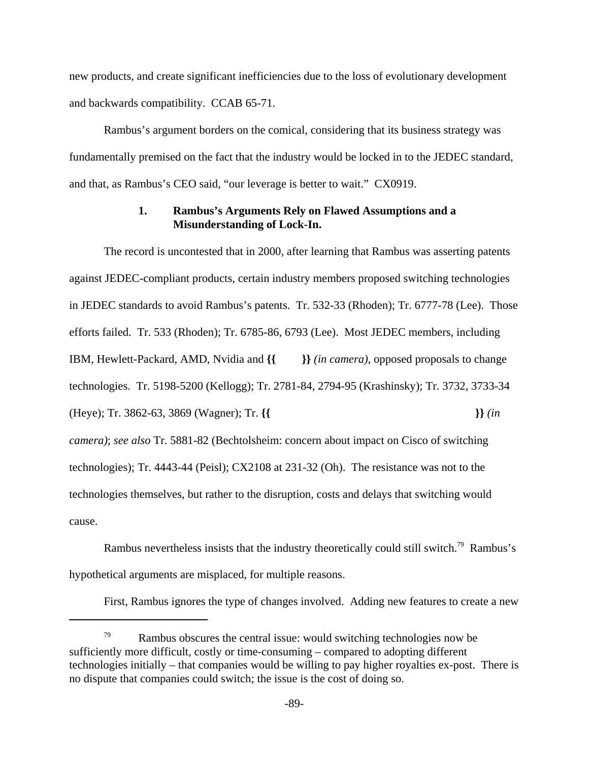new products, and create significant inefficiencies due to the loss of evolutionary development and backwards compatibility. CCAB 65-71.

Rambus's argument borders on the comical, considering that its business strategy was fundamentally premised on the fact that the industry would be locked in to the JEDEC standard, and that, as Rambus's CEO said, "our leverage is better to wait." CX0919.

### 1. Rambus's Arguments Rely on Flawed Assumptions and a Misunderstanding of Lock-In.

The record is uncontested that in 2000, after learning that Rambus was asserting patents against JEDEC-compliant products, certain industry members proposed switching technologies in JEDEC standards to avoid Rambus's patents. Tr. 532-33 (Rhoden); Tr. 6777-78 (Lee). Those efforts failed. Tr. 533 (Rhoden); Tr. 6785-86, 6793 (Lee). Most JEDEC members, including IBM, Hewlett-Packard, AMD, Nvidia and **{{ }}** *(in camera),* opposed proposals to change technologies. Tr. 5198-5200 (Kellogg); Tr. 2781-84, 2794-95 (Krashinsky); Tr. 3732, 3733-34 (Heye); Tr. 3862-63, 3869 (Wagner); Tr. **{{ }}** *(in camera)*; *see also* Tr. 5881-82 (Bechtolsheim: concern about impact on Cisco of switching technologies); Tr. 4443-44 (Peisl); CX2108 at 231-32 (Oh). The resistance was not to the technologies themselves, but rather to the disruption, costs and delays that switching would cause.

Rambus nevertheless insists that the industry theoretically could still switch.[79] Rambus's hypothetical arguments are misplaced, for multiple reasons.

First, Rambus ignores the type of changes involved. Adding new features to create a new

---

[79] Rambus obscures the central issue: would switching technologies now be sufficiently more difficult, costly or time-consuming – compared to adopting different technologies initially – that companies would be willing to pay higher royalties ex-post. There is no dispute that companies could switch; the issue is the cost of doing so.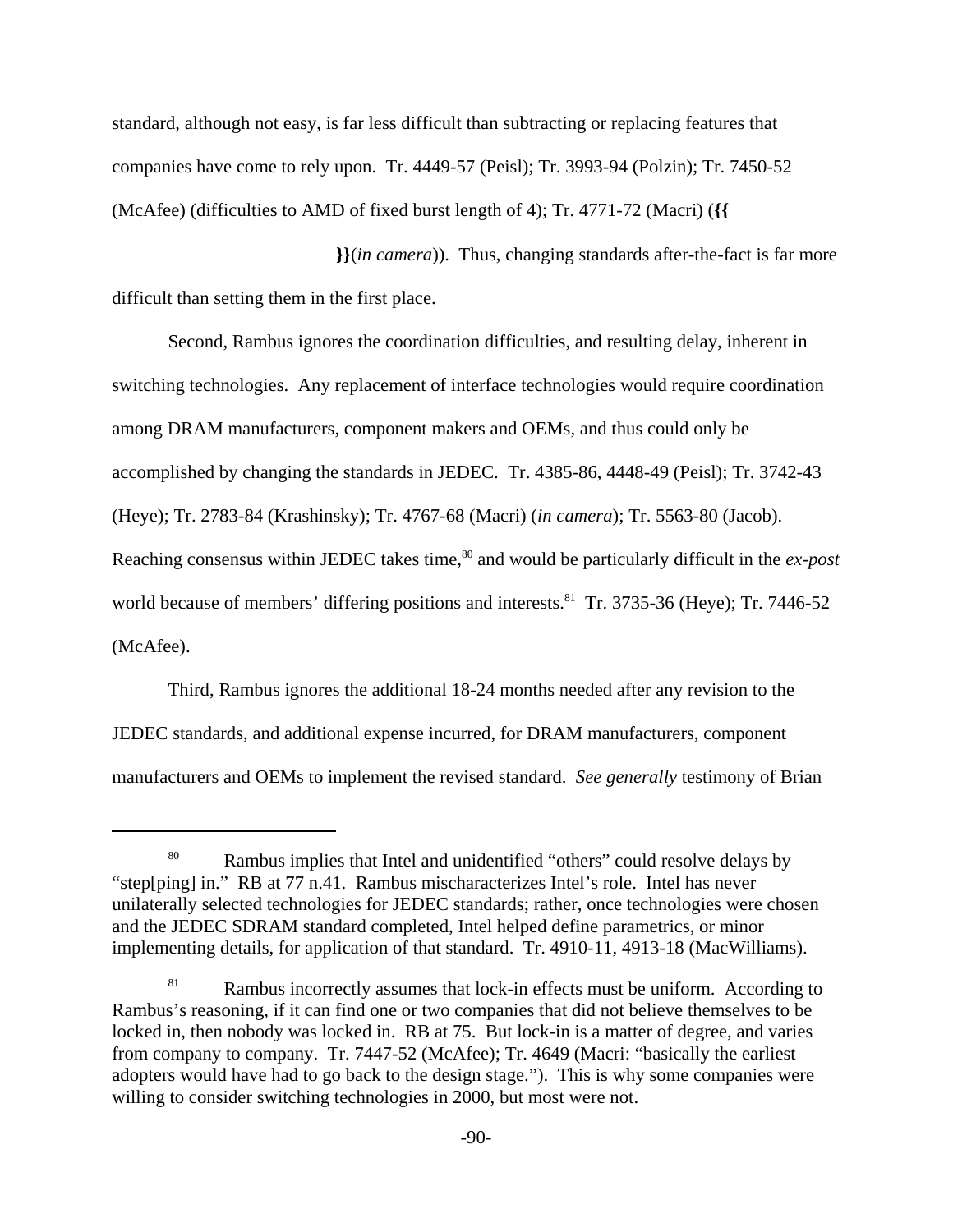standard, although not easy, is far less difficult than subtracting or replacing features that companies have come to rely upon. Tr. 4449-57 (Peisl); Tr. 3993-94 (Polzin); Tr. 7450-52 (McAfee) (difficulties to AMD of fixed burst length of 4); Tr. 4771-72 (Macri) (**{{**

**}}**(*in camera*)). Thus, changing standards after-the-fact is far more difficult than setting them in the first place.

Second, Rambus ignores the coordination difficulties, and resulting delay, inherent in switching technologies. Any replacement of interface technologies would require coordination among DRAM manufacturers, component makers and OEMs, and thus could only be accomplished by changing the standards in JEDEC. Tr. 4385-86, 4448-49 (Peisl); Tr. 3742-43 (Heye); Tr. 2783-84 (Krashinsky); Tr. 4767-68 (Macri) (*in camera*); Tr. 5563-80 (Jacob). Reaching consensus within JEDEC takes time,[80] and would be particularly difficult in the *ex-post* world because of members' differing positions and interests.[81] Tr. 3735-36 (Heye); Tr. 7446-52 (McAfee).

Third, Rambus ignores the additional 18-24 months needed after any revision to the JEDEC standards, and additional expense incurred, for DRAM manufacturers, component manufacturers and OEMs to implement the revised standard. *See generally* testimony of Brian

---

[80] Rambus implies that Intel and unidentified "others" could resolve delays by "step[ping] in." RB at 77 n.41. Rambus mischaracterizes Intel's role. Intel has never unilaterally selected technologies for JEDEC standards; rather, once technologies were chosen and the JEDEC SDRAM standard completed, Intel helped define parametrics, or minor implementing details, for application of that standard. Tr. 4910-11, 4913-18 (MacWilliams).

[81] Rambus incorrectly assumes that lock-in effects must be uniform. According to Rambus's reasoning, if it can find one or two companies that did not believe themselves to be locked in, then nobody was locked in. RB at 75. But lock-in is a matter of degree, and varies from company to company. Tr. 7447-52 (McAfee); Tr. 4649 (Macri: "basically the earliest adopters would have had to go back to the design stage."). This is why some companies were willing to consider switching technologies in 2000, but most were not.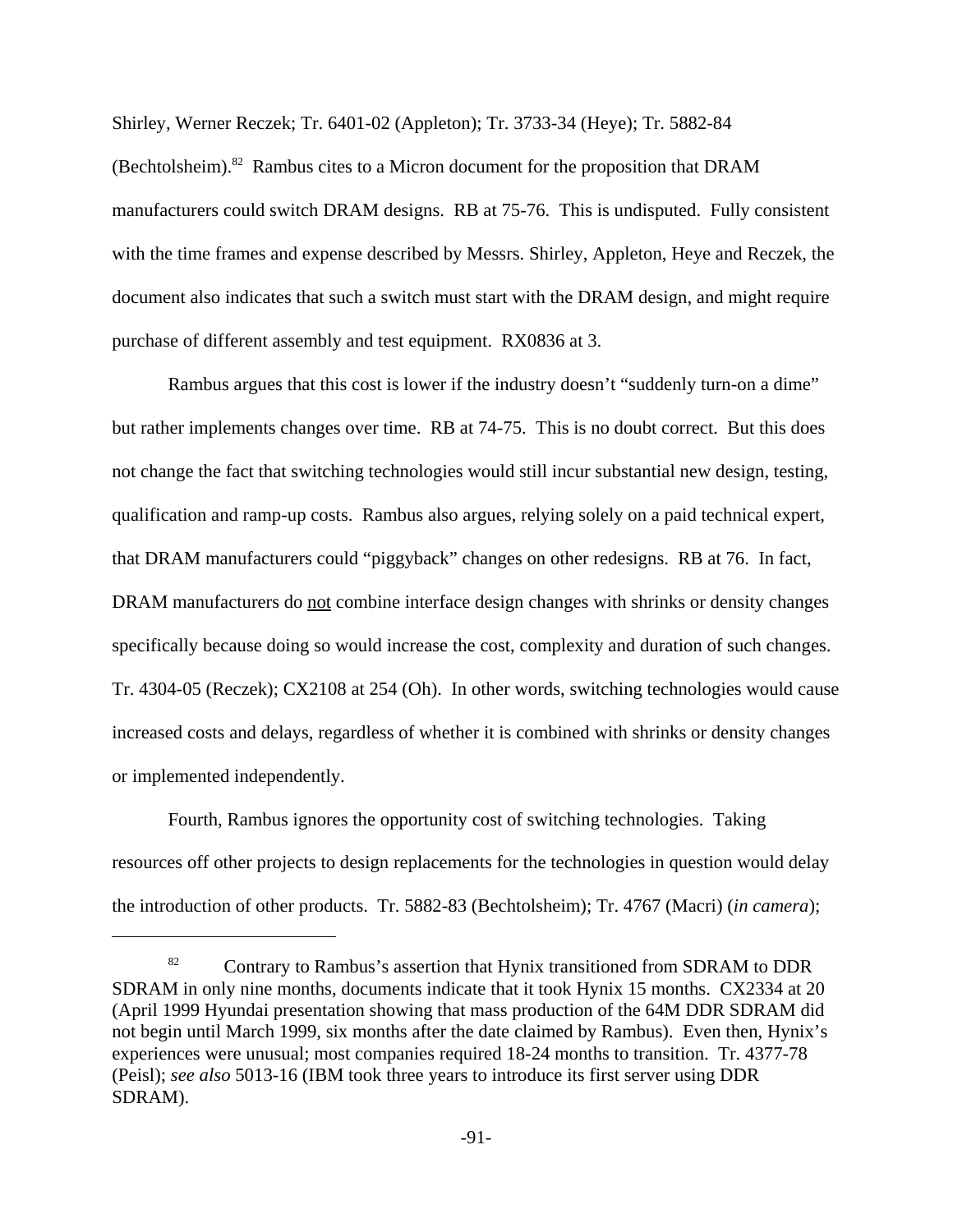Shirley, Werner Reczek; Tr. 6401-02 (Appleton); Tr. 3733-34 (Heye); Tr. 5882-84 (Bechtolsheim).[82] Rambus cites to a Micron document for the proposition that DRAM manufacturers could switch DRAM designs. RB at 75-76. This is undisputed. Fully consistent with the time frames and expense described by Messrs. Shirley, Appleton, Heye and Reczek, the document also indicates that such a switch must start with the DRAM design, and might require purchase of different assembly and test equipment. RX0836 at 3.

Rambus argues that this cost is lower if the industry doesn't "suddenly turn-on a dime" but rather implements changes over time. RB at 74-75. This is no doubt correct. But this does not change the fact that switching technologies would still incur substantial new design, testing, qualification and ramp-up costs. Rambus also argues, relying solely on a paid technical expert, that DRAM manufacturers could "piggyback" changes on other redesigns. RB at 76. In fact, DRAM manufacturers do <u>not</u> combine interface design changes with shrinks or density changes specifically because doing so would increase the cost, complexity and duration of such changes. Tr. 4304-05 (Reczek); CX2108 at 254 (Oh). In other words, switching technologies would cause increased costs and delays, regardless of whether it is combined with shrinks or density changes or implemented independently.

Fourth, Rambus ignores the opportunity cost of switching technologies. Taking resources off other projects to design replacements for the technologies in question would delay the introduction of other products. Tr. 5882-83 (Bechtolsheim); Tr. 4767 (Macri) (*in camera*);

---

[82] Contrary to Rambus's assertion that Hynix transitioned from SDRAM to DDR SDRAM in only nine months, documents indicate that it took Hynix 15 months. CX2334 at 20 (April 1999 Hyundai presentation showing that mass production of the 64M DDR SDRAM did not begin until March 1999, six months after the date claimed by Rambus). Even then, Hynix's experiences were unusual; most companies required 18-24 months to transition. Tr. 4377-78 (Peisl); *see also* 5013-16 (IBM took three years to introduce its first server using DDR SDRAM).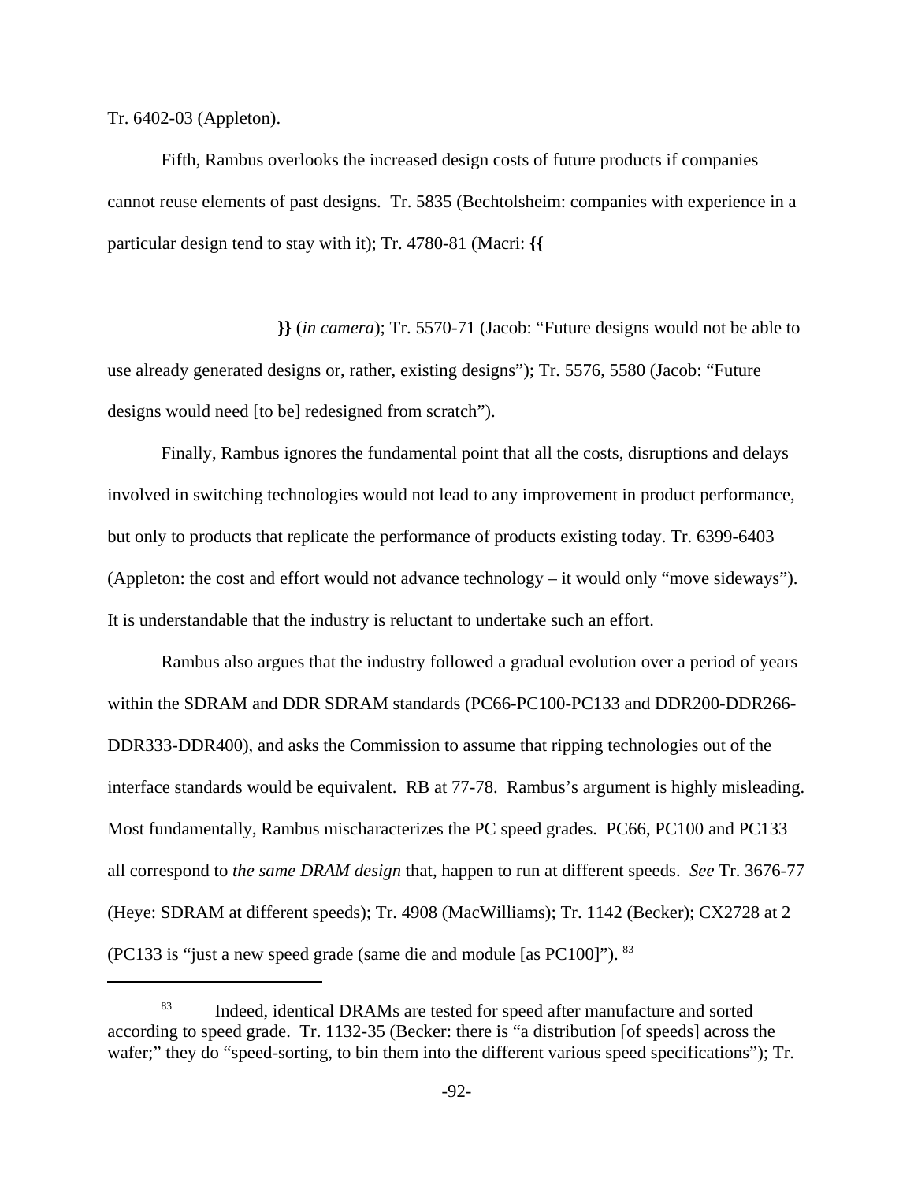Tr. 6402-03 (Appleton).

Fifth, Rambus overlooks the increased design costs of future products if companies cannot reuse elements of past designs. Tr. 5835 (Bechtolsheim: companies with experience in a particular design tend to stay with it); Tr. 4780-81 (Macri: **{{**

**}}** (*in camera*); Tr. 5570-71 (Jacob: "Future designs would not be able to use already generated designs or, rather, existing designs"); Tr. 5576, 5580 (Jacob: "Future designs would need [to be] redesigned from scratch").

Finally, Rambus ignores the fundamental point that all the costs, disruptions and delays involved in switching technologies would not lead to any improvement in product performance, but only to products that replicate the performance of products existing today. Tr. 6399-6403 (Appleton: the cost and effort would not advance technology – it would only "move sideways"). It is understandable that the industry is reluctant to undertake such an effort.

Rambus also argues that the industry followed a gradual evolution over a period of years within the SDRAM and DDR SDRAM standards (PC66-PC100-PC133 and DDR200-DDR266-DDR333-DDR400), and asks the Commission to assume that ripping technologies out of the interface standards would be equivalent. RB at 77-78. Rambus's argument is highly misleading. Most fundamentally, Rambus mischaracterizes the PC speed grades. PC66, PC100 and PC133 all correspond to *the same DRAM design* that, happen to run at different speeds. *See* Tr. 3676-77 (Heye: SDRAM at different speeds); Tr. 4908 (MacWilliams); Tr. 1142 (Becker); CX2728 at 2 (PC133 is "just a new speed grade (same die and module [as PC100]").[83]

---

[83] Indeed, identical DRAMs are tested for speed after manufacture and sorted according to speed grade. Tr. 1132-35 (Becker: there is "a distribution [of speeds] across the wafer;" they do "speed-sorting, to bin them into the different various speed specifications"); Tr.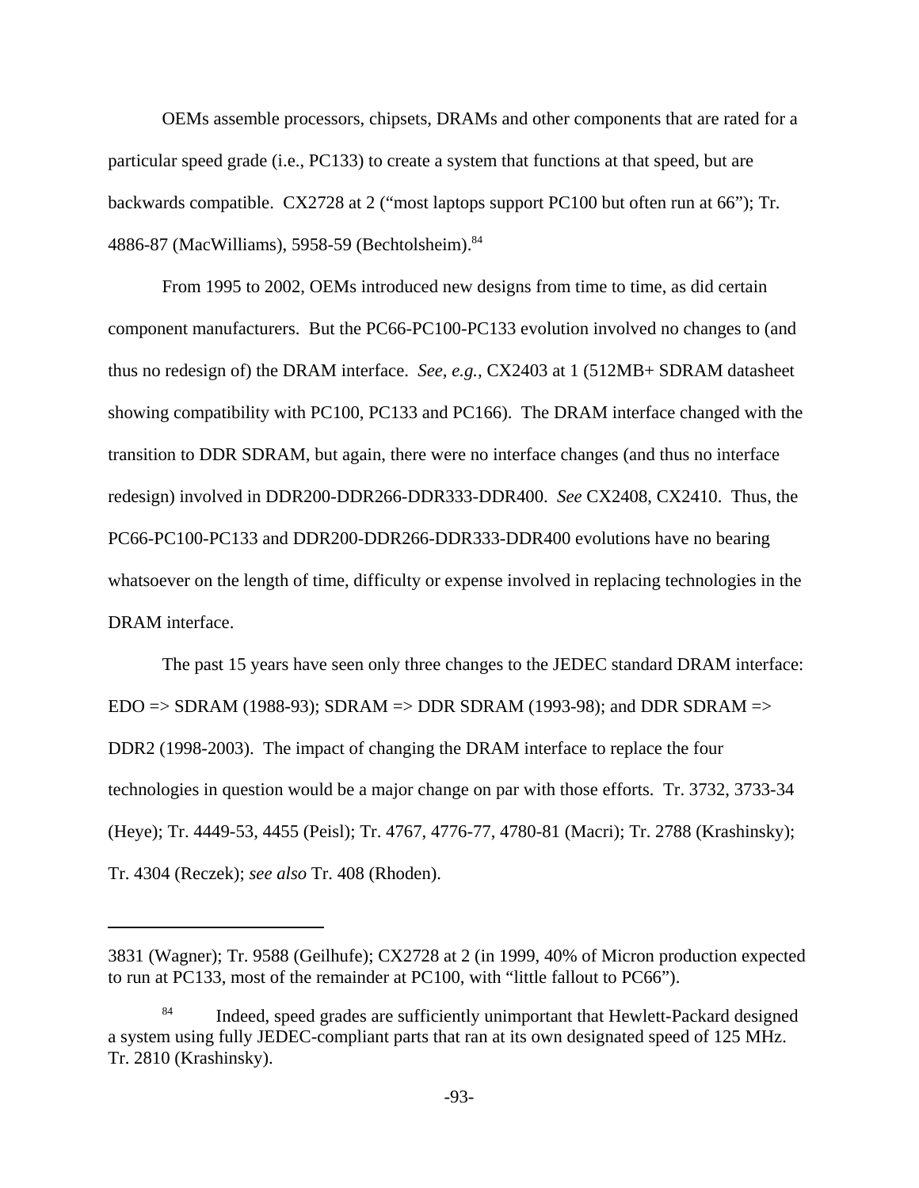OEMs assemble processors, chipsets, DRAMs and other components that are rated for a particular speed grade (i.e., PC133) to create a system that functions at that speed, but are backwards compatible. CX2728 at 2 ("most laptops support PC100 but often run at 66"); Tr. 4886-87 (MacWilliams), 5958-59 (Bechtolsheim).[84]

From 1995 to 2002, OEMs introduced new designs from time to time, as did certain component manufacturers. But the PC66-PC100-PC133 evolution involved no changes to (and thus no redesign of) the DRAM interface. *See, e.g.,* CX2403 at 1 (512MB+ SDRAM datasheet showing compatibility with PC100, PC133 and PC166). The DRAM interface changed with the transition to DDR SDRAM, but again, there were no interface changes (and thus no interface redesign) involved in DDR200-DDR266-DDR333-DDR400. *See* CX2408, CX2410. Thus, the PC66-PC100-PC133 and DDR200-DDR266-DDR333-DDR400 evolutions have no bearing whatsoever on the length of time, difficulty or expense involved in replacing technologies in the DRAM interface.

The past 15 years have seen only three changes to the JEDEC standard DRAM interface: EDO => SDRAM (1988-93); SDRAM => DDR SDRAM (1993-98); and DDR SDRAM => DDR2 (1998-2003). The impact of changing the DRAM interface to replace the four technologies in question would be a major change on par with those efforts. Tr. 3732, 3733-34 (Heye); Tr. 4449-53, 4455 (Peisl); Tr. 4767, 4776-77, 4780-81 (Macri); Tr. 2788 (Krashinsky); Tr. 4304 (Reczek); *see also* Tr. 408 (Rhoden).

---

3831 (Wagner); Tr. 9588 (Geilhufe); CX2728 at 2 (in 1999, 40% of Micron production expected to run at PC133, most of the remainder at PC100, with "little fallout to PC66").

[84] Indeed, speed grades are sufficiently unimportant that Hewlett-Packard designed a system using fully JEDEC-compliant parts that ran at its own designated speed of 125 MHz. Tr. 2810 (Krashinsky).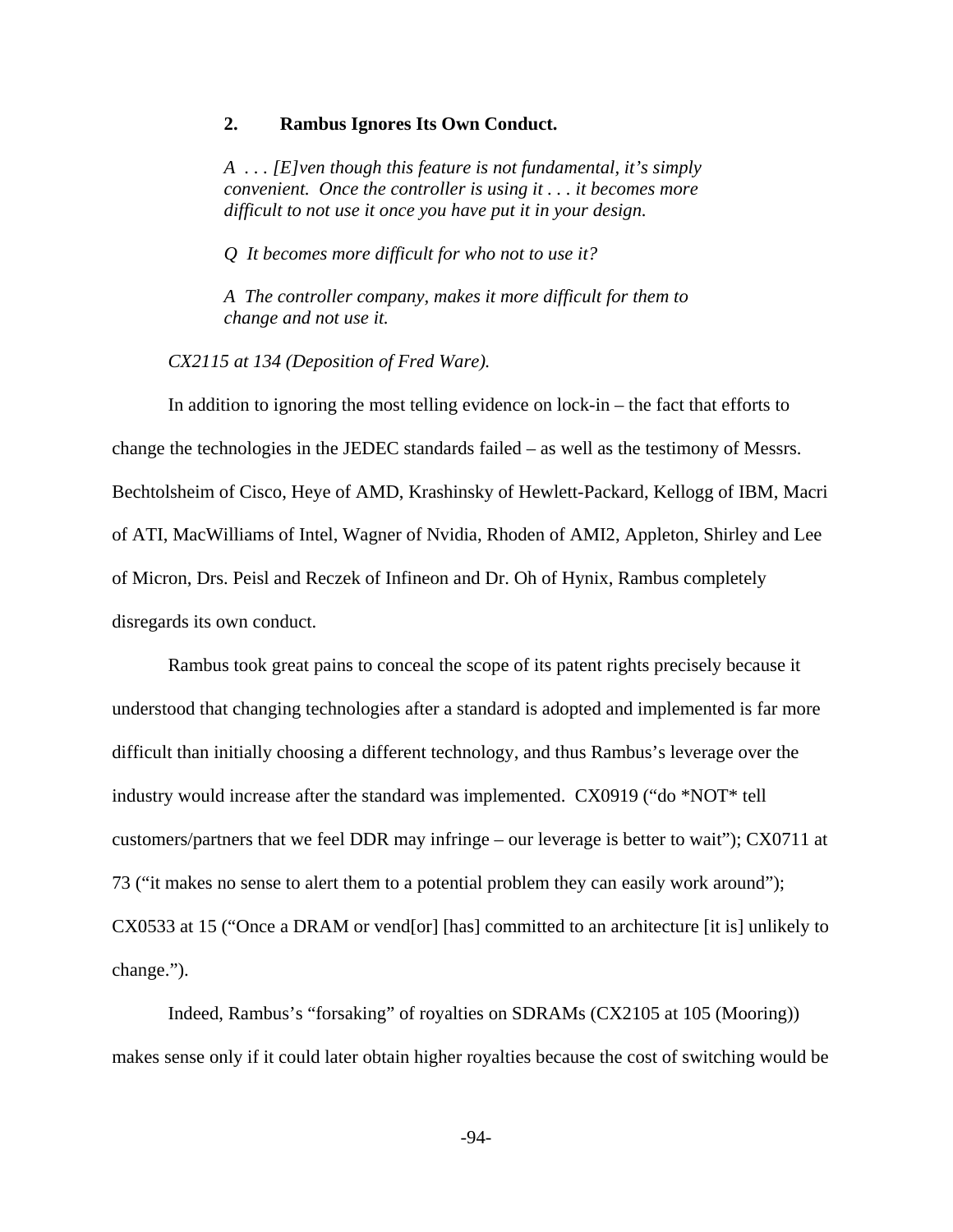### 2. Rambus Ignores Its Own Conduct.

*A . . . [E]ven though this feature is not fundamental, it's simply convenient. Once the controller is using it . . . it becomes more difficult to not use it once you have put it in your design.*

*Q It becomes more difficult for who not to use it?*

*A The controller company, makes it more difficult for them to change and not use it.*

*CX2115 at 134 (Deposition of Fred Ware).*

In addition to ignoring the most telling evidence on lock-in – the fact that efforts to change the technologies in the JEDEC standards failed – as well as the testimony of Messrs. Bechtolsheim of Cisco, Heye of AMD, Krashinsky of Hewlett-Packard, Kellogg of IBM, Macri of ATI, MacWilliams of Intel, Wagner of Nvidia, Rhoden of AMI2, Appleton, Shirley and Lee of Micron, Drs. Peisl and Reczek of Infineon and Dr. Oh of Hynix, Rambus completely disregards its own conduct.

Rambus took great pains to conceal the scope of its patent rights precisely because it understood that changing technologies after a standard is adopted and implemented is far more difficult than initially choosing a different technology, and thus Rambus's leverage over the industry would increase after the standard was implemented. CX0919 ("do *NOT* tell customers/partners that we feel DDR may infringe – our leverage is better to wait"); CX0711 at 73 ("it makes no sense to alert them to a potential problem they can easily work around"); CX0533 at 15 ("Once a DRAM or vend[or] [has] committed to an architecture [it is] unlikely to change.").

Indeed, Rambus's "forsaking" of royalties on SDRAMs (CX2105 at 105 (Mooring)) makes sense only if it could later obtain higher royalties because the cost of switching would be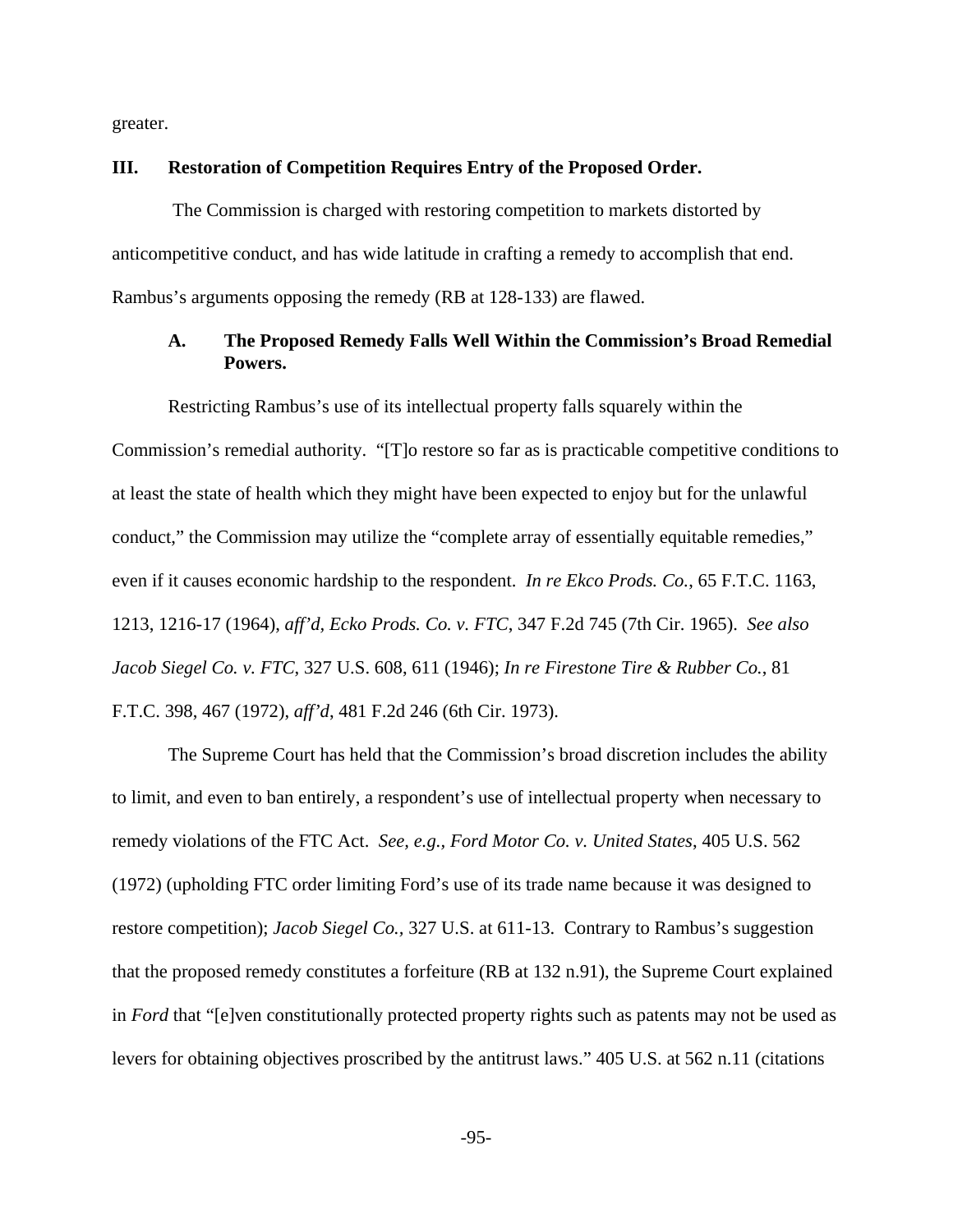greater.

## III. Restoration of Competition Requires Entry of the Proposed Order.

The Commission is charged with restoring competition to markets distorted by anticompetitive conduct, and has wide latitude in crafting a remedy to accomplish that end. Rambus's arguments opposing the remedy (RB at 128-133) are flawed.

### A. The Proposed Remedy Falls Well Within the Commission's Broad Remedial Powers.

Restricting Rambus's use of its intellectual property falls squarely within the Commission's remedial authority. "[T]o restore so far as is practicable competitive conditions to at least the state of health which they might have been expected to enjoy but for the unlawful conduct," the Commission may utilize the "complete array of essentially equitable remedies," even if it causes economic hardship to the respondent. *In re Ekco Prods. Co.*, 65 F.T.C. 1163, 1213, 1216-17 (1964), *aff'd, Ecko Prods. Co. v. FTC*, 347 F.2d 745 (7th Cir. 1965). *See also Jacob Siegel Co. v. FTC*, 327 U.S. 608, 611 (1946); *In re Firestone Tire & Rubber Co.*, 81 F.T.C. 398, 467 (1972), *aff'd*, 481 F.2d 246 (6th Cir. 1973).

The Supreme Court has held that the Commission's broad discretion includes the ability to limit, and even to ban entirely, a respondent's use of intellectual property when necessary to remedy violations of the FTC Act. *See, e.g., Ford Motor Co. v. United States*, 405 U.S. 562 (1972) (upholding FTC order limiting Ford's use of its trade name because it was designed to restore competition); *Jacob Siegel Co.*, 327 U.S. at 611-13. Contrary to Rambus's suggestion that the proposed remedy constitutes a forfeiture (RB at 132 n.91), the Supreme Court explained in *Ford* that "[e]ven constitutionally protected property rights such as patents may not be used as levers for obtaining objectives proscribed by the antitrust laws." 405 U.S. at 562 n.11 (citations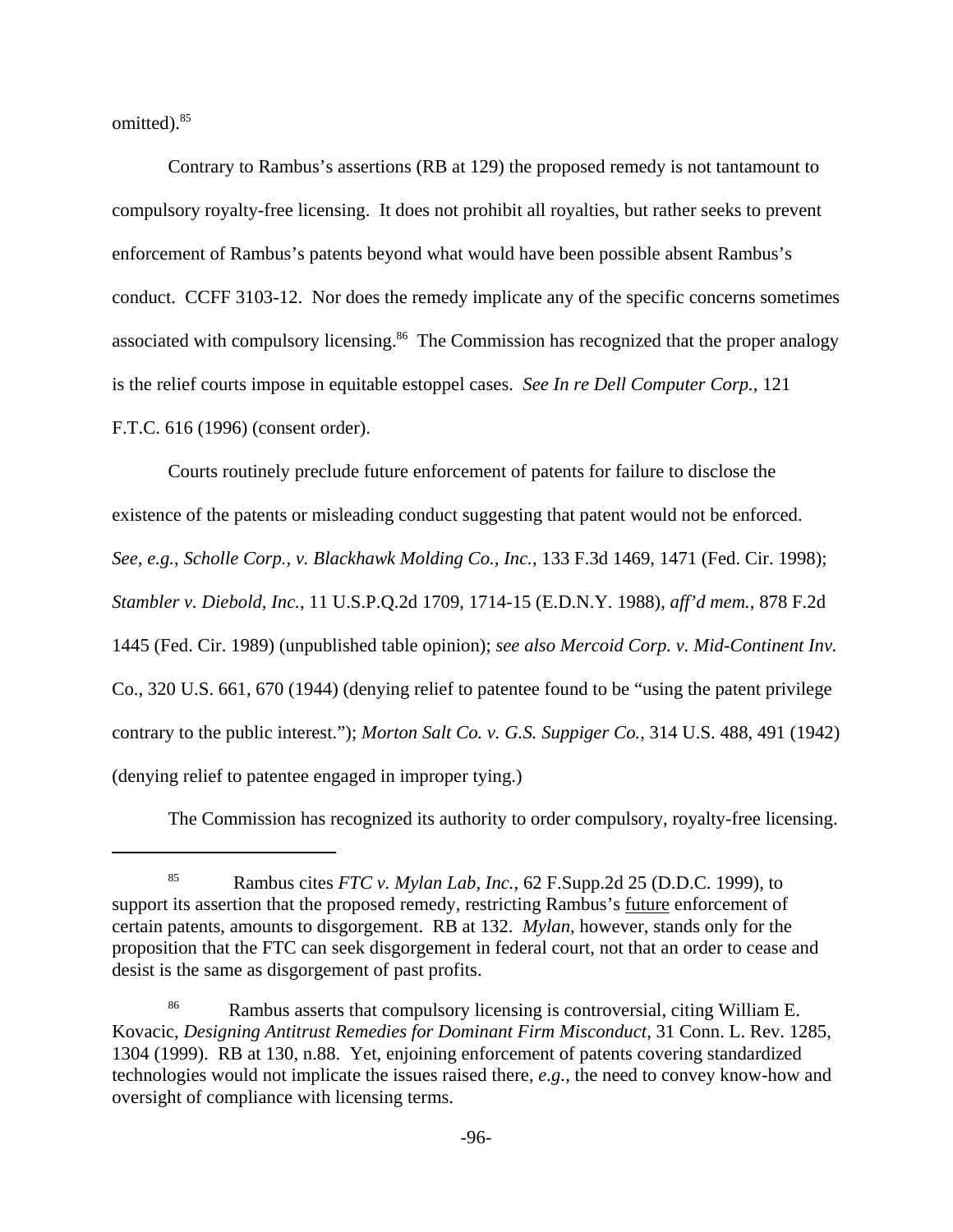omitted).[85]

Contrary to Rambus's assertions (RB at 129) the proposed remedy is not tantamount to compulsory royalty-free licensing. It does not prohibit all royalties, but rather seeks to prevent enforcement of Rambus's patents beyond what would have been possible absent Rambus's conduct. CCFF 3103-12. Nor does the remedy implicate any of the specific concerns sometimes associated with compulsory licensing.[86] The Commission has recognized that the proper analogy is the relief courts impose in equitable estoppel cases. *See In re Dell Computer Corp.*, 121 F.T.C. 616 (1996) (consent order).

Courts routinely preclude future enforcement of patents for failure to disclose the existence of the patents or misleading conduct suggesting that patent would not be enforced. *See, e.g.*, *Scholle Corp., v. Blackhawk Molding Co., Inc.*, 133 F.3d 1469, 1471 (Fed. Cir. 1998); *Stambler v. Diebold, Inc.*, 11 U.S.P.Q.2d 1709, 1714-15 (E.D.N.Y. 1988), *aff'd mem.*, 878 F.2d 1445 (Fed. Cir. 1989) (unpublished table opinion); *see also Mercoid Corp. v. Mid-Continent Inv.* Co., 320 U.S. 661, 670 (1944) (denying relief to patentee found to be "using the patent privilege contrary to the public interest."); *Morton Salt Co. v. G.S. Suppiger Co.*, 314 U.S. 488, 491 (1942) (denying relief to patentee engaged in improper tying.)

The Commission has recognized its authority to order compulsory, royalty-free licensing.

---

[85] Rambus cites *FTC v. Mylan Lab, Inc.*, 62 F.Supp.2d 25 (D.D.C. 1999), to support its assertion that the proposed remedy, restricting Rambus's future enforcement of certain patents, amounts to disgorgement. RB at 132. *Mylan*, however, stands only for the proposition that the FTC can seek disgorgement in federal court, not that an order to cease and desist is the same as disgorgement of past profits.

[86] Rambus asserts that compulsory licensing is controversial, citing William E. Kovacic, *Designing Antitrust Remedies for Dominant Firm Misconduct*, 31 Conn. L. Rev. 1285, 1304 (1999). RB at 130, n.88. Yet, enjoining enforcement of patents covering standardized technologies would not implicate the issues raised there, *e.g.*, the need to convey know-how and oversight of compliance with licensing terms.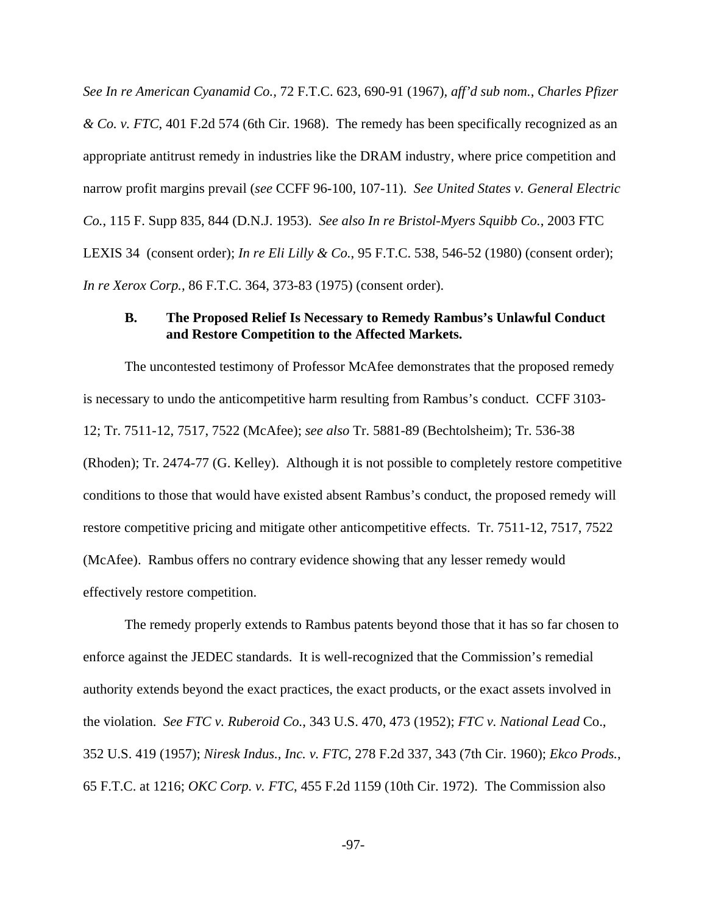*See In re American Cyanamid Co.*, 72 F.T.C. 623, 690-91 (1967), *aff'd sub nom.*, *Charles Pfizer & Co. v. FTC*, 401 F.2d 574 (6th Cir. 1968). The remedy has been specifically recognized as an appropriate antitrust remedy in industries like the DRAM industry, where price competition and narrow profit margins prevail (*see* CCFF 96-100, 107-11). *See United States v. General Electric Co.*, 115 F. Supp 835, 844 (D.N.J. 1953). *See also In re Bristol-Myers Squibb Co.*, 2003 FTC LEXIS 34 (consent order); *In re Eli Lilly & Co.*, 95 F.T.C. 538, 546-52 (1980) (consent order); *In re Xerox Corp.*, 86 F.T.C. 364, 373-83 (1975) (consent order).

### B. The Proposed Relief Is Necessary to Remedy Rambus's Unlawful Conduct and Restore Competition to the Affected Markets.

The uncontested testimony of Professor McAfee demonstrates that the proposed remedy is necessary to undo the anticompetitive harm resulting from Rambus's conduct. CCFF 3103-12; Tr. 7511-12, 7517, 7522 (McAfee); *see also* Tr. 5881-89 (Bechtolsheim); Tr. 536-38 (Rhoden); Tr. 2474-77 (G. Kelley). Although it is not possible to completely restore competitive conditions to those that would have existed absent Rambus's conduct, the proposed remedy will restore competitive pricing and mitigate other anticompetitive effects. Tr. 7511-12, 7517, 7522 (McAfee). Rambus offers no contrary evidence showing that any lesser remedy would effectively restore competition.

The remedy properly extends to Rambus patents beyond those that it has so far chosen to enforce against the JEDEC standards. It is well-recognized that the Commission's remedial authority extends beyond the exact practices, the exact products, or the exact assets involved in the violation. *See FTC v. Ruberoid Co.*, 343 U.S. 470, 473 (1952); *FTC v. National Lead* Co., 352 U.S. 419 (1957); *Niresk Indus., Inc. v. FTC*, 278 F.2d 337, 343 (7th Cir. 1960); *Ekco Prods.*, 65 F.T.C. at 1216; *OKC Corp. v. FTC*, 455 F.2d 1159 (10th Cir. 1972). The Commission also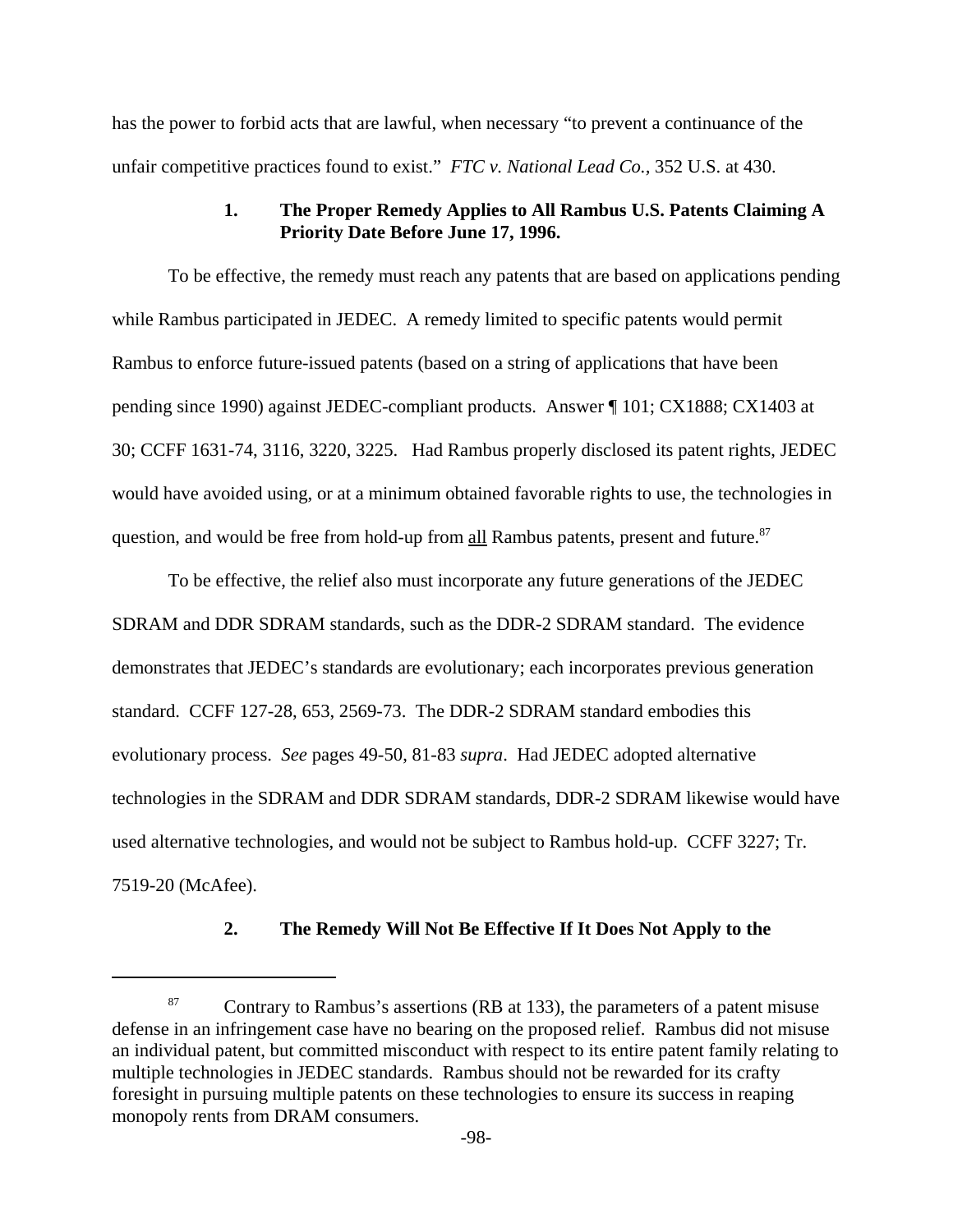has the power to forbid acts that are lawful, when necessary "to prevent a continuance of the unfair competitive practices found to exist." *FTC v. National Lead Co.*, 352 U.S. at 430.

### 1. The Proper Remedy Applies to All Rambus U.S. Patents Claiming A Priority Date Before June 17, 1996.

To be effective, the remedy must reach any patents that are based on applications pending while Rambus participated in JEDEC. A remedy limited to specific patents would permit Rambus to enforce future-issued patents (based on a string of applications that have been pending since 1990) against JEDEC-compliant products. Answer ¶ 101; CX1888; CX1403 at 30; CCFF 1631-74, 3116, 3220, 3225. Had Rambus properly disclosed its patent rights, JEDEC would have avoided using, or at a minimum obtained favorable rights to use, the technologies in question, and would be free from hold-up from <u>all</u> Rambus patents, present and future.[87]

To be effective, the relief also must incorporate any future generations of the JEDEC SDRAM and DDR SDRAM standards, such as the DDR-2 SDRAM standard. The evidence demonstrates that JEDEC's standards are evolutionary; each incorporates previous generation standard. CCFF 127-28, 653, 2569-73. The DDR-2 SDRAM standard embodies this evolutionary process. *See* pages 49-50, 81-83 *supra*. Had JEDEC adopted alternative technologies in the SDRAM and DDR SDRAM standards, DDR-2 SDRAM likewise would have used alternative technologies, and would not be subject to Rambus hold-up. CCFF 3227; Tr. 7519-20 (McAfee).

### 2. The Remedy Will Not Be Effective If It Does Not Apply to the

---

[87] Contrary to Rambus's assertions (RB at 133), the parameters of a patent misuse defense in an infringement case have no bearing on the proposed relief. Rambus did not misuse an individual patent, but committed misconduct with respect to its entire patent family relating to multiple technologies in JEDEC standards. Rambus should not be rewarded for its crafty foresight in pursuing multiple patents on these technologies to ensure its success in reaping monopoly rents from DRAM consumers.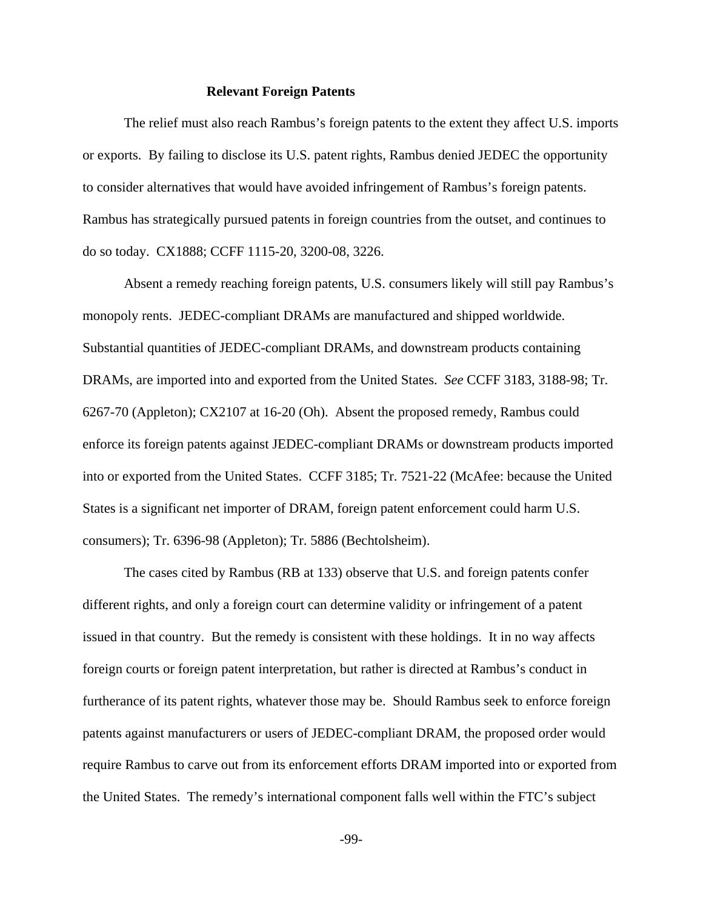### Relevant Foreign Patents

The relief must also reach Rambus's foreign patents to the extent they affect U.S. imports or exports. By failing to disclose its U.S. patent rights, Rambus denied JEDEC the opportunity to consider alternatives that would have avoided infringement of Rambus's foreign patents. Rambus has strategically pursued patents in foreign countries from the outset, and continues to do so today. CX1888; CCFF 1115-20, 3200-08, 3226.

Absent a remedy reaching foreign patents, U.S. consumers likely will still pay Rambus's monopoly rents. JEDEC-compliant DRAMs are manufactured and shipped worldwide. Substantial quantities of JEDEC-compliant DRAMs, and downstream products containing DRAMs, are imported into and exported from the United States. *See* CCFF 3183, 3188-98; Tr. 6267-70 (Appleton); CX2107 at 16-20 (Oh). Absent the proposed remedy, Rambus could enforce its foreign patents against JEDEC-compliant DRAMs or downstream products imported into or exported from the United States. CCFF 3185; Tr. 7521-22 (McAfee: because the United States is a significant net importer of DRAM, foreign patent enforcement could harm U.S. consumers); Tr. 6396-98 (Appleton); Tr. 5886 (Bechtolsheim).

The cases cited by Rambus (RB at 133) observe that U.S. and foreign patents confer different rights, and only a foreign court can determine validity or infringement of a patent issued in that country. But the remedy is consistent with these holdings. It in no way affects foreign courts or foreign patent interpretation, but rather is directed at Rambus's conduct in furtherance of its patent rights, whatever those may be. Should Rambus seek to enforce foreign patents against manufacturers or users of JEDEC-compliant DRAM, the proposed order would require Rambus to carve out from its enforcement efforts DRAM imported into or exported from the United States. The remedy's international component falls well within the FTC's subject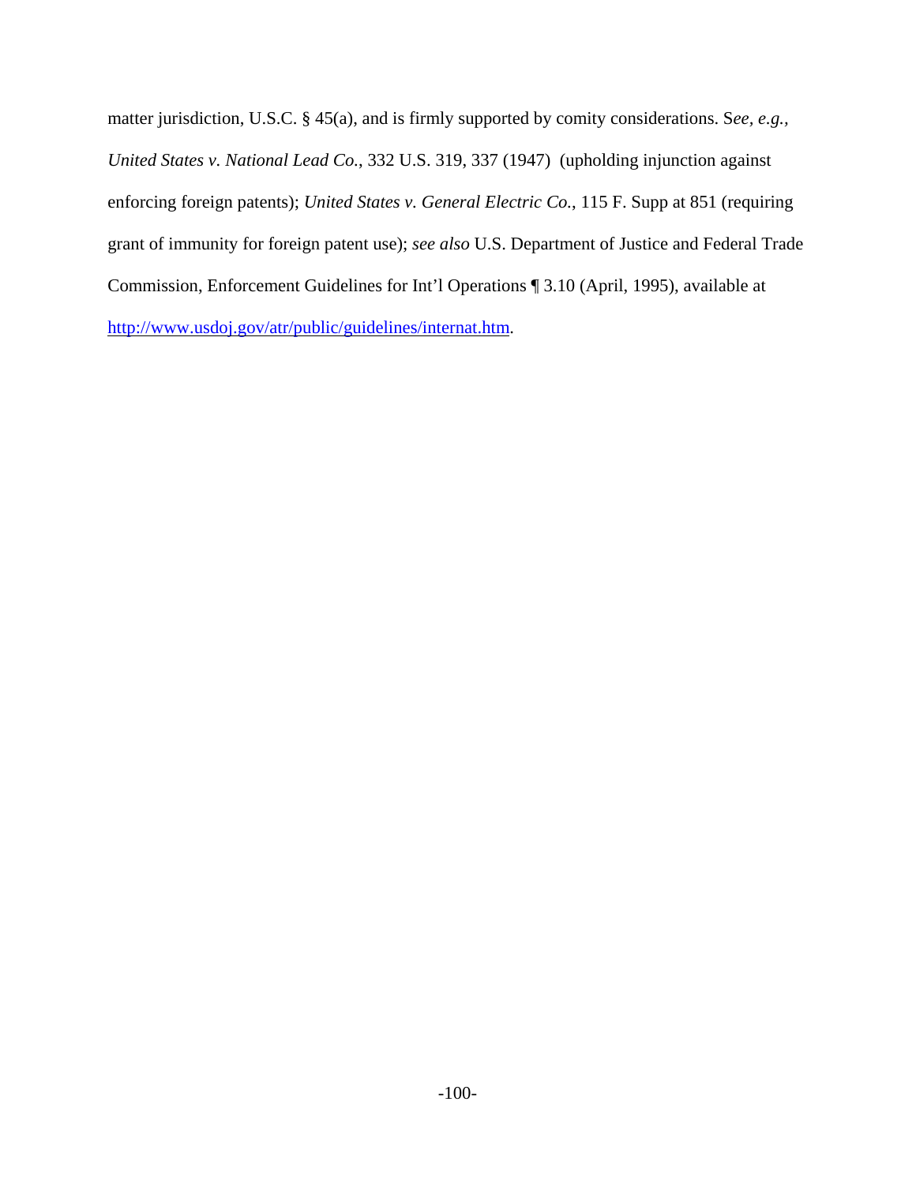matter jurisdiction, U.S.C. § 45(a), and is firmly supported by comity considerations. S*ee, e.g.*, *United States v. National Lead Co.*, 332 U.S. 319, 337 (1947) (upholding injunction against enforcing foreign patents); *United States v. General Electric Co.*, 115 F. Supp at 851 (requiring grant of immunity for foreign patent use); *see also* U.S. Department of Justice and Federal Trade Commission, Enforcement Guidelines for Int'l Operations ¶ 3.10 (April, 1995), available at http://www.usdoj.gov/atr/public/guidelines/internat.htm.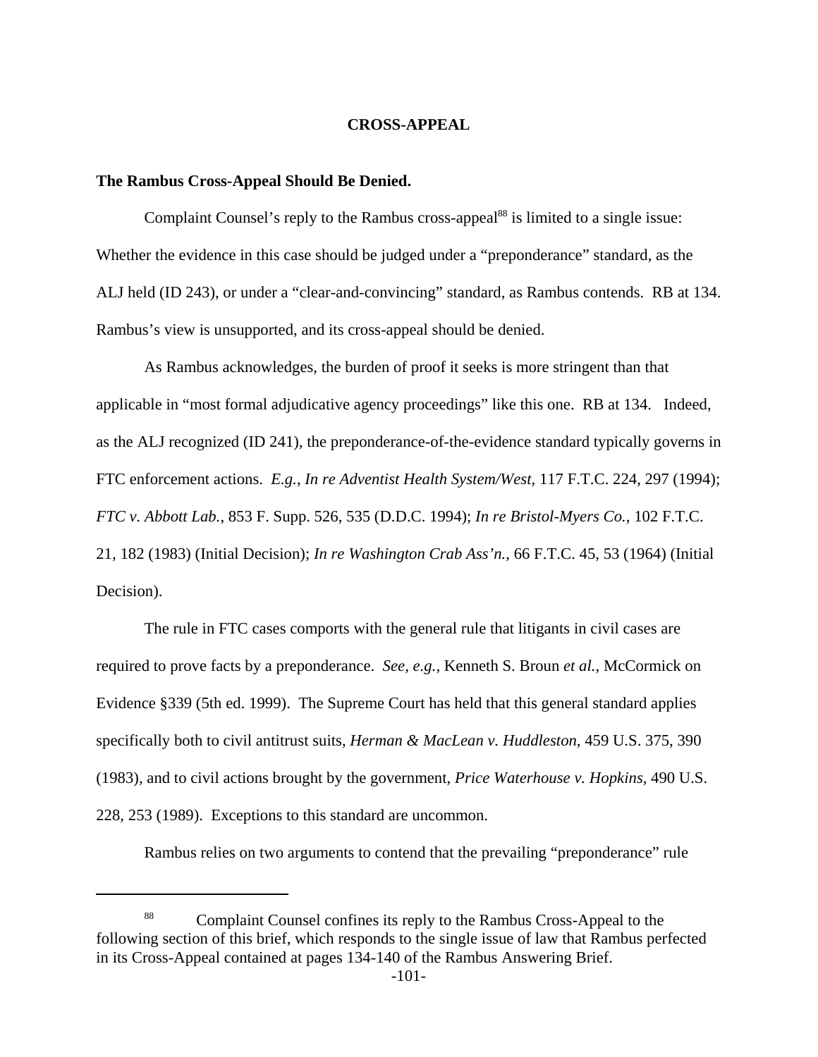# CROSS-APPEAL

**The Rambus Cross-Appeal Should Be Denied.**

Complaint Counsel's reply to the Rambus cross-appeal[88] is limited to a single issue: Whether the evidence in this case should be judged under a "preponderance" standard, as the ALJ held (ID 243), or under a "clear-and-convincing" standard, as Rambus contends. RB at 134. Rambus's view is unsupported, and its cross-appeal should be denied.

As Rambus acknowledges, the burden of proof it seeks is more stringent than that applicable in "most formal adjudicative agency proceedings" like this one. RB at 134. Indeed, as the ALJ recognized (ID 241), the preponderance-of-the-evidence standard typically governs in FTC enforcement actions. *E.g.*, *In re Adventist Health System/West*, 117 F.T.C. 224, 297 (1994); *FTC v. Abbott Lab.*, 853 F. Supp. 526, 535 (D.D.C. 1994); *In re Bristol-Myers Co.*, 102 F.T.C. 21, 182 (1983) (Initial Decision); *In re Washington Crab Ass'n.*, 66 F.T.C. 45, 53 (1964) (Initial Decision).

The rule in FTC cases comports with the general rule that litigants in civil cases are required to prove facts by a preponderance. *See, e.g.,* Kenneth S. Broun *et al.*, McCormick on Evidence §339 (5th ed. 1999). The Supreme Court has held that this general standard applies specifically both to civil antitrust suits, *Herman & MacLean v. Huddleston*, 459 U.S. 375, 390 (1983), and to civil actions brought by the government, *Price Waterhouse v. Hopkins*, 490 U.S. 228, 253 (1989). Exceptions to this standard are uncommon.

Rambus relies on two arguments to contend that the prevailing "preponderance" rule

---

[88] Complaint Counsel confines its reply to the Rambus Cross-Appeal to the following section of this brief, which responds to the single issue of law that Rambus perfected in its Cross-Appeal contained at pages 134-140 of the Rambus Answering Brief.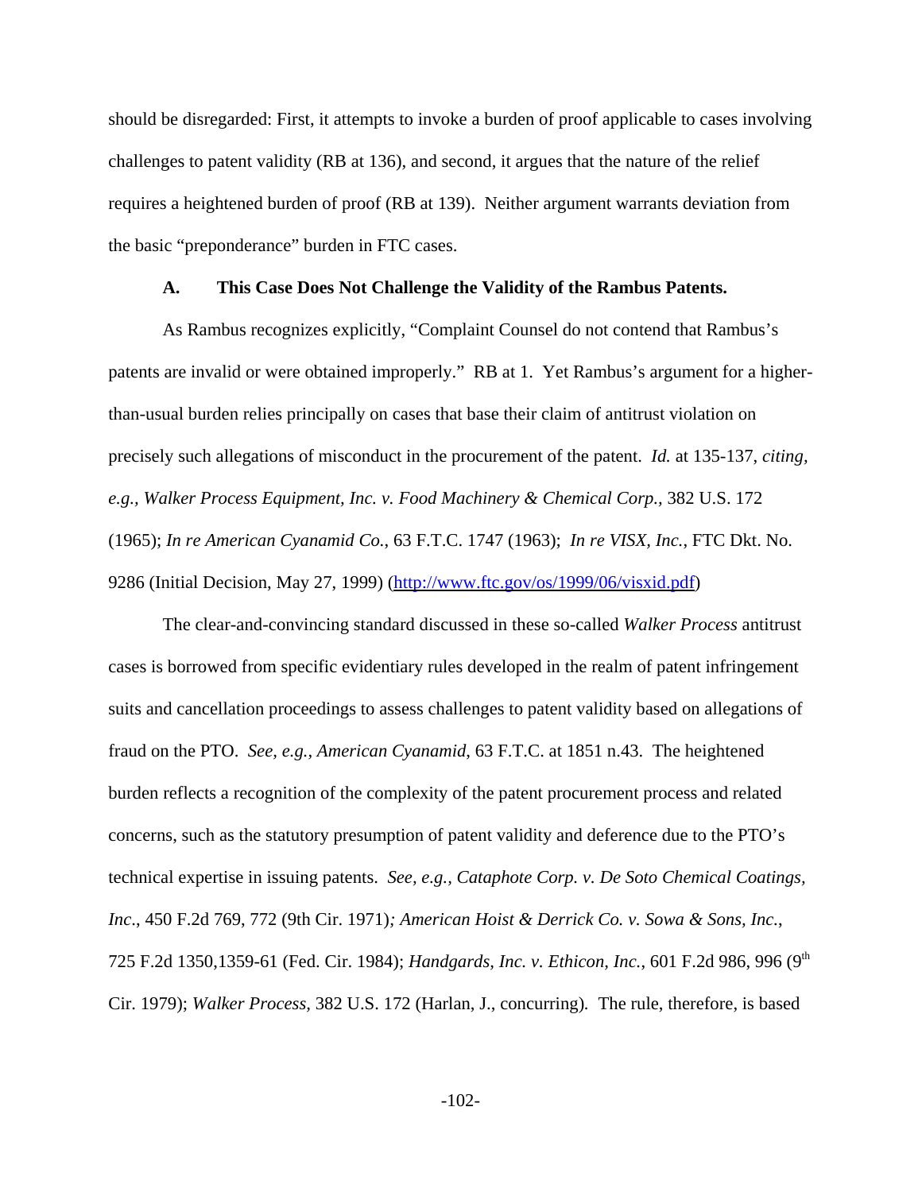should be disregarded: First, it attempts to invoke a burden of proof applicable to cases involving challenges to patent validity (RB at 136), and second, it argues that the nature of the relief requires a heightened burden of proof (RB at 139). Neither argument warrants deviation from the basic "preponderance" burden in FTC cases.

### A. This Case Does Not Challenge the Validity of the Rambus Patents.

As Rambus recognizes explicitly, "Complaint Counsel do not contend that Rambus's patents are invalid or were obtained improperly." RB at 1. Yet Rambus's argument for a higher-than-usual burden relies principally on cases that base their claim of antitrust violation on precisely such allegations of misconduct in the procurement of the patent. *Id.* at 135-137, *citing, e.g., Walker Process Equipment, Inc. v. Food Machinery & Chemical Corp.,* 382 U.S. 172 (1965); *In re American Cyanamid Co.*, 63 F.T.C. 1747 (1963); *In re VISX, Inc.*, FTC Dkt. No. 9286 (Initial Decision, May 27, 1999) (http://www.ftc.gov/os/1999/06/visxid.pdf)

The clear-and-convincing standard discussed in these so-called *Walker Process* antitrust cases is borrowed from specific evidentiary rules developed in the realm of patent infringement suits and cancellation proceedings to assess challenges to patent validity based on allegations of fraud on the PTO. *See, e.g., American Cyanamid*, 63 F.T.C. at 1851 n.43. The heightened burden reflects a recognition of the complexity of the patent procurement process and related concerns, such as the statutory presumption of patent validity and deference due to the PTO's technical expertise in issuing patents. *See, e.g., Cataphote Corp. v. De Soto Chemical Coatings, Inc.*, 450 F.2d 769, 772 (9th Cir. 1971)*; American Hoist & Derrick Co. v. Sowa & Sons, Inc.*, 725 F.2d 1350,1359-61 (Fed. Cir. 1984); *Handgards, Inc. v. Ethicon, Inc.*, 601 F.2d 986, 996 (9th Cir. 1979); *Walker Process*, 382 U.S. 172 (Harlan, J., concurring). The rule, therefore, is based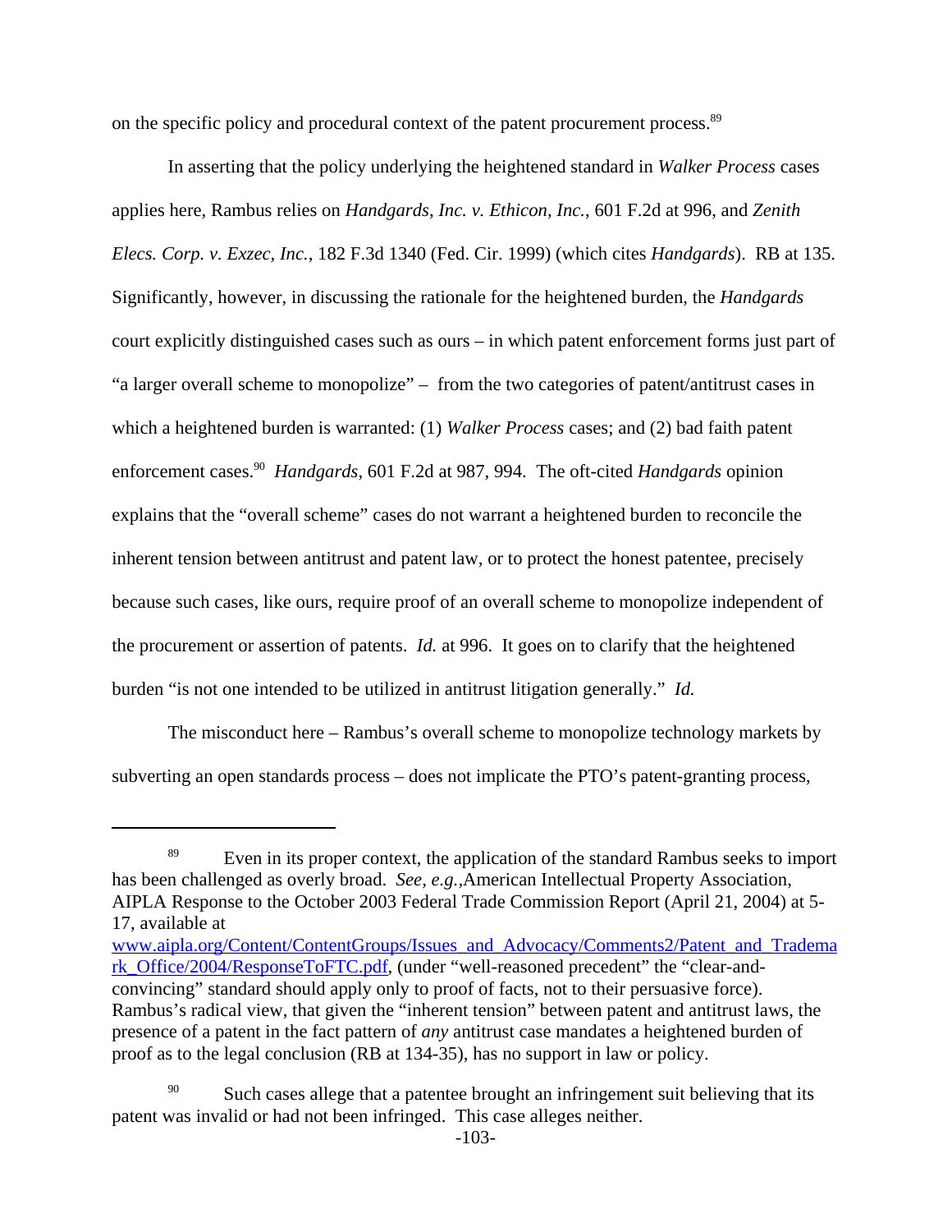on the specific policy and procedural context of the patent procurement process.[89]

In asserting that the policy underlying the heightened standard in *Walker Process* cases applies here, Rambus relies on *Handgards, Inc. v. Ethicon, Inc.*, 601 F.2d at 996, and *Zenith Elecs. Corp. v. Exzec, Inc.*, 182 F.3d 1340 (Fed. Cir. 1999) (which cites *Handgards*). RB at 135. Significantly, however, in discussing the rationale for the heightened burden, the *Handgards* court explicitly distinguished cases such as ours – in which patent enforcement forms just part of "a larger overall scheme to monopolize" – from the two categories of patent/antitrust cases in which a heightened burden is warranted: (1) *Walker Process* cases; and (2) bad faith patent enforcement cases.[90] *Handgards*, 601 F.2d at 987, 994. The oft-cited *Handgards* opinion explains that the "overall scheme" cases do not warrant a heightened burden to reconcile the inherent tension between antitrust and patent law, or to protect the honest patentee, precisely because such cases, like ours, require proof of an overall scheme to monopolize independent of the procurement or assertion of patents. *Id.* at 996. It goes on to clarify that the heightened burden "is not one intended to be utilized in antitrust litigation generally." *Id.*

The misconduct here – Rambus's overall scheme to monopolize technology markets by subverting an open standards process – does not implicate the PTO's patent-granting process,

---

[89] Even in its proper context, the application of the standard Rambus seeks to import has been challenged as overly broad. *See, e.g.,* American Intellectual Property Association, AIPLA Response to the October 2003 Federal Trade Commission Report (April 21, 2004) at 5-17, available at www.aipla.org/Content/ContentGroups/Issues_and_Advocacy/Comments2/Patent_and_Trademark_Office/2004/ResponseToFTC.pdf, (under "well-reasoned precedent" the "clear-and-convincing" standard should apply only to proof of facts, not to their persuasive force). Rambus's radical view, that given the "inherent tension" between patent and antitrust laws, the presence of a patent in the fact pattern of *any* antitrust case mandates a heightened burden of proof as to the legal conclusion (RB at 134-35), has no support in law or policy.

[90] Such cases allege that a patentee brought an infringement suit believing that its patent was invalid or had not been infringed. This case alleges neither.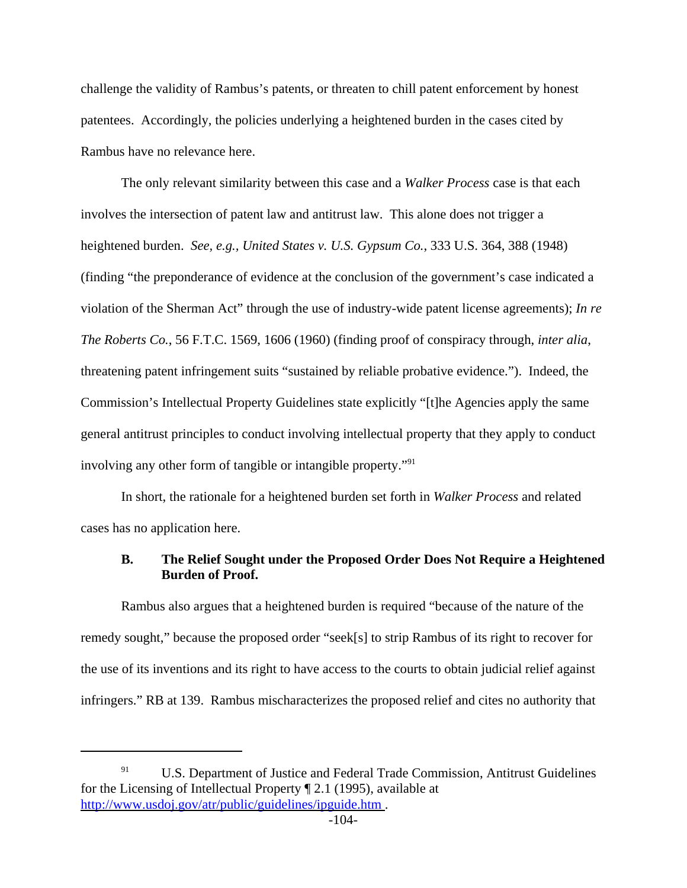challenge the validity of Rambus's patents, or threaten to chill patent enforcement by honest patentees. Accordingly, the policies underlying a heightened burden in the cases cited by Rambus have no relevance here.

The only relevant similarity between this case and a *Walker Process* case is that each involves the intersection of patent law and antitrust law. This alone does not trigger a heightened burden. *See, e.g.*, *United States v. U.S. Gypsum Co.*, 333 U.S. 364, 388 (1948) (finding "the preponderance of evidence at the conclusion of the government's case indicated a violation of the Sherman Act" through the use of industry-wide patent license agreements); *In re The Roberts Co.*, 56 F.T.C. 1569, 1606 (1960) (finding proof of conspiracy through, *inter alia*, threatening patent infringement suits "sustained by reliable probative evidence."). Indeed, the Commission's Intellectual Property Guidelines state explicitly "[t]he Agencies apply the same general antitrust principles to conduct involving intellectual property that they apply to conduct involving any other form of tangible or intangible property."[91]

In short, the rationale for a heightened burden set forth in *Walker Process* and related cases has no application here.

### B. The Relief Sought under the Proposed Order Does Not Require a Heightened Burden of Proof.

Rambus also argues that a heightened burden is required "because of the nature of the remedy sought," because the proposed order "seek[s] to strip Rambus of its right to recover for the use of its inventions and its right to have access to the courts to obtain judicial relief against infringers." RB at 139. Rambus mischaracterizes the proposed relief and cites no authority that

---

[91] U.S. Department of Justice and Federal Trade Commission, Antitrust Guidelines for the Licensing of Intellectual Property ¶ 2.1 (1995), available at http://www.usdoj.gov/atr/public/guidelines/ipguide.htm .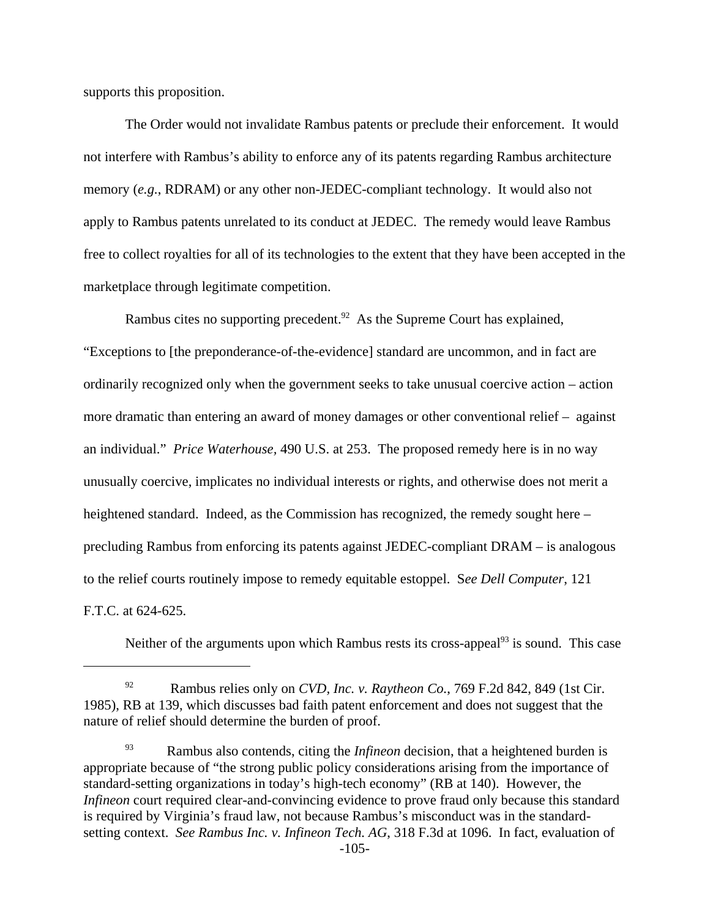supports this proposition.

The Order would not invalidate Rambus patents or preclude their enforcement. It would not interfere with Rambus's ability to enforce any of its patents regarding Rambus architecture memory (*e.g.*, RDRAM) or any other non-JEDEC-compliant technology. It would also not apply to Rambus patents unrelated to its conduct at JEDEC. The remedy would leave Rambus free to collect royalties for all of its technologies to the extent that they have been accepted in the marketplace through legitimate competition.

Rambus cites no supporting precedent.[92] As the Supreme Court has explained, "Exceptions to [the preponderance-of-the-evidence] standard are uncommon, and in fact are ordinarily recognized only when the government seeks to take unusual coercive action – action more dramatic than entering an award of money damages or other conventional relief – against an individual." *Price Waterhouse*, 490 U.S. at 253. The proposed remedy here is in no way unusually coercive, implicates no individual interests or rights, and otherwise does not merit a heightened standard. Indeed, as the Commission has recognized, the remedy sought here – precluding Rambus from enforcing its patents against JEDEC-compliant DRAM – is analogous to the relief courts routinely impose to remedy equitable estoppel. S*ee Dell Computer*, 121 F.T.C. at 624-625.

Neither of the arguments upon which Rambus rests its cross-appeal[93] is sound. This case

---

[92] Rambus relies only on *CVD, Inc. v. Raytheon Co.*, 769 F.2d 842, 849 (1st Cir. 1985), RB at 139, which discusses bad faith patent enforcement and does not suggest that the nature of relief should determine the burden of proof.

[93] Rambus also contends, citing the *Infineon* decision, that a heightened burden is appropriate because of "the strong public policy considerations arising from the importance of standard-setting organizations in today's high-tech economy" (RB at 140). However, the *Infineon* court required clear-and-convincing evidence to prove fraud only because this standard is required by Virginia's fraud law, not because Rambus's misconduct was in the standard-setting context. *See Rambus Inc. v. Infineon Tech. AG*, 318 F.3d at 1096. In fact, evaluation of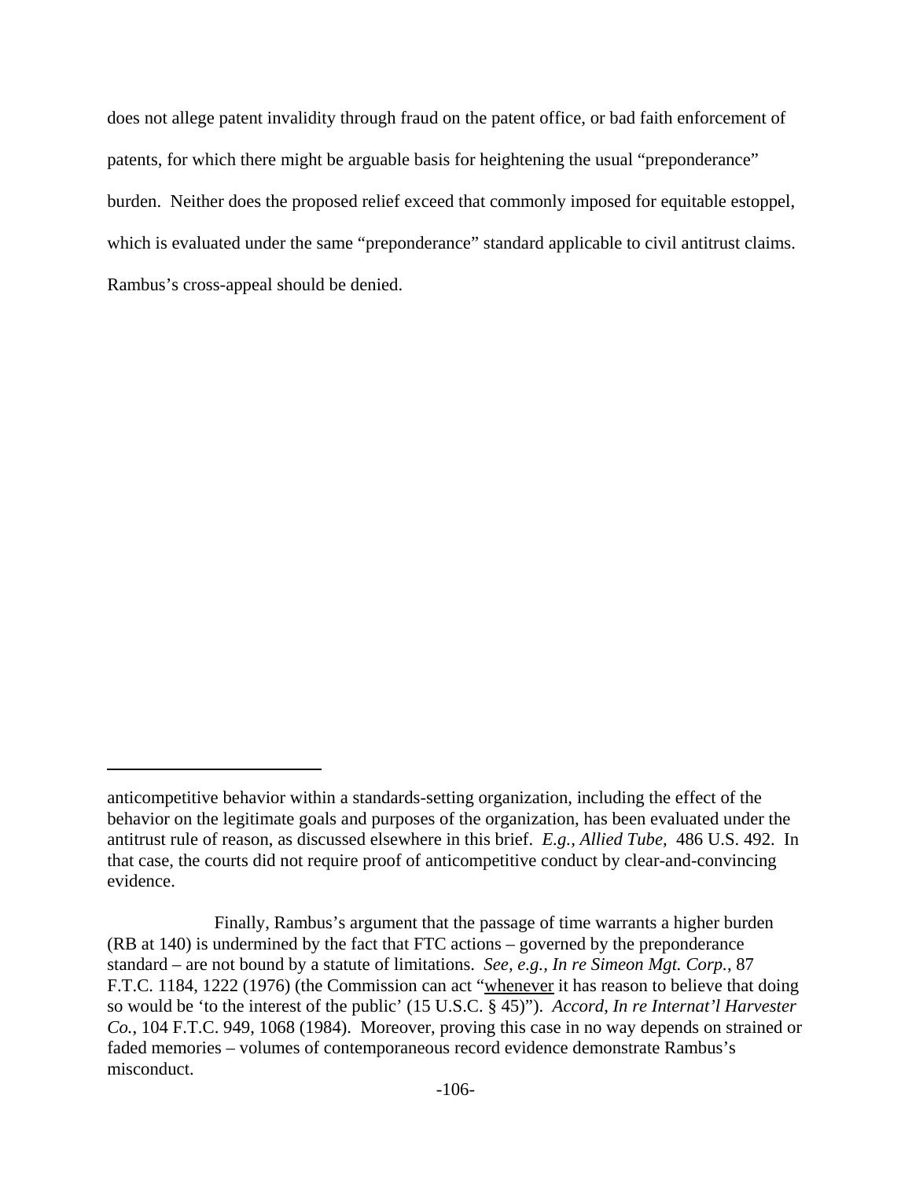does not allege patent invalidity through fraud on the patent office, or bad faith enforcement of patents, for which there might be arguable basis for heightening the usual "preponderance" burden. Neither does the proposed relief exceed that commonly imposed for equitable estoppel, which is evaluated under the same "preponderance" standard applicable to civil antitrust claims. Rambus's cross-appeal should be denied.

---

anticompetitive behavior within a standards-setting organization, including the effect of the behavior on the legitimate goals and purposes of the organization, has been evaluated under the antitrust rule of reason, as discussed elsewhere in this brief. *E.g., Allied Tube*, 486 U.S. 492. In that case, the courts did not require proof of anticompetitive conduct by clear-and-convincing evidence.

Finally, Rambus's argument that the passage of time warrants a higher burden (RB at 140) is undermined by the fact that FTC actions – governed by the preponderance standard – are not bound by a statute of limitations. *See, e.g., In re Simeon Mgt. Corp.*, 87 F.T.C. 1184, 1222 (1976) (the Commission can act "<u>whenever</u> it has reason to believe that doing so would be 'to the interest of the public' (15 U.S.C. § 45)"). *Accord, In re Internat'l Harvester Co.*, 104 F.T.C. 949, 1068 (1984). Moreover, proving this case in no way depends on strained or faded memories – volumes of contemporaneous record evidence demonstrate Rambus's misconduct.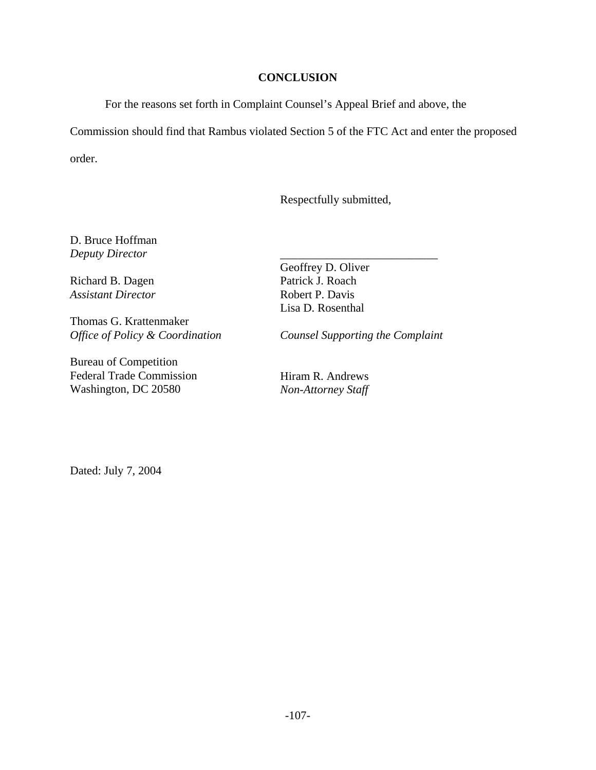## CONCLUSION

For the reasons set forth in Complaint Counsel's Appeal Brief and above, the Commission should find that Rambus violated Section 5 of the FTC Act and enter the proposed order.

Respectfully submitted,

\_\_\_\_\_\_\_\_\_\_\_\_\_\_\_\_\_\_\_\_\_\_\_\_\_\_\_

Geoffrey D. Oliver
Patrick J. Roach
Robert P. Davis
Lisa D. Rosenthal

*Counsel Supporting the Complaint*

Hiram R. Andrews
*Non-Attorney Staff*

D. Bruce Hoffman
*Deputy Director*

Richard B. Dagen
*Assistant Director*

Thomas G. Krattenmaker
*Office of Policy & Coordination*

Bureau of Competition
Federal Trade Commission
Washington, DC 20580

Dated: July 7, 2004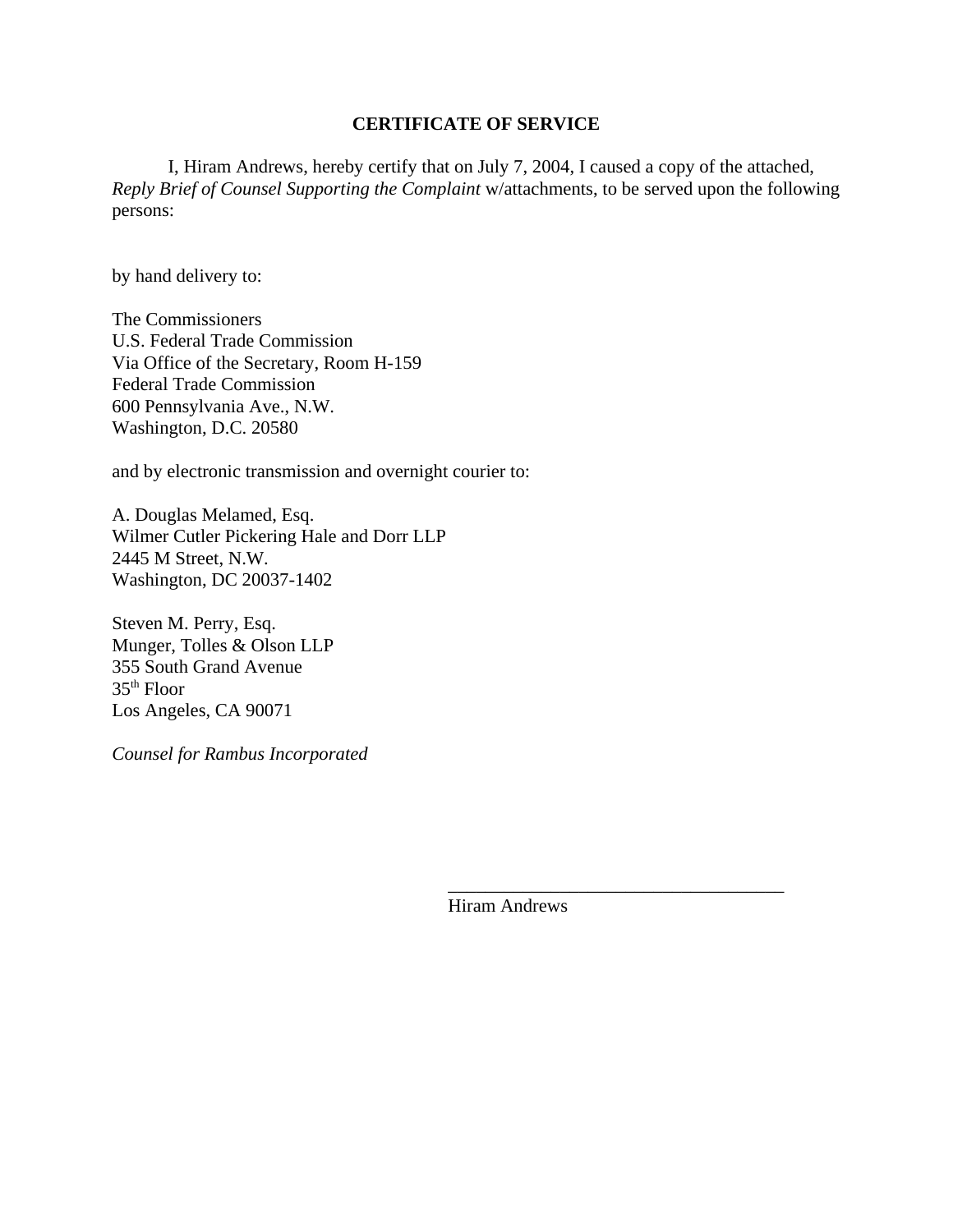# CERTIFICATE OF SERVICE

I, Hiram Andrews, hereby certify that on July 7, 2004, I caused a copy of the attached, *Reply Brief of Counsel Supporting the Complaint* w/attachments, to be served upon the following persons:

by hand delivery to:

The Commissioners
U.S. Federal Trade Commission
Via Office of the Secretary, Room H-159
Federal Trade Commission
600 Pennsylvania Ave., N.W.
Washington, D.C. 20580

and by electronic transmission and overnight courier to:

A. Douglas Melamed, Esq.
Wilmer Cutler Pickering Hale and Dorr LLP
2445 M Street, N.W.
Washington, DC 20037-1402

Steven M. Perry, Esq.
Munger, Tolles & Olson LLP
355 South Grand Avenue
35th Floor
Los Angeles, CA 90071

*Counsel for Rambus Incorporated*

\_\_\_\_\_\_\_\_\_\_\_\_\_\_\_\_\_\_\_\_\_\_\_\_\_\_\_\_\_\_\_\_\_\_\_\_\_
Hiram Andrews